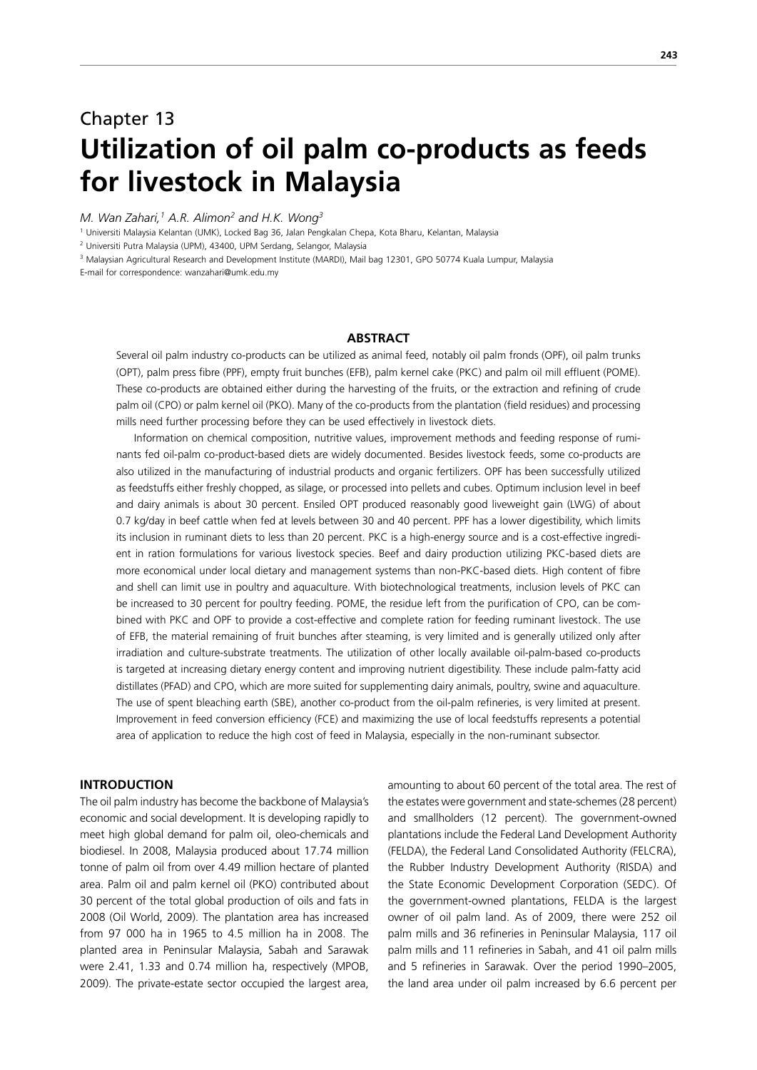# Chapter 13
# Utilization of oil palm co-products as feeds for livestock in Malaysia

*M. Wan Zahari,[1] A.R. Alimon[2] and H.K. Wong[3]*

[1] Universiti Malaysia Kelantan (UMK), Locked Bag 36, Jalan Pengkalan Chepa, Kota Bharu, Kelantan, Malaysia

[2] Universiti Putra Malaysia (UPM), 43400, UPM Serdang, Selangor, Malaysia

[3] Malaysian Agricultural Research and Development Institute (MARDI), Mail bag 12301, GPO 50774 Kuala Lumpur, Malaysia

E-mail for correspondence: wanzahari@umk.edu.my

## ABSTRACT

Several oil palm industry co-products can be utilized as animal feed, notably oil palm fronds (OPF), oil palm trunks (OPT), palm press fibre (PPF), empty fruit bunches (EFB), palm kernel cake (PKC) and palm oil mill effluent (POME). These co-products are obtained either during the harvesting of the fruits, or the extraction and refining of crude palm oil (CPO) or palm kernel oil (PKO). Many of the co-products from the plantation (field residues) and processing mills need further processing before they can be used effectively in livestock diets.

Information on chemical composition, nutritive values, improvement methods and feeding response of ruminants fed oil-palm co-product-based diets are widely documented. Besides livestock feeds, some co-products are also utilized in the manufacturing of industrial products and organic fertilizers. OPF has been successfully utilized as feedstuffs either freshly chopped, as silage, or processed into pellets and cubes. Optimum inclusion level in beef and dairy animals is about 30 percent. Ensiled OPT produced reasonably good liveweight gain (LWG) of about 0.7 kg/day in beef cattle when fed at levels between 30 and 40 percent. PPF has a lower digestibility, which limits its inclusion in ruminant diets to less than 20 percent. PKC is a high-energy source and is a cost-effective ingredient in ration formulations for various livestock species. Beef and dairy production utilizing PKC-based diets are more economical under local dietary and management systems than non-PKC-based diets. High content of fibre and shell can limit use in poultry and aquaculture. With biotechnological treatments, inclusion levels of PKC can be increased to 30 percent for poultry feeding. POME, the residue left from the purification of CPO, can be combined with PKC and OPF to provide a cost-effective and complete ration for feeding ruminant livestock. The use of EFB, the material remaining of fruit bunches after steaming, is very limited and is generally utilized only after irradiation and culture-substrate treatments. The utilization of other locally available oil-palm-based co-products is targeted at increasing dietary energy content and improving nutrient digestibility. These include palm-fatty acid distillates (PFAD) and CPO, which are more suited for supplementing dairy animals, poultry, swine and aquaculture. The use of spent bleaching earth (SBE), another co-product from the oil-palm refineries, is very limited at present. Improvement in feed conversion efficiency (FCE) and maximizing the use of local feedstuffs represents a potential area of application to reduce the high cost of feed in Malaysia, especially in the non-ruminant subsector.

## INTRODUCTION

The oil palm industry has become the backbone of Malaysia's economic and social development. It is developing rapidly to meet high global demand for palm oil, oleo-chemicals and biodiesel. In 2008, Malaysia produced about 17.74 million tonne of palm oil from over 4.49 million hectare of planted area. Palm oil and palm kernel oil (PKO) contributed about 30 percent of the total global production of oils and fats in 2008 (Oil World, 2009). The plantation area has increased from 97 000 ha in 1965 to 4.5 million ha in 2008. The planted area in Peninsular Malaysia, Sabah and Sarawak were 2.41, 1.33 and 0.74 million ha, respectively (MPOB, 2009). The private-estate sector occupied the largest area, amounting to about 60 percent of the total area. The rest of the estates were government and state-schemes (28 percent) and smallholders (12 percent). The government-owned plantations include the Federal Land Development Authority (FELDA), the Federal Land Consolidated Authority (FELCRA), the Rubber Industry Development Authority (RISDA) and the State Economic Development Corporation (SEDC). Of the government-owned plantations, FELDA is the largest owner of oil palm land. As of 2009, there were 252 oil palm mills and 36 refineries in Peninsular Malaysia, 117 oil palm mills and 11 refineries in Sabah, and 41 oil palm mills and 5 refineries in Sarawak. Over the period 1990–2005, the land area under oil palm increased by 6.6 percent per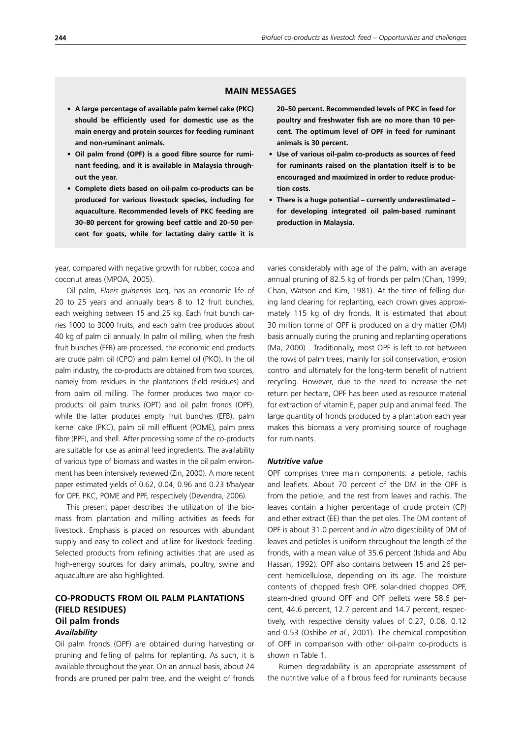## MAIN MESSAGES

- **A large percentage of available palm kernel cake (PKC) should be efficiently used for domestic use as the main energy and protein sources for feeding ruminant and non-ruminant animals.**
- **Oil palm frond (OPF) is a good fibre source for ruminant feeding, and it is available in Malaysia throughout the year.**
- **Complete diets based on oil-palm co-products can be produced for various livestock species, including for aquaculture. Recommended levels of PKC feeding are 30–80 percent for growing beef cattle and 20–50 percent for goats, while for lactating dairy cattle it is 20–50 percent. Recommended levels of PKC in feed for poultry and freshwater fish are no more than 10 percent. The optimum level of OPF in feed for ruminant animals is 30 percent.**
- **Use of various oil-palm co-products as sources of feed for ruminants raised on the plantation itself is to be encouraged and maximized in order to reduce production costs.**
- **There is a huge potential – currently underestimated – for developing integrated oil palm-based ruminant production in Malaysia.**

year, compared with negative growth for rubber, cocoa and coconut areas (MPOA, 2005).

Oil palm, *Elaeis guinensis* Jacq, has an economic life of 20 to 25 years and annually bears 8 to 12 fruit bunches, each weighing between 15 and 25 kg. Each fruit bunch carries 1000 to 3000 fruits, and each palm tree produces about 40 kg of palm oil annually. In palm oil milling, when the fresh fruit bunches (FFB) are processed, the economic end products are crude palm oil (CPO) and palm kernel oil (PKO). In the oil palm industry, the co-products are obtained from two sources, namely from residues in the plantations (field residues) and from palm oil milling. The former produces two major co-products: oil palm trunks (OPT) and oil palm fronds (OPF), while the latter produces empty fruit bunches (EFB), palm kernel cake (PKC), palm oil mill effluent (POME), palm press fibre (PPF), and shell. After processing some of the co-products are suitable for use as animal feed ingredients. The availability of various type of biomass and wastes in the oil palm environment has been intensively reviewed (Zin, 2000). A more recent paper estimated yields of 0.62, 0.04, 0.96 and 0.23 t/ha/year for OPF, PKC, POME and PPF, respectively (Devendra, 2006).

This present paper describes the utilization of the biomass from plantation and milling activities as feeds for livestock. Emphasis is placed on resources with abundant supply and easy to collect and utilize for livestock feeding. Selected products from refining activities that are used as high-energy sources for dairy animals, poultry, swine and aquaculture are also highlighted.

## CO-PRODUCTS FROM OIL PALM PLANTATIONS (FIELD RESIDUES)

### Oil palm fronds

#### *Availability*

Oil palm fronds (OPF) are obtained during harvesting or pruning and felling of palms for replanting. As such, it is available throughout the year. On an annual basis, about 24 fronds are pruned per palm tree, and the weight of fronds varies considerably with age of the palm, with an average annual pruning of 82.5 kg of fronds per palm (Chan, 1999; Chan, Watson and Kim, 1981). At the time of felling during land clearing for replanting, each crown gives approximately 115 kg of dry fronds. It is estimated that about 30 million tonne of OPF is produced on a dry matter (DM) basis annually during the pruning and replanting operations (Ma, 2000) . Traditionally, most OPF is left to rot between the rows of palm trees, mainly for soil conservation, erosion control and ultimately for the long-term benefit of nutrient recycling. However, due to the need to increase the net return per hectare, OPF has been used as resource material for extraction of vitamin E, paper pulp and animal feed. The large quantity of fronds produced by a plantation each year makes this biomass a very promising source of roughage for ruminants.

#### *Nutritive value*

OPF comprises three main components: a petiole, rachis and leaflets. About 70 percent of the DM in the OPF is from the petiole, and the rest from leaves and rachis. The leaves contain a higher percentage of crude protein (CP) and ether extract (EE) than the petioles. The DM content of OPF is about 31.0 percent and *in vitro* digestibility of DM of leaves and petioles is uniform throughout the length of the fronds, with a mean value of 35.6 percent (Ishida and Abu Hassan, 1992). OPF also contains between 15 and 26 percent hemicellulose, depending on its age. The moisture contents of chopped fresh OPF, solar-dried chopped OPF, steam-dried ground OPF and OPF pellets were 58.6 percent, 44.6 percent, 12.7 percent and 14.7 percent, respectively, with respective density values of 0.27, 0.08, 0.12 and 0.53 (Oshibe *et al.*, 2001). The chemical composition of OPF in comparison with other oil-palm co-products is shown in Table 1.

Rumen degradability is an appropriate assessment of the nutritive value of a fibrous feed for ruminants because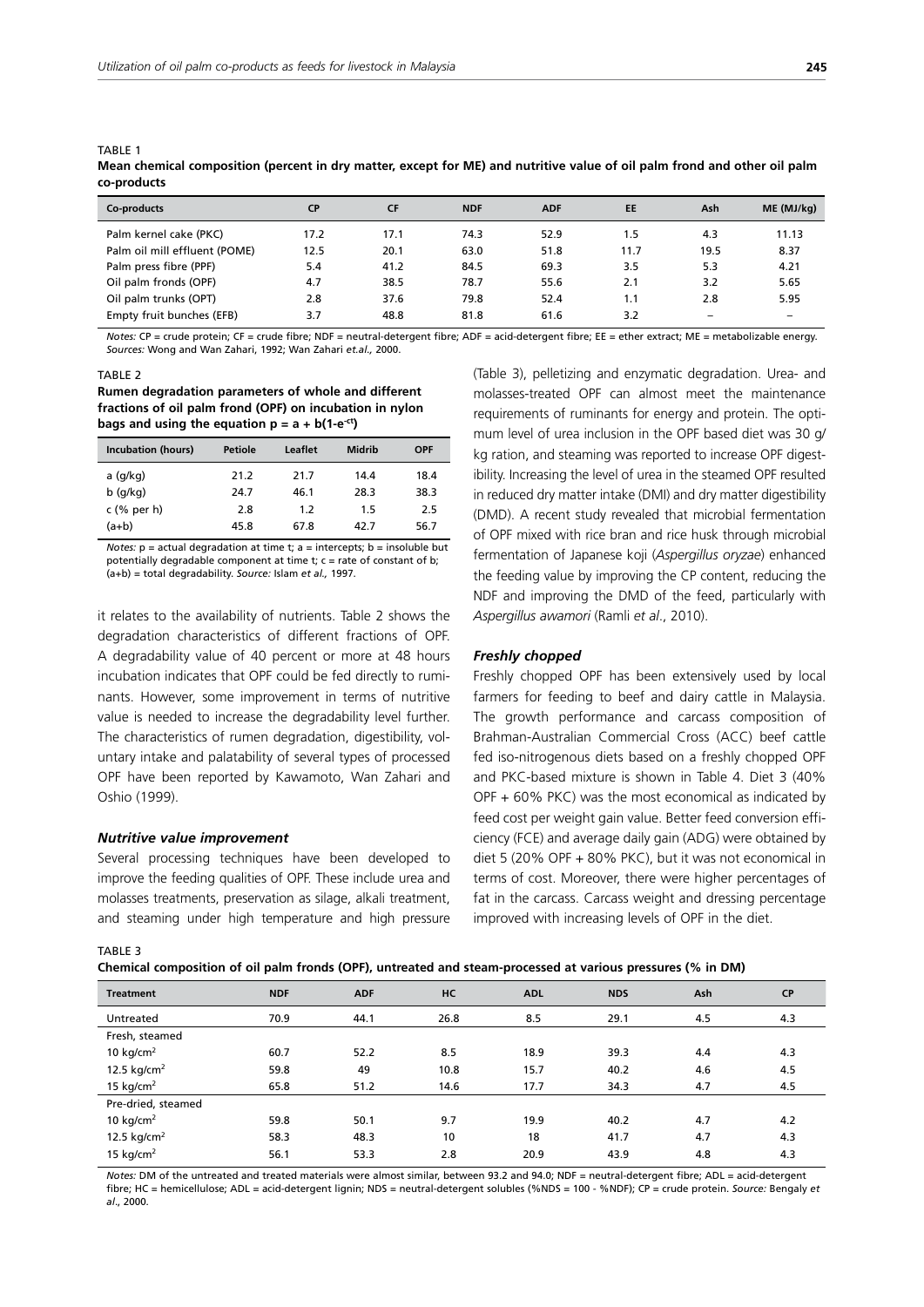TABLE 1

**Mean chemical composition (percent in dry matter, except for ME) and nutritive value of oil palm frond and other oil palm co-products**

| Co-products | CP | CF | NDF | ADF | EE | Ash | ME (MJ/kg) |
|---|---|---|---|---|---|---|---|
| Palm kernel cake (PKC) | 17.2 | 17.1 | 74.3 | 52.9 | 1.5 | 4.3 | 11.13 |
| Palm oil mill effluent (POME) | 12.5 | 20.1 | 63.0 | 51.8 | 11.7 | 19.5 | 8.37 |
| Palm press fibre (PPF) | 5.4 | 41.2 | 84.5 | 69.3 | 3.5 | 5.3 | 4.21 |
| Oil palm fronds (OPF) | 4.7 | 38.5 | 78.7 | 55.6 | 2.1 | 3.2 | 5.65 |
| Oil palm trunks (OPT) | 2.8 | 37.6 | 79.8 | 52.4 | 1.1 | 2.8 | 5.95 |
| Empty fruit bunches (EFB) | 3.7 | 48.8 | 81.8 | 61.6 | 3.2 | – | – |

*Notes:* CP = crude protein; CF = crude fibre; NDF = neutral-detergent fibre; ADF = acid-detergent fibre; EE = ether extract; ME = metabolizable energy. *Sources:* Wong and Wan Zahari, 1992; Wan Zahari *et.al.,* 2000.

TABLE 2

**Rumen degradation parameters of whole and different fractions of oil palm frond (OPF) on incubation in nylon bags and using the equation $p = a + b(1\text{-}e^{-ct})$**

| Incubation (hours) | Petiole | Leaflet | Midrib | OPF |
|---|---|---|---|---|
| a (g/kg) | 21.2 | 21.7 | 14.4 | 18.4 |
| b (g/kg) | 24.7 | 46.1 | 28.3 | 38.3 |
| c (% per h) | 2.8 | 1.2 | 1.5 | 2.5 |
| (a+b) | 45.8 | 67.8 | 42.7 | 56.7 |

*Notes:* p = actual degradation at time t; a = intercepts; b = insoluble but potentially degradable component at time t; c = rate of constant of b; (a+b) = total degradability. *Source:* Islam *et al.,* 1997.

it relates to the availability of nutrients. Table 2 shows the degradation characteristics of different fractions of OPF. A degradability value of 40 percent or more at 48 hours incubation indicates that OPF could be fed directly to ruminants. However, some improvement in terms of nutritive value is needed to increase the degradability level further. The characteristics of rumen degradation, digestibility, voluntary intake and palatability of several types of processed OPF have been reported by Kawamoto, Wan Zahari and Oshio (1999).

### *Nutritive value improvement*

Several processing techniques have been developed to improve the feeding qualities of OPF. These include urea and molasses treatments, preservation as silage, alkali treatment, and steaming under high temperature and high pressure (Table 3), pelletizing and enzymatic degradation. Urea- and molasses-treated OPF can almost meet the maintenance requirements of ruminants for energy and protein. The optimum level of urea inclusion in the OPF based diet was 30 g/kg ration, and steaming was reported to increase OPF digestibility. Increasing the level of urea in the steamed OPF resulted in reduced dry matter intake (DMI) and dry matter digestibility (DMD). A recent study revealed that microbial fermentation of OPF mixed with rice bran and rice husk through microbial fermentation of Japanese koji (*Aspergillus oryzae*) enhanced the feeding value by improving the CP content, reducing the NDF and improving the DMD of the feed, particularly with *Aspergillus awamori* (Ramli *et al*., 2010).

### *Freshly chopped*

Freshly chopped OPF has been extensively used by local farmers for feeding to beef and dairy cattle in Malaysia. The growth performance and carcass composition of Brahman-Australian Commercial Cross (ACC) beef cattle fed iso-nitrogenous diets based on a freshly chopped OPF and PKC-based mixture is shown in Table 4. Diet 3 (40% OPF + 60% PKC) was the most economical as indicated by feed cost per weight gain value. Better feed conversion efficiency (FCE) and average daily gain (ADG) were obtained by diet 5 (20% OPF + 80% PKC), but it was not economical in terms of cost. Moreover, there were higher percentages of fat in the carcass. Carcass weight and dressing percentage improved with increasing levels of OPF in the diet.

TABLE 3

**Chemical composition of oil palm fronds (OPF), untreated and steam-processed at various pressures (% in DM)**

| Treatment | NDF | ADF | HC | ADL | NDS | Ash | CP |
|---|---|---|---|---|---|---|---|
| Untreated | 70.9 | 44.1 | 26.8 | 8.5 | 29.1 | 4.5 | 4.3 |
| Fresh, steamed | | | | | | | |
| 10 kg/cm$^2$ | 60.7 | 52.2 | 8.5 | 18.9 | 39.3 | 4.4 | 4.3 |
| 12.5 kg/cm$^2$ | 59.8 | 49 | 10.8 | 15.7 | 40.2 | 4.6 | 4.5 |
| 15 kg/cm$^2$ | 65.8 | 51.2 | 14.6 | 17.7 | 34.3 | 4.7 | 4.5 |
| Pre-dried, steamed | | | | | | | |
| 10 kg/cm$^2$ | 59.8 | 50.1 | 9.7 | 19.9 | 40.2 | 4.7 | 4.2 |
| 12.5 kg/cm$^2$ | 58.3 | 48.3 | 10 | 18 | 41.7 | 4.7 | 4.3 |
| 15 kg/cm$^2$ | 56.1 | 53.3 | 2.8 | 20.9 | 43.9 | 4.8 | 4.3 |

*Notes:* DM of the untreated and treated materials were almost similar, between 93.2 and 94.0; NDF = neutral-detergent fibre; ADF = acid-detergent fibre; HC = hemicellulose; ADL = acid-detergent lignin; NDS = neutral-detergent solubles (%NDS = 100 - %NDF); CP = crude protein. *Source:* Bengaly *et al*., 2000.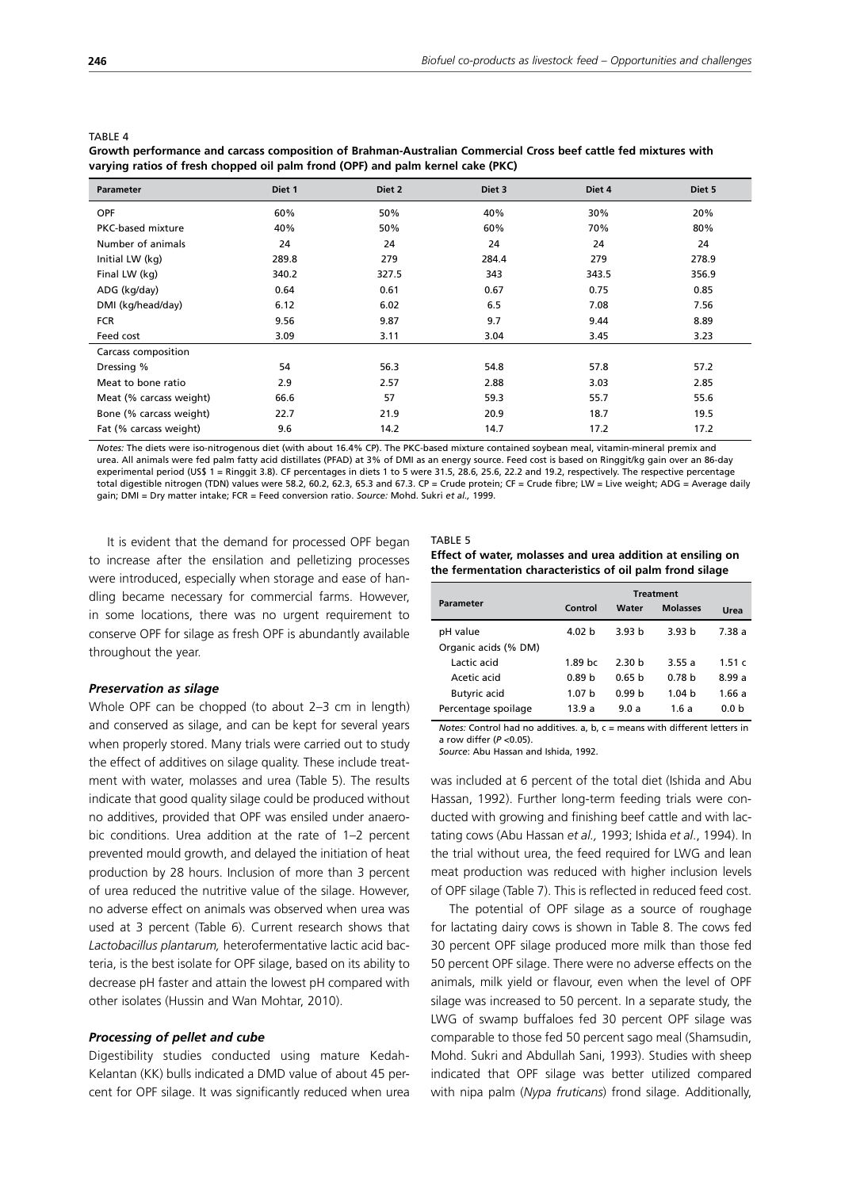TABLE 4
**Growth performance and carcass composition of Brahman-Australian Commercial Cross beef cattle fed mixtures with varying ratios of fresh chopped oil palm frond (OPF) and palm kernel cake (PKC)**

| Parameter | Diet 1 | Diet 2 | Diet 3 | Diet 4 | Diet 5 |
|---|---|---|---|---|---|
| OPF | 60% | 50% | 40% | 30% | 20% |
| PKC-based mixture | 40% | 50% | 60% | 70% | 80% |
| Number of animals | 24 | 24 | 24 | 24 | 24 |
| Initial LW (kg) | 289.8 | 279 | 284.4 | 279 | 278.9 |
| Final LW (kg) | 340.2 | 327.5 | 343 | 343.5 | 356.9 |
| ADG (kg/day) | 0.64 | 0.61 | 0.67 | 0.75 | 0.85 |
| DMI (kg/head/day) | 6.12 | 6.02 | 6.5 | 7.08 | 7.56 |
| FCR | 9.56 | 9.87 | 9.7 | 9.44 | 8.89 |
| Feed cost | 3.09 | 3.11 | 3.04 | 3.45 | 3.23 |
| Carcass composition | | | | | |
| Dressing % | 54 | 56.3 | 54.8 | 57.8 | 57.2 |
| Meat to bone ratio | 2.9 | 2.57 | 2.88 | 3.03 | 2.85 |
| Meat (% carcass weight) | 66.6 | 57 | 59.3 | 55.7 | 55.6 |
| Bone (% carcass weight) | 22.7 | 21.9 | 20.9 | 18.7 | 19.5 |
| Fat (% carcass weight) | 9.6 | 14.2 | 14.7 | 17.2 | 17.2 |

*Notes:* The diets were iso-nitrogenous diet (with about 16.4% CP). The PKC-based mixture contained soybean meal, vitamin-mineral premix and urea. All animals were fed palm fatty acid distillates (PFAD) at 3% of DMI as an energy source. Feed cost is based on Ringgit/kg gain over an 86-day experimental period (US$ 1 = Ringgit 3.8). CF percentages in diets 1 to 5 were 31.5, 28.6, 25.6, 22.2 and 19.2, respectively. The respective percentage total digestible nitrogen (TDN) values were 58.2, 60.2, 62.3, 65.3 and 67.3. CP = Crude protein; CF = Crude fibre; LW = Live weight; ADG = Average daily gain; DMI = Dry matter intake; FCR = Feed conversion ratio. *Source:* Mohd. Sukri *et al.,* 1999.

It is evident that the demand for processed OPF began to increase after the ensilation and pelletizing processes were introduced, especially when storage and ease of handling became necessary for commercial farms. However, in some locations, there was no urgent requirement to conserve OPF for silage as fresh OPF is abundantly available throughout the year.

### *Preservation as silage*

Whole OPF can be chopped (to about 2–3 cm in length) and conserved as silage, and can be kept for several years when properly stored. Many trials were carried out to study the effect of additives on silage quality. These include treatment with water, molasses and urea (Table 5). The results indicate that good quality silage could be produced without no additives, provided that OPF was ensiled under anaerobic conditions. Urea addition at the rate of 1–2 percent prevented mould growth, and delayed the initiation of heat production by 28 hours. Inclusion of more than 3 percent of urea reduced the nutritive value of the silage. However, no adverse effect on animals was observed when urea was used at 3 percent (Table 6). Current research shows that *Lactobacillus plantarum,* heterofermentative lactic acid bacteria, is the best isolate for OPF silage, based on its ability to decrease pH faster and attain the lowest pH compared with other isolates (Hussin and Wan Mohtar, 2010).

### *Processing of pellet and cube*

Digestibility studies conducted using mature Kedah-Kelantan (KK) bulls indicated a DMD value of about 45 percent for OPF silage. It was significantly reduced when urea was included at 6 percent of the total diet (Ishida and Abu Hassan, 1992). Further long-term feeding trials were conducted with growing and finishing beef cattle and with lactating cows (Abu Hassan *et al.,* 1993; Ishida *et al*., 1994). In the trial without urea, the feed required for LWG and lean meat production was reduced with higher inclusion levels of OPF silage (Table 7). This is reflected in reduced feed cost.

TABLE 5
**Effect of water, molasses and urea addition at ensiling on the fermentation characteristics of oil palm frond silage**

| Parameter | Treatment | | | |
|---|---|---|---|---|
| | Control | Water | Molasses | Urea |
| pH value | 4.02 b | 3.93 b | 3.93 b | 7.38 a |
| Organic acids (% DM) | | | | |
| Lactic acid | 1.89 bc | 2.30 b | 3.55 a | 1.51 c |
| Acetic acid | 0.89 b | 0.65 b | 0.78 b | 8.99 a |
| Butyric acid | 1.07 b | 0.99 b | 1.04 b | 1.66 a |
| Percentage spoilage | 13.9 a | 9.0 a | 1.6 a | 0.0 b |

*Notes:* Control had no additives. a, b, c = means with different letters in a row differ ($P$ <0.05).
*Source*: Abu Hassan and Ishida, 1992.

The potential of OPF silage as a source of roughage for lactating dairy cows is shown in Table 8. The cows fed 30 percent OPF silage produced more milk than those fed 50 percent OPF silage. There were no adverse effects on the animals, milk yield or flavour, even when the level of OPF silage was increased to 50 percent. In a separate study, the LWG of swamp buffaloes fed 30 percent OPF silage was comparable to those fed 50 percent sago meal (Shamsudin, Mohd. Sukri and Abdullah Sani, 1993). Studies with sheep indicated that OPF silage was better utilized compared with nipa palm (*Nypa fruticans*) frond silage. Additionally,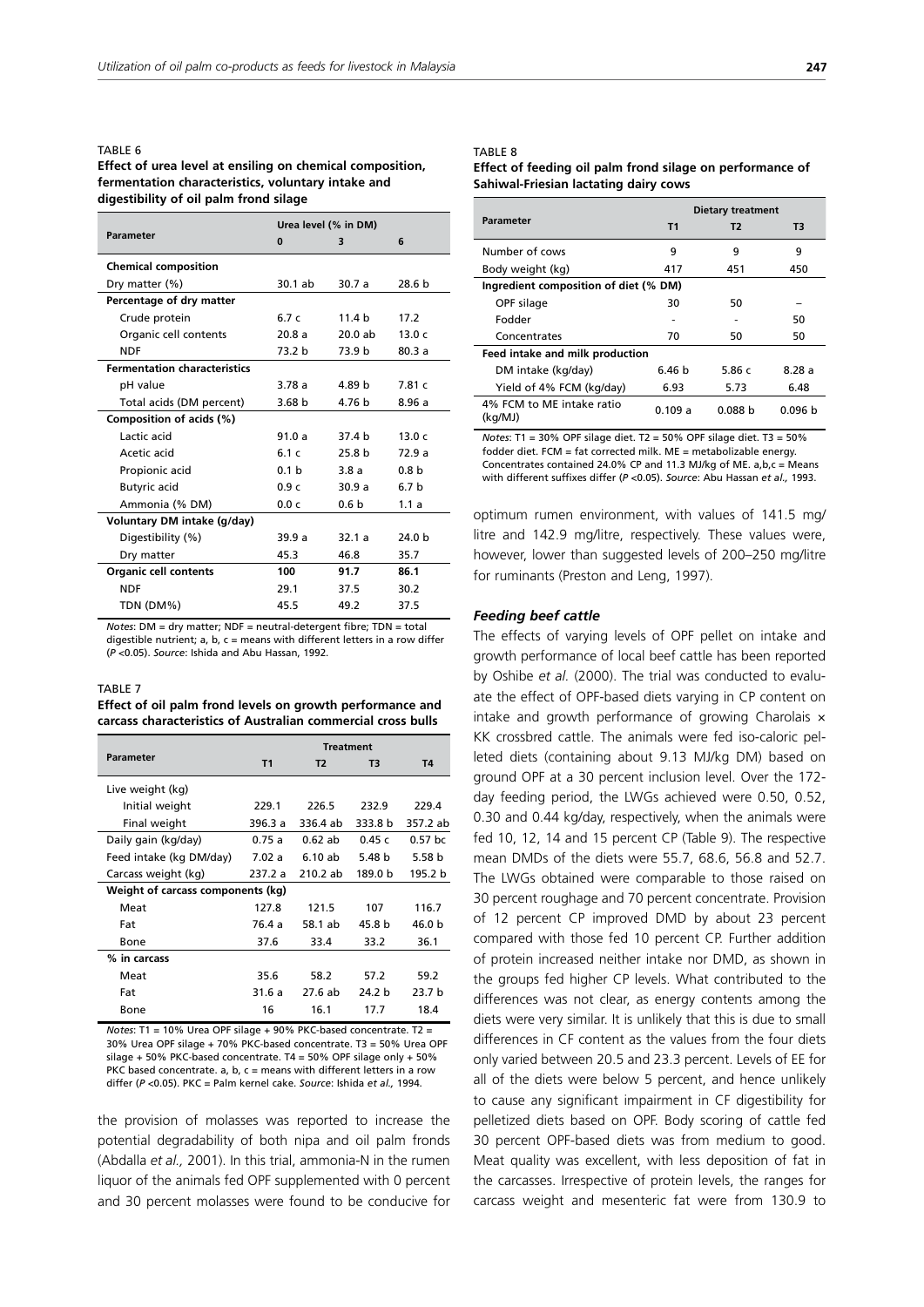TABLE 6

**Effect of urea level at ensiling on chemical composition, fermentation characteristics, voluntary intake and digestibility of oil palm frond silage**

| Parameter | Urea level (% in DM) | | |
|---|---|---|---|
| | **0** | **3** | **6** |
| **Chemical composition** | | | |
| Dry matter (%) | 30.1 ab | 30.7 a | 28.6 b |
| **Percentage of dry matter** | | | |
| Crude protein | 6.7 c | 11.4 b | 17.2 |
| Organic cell contents | 20.8 a | 20.0 ab | 13.0 c |
| NDF | 73.2 b | 73.9 b | 80.3 a |
| **Fermentation characteristics** | | | |
| pH value | 3.78 a | 4.89 b | 7.81 c |
| Total acids (DM percent) | 3.68 b | 4.76 b | 8.96 a |
| **Composition of acids (%)** | | | |
| Lactic acid | 91.0 a | 37.4 b | 13.0 c |
| Acetic acid | 6.1 c | 25.8 b | 72.9 a |
| Propionic acid | 0.1 b | 3.8 a | 0.8 b |
| Butyric acid | 0.9 c | 30.9 a | 6.7 b |
| Ammonia (% DM) | 0.0 c | 0.6 b | 1.1 a |
| **Voluntary DM intake (g/day)** | | | |
| Digestibility (%) | 39.9 a | 32.1 a | 24.0 b |
| Dry matter | 45.3 | 46.8 | 35.7 |
| **Organic cell contents** | **100** | **91.7** | **86.1** |
| NDF | 29.1 | 37.5 | 30.2 |
| TDN (DM%) | 45.5 | 49.2 | 37.5 |

*Notes*: DM = dry matter; NDF = neutral-detergent fibre; TDN = total digestible nutrient; a, b, c = means with different letters in a row differ ($P < 0.05$). *Source*: Ishida and Abu Hassan, 1992.

TABLE 7

**Effect of oil palm frond levels on growth performance and carcass characteristics of Australian commercial cross bulls**

| Parameter | Treatment | | | |
|---|---|---|---|---|
| | **T1** | **T2** | **T3** | **T4** |
| Live weight (kg) | | | | |
| Initial weight | 229.1 | 226.5 | 232.9 | 229.4 |
| Final weight | 396.3 a | 336.4 ab | 333.8 b | 357.2 ab |
| Daily gain (kg/day) | 0.75 a | 0.62 ab | 0.45 c | 0.57 bc |
| Feed intake (kg DM/day) | 7.02 a | 6.10 ab | 5.48 b | 5.58 b |
| Carcass weight (kg) | 237.2 a | 210.2 ab | 189.0 b | 195.2 b |
| **Weight of carcass components (kg)** | | | | |
| Meat | 127.8 | 121.5 | 107 | 116.7 |
| Fat | 76.4 a | 58.1 ab | 45.8 b | 46.0 b |
| Bone | 37.6 | 33.4 | 33.2 | 36.1 |
| **% in carcass** | | | | |
| Meat | 35.6 | 58.2 | 57.2 | 59.2 |
| Fat | 31.6 a | 27.6 ab | 24.2 b | 23.7 b |
| Bone | 16 | 16.1 | 17.7 | 18.4 |

*Notes*: T1 = 10% Urea OPF silage + 90% PKC-based concentrate. T2 = 30% Urea OPF silage + 70% PKC-based concentrate. T3 = 50% Urea OPF silage + 50% PKC-based concentrate. T4 = 50% OPF silage only + 50% PKC based concentrate. a, b, c = means with different letters in a row differ ($P < 0.05$). PKC = Palm kernel cake. *Source*: Ishida *et al.,* 1994.

the provision of molasses was reported to increase the potential degradability of both nipa and oil palm fronds (Abdalla *et al.,* 2001). In this trial, ammonia-N in the rumen liquor of the animals fed OPF supplemented with 0 percent and 30 percent molasses were found to be conducive for optimum rumen environment, with values of 141.5 mg/litre and 142.9 mg/litre, respectively. These values were, however, lower than suggested levels of 200–250 mg/litre for ruminants (Preston and Leng, 1997).

TABLE 8

**Effect of feeding oil palm frond silage on performance of Sahiwal-Friesian lactating dairy cows**

| Parameter | Dietary treatment | | |
|---|---|---|---|
| | **T1** | **T2** | **T3** |
| Number of cows | 9 | 9 | 9 |
| Body weight (kg) | 417 | 451 | 450 |
| **Ingredient composition of diet (% DM)** | | | |
| OPF silage | 30 | 50 | – |
| Fodder | - | - | 50 |
| Concentrates | 70 | 50 | 50 |
| **Feed intake and milk production** | | | |
| DM intake (kg/day) | 6.46 b | 5.86 c | 8.28 a |
| Yield of 4% FCM (kg/day) | 6.93 | 5.73 | 6.48 |
| 4% FCM to ME intake ratio (kg/MJ) | 0.109 a | 0.088 b | 0.096 b |

*Notes*: T1 = 30% OPF silage diet. T2 = 50% OPF silage diet. T3 = 50% fodder diet. FCM = fat corrected milk. ME = metabolizable energy. Concentrates contained 24.0% CP and 11.3 MJ/kg of ME. a,b,c = Means with different suffixes differ ($P < 0.05$). *Source*: Abu Hassan *et al.,* 1993.

### *Feeding beef cattle*

The effects of varying levels of OPF pellet on intake and growth performance of local beef cattle has been reported by Oshibe *et al.* (2000). The trial was conducted to evaluate the effect of OPF-based diets varying in CP content on intake and growth performance of growing Charolais × KK crossbred cattle. The animals were fed iso-caloric pelleted diets (containing about 9.13 MJ/kg DM) based on ground OPF at a 30 percent inclusion level. Over the 172-day feeding period, the LWGs achieved were 0.50, 0.52, 0.30 and 0.44 kg/day, respectively, when the animals were fed 10, 12, 14 and 15 percent CP (Table 9). The respective mean DMDs of the diets were 55.7, 68.6, 56.8 and 52.7. The LWGs obtained were comparable to those raised on 30 percent roughage and 70 percent concentrate. Provision of 12 percent CP improved DMD by about 23 percent compared with those fed 10 percent CP. Further addition of protein increased neither intake nor DMD, as shown in the groups fed higher CP levels. What contributed to the differences was not clear, as energy contents among the diets were very similar. It is unlikely that this is due to small differences in CF content as the values from the four diets only varied between 20.5 and 23.3 percent. Levels of EE for all of the diets were below 5 percent, and hence unlikely to cause any significant impairment in CF digestibility for pelletized diets based on OPF. Body scoring of cattle fed 30 percent OPF-based diets was from medium to good. Meat quality was excellent, with less deposition of fat in the carcasses. Irrespective of protein levels, the ranges for carcass weight and mesenteric fat were from 130.9 to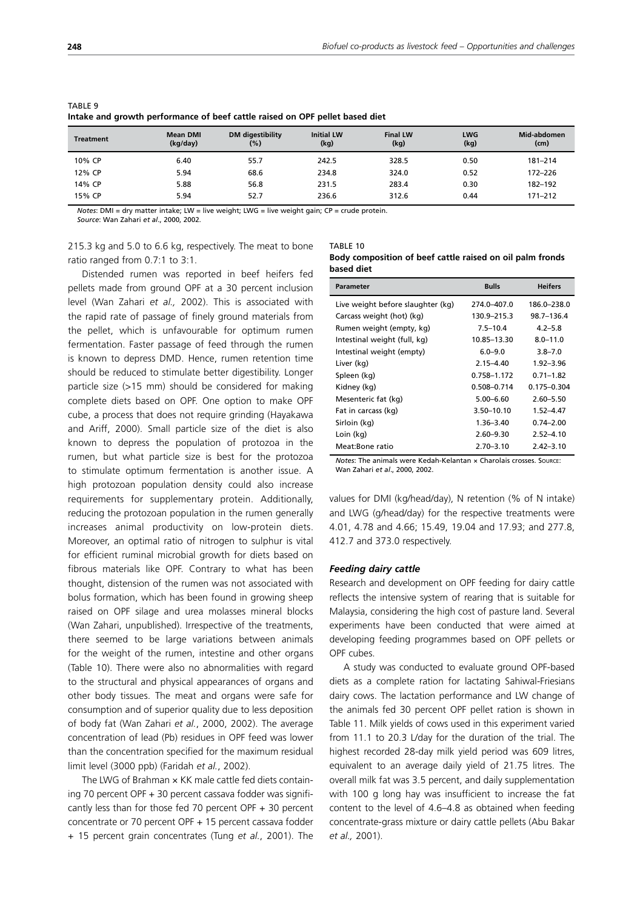TABLE 9
**Intake and growth performance of beef cattle raised on OPF pellet based diet**

| Treatment | Mean DMI (kg/day) | DM digestibility (%) | Initial LW (kg) | Final LW (kg) | LWG (kg) | Mid-abdomen (cm) |
|---|---|---|---|---|---|---|
| 10% CP | 6.40 | 55.7 | 242.5 | 328.5 | 0.50 | 181–214 |
| 12% CP | 5.94 | 68.6 | 234.8 | 324.0 | 0.52 | 172–226 |
| 14% CP | 5.88 | 56.8 | 231.5 | 283.4 | 0.30 | 182–192 |
| 15% CP | 5.94 | 52.7 | 236.6 | 312.6 | 0.44 | 171–212 |

*Notes*: DMI = dry matter intake; LW = live weight; LWG = live weight gain; CP = crude protein.
*Source*: Wan Zahari *et al*., 2000, 2002.

215.3 kg and 5.0 to 6.6 kg, respectively. The meat to bone ratio ranged from 0.7:1 to 3:1.

Distended rumen was reported in beef heifers fed pellets made from ground OPF at a 30 percent inclusion level (Wan Zahari *et al.,* 2002). This is associated with the rapid rate of passage of finely ground materials from the pellet, which is unfavourable for optimum rumen fermentation. Faster passage of feed through the rumen is known to depress DMD. Hence, rumen retention time should be reduced to stimulate better digestibility. Longer particle size (>15 mm) should be considered for making complete diets based on OPF. One option to make OPF cube, a process that does not require grinding (Hayakawa and Ariff, 2000). Small particle size of the diet is also known to depress the population of protozoa in the rumen, but what particle size is best for the protozoa to stimulate optimum fermentation is another issue. A high protozoan population density could also increase requirements for supplementary protein. Additionally, reducing the protozoan population in the rumen generally increases animal productivity on low-protein diets. Moreover, an optimal ratio of nitrogen to sulphur is vital for efficient ruminal microbial growth for diets based on fibrous materials like OPF. Contrary to what has been thought, distension of the rumen was not associated with bolus formation, which has been found in growing sheep raised on OPF silage and urea molasses mineral blocks (Wan Zahari, unpublished). Irrespective of the treatments, there seemed to be large variations between animals for the weight of the rumen, intestine and other organs (Table 10). There were also no abnormalities with regard to the structural and physical appearances of organs and other body tissues. The meat and organs were safe for consumption and of superior quality due to less deposition of body fat (Wan Zahari *et al.*, 2000, 2002). The average concentration of lead (Pb) residues in OPF feed was lower than the concentration specified for the maximum residual limit level (3000 ppb) (Faridah *et al.*, 2002).

The LWG of Brahman × KK male cattle fed diets containing 70 percent OPF + 30 percent cassava fodder was significantly less than for those fed 70 percent OPF + 30 percent concentrate or 70 percent OPF + 15 percent cassava fodder + 15 percent grain concentrates (Tung *et al.*, 2001). The values for DMI (kg/head/day), N retention (% of N intake) and LWG (g/head/day) for the respective treatments were 4.01, 4.78 and 4.66; 15.49, 19.04 and 17.93; and 277.8, 412.7 and 373.0 respectively.

TABLE 10
**Body composition of beef cattle raised on oil palm fronds based diet**

| Parameter | Bulls | Heifers |
|---|---|---|
| Live weight before slaughter (kg) | 274.0–407.0 | 186.0–238.0 |
| Carcass weight (hot) (kg) | 130.9–215.3 | 98.7–136.4 |
| Rumen weight (empty, kg) | 7.5–10.4 | 4.2–5.8 |
| Intestinal weight (full, kg) | 10.85–13.30 | 8.0–11.0 |
| Intestinal weight (empty) | 6.0–9.0 | 3.8–7.0 |
| Liver (kg) | 2.15–4.40 | 1.92–3.96 |
| Spleen (kg) | 0.758–1.172 | 0.71–1.82 |
| Kidney (kg) | 0.508–0.714 | 0.175–0.304 |
| Mesenteric fat (kg) | 5.00–6.60 | 2.60–5.50 |
| Fat in carcass (kg) | 3.50–10.10 | 1.52–4.47 |
| Sirloin (kg) | 1.36–3.40 | 0.74–2.00 |
| Loin (kg) | 2.60–9.30 | 2.52–4.10 |
| Meat:Bone ratio | 2.70–3.10 | 2.42–3.10 |

*Notes*: The animals were Kedah-Kelantan × Charolais crosses. Source: Wan Zahari *et al*., 2000, 2002.

### *Feeding dairy cattle*

Research and development on OPF feeding for dairy cattle reflects the intensive system of rearing that is suitable for Malaysia, considering the high cost of pasture land. Several experiments have been conducted that were aimed at developing feeding programmes based on OPF pellets or OPF cubes.

A study was conducted to evaluate ground OPF-based diets as a complete ration for lactating Sahiwal-Friesians dairy cows. The lactation performance and LW change of the animals fed 30 percent OPF pellet ration is shown in Table 11. Milk yields of cows used in this experiment varied from 11.1 to 20.3 L/day for the duration of the trial. The highest recorded 28-day milk yield period was 609 litres, equivalent to an average daily yield of 21.75 litres. The overall milk fat was 3.5 percent, and daily supplementation with 100 g long hay was insufficient to increase the fat content to the level of 4.6–4.8 as obtained when feeding concentrate-grass mixture or dairy cattle pellets (Abu Bakar *et al.,* 2001).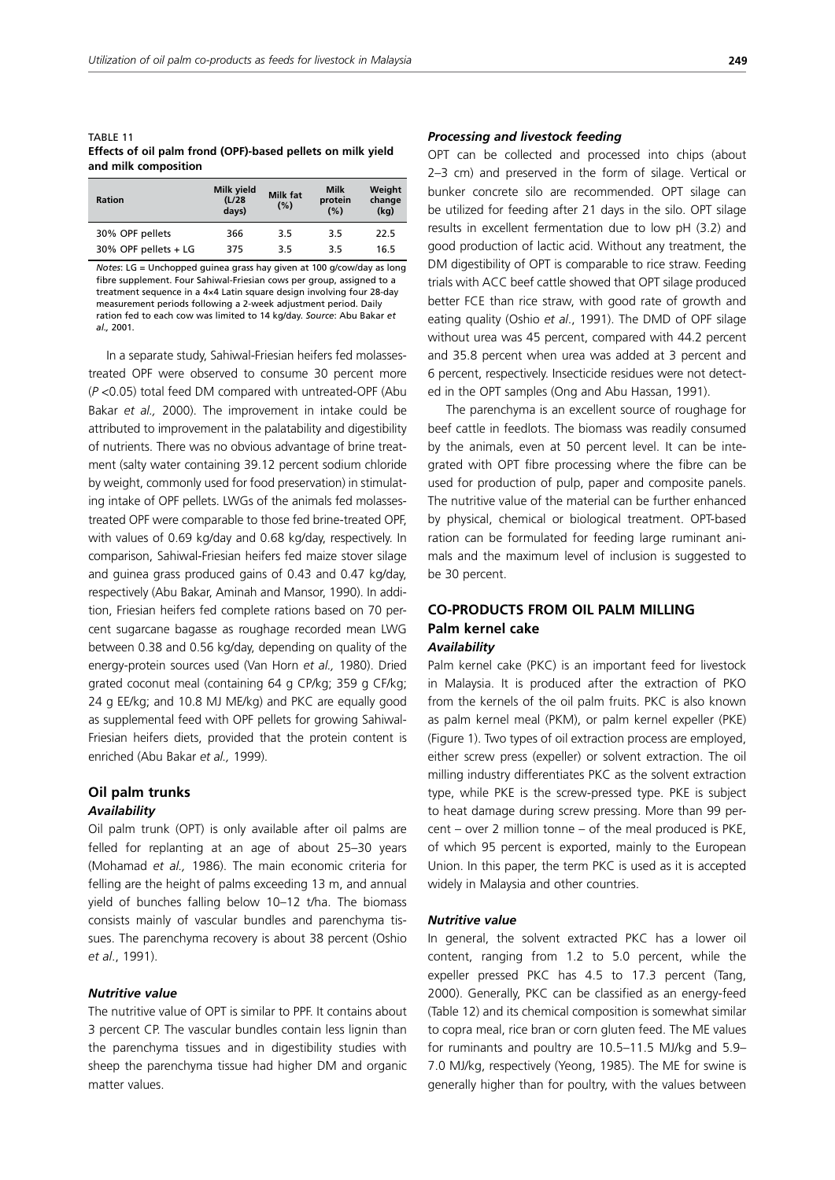TABLE 11
**Effects of oil palm frond (OPF)-based pellets on milk yield and milk composition**

| Ration | Milk yield (L/28 days) | Milk fat (%) | Milk protein (%) | Weight change (kg) |
|---|---|---|---|---|
| 30% OPF pellets | 366 | 3.5 | 3.5 | 22.5 |
| 30% OPF pellets + LG | 375 | 3.5 | 3.5 | 16.5 |

*Notes*: LG = Unchopped guinea grass hay given at 100 g/cow/day as long fibre supplement. Four Sahiwal-Friesian cows per group, assigned to a treatment sequence in a 4×4 Latin square design involving four 28-day measurement periods following a 2-week adjustment period. Daily ration fed to each cow was limited to 14 kg/day. *Source*: Abu Bakar *et al.,* 2001.

In a separate study, Sahiwal-Friesian heifers fed molasses-treated OPF were observed to consume 30 percent more ($P$ <0.05) total feed DM compared with untreated-OPF (Abu Bakar *et al.,* 2000). The improvement in intake could be attributed to improvement in the palatability and digestibility of nutrients. There was no obvious advantage of brine treatment (salty water containing 39.12 percent sodium chloride by weight, commonly used for food preservation) in stimulating intake of OPF pellets. LWGs of the animals fed molasses-treated OPF were comparable to those fed brine-treated OPF, with values of 0.69 kg/day and 0.68 kg/day, respectively. In comparison, Sahiwal-Friesian heifers fed maize stover silage and guinea grass produced gains of 0.43 and 0.47 kg/day, respectively (Abu Bakar, Aminah and Mansor, 1990). In addition, Friesian heifers fed complete rations based on 70 percent sugarcane bagasse as roughage recorded mean LWG between 0.38 and 0.56 kg/day, depending on quality of the energy-protein sources used (Van Horn *et al.,* 1980). Dried grated coconut meal (containing 64 g CP/kg; 359 g CF/kg; 24 g EE/kg; and 10.8 MJ ME/kg) and PKC are equally good as supplemental feed with OPF pellets for growing Sahiwal-Friesian heifers diets, provided that the protein content is enriched (Abu Bakar *et al.,* 1999).

## Oil palm trunks

### *Availability*

Oil palm trunk (OPT) is only available after oil palms are felled for replanting at an age of about 25–30 years (Mohamad *et al.,* 1986). The main economic criteria for felling are the height of palms exceeding 13 m, and annual yield of bunches falling below 10–12 t/ha. The biomass consists mainly of vascular bundles and parenchyma tissues. The parenchyma recovery is about 38 percent (Oshio *et al*., 1991).

### *Nutritive value*

The nutritive value of OPT is similar to PPF. It contains about 3 percent CP. The vascular bundles contain less lignin than the parenchyma tissues and in digestibility studies with sheep the parenchyma tissue had higher DM and organic matter values.

### *Processing and livestock feeding*

OPT can be collected and processed into chips (about 2–3 cm) and preserved in the form of silage. Vertical or bunker concrete silo are recommended. OPT silage can be utilized for feeding after 21 days in the silo. OPT silage results in excellent fermentation due to low pH (3.2) and good production of lactic acid. Without any treatment, the DM digestibility of OPT is comparable to rice straw. Feeding trials with ACC beef cattle showed that OPT silage produced better FCE than rice straw, with good rate of growth and eating quality (Oshio *et al*., 1991). The DMD of OPF silage without urea was 45 percent, compared with 44.2 percent and 35.8 percent when urea was added at 3 percent and 6 percent, respectively. Insecticide residues were not detected in the OPT samples (Ong and Abu Hassan, 1991).

The parenchyma is an excellent source of roughage for beef cattle in feedlots. The biomass was readily consumed by the animals, even at 50 percent level. It can be integrated with OPT fibre processing where the fibre can be used for production of pulp, paper and composite panels. The nutritive value of the material can be further enhanced by physical, chemical or biological treatment. OPT-based ration can be formulated for feeding large ruminant animals and the maximum level of inclusion is suggested to be 30 percent.

# CO-PRODUCTS FROM OIL PALM MILLING

## Palm kernel cake

### *Availability*

Palm kernel cake (PKC) is an important feed for livestock in Malaysia. It is produced after the extraction of PKO from the kernels of the oil palm fruits. PKC is also known as palm kernel meal (PKM), or palm kernel expeller (PKE) (Figure 1). Two types of oil extraction process are employed, either screw press (expeller) or solvent extraction. The oil milling industry differentiates PKC as the solvent extraction type, while PKE is the screw-pressed type. PKE is subject to heat damage during screw pressing. More than 99 percent – over 2 million tonne – of the meal produced is PKE, of which 95 percent is exported, mainly to the European Union. In this paper, the term PKC is used as it is accepted widely in Malaysia and other countries.

### *Nutritive value*

In general, the solvent extracted PKC has a lower oil content, ranging from 1.2 to 5.0 percent, while the expeller pressed PKC has 4.5 to 17.3 percent (Tang, 2000). Generally, PKC can be classified as an energy-feed (Table 12) and its chemical composition is somewhat similar to copra meal, rice bran or corn gluten feed. The ME values for ruminants and poultry are 10.5–11.5 MJ/kg and 5.9–7.0 MJ/kg, respectively (Yeong, 1985). The ME for swine is generally higher than for poultry, with the values between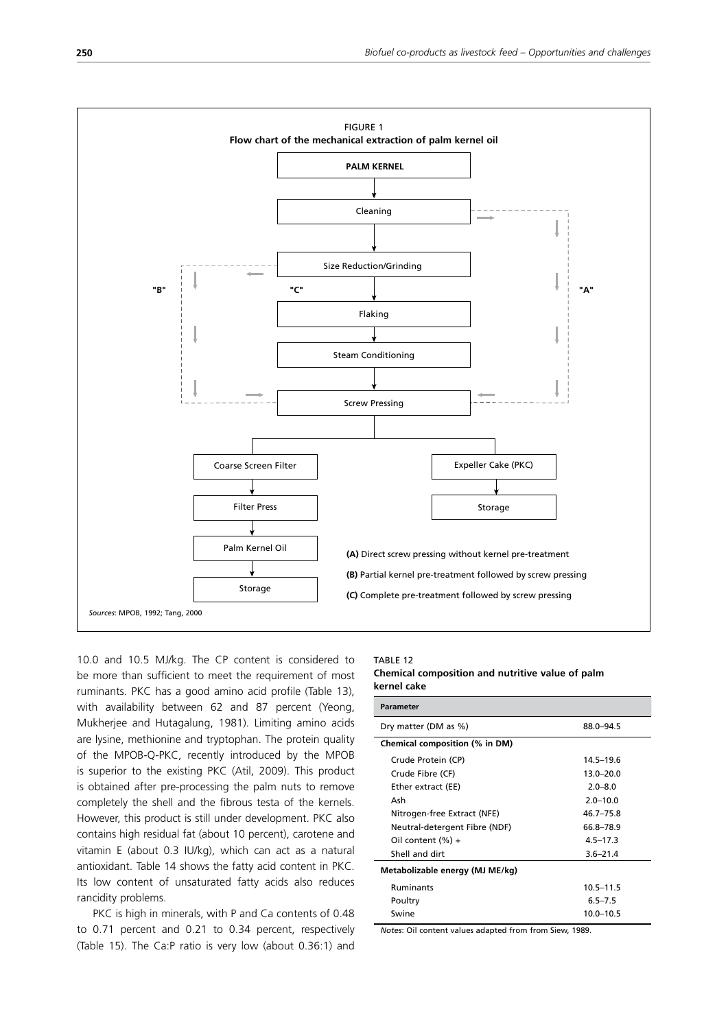FIGURE 1
**Flow chart of the mechanical extraction of palm kernel oil**

```
PALM KERNEL
    ↓
Cleaning
    ↓
Size Reduction/Grinding
    ↓
Flaking
    ↓
Steam Conditioning
    ↓
Screw Pressing
    ├── Coarse Screen Filter → Filter Press → Palm Kernel Oil → Storage
    └── Expeller Cake (PKC) → Storage
```

**(A)** Direct screw pressing without kernel pre-treatment

**(B)** Partial kernel pre-treatment followed by screw pressing

**(C)** Complete pre-treatment followed by screw pressing

*Sources*: MPOB, 1992; Tang, 2000

10.0 and 10.5 MJ/kg. The CP content is considered to be more than sufficient to meet the requirement of most ruminants. PKC has a good amino acid profile (Table 13), with availability between 62 and 87 percent (Yeong, Mukherjee and Hutagalung, 1981). Limiting amino acids are lysine, methionine and tryptophan. The protein quality of the MPOB-Q-PKC, recently introduced by the MPOB is superior to the existing PKC (Atil, 2009). This product is obtained after pre-processing the palm nuts to remove completely the shell and the fibrous testa of the kernels. However, this product is still under development. PKC also contains high residual fat (about 10 percent), carotene and vitamin E (about 0.3 IU/kg), which can act as a natural antioxidant. Table 14 shows the fatty acid content in PKC. Its low content of unsaturated fatty acids also reduces rancidity problems.

PKC is high in minerals, with P and Ca contents of 0.48 to 0.71 percent and 0.21 to 0.34 percent, respectively (Table 15). The Ca:P ratio is very low (about 0.36:1) and

TABLE 12
**Chemical composition and nutritive value of palm kernel cake**

| Parameter | |
|---|---|
| Dry matter (DM as %) | 88.0–94.5 |
| **Chemical composition (% in DM)** | |
| Crude Protein (CP) | 14.5–19.6 |
| Crude Fibre (CF) | 13.0–20.0 |
| Ether extract (EE) | 2.0–8.0 |
| Ash | 2.0–10.0 |
| Nitrogen-free Extract (NFE) | 46.7–75.8 |
| Neutral-detergent Fibre (NDF) | 66.8–78.9 |
| Oil content (%) + | 4.5–17.3 |
| Shell and dirt | 3.6–21.4 |
| **Metabolizable energy (MJ ME/kg)** | |
| Ruminants | 10.5–11.5 |
| Poultry | 6.5–7.5 |
| Swine | 10.0–10.5 |

*Notes*: Oil content values adapted from from Siew, 1989.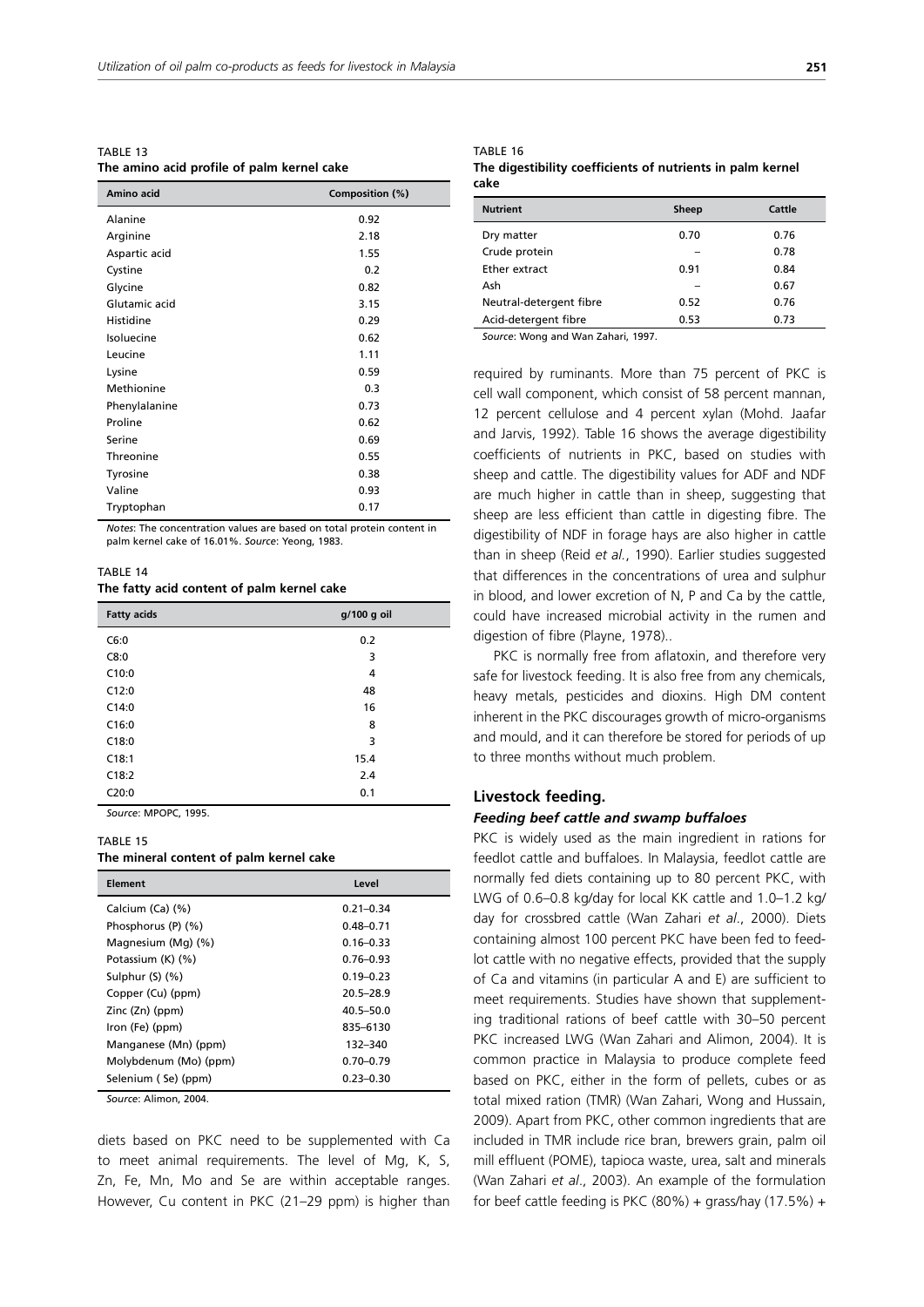TABLE 13
**The amino acid profile of palm kernel cake**

| Amino acid | Composition (%) |
|---|---|
| Alanine | 0.92 |
| Arginine | 2.18 |
| Aspartic acid | 1.55 |
| Cystine | 0.2 |
| Glycine | 0.82 |
| Glutamic acid | 3.15 |
| Histidine | 0.29 |
| Isoluecine | 0.62 |
| Leucine | 1.11 |
| Lysine | 0.59 |
| Methionine | 0.3 |
| Phenylalanine | 0.73 |
| Proline | 0.62 |
| Serine | 0.69 |
| Threonine | 0.55 |
| Tyrosine | 0.38 |
| Valine | 0.93 |
| Tryptophan | 0.17 |

*Notes*: The concentration values are based on total protein content in palm kernel cake of 16.01%. *Source*: Yeong, 1983.

TABLE 14
**The fatty acid content of palm kernel cake**

| Fatty acids | g/100 g oil |
|---|---|
| C6:0 | 0.2 |
| C8:0 | 3 |
| C10:0 | 4 |
| C12:0 | 48 |
| C14:0 | 16 |
| C16:0 | 8 |
| C18:0 | 3 |
| C18:1 | 15.4 |
| C18:2 | 2.4 |
| C20:0 | 0.1 |

*Source*: MPOPC, 1995.

TABLE 15
**The mineral content of palm kernel cake**

| Element | Level |
|---|---|
| Calcium (Ca) (%) | 0.21–0.34 |
| Phosphorus (P) (%) | 0.48–0.71 |
| Magnesium (Mg) (%) | 0.16–0.33 |
| Potassium (K) (%) | 0.76–0.93 |
| Sulphur (S) (%) | 0.19–0.23 |
| Copper (Cu) (ppm) | 20.5–28.9 |
| Zinc (Zn) (ppm) | 40.5–50.0 |
| Iron (Fe) (ppm) | 835–6130 |
| Manganese (Mn) (ppm) | 132–340 |
| Molybdenum (Mo) (ppm) | 0.70–0.79 |
| Selenium ( Se) (ppm) | 0.23–0.30 |

*Source*: Alimon, 2004.

diets based on PKC need to be supplemented with Ca to meet animal requirements. The level of Mg, K, S, Zn, Fe, Mn, Mo and Se are within acceptable ranges. However, Cu content in PKC (21–29 ppm) is higher than

TABLE 16
**The digestibility coefficients of nutrients in palm kernel cake**

| Nutrient | Sheep | Cattle |
|---|---|---|
| Dry matter | 0.70 | 0.76 |
| Crude protein | – | 0.78 |
| Ether extract | 0.91 | 0.84 |
| Ash | – | 0.67 |
| Neutral-detergent fibre | 0.52 | 0.76 |
| Acid-detergent fibre | 0.53 | 0.73 |

*Source*: Wong and Wan Zahari, 1997.

required by ruminants. More than 75 percent of PKC is cell wall component, which consist of 58 percent mannan, 12 percent cellulose and 4 percent xylan (Mohd. Jaafar and Jarvis, 1992). Table 16 shows the average digestibility coefficients of nutrients in PKC, based on studies with sheep and cattle. The digestibility values for ADF and NDF are much higher in cattle than in sheep, suggesting that sheep are less efficient than cattle in digesting fibre. The digestibility of NDF in forage hays are also higher in cattle than in sheep (Reid *et al.*, 1990). Earlier studies suggested that differences in the concentrations of urea and sulphur in blood, and lower excretion of N, P and Ca by the cattle, could have increased microbial activity in the rumen and digestion of fibre (Playne, 1978)..

PKC is normally free from aflatoxin, and therefore very safe for livestock feeding. It is also free from any chemicals, heavy metals, pesticides and dioxins. High DM content inherent in the PKC discourages growth of micro-organisms and mould, and it can therefore be stored for periods of up to three months without much problem.

### Livestock feeding.

#### *Feeding beef cattle and swamp buffaloes*

PKC is widely used as the main ingredient in rations for feedlot cattle and buffaloes. In Malaysia, feedlot cattle are normally fed diets containing up to 80 percent PKC, with LWG of 0.6–0.8 kg/day for local KK cattle and 1.0–1.2 kg/day for crossbred cattle (Wan Zahari *et al*., 2000). Diets containing almost 100 percent PKC have been fed to feedlot cattle with no negative effects, provided that the supply of Ca and vitamins (in particular A and E) are sufficient to meet requirements. Studies have shown that supplementing traditional rations of beef cattle with 30–50 percent PKC increased LWG (Wan Zahari and Alimon, 2004). It is common practice in Malaysia to produce complete feed based on PKC, either in the form of pellets, cubes or as total mixed ration (TMR) (Wan Zahari, Wong and Hussain, 2009). Apart from PKC, other common ingredients that are included in TMR include rice bran, brewers grain, palm oil mill effluent (POME), tapioca waste, urea, salt and minerals (Wan Zahari *et al*., 2003). An example of the formulation for beef cattle feeding is PKC (80%) + grass/hay (17.5%) +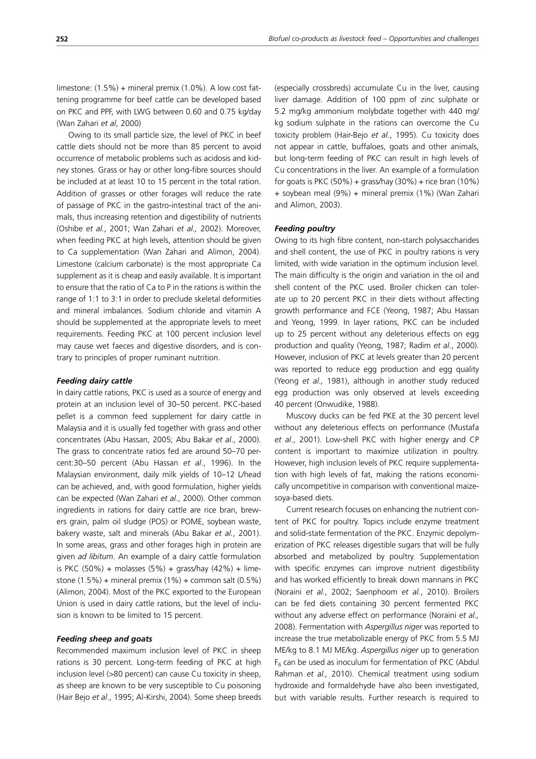limestone: (1.5%) + mineral premix (1.0%). A low cost fattening programme for beef cattle can be developed based on PKC and PPF, with LWG between 0.60 and 0.75 kg/day (Wan Zahari *et al*, 2000)

Owing to its small particle size, the level of PKC in beef cattle diets should not be more than 85 percent to avoid occurrence of metabolic problems such as acidosis and kidney stones. Grass or hay or other long-fibre sources should be included at at least 10 to 15 percent in the total ration. Addition of grasses or other forages will reduce the rate of passage of PKC in the gastro-intestinal tract of the animals, thus increasing retention and digestibility of nutrients (Oshibe *et al.*, 2001; Wan Zahari *et al.,* 2002). Moreover, when feeding PKC at high levels, attention should be given to Ca supplementation (Wan Zahari and Alimon, 2004). Limestone (calcium carbonate) is the most appropriate Ca supplement as it is cheap and easily available. It is important to ensure that the ratio of Ca to P in the rations is within the range of 1:1 to 3:1 in order to preclude skeletal deformities and mineral imbalances. Sodium chloride and vitamin A should be supplemented at the appropriate levels to meet requirements. Feeding PKC at 100 percent inclusion level may cause wet faeces and digestive disorders, and is contrary to principles of proper ruminant nutrition.

### *Feeding dairy cattle*

In dairy cattle rations, PKC is used as a source of energy and protein at an inclusion level of 30–50 percent. PKC-based pellet is a common feed supplement for dairy cattle in Malaysia and it is usually fed together with grass and other concentrates (Abu Hassan, 2005; Abu Bakar *et al*., 2000). The grass to concentrate ratios fed are around 50–70 percent:30–50 percent (Abu Hassan *et al*., 1996). In the Malaysian environment, daily milk yields of 10–12 L/head can be achieved, and, with good formulation, higher yields can be expected (Wan Zahari *et al*., 2000). Other common ingredients in rations for dairy cattle are rice bran, brewers grain, palm oil sludge (POS) or POME, soybean waste, bakery waste, salt and minerals (Abu Bakar *et al.*, 2001). In some areas, grass and other forages high in protein are given *ad libitum*. An example of a dairy cattle formulation is PKC (50%) + molasses (5%) + grass/hay (42%) + limestone (1.5%) + mineral premix (1%) + common salt (0.5%) (Alimon, 2004). Most of the PKC exported to the European Union is used in dairy cattle rations, but the level of inclusion is known to be limited to 15 percent.

### *Feeding sheep and goats*

Recommended maximum inclusion level of PKC in sheep rations is 30 percent. Long-term feeding of PKC at high inclusion level (>80 percent) can cause Cu toxicity in sheep, as sheep are known to be very susceptible to Cu poisoning (Hair Bejo *et al*., 1995; Al-Kirshi, 2004). Some sheep breeds (especially crossbreds) accumulate Cu in the liver, causing liver damage. Addition of 100 ppm of zinc sulphate or 5.2 mg/kg ammonium molybdate together with 440 mg/kg sodium sulphate in the rations can overcome the Cu toxicity problem (Hair-Bejo *et al*., 1995). Cu toxicity does not appear in cattle, buffaloes, goats and other animals, but long-term feeding of PKC can result in high levels of Cu concentrations in the liver. An example of a formulation for goats is PKC (50%) + grass/hay (30%) + rice bran (10%) + soybean meal (9%) + mineral premix (1%) (Wan Zahari and Alimon, 2003).

### *Feeding poultry*

Owing to its high fibre content, non-starch polysaccharides and shell content, the use of PKC in poultry rations is very limited, with wide variation in the optimum inclusion level. The main difficulty is the origin and variation in the oil and shell content of the PKC used. Broiler chicken can tolerate up to 20 percent PKC in their diets without affecting growth performance and FCE (Yeong, 1987; Abu Hassan and Yeong, 1999. In layer rations, PKC can be included up to 25 percent without any deleterious effects on egg production and quality (Yeong, 1987; Radim *et al*., 2000). However, inclusion of PKC at levels greater than 20 percent was reported to reduce egg production and egg quality (Yeong *et al.,* 1981), although in another study reduced egg production was only observed at levels exceeding 40 percent (Onwudike, 1988).

Muscovy ducks can be fed PKE at the 30 percent level without any deleterious effects on performance (Mustafa *et al*., 2001). Low-shell PKC with higher energy and CP content is important to maximize utilization in poultry. However, high inclusion levels of PKC require supplementation with high levels of fat, making the rations economically uncompetitive in comparison with conventional maize-soya-based diets.

Current research focuses on enhancing the nutrient content of PKC for poultry. Topics include enzyme treatment and solid-state fermentation of the PKC. Enzymic depolymerization of PKC releases digestible sugars that will be fully absorbed and metabolized by poultry. Supplementation with specific enzymes can improve nutrient digestibility and has worked efficiently to break down mannans in PKC (Noraini *et al.*, 2002; Saenphoom *et al.*, 2010). Broilers can be fed diets containing 30 percent fermented PKC without any adverse effect on performance (Noraini *et al.,* 2008). Fermentation with *Aspergillus niger* was reported to increase the true metabolizable energy of PKC from 5.5 MJ ME/kg to 8.1 MJ ME/kg. *Aspergillus niger* up to generation $F_6$ can be used as inoculum for fermentation of PKC (Abdul Rahman *et al.,* 2010). Chemical treatment using sodium hydroxide and formaldehyde have also been investigated, but with variable results. Further research is required to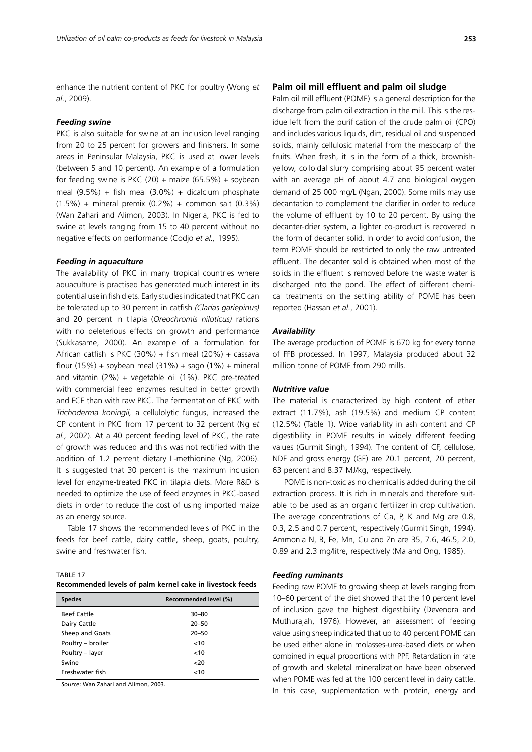enhance the nutrient content of PKC for poultry (Wong *et al*., 2009).

### *Feeding swine*

PKC is also suitable for swine at an inclusion level ranging from 20 to 25 percent for growers and finishers. In some areas in Peninsular Malaysia, PKC is used at lower levels (between 5 and 10 percent). An example of a formulation for feeding swine is PKC (20) + maize (65.5%) + soybean meal (9.5%) + fish meal (3.0%) + dicalcium phosphate (1.5%) + mineral premix (0.2%) + common salt (0.3%) (Wan Zahari and Alimon, 2003). In Nigeria, PKC is fed to swine at levels ranging from 15 to 40 percent without no negative effects on performance (Codjo *et al.,* 1995).

### *Feeding in aquaculture*

The availability of PKC in many tropical countries where aquaculture is practised has generated much interest in its potential use in fish diets. Early studies indicated that PKC can be tolerated up to 30 percent in catfish *(Clarias gariepinus)* and 20 percent in tilapia (*Oreochromis niloticus)* rations with no deleterious effects on growth and performance (Sukkasame, 2000). An example of a formulation for African catfish is PKC (30%) + fish meal (20%) + cassava flour (15%) + soybean meal (31%) + sago (1%) + mineral and vitamin (2%) + vegetable oil (1%). PKC pre-treated with commercial feed enzymes resulted in better growth and FCE than with raw PKC. The fermentation of PKC with *Trichoderma koningii,* a cellulolytic fungus, increased the CP content in PKC from 17 percent to 32 percent (Ng *et al.,* 2002). At a 40 percent feeding level of PKC, the rate of growth was reduced and this was not rectified with the addition of 1.2 percent dietary L-methionine (Ng, 2006). It is suggested that 30 percent is the maximum inclusion level for enzyme-treated PKC in tilapia diets. More R&D is needed to optimize the use of feed enzymes in PKC-based diets in order to reduce the cost of using imported maize as an energy source.

Table 17 shows the recommended levels of PKC in the feeds for beef cattle, dairy cattle, sheep, goats, poultry, swine and freshwater fish.

TABLE 17
**Recommended levels of palm kernel cake in livestock feeds**

| Species | Recommended level (%) |
|---|---|
| Beef Cattle | 30–80 |
| Dairy Cattle | 20–50 |
| Sheep and Goats | 20–50 |
| Poultry – broiler | <10 |
| Poultry – layer | <10 |
| Swine | <20 |
| Freshwater fish | <10 |

*Source*: Wan Zahari and Alimon, 2003.

## Palm oil mill effluent and palm oil sludge

Palm oil mill effluent (POME) is a general description for the discharge from palm oil extraction in the mill. This is the residue left from the purification of the crude palm oil (CPO) and includes various liquids, dirt, residual oil and suspended solids, mainly cellulosic material from the mesocarp of the fruits. When fresh, it is in the form of a thick, brownish-yellow, colloidal slurry comprising about 95 percent water with an average pH of about 4.7 and biological oxygen demand of 25 000 mg/L (Ngan, 2000). Some mills may use decantation to complement the clarifier in order to reduce the volume of effluent by 10 to 20 percent. By using the decanter-drier system, a lighter co-product is recovered in the form of decanter solid. In order to avoid confusion, the term POME should be restricted to only the raw untreated effluent. The decanter solid is obtained when most of the solids in the effluent is removed before the waste water is discharged into the pond. The effect of different chemical treatments on the settling ability of POME has been reported (Hassan *et al*., 2001).

### *Availability*

The average production of POME is 670 kg for every tonne of FFB processed. In 1997, Malaysia produced about 32 million tonne of POME from 290 mills.

### *Nutritive value*

The material is characterized by high content of ether extract (11.7%), ash (19.5%) and medium CP content (12.5%) (Table 1). Wide variability in ash content and CP digestibility in POME results in widely different feeding values (Gurmit Singh, 1994). The content of CF, cellulose, NDF and gross energy (GE) are 20.1 percent, 20 percent, 63 percent and 8.37 MJ/kg, respectively.

POME is non-toxic as no chemical is added during the oil extraction process. It is rich in minerals and therefore suitable to be used as an organic fertilizer in crop cultivation. The average concentrations of Ca, P, K and Mg are 0.8, 0.3, 2.5 and 0.7 percent, respectively (Gurmit Singh, 1994). Ammonia N, B, Fe, Mn, Cu and Zn are 35, 7.6, 46.5, 2.0, 0.89 and 2.3 mg/litre, respectively (Ma and Ong, 1985).

### *Feeding ruminants*

Feeding raw POME to growing sheep at levels ranging from 10–60 percent of the diet showed that the 10 percent level of inclusion gave the highest digestibility (Devendra and Muthurajah, 1976). However, an assessment of feeding value using sheep indicated that up to 40 percent POME can be used either alone in molasses-urea-based diets or when combined in equal proportions with PPF. Retardation in rate of growth and skeletal mineralization have been observed when POME was fed at the 100 percent level in dairy cattle. In this case, supplementation with protein, energy and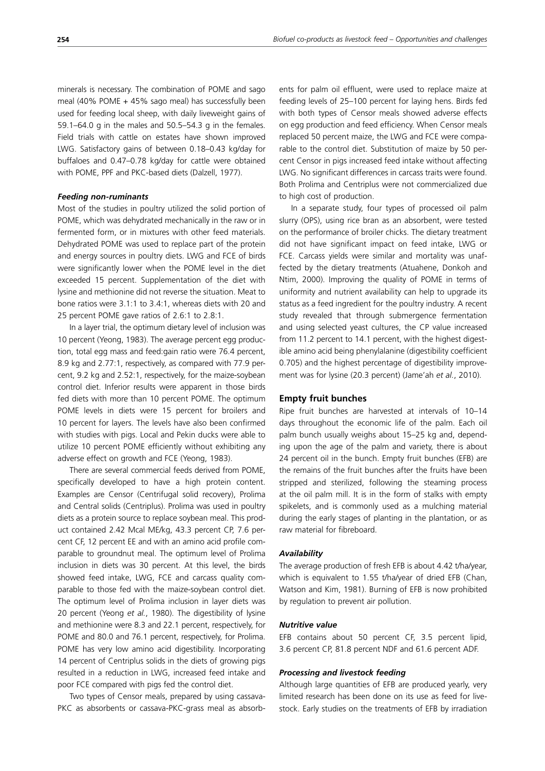minerals is necessary. The combination of POME and sago meal (40% POME + 45% sago meal) has successfully been used for feeding local sheep, with daily liveweight gains of 59.1–64.0 g in the males and 50.5–54.3 g in the females. Field trials with cattle on estates have shown improved LWG. Satisfactory gains of between 0.18–0.43 kg/day for buffaloes and 0.47–0.78 kg/day for cattle were obtained with POME, PPF and PKC-based diets (Dalzell, 1977).

#### *Feeding non-ruminants*

Most of the studies in poultry utilized the solid portion of POME, which was dehydrated mechanically in the raw or in fermented form, or in mixtures with other feed materials. Dehydrated POME was used to replace part of the protein and energy sources in poultry diets. LWG and FCE of birds were significantly lower when the POME level in the diet exceeded 15 percent. Supplementation of the diet with lysine and methionine did not reverse the situation. Meat to bone ratios were 3.1:1 to 3.4:1, whereas diets with 20 and 25 percent POME gave ratios of 2.6:1 to 2.8:1.

In a layer trial, the optimum dietary level of inclusion was 10 percent (Yeong, 1983). The average percent egg production, total egg mass and feed:gain ratio were 76.4 percent, 8.9 kg and 2.77:1, respectively, as compared with 77.9 percent, 9.2 kg and 2.52:1, respectively, for the maize-soybean control diet. Inferior results were apparent in those birds fed diets with more than 10 percent POME. The optimum POME levels in diets were 15 percent for broilers and 10 percent for layers. The levels have also been confirmed with studies with pigs. Local and Pekin ducks were able to utilize 10 percent POME efficiently without exhibiting any adverse effect on growth and FCE (Yeong, 1983).

There are several commercial feeds derived from POME, specifically developed to have a high protein content. Examples are Censor (Centrifugal solid recovery), Prolima and Central solids (Centriplus). Prolima was used in poultry diets as a protein source to replace soybean meal. This product contained 2.42 Mcal ME/kg, 43.3 percent CP, 7.6 percent CF, 12 percent EE and with an amino acid profile comparable to groundnut meal. The optimum level of Prolima inclusion in diets was 30 percent. At this level, the birds showed feed intake, LWG, FCE and carcass quality comparable to those fed with the maize-soybean control diet. The optimum level of Prolima inclusion in layer diets was 20 percent (Yeong *et al.*, 1980). The digestibility of lysine and methionine were 8.3 and 22.1 percent, respectively, for POME and 80.0 and 76.1 percent, respectively, for Prolima. POME has very low amino acid digestibility. Incorporating 14 percent of Centriplus solids in the diets of growing pigs resulted in a reduction in LWG, increased feed intake and poor FCE compared with pigs fed the control diet.

Two types of Censor meals, prepared by using cassava-PKC as absorbents or cassava-PKC-grass meal as absorbents for palm oil effluent, were used to replace maize at feeding levels of 25–100 percent for laying hens. Birds fed with both types of Censor meals showed adverse effects on egg production and feed efficiency. When Censor meals replaced 50 percent maize, the LWG and FCE were comparable to the control diet. Substitution of maize by 50 percent Censor in pigs increased feed intake without affecting LWG. No significant differences in carcass traits were found. Both Prolima and Centriplus were not commercialized due to high cost of production.

In a separate study, four types of processed oil palm slurry (OPS), using rice bran as an absorbent, were tested on the performance of broiler chicks. The dietary treatment did not have significant impact on feed intake, LWG or FCE. Carcass yields were similar and mortality was unaffected by the dietary treatments (Atuahene, Donkoh and Ntim, 2000). Improving the quality of POME in terms of uniformity and nutrient availability can help to upgrade its status as a feed ingredient for the poultry industry. A recent study revealed that through submergence fermentation and using selected yeast cultures, the CP value increased from 11.2 percent to 14.1 percent, with the highest digestible amino acid being phenylalanine (digestibility coefficient 0.705) and the highest percentage of digestibility improvement was for lysine (20.3 percent) (Jame'ah *et al.*, 2010).

### Empty fruit bunches

Ripe fruit bunches are harvested at intervals of 10–14 days throughout the economic life of the palm. Each oil palm bunch usually weighs about 15–25 kg and, depending upon the age of the palm and variety, there is about 24 percent oil in the bunch. Empty fruit bunches (EFB) are the remains of the fruit bunches after the fruits have been stripped and sterilized, following the steaming process at the oil palm mill. It is in the form of stalks with empty spikelets, and is commonly used as a mulching material during the early stages of planting in the plantation, or as raw material for fibreboard.

#### *Availability*

The average production of fresh EFB is about 4.42 t/ha/year, which is equivalent to 1.55 t/ha/year of dried EFB (Chan, Watson and Kim, 1981). Burning of EFB is now prohibited by regulation to prevent air pollution.

#### *Nutritive value*

EFB contains about 50 percent CF, 3.5 percent lipid, 3.6 percent CP, 81.8 percent NDF and 61.6 percent ADF.

#### *Processing and livestock feeding*

Although large quantities of EFB are produced yearly, very limited research has been done on its use as feed for livestock. Early studies on the treatments of EFB by irradiation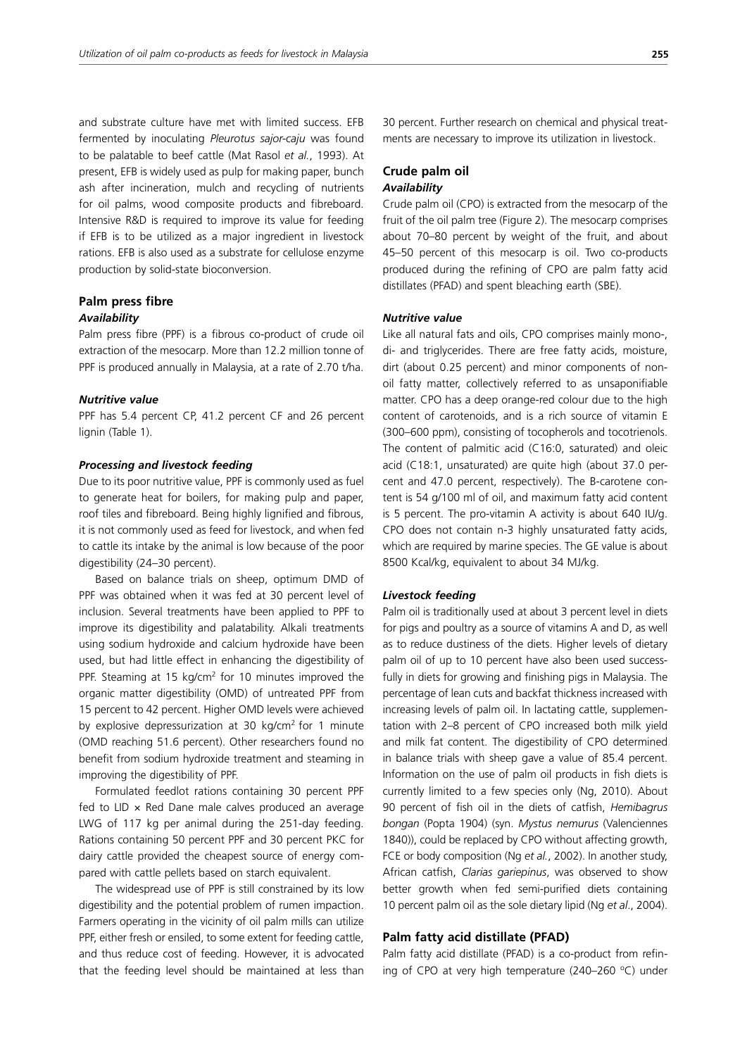and substrate culture have met with limited success. EFB fermented by inoculating *Pleurotus sajor-caju* was found to be palatable to beef cattle (Mat Rasol *et al.*, 1993). At present, EFB is widely used as pulp for making paper, bunch ash after incineration, mulch and recycling of nutrients for oil palms, wood composite products and fibreboard. Intensive R&D is required to improve its value for feeding if EFB is to be utilized as a major ingredient in livestock rations. EFB is also used as a substrate for cellulose enzyme production by solid-state bioconversion.

## Palm press fibre

### *Availability*

Palm press fibre (PPF) is a fibrous co-product of crude oil extraction of the mesocarp. More than 12.2 million tonne of PPF is produced annually in Malaysia, at a rate of 2.70 t/ha.

### *Nutritive value*

PPF has 5.4 percent CP, 41.2 percent CF and 26 percent lignin (Table 1).

### *Processing and livestock feeding*

Due to its poor nutritive value, PPF is commonly used as fuel to generate heat for boilers, for making pulp and paper, roof tiles and fibreboard. Being highly lignified and fibrous, it is not commonly used as feed for livestock, and when fed to cattle its intake by the animal is low because of the poor digestibility (24–30 percent).

Based on balance trials on sheep, optimum DMD of PPF was obtained when it was fed at 30 percent level of inclusion. Several treatments have been applied to PPF to improve its digestibility and palatability. Alkali treatments using sodium hydroxide and calcium hydroxide have been used, but had little effect in enhancing the digestibility of PPF. Steaming at 15 kg/cm$^2$ for 10 minutes improved the organic matter digestibility (OMD) of untreated PPF from 15 percent to 42 percent. Higher OMD levels were achieved by explosive depressurization at 30 kg/cm$^2$ for 1 minute (OMD reaching 51.6 percent). Other researchers found no benefit from sodium hydroxide treatment and steaming in improving the digestibility of PPF.

Formulated feedlot rations containing 30 percent PPF fed to LID × Red Dane male calves produced an average LWG of 117 kg per animal during the 251-day feeding. Rations containing 50 percent PPF and 30 percent PKC for dairy cattle provided the cheapest source of energy compared with cattle pellets based on starch equivalent.

The widespread use of PPF is still constrained by its low digestibility and the potential problem of rumen impaction. Farmers operating in the vicinity of oil palm mills can utilize PPF, either fresh or ensiled, to some extent for feeding cattle, and thus reduce cost of feeding. However, it is advocated that the feeding level should be maintained at less than 30 percent. Further research on chemical and physical treatments are necessary to improve its utilization in livestock.

## Crude palm oil

### *Availability*

Crude palm oil (CPO) is extracted from the mesocarp of the fruit of the oil palm tree (Figure 2). The mesocarp comprises about 70–80 percent by weight of the fruit, and about 45–50 percent of this mesocarp is oil. Two co-products produced during the refining of CPO are palm fatty acid distillates (PFAD) and spent bleaching earth (SBE).

### *Nutritive value*

Like all natural fats and oils, CPO comprises mainly mono-, di- and triglycerides. There are free fatty acids, moisture, dirt (about 0.25 percent) and minor components of non-oil fatty matter, collectively referred to as unsaponifiable matter. CPO has a deep orange-red colour due to the high content of carotenoids, and is a rich source of vitamin E (300–600 ppm), consisting of tocopherols and tocotrienols. The content of palmitic acid (C16:0, saturated) and oleic acid (C18:1, unsaturated) are quite high (about 37.0 percent and 47.0 percent, respectively). The B-carotene content is 54 g/100 ml of oil, and maximum fatty acid content is 5 percent. The pro-vitamin A activity is about 640 IU/g. CPO does not contain n-3 highly unsaturated fatty acids, which are required by marine species. The GE value is about 8500 Kcal/kg, equivalent to about 34 MJ/kg.

### *Livestock feeding*

Palm oil is traditionally used at about 3 percent level in diets for pigs and poultry as a source of vitamins A and D, as well as to reduce dustiness of the diets. Higher levels of dietary palm oil of up to 10 percent have also been used successfully in diets for growing and finishing pigs in Malaysia. The percentage of lean cuts and backfat thickness increased with increasing levels of palm oil. In lactating cattle, supplementation with 2–8 percent of CPO increased both milk yield and milk fat content. The digestibility of CPO determined in balance trials with sheep gave a value of 85.4 percent. Information on the use of palm oil products in fish diets is currently limited to a few species only (Ng, 2010). About 90 percent of fish oil in the diets of catfish, *Hemibagrus bongan* (Popta 1904) (syn. *Mystus nemurus* (Valenciennes 1840)), could be replaced by CPO without affecting growth, FCE or body composition (Ng *et al.*, 2002). In another study, African catfish, *Clarias gariepinus*, was observed to show better growth when fed semi-purified diets containing 10 percent palm oil as the sole dietary lipid (Ng *et al*., 2004).

## Palm fatty acid distillate (PFAD)

Palm fatty acid distillate (PFAD) is a co-product from refining of CPO at very high temperature (240–260 °C) under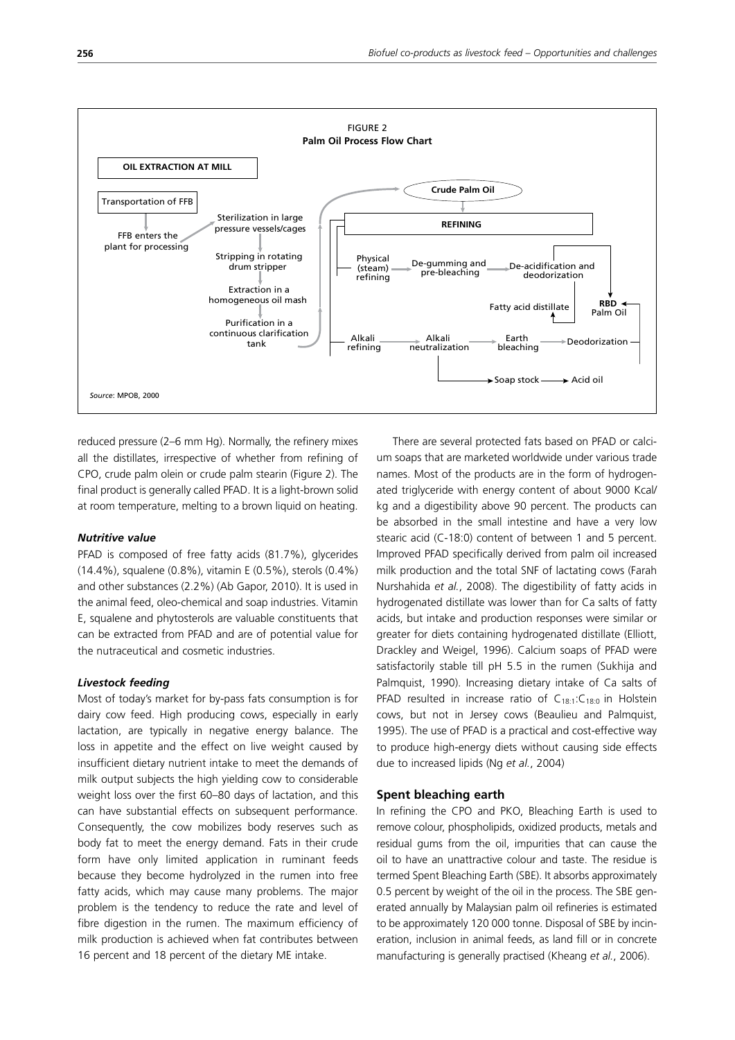FIGURE 2
**Palm Oil Process Flow Chart**

**OIL EXTRACTION AT MILL**

- Transportation of FFB
- FFB enters the plant for processing
- Sterilization in large pressure vessels/cages
- Stripping in rotating drum stripper
- Extraction in a homogeneous oil mash
- Purification in a continuous clarification tank
- Crude Palm Oil

**REFINING**

- Physical (steam) refining → De-gumming and pre-bleaching → De-acidification and deodorization → RBD Palm Oil; Fatty acid distillate
- Alkali refining → Alkali neutralization → Earth bleaching → Deodorization → RBD Palm Oil
- Alkali neutralization → Soap stock → Acid oil

*Source*: MPOB, 2000

reduced pressure (2–6 mm Hg). Normally, the refinery mixes all the distillates, irrespective of whether from refining of CPO, crude palm olein or crude palm stearin (Figure 2). The final product is generally called PFAD. It is a light-brown solid at room temperature, melting to a brown liquid on heating.

### *Nutritive value*

PFAD is composed of free fatty acids (81.7%), glycerides (14.4%), squalene (0.8%), vitamin E (0.5%), sterols (0.4%) and other substances (2.2%) (Ab Gapor, 2010). It is used in the animal feed, oleo-chemical and soap industries. Vitamin E, squalene and phytosterols are valuable constituents that can be extracted from PFAD and are of potential value for the nutraceutical and cosmetic industries.

### *Livestock feeding*

Most of today's market for by-pass fats consumption is for dairy cow feed. High producing cows, especially in early lactation, are typically in negative energy balance. The loss in appetite and the effect on live weight caused by insufficient dietary nutrient intake to meet the demands of milk output subjects the high yielding cow to considerable weight loss over the first 60–80 days of lactation, and this can have substantial effects on subsequent performance. Consequently, the cow mobilizes body reserves such as body fat to meet the energy demand. Fats in their crude form have only limited application in ruminant feeds because they become hydrolyzed in the rumen into free fatty acids, which may cause many problems. The major problem is the tendency to reduce the rate and level of fibre digestion in the rumen. The maximum efficiency of milk production is achieved when fat contributes between 16 percent and 18 percent of the dietary ME intake.

There are several protected fats based on PFAD or calcium soaps that are marketed worldwide under various trade names. Most of the products are in the form of hydrogenated triglyceride with energy content of about 9000 Kcal/kg and a digestibility above 90 percent. The products can be absorbed in the small intestine and have a very low stearic acid (C-18:0) content of between 1 and 5 percent. Improved PFAD specifically derived from palm oil increased milk production and the total SNF of lactating cows (Farah Nurshahida *et al.*, 2008). The digestibility of fatty acids in hydrogenated distillate was lower than for Ca salts of fatty acids, but intake and production responses were similar or greater for diets containing hydrogenated distillate (Elliott, Drackley and Weigel, 1996). Calcium soaps of PFAD were satisfactorily stable till pH 5.5 in the rumen (Sukhija and Palmquist, 1990). Increasing dietary intake of Ca salts of PFAD resulted in increase ratio of $C_{18:1}$:$C_{18:0}$ in Holstein cows, but not in Jersey cows (Beaulieu and Palmquist, 1995). The use of PFAD is a practical and cost-effective way to produce high-energy diets without causing side effects due to increased lipids (Ng *et al.*, 2004)

## Spent bleaching earth

In refining the CPO and PKO, Bleaching Earth is used to remove colour, phospholipids, oxidized products, metals and residual gums from the oil, impurities that can cause the oil to have an unattractive colour and taste. The residue is termed Spent Bleaching Earth (SBE). It absorbs approximately 0.5 percent by weight of the oil in the process. The SBE generated annually by Malaysian palm oil refineries is estimated to be approximately 120 000 tonne. Disposal of SBE by incineration, inclusion in animal feeds, as land fill or in concrete manufacturing is generally practised (Kheang *et al.*, 2006).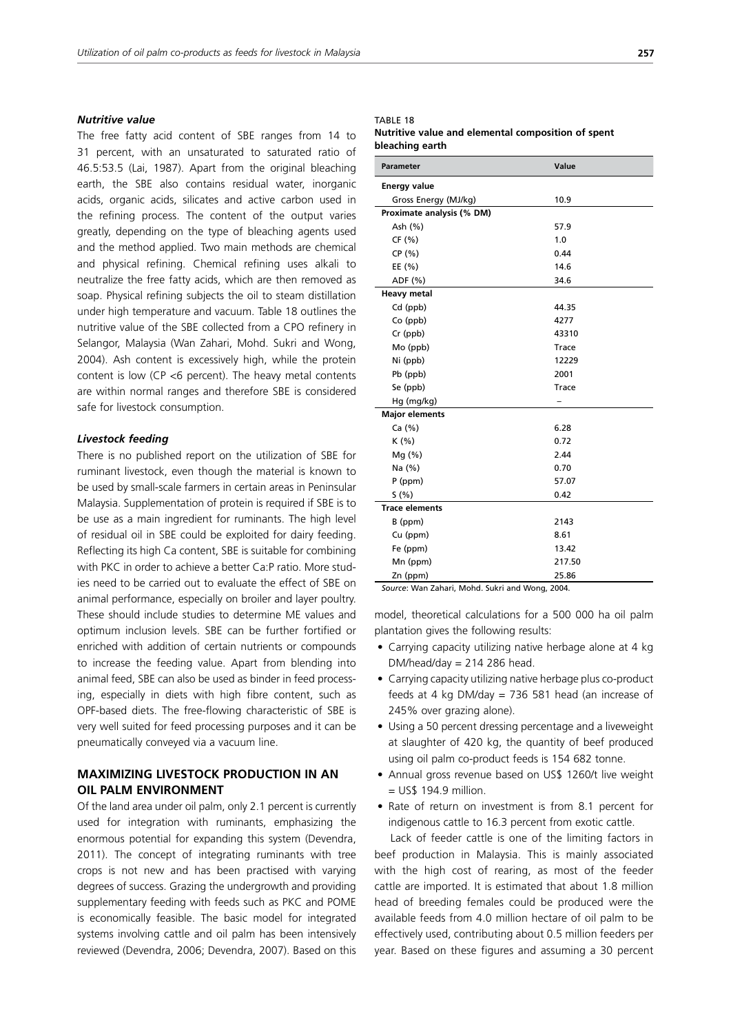### *Nutritive value*

The free fatty acid content of SBE ranges from 14 to 31 percent, with an unsaturated to saturated ratio of 46.5:53.5 (Lai, 1987). Apart from the original bleaching earth, the SBE also contains residual water, inorganic acids, organic acids, silicates and active carbon used in the refining process. The content of the output varies greatly, depending on the type of bleaching agents used and the method applied. Two main methods are chemical and physical refining. Chemical refining uses alkali to neutralize the free fatty acids, which are then removed as soap. Physical refining subjects the oil to steam distillation under high temperature and vacuum. Table 18 outlines the nutritive value of the SBE collected from a CPO refinery in Selangor, Malaysia (Wan Zahari, Mohd. Sukri and Wong, 2004). Ash content is excessively high, while the protein content is low (CP <6 percent). The heavy metal contents are within normal ranges and therefore SBE is considered safe for livestock consumption.

TABLE 18
**Nutritive value and elemental composition of spent bleaching earth**

| Parameter | Value |
|---|---|
| **Energy value** | |
| Gross Energy (MJ/kg) | 10.9 |
| **Proximate analysis (% DM)** | |
| Ash (%) | 57.9 |
| CF (%) | 1.0 |
| CP (%) | 0.44 |
| EE (%) | 14.6 |
| ADF (%) | 34.6 |
| **Heavy metal** | |
| Cd (ppb) | 44.35 |
| Co (ppb) | 4277 |
| Cr (ppb) | 43310 |
| Mo (ppb) | Trace |
| Ni (ppb) | 12229 |
| Pb (ppb) | 2001 |
| Se (ppb) | Trace |
| Hg (mg/kg) | – |
| **Major elements** | |
| Ca (%) | 6.28 |
| K (%) | 0.72 |
| Mg (%) | 2.44 |
| Na (%) | 0.70 |
| P (ppm) | 57.07 |
| S (%) | 0.42 |
| **Trace elements** | |
| B (ppm) | 2143 |
| Cu (ppm) | 8.61 |
| Fe (ppm) | 13.42 |
| Mn (ppm) | 217.50 |
| Zn (ppm) | 25.86 |

*Source*: Wan Zahari, Mohd. Sukri and Wong, 2004.

### *Livestock feeding*

There is no published report on the utilization of SBE for ruminant livestock, even though the material is known to be used by small-scale farmers in certain areas in Peninsular Malaysia. Supplementation of protein is required if SBE is to be use as a main ingredient for ruminants. The high level of residual oil in SBE could be exploited for dairy feeding. Reflecting its high Ca content, SBE is suitable for combining with PKC in order to achieve a better Ca:P ratio. More studies need to be carried out to evaluate the effect of SBE on animal performance, especially on broiler and layer poultry. These should include studies to determine ME values and optimum inclusion levels. SBE can be further fortified or enriched with addition of certain nutrients or compounds to increase the feeding value. Apart from blending into animal feed, SBE can also be used as binder in feed processing, especially in diets with high fibre content, such as OPF-based diets. The free-flowing characteristic of SBE is very well suited for feed processing purposes and it can be pneumatically conveyed via a vacuum line.

## MAXIMIZING LIVESTOCK PRODUCTION IN AN OIL PALM ENVIRONMENT

Of the land area under oil palm, only 2.1 percent is currently used for integration with ruminants, emphasizing the enormous potential for expanding this system (Devendra, 2011). The concept of integrating ruminants with tree crops is not new and has been practised with varying degrees of success. Grazing the undergrowth and providing supplementary feeding with feeds such as PKC and POME is economically feasible. The basic model for integrated systems involving cattle and oil palm has been intensively reviewed (Devendra, 2006; Devendra, 2007). Based on this model, theoretical calculations for a 500 000 ha oil palm plantation gives the following results:

- Carrying capacity utilizing native herbage alone at 4 kg DM/head/day = 214 286 head.
- Carrying capacity utilizing native herbage plus co-product feeds at 4 kg DM/day = 736 581 head (an increase of 245% over grazing alone).
- Using a 50 percent dressing percentage and a liveweight at slaughter of 420 kg, the quantity of beef produced using oil palm co-product feeds is 154 682 tonne.
- Annual gross revenue based on US$ 1260/t live weight = US$ 194.9 million.
- Rate of return on investment is from 8.1 percent for indigenous cattle to 16.3 percent from exotic cattle.

Lack of feeder cattle is one of the limiting factors in beef production in Malaysia. This is mainly associated with the high cost of rearing, as most of the feeder cattle are imported. It is estimated that about 1.8 million head of breeding females could be produced were the available feeds from 4.0 million hectare of oil palm to be effectively used, contributing about 0.5 million feeders per year. Based on these figures and assuming a 30 percent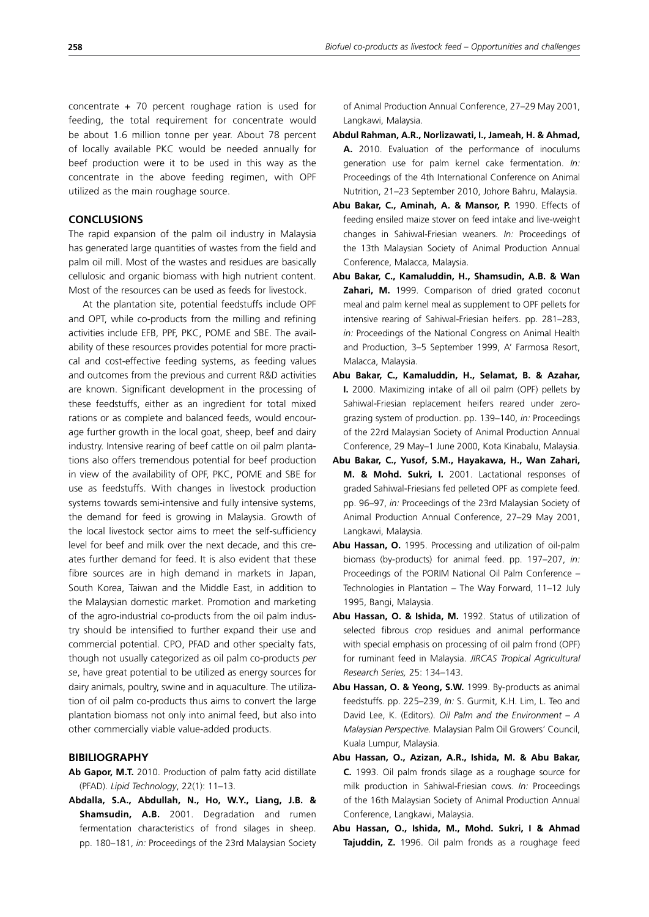concentrate + 70 percent roughage ration is used for feeding, the total requirement for concentrate would be about 1.6 million tonne per year. About 78 percent of locally available PKC would be needed annually for beef production were it to be used in this way as the concentrate in the above feeding regimen, with OPF utilized as the main roughage source.

## CONCLUSIONS

The rapid expansion of the palm oil industry in Malaysia has generated large quantities of wastes from the field and palm oil mill. Most of the wastes and residues are basically cellulosic and organic biomass with high nutrient content. Most of the resources can be used as feeds for livestock.

At the plantation site, potential feedstuffs include OPF and OPT, while co-products from the milling and refining activities include EFB, PPF, PKC, POME and SBE. The availability of these resources provides potential for more practical and cost-effective feeding systems, as feeding values and outcomes from the previous and current R&D activities are known. Significant development in the processing of these feedstuffs, either as an ingredient for total mixed rations or as complete and balanced feeds, would encourage further growth in the local goat, sheep, beef and dairy industry. Intensive rearing of beef cattle on oil palm plantations also offers tremendous potential for beef production in view of the availability of OPF, PKC, POME and SBE for use as feedstuffs. With changes in livestock production systems towards semi-intensive and fully intensive systems, the demand for feed is growing in Malaysia. Growth of the local livestock sector aims to meet the self-sufficiency level for beef and milk over the next decade, and this creates further demand for feed. It is also evident that these fibre sources are in high demand in markets in Japan, South Korea, Taiwan and the Middle East, in addition to the Malaysian domestic market. Promotion and marketing of the agro-industrial co-products from the oil palm industry should be intensified to further expand their use and commercial potential. CPO, PFAD and other specialty fats, though not usually categorized as oil palm co-products *per se*, have great potential to be utilized as energy sources for dairy animals, poultry, swine and in aquaculture. The utilization of oil palm co-products thus aims to convert the large plantation biomass not only into animal feed, but also into other commercially viable value-added products.

## BIBILIOGRAPHY

**Ab Gapor, M.T.** 2010. Production of palm fatty acid distillate (PFAD). *Lipid Technology*, 22(1): 11–13.

**Abdalla, S.A., Abdullah, N., Ho, W.Y., Liang, J.B. & Shamsudin, A.B.** 2001. Degradation and rumen fermentation characteristics of frond silages in sheep. pp. 180–181, *in:* Proceedings of the 23rd Malaysian Society of Animal Production Annual Conference, 27–29 May 2001, Langkawi, Malaysia.

**Abdul Rahman, A.R., Norlizawati, I., Jameah, H. & Ahmad, A.** 2010. Evaluation of the performance of inoculums generation use for palm kernel cake fermentation. *In:* Proceedings of the 4th International Conference on Animal Nutrition, 21–23 September 2010, Johore Bahru, Malaysia.

**Abu Bakar, C., Aminah, A. & Mansor, P.** 1990. Effects of feeding ensiled maize stover on feed intake and live-weight changes in Sahiwal-Friesian weaners. *In:* Proceedings of the 13th Malaysian Society of Animal Production Annual Conference, Malacca, Malaysia.

**Abu Bakar, C., Kamaluddin, H., Shamsudin, A.B. & Wan Zahari, M.** 1999. Comparison of dried grated coconut meal and palm kernel meal as supplement to OPF pellets for intensive rearing of Sahiwal-Friesian heifers. pp. 281–283, *in:* Proceedings of the National Congress on Animal Health and Production, 3–5 September 1999, A' Farmosa Resort, Malacca, Malaysia.

**Abu Bakar, C., Kamaluddin, H., Selamat, B. & Azahar, I.** 2000. Maximizing intake of all oil palm (OPF) pellets by Sahiwal-Friesian replacement heifers reared under zero-grazing system of production. pp. 139–140, *in:* Proceedings of the 22rd Malaysian Society of Animal Production Annual Conference, 29 May–1 June 2000, Kota Kinabalu, Malaysia.

**Abu Bakar, C., Yusof, S.M., Hayakawa, H., Wan Zahari, M. & Mohd. Sukri, I.** 2001. Lactational responses of graded Sahiwal-Friesians fed pelleted OPF as complete feed. pp. 96–97, *in:* Proceedings of the 23rd Malaysian Society of Animal Production Annual Conference, 27–29 May 2001, Langkawi, Malaysia.

**Abu Hassan, O.** 1995. Processing and utilization of oil-palm biomass (by-products) for animal feed. pp. 197–207, *in:* Proceedings of the PORIM National Oil Palm Conference – Technologies in Plantation – The Way Forward, 11–12 July 1995, Bangi, Malaysia.

**Abu Hassan, O. & Ishida, M.** 1992. Status of utilization of selected fibrous crop residues and animal performance with special emphasis on processing of oil palm frond (OPF) for ruminant feed in Malaysia. *JIRCAS Tropical Agricultural Research Series,* 25: 134–143.

**Abu Hassan, O. & Yeong, S.W.** 1999. By-products as animal feedstuffs. pp. 225–239, *In:* S. Gurmit, K.H. Lim, L. Teo and David Lee, K. (Editors). *Oil Palm and the Environment – A Malaysian Perspective.* Malaysian Palm Oil Growers' Council, Kuala Lumpur, Malaysia.

**Abu Hassan, O., Azizan, A.R., Ishida, M. & Abu Bakar, C.** 1993. Oil palm fronds silage as a roughage source for milk production in Sahiwal-Friesian cows. *In:* Proceedings of the 16th Malaysian Society of Animal Production Annual Conference, Langkawi, Malaysia.

**Abu Hassan, O., Ishida, M., Mohd. Sukri, I & Ahmad Tajuddin, Z.** 1996. Oil palm fronds as a roughage feed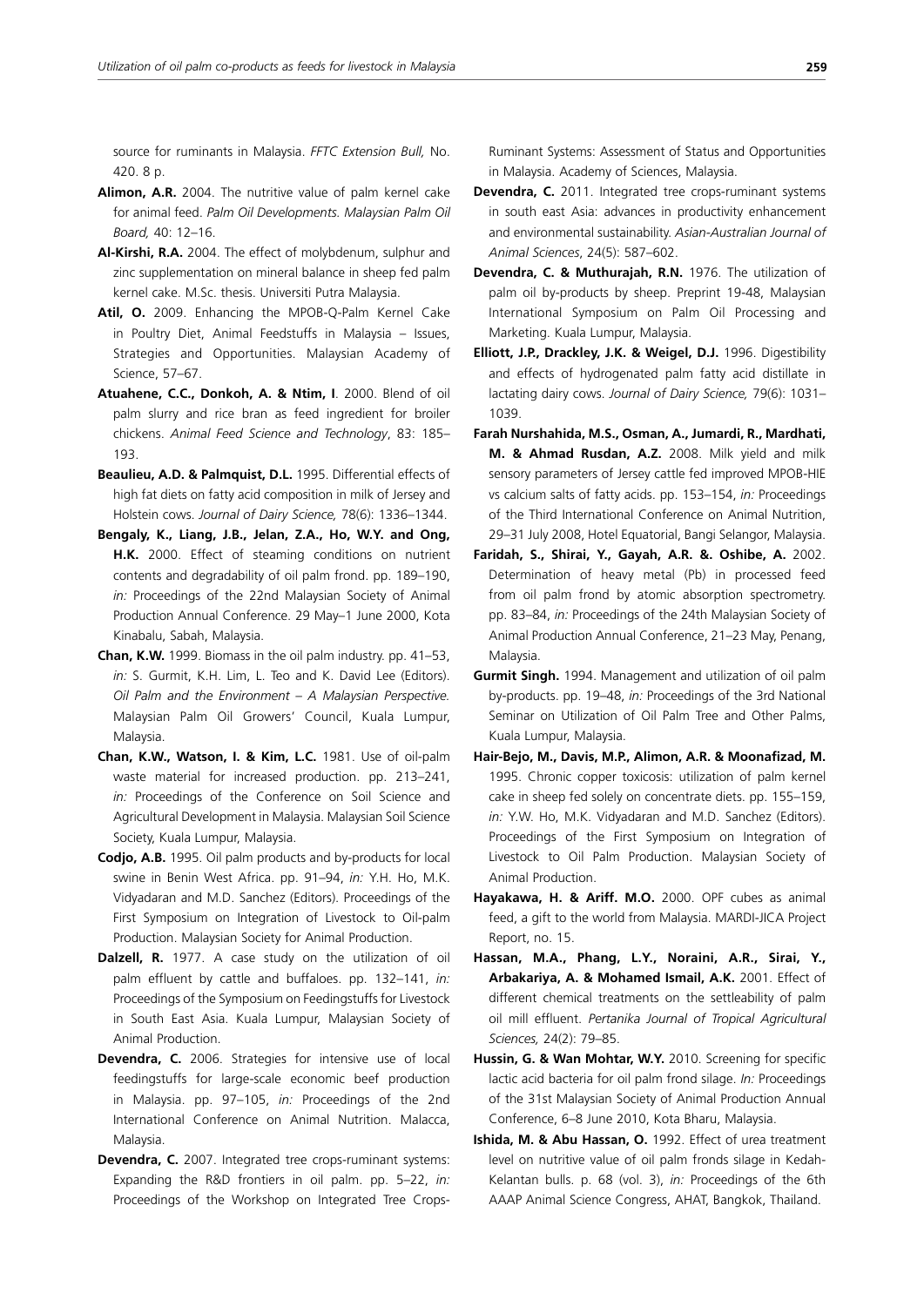source for ruminants in Malaysia. *FFTC Extension Bull,* No. 420. 8 p.

**Alimon, A.R.** 2004. The nutritive value of palm kernel cake for animal feed. *Palm Oil Developments. Malaysian Palm Oil Board,* 40: 12–16.

**Al-Kirshi, R.A.** 2004. The effect of molybdenum, sulphur and zinc supplementation on mineral balance in sheep fed palm kernel cake. M.Sc. thesis. Universiti Putra Malaysia.

**Atil, O.** 2009. Enhancing the MPOB-Q-Palm Kernel Cake in Poultry Diet, Animal Feedstuffs in Malaysia – Issues, Strategies and Opportunities. Malaysian Academy of Science, 57–67.

**Atuahene, C.C., Donkoh, A. & Ntim, I**. 2000. Blend of oil palm slurry and rice bran as feed ingredient for broiler chickens. *Animal Feed Science and Technology*, 83: 185–193.

**Beaulieu, A.D. & Palmquist, D.L.** 1995. Differential effects of high fat diets on fatty acid composition in milk of Jersey and Holstein cows. *Journal of Dairy Science,* 78(6): 1336–1344.

**Bengaly, K., Liang, J.B., Jelan, Z.A., Ho, W.Y. and Ong, H.K.** 2000. Effect of steaming conditions on nutrient contents and degradability of oil palm frond. pp. 189–190, *in:* Proceedings of the 22nd Malaysian Society of Animal Production Annual Conference. 29 May–1 June 2000, Kota Kinabalu, Sabah, Malaysia.

**Chan, K.W.** 1999. Biomass in the oil palm industry. pp. 41–53, *in:* S. Gurmit, K.H. Lim, L. Teo and K. David Lee (Editors). *Oil Palm and the Environment – A Malaysian Perspective.* Malaysian Palm Oil Growers' Council, Kuala Lumpur, Malaysia.

**Chan, K.W., Watson, I. & Kim, L.C.** 1981. Use of oil-palm waste material for increased production. pp. 213–241, *in:* Proceedings of the Conference on Soil Science and Agricultural Development in Malaysia. Malaysian Soil Science Society, Kuala Lumpur, Malaysia.

**Codjo, A.B.** 1995. Oil palm products and by-products for local swine in Benin West Africa. pp. 91–94, *in:* Y.H. Ho, M.K. Vidyadaran and M.D. Sanchez (Editors). Proceedings of the First Symposium on Integration of Livestock to Oil-palm Production. Malaysian Society for Animal Production.

**Dalzell, R.** 1977. A case study on the utilization of oil palm effluent by cattle and buffaloes. pp. 132–141, *in:* Proceedings of the Symposium on Feedingstuffs for Livestock in South East Asia. Kuala Lumpur, Malaysian Society of Animal Production.

**Devendra, C.** 2006. Strategies for intensive use of local feedingstuffs for large-scale economic beef production in Malaysia. pp. 97–105, *in:* Proceedings of the 2nd International Conference on Animal Nutrition. Malacca, Malaysia.

**Devendra, C.** 2007. Integrated tree crops-ruminant systems: Expanding the R&D frontiers in oil palm. pp. 5–22, *in:* Proceedings of the Workshop on Integrated Tree Crops-Ruminant Systems: Assessment of Status and Opportunities in Malaysia. Academy of Sciences, Malaysia.

**Devendra, C.** 2011. Integrated tree crops-ruminant systems in south east Asia: advances in productivity enhancement and environmental sustainability. *Asian-Australian Journal of Animal Sciences*, 24(5): 587–602.

**Devendra, C. & Muthurajah, R.N.** 1976. The utilization of palm oil by-products by sheep. Preprint 19-48, Malaysian International Symposium on Palm Oil Processing and Marketing. Kuala Lumpur, Malaysia.

**Elliott, J.P., Drackley, J.K. & Weigel, D.J.** 1996. Digestibility and effects of hydrogenated palm fatty acid distillate in lactating dairy cows. *Journal of Dairy Science,* 79(6): 1031–1039.

**Farah Nurshahida, M.S., Osman, A., Jumardi, R., Mardhati, M. & Ahmad Rusdan, A.Z.** 2008. Milk yield and milk sensory parameters of Jersey cattle fed improved MPOB-HIE vs calcium salts of fatty acids. pp. 153–154, *in:* Proceedings of the Third International Conference on Animal Nutrition, 29–31 July 2008, Hotel Equatorial, Bangi Selangor, Malaysia.

**Faridah, S., Shirai, Y., Gayah, A.R. &. Oshibe, A.** 2002. Determination of heavy metal (Pb) in processed feed from oil palm frond by atomic absorption spectrometry. pp. 83–84, *in:* Proceedings of the 24th Malaysian Society of Animal Production Annual Conference, 21–23 May, Penang, Malaysia.

**Gurmit Singh.** 1994. Management and utilization of oil palm by-products. pp. 19–48, *in:* Proceedings of the 3rd National Seminar on Utilization of Oil Palm Tree and Other Palms, Kuala Lumpur, Malaysia.

**Hair-Bejo, M., Davis, M.P., Alimon, A.R. & Moonafizad, M.** 1995. Chronic copper toxicosis: utilization of palm kernel cake in sheep fed solely on concentrate diets. pp. 155–159, *in:* Y.W. Ho, M.K. Vidyadaran and M.D. Sanchez (Editors). Proceedings of the First Symposium on Integration of Livestock to Oil Palm Production. Malaysian Society of Animal Production.

**Hayakawa, H. & Ariff. M.O.** 2000. OPF cubes as animal feed, a gift to the world from Malaysia. MARDI-JICA Project Report, no. 15.

**Hassan, M.A., Phang, L.Y., Noraini, A.R., Sirai, Y., Arbakariya, A. & Mohamed Ismail, A.K.** 2001. Effect of different chemical treatments on the settleability of palm oil mill effluent. *Pertanika Journal of Tropical Agricultural Sciences,* 24(2): 79–85.

**Hussin, G. & Wan Mohtar, W.Y.** 2010. Screening for specific lactic acid bacteria for oil palm frond silage. *In:* Proceedings of the 31st Malaysian Society of Animal Production Annual Conference, 6–8 June 2010, Kota Bharu, Malaysia.

**Ishida, M. & Abu Hassan, O.** 1992. Effect of urea treatment level on nutritive value of oil palm fronds silage in Kedah-Kelantan bulls. p. 68 (vol. 3), *in:* Proceedings of the 6th AAAP Animal Science Congress, AHAT, Bangkok, Thailand.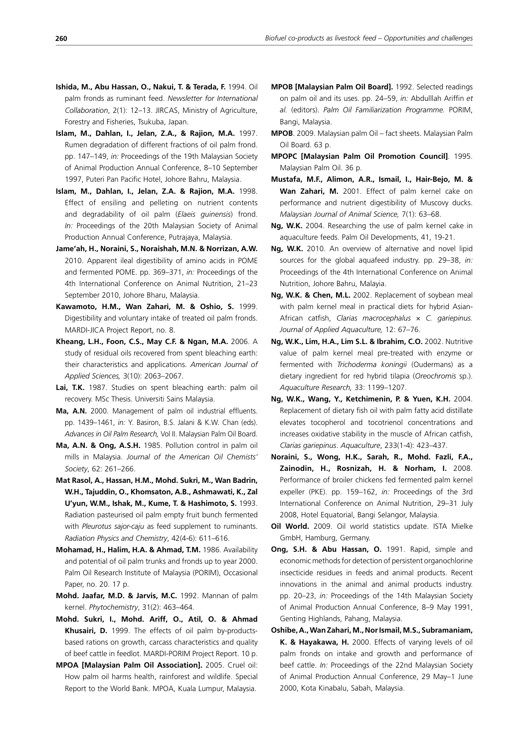**Ishida, M., Abu Hassan, O., Nakui, T. & Terada, F.** 1994. Oil palm fronds as ruminant feed. *Newsletter for International Collaboration*, 2(1): 12–13. JIRCAS, Ministry of Agriculture, Forestry and Fisheries, Tsukuba, Japan.

**Islam, M., Dahlan, I., Jelan, Z.A., & Rajion, M.A.** 1997. Rumen degradation of different fractions of oil palm frond. pp. 147–149, *in:* Proceedings of the 19th Malaysian Society of Animal Production Annual Conference, 8–10 September 1997, Puteri Pan Pacific Hotel, Johore Bahru, Malaysia.

**Islam, M., Dahlan, I., Jelan, Z.A. & Rajion, M.A.** 1998. Effect of ensiling and pelleting on nutrient contents and degradability of oil palm (*Elaeis guinensis*) frond. *In:* Proceedings of the 20th Malaysian Society of Animal Production Annual Conference, Putrajaya, Malaysia.

**Jame'ah, H., Noraini, S., Noraishah, M.N. & Norrizan, A.W.** 2010. Apparent ileal digestibility of amino acids in POME and fermented POME. pp. 369–371, *in:* Proceedings of the 4th International Conference on Animal Nutrition, 21–23 September 2010, Johore Bharu, Malaysia.

**Kawamoto, H.M., Wan Zahari, M. & Oshio, S.** 1999. Digestibility and voluntary intake of treated oil palm fronds. MARDI-JICA Project Report, no. 8.

**Kheang, L.H., Foon, C.S., May C.F. & Ngan, M.A.** 2006. A study of residual oils recovered from spent bleaching earth: their characteristics and applications. *American Journal of Applied Sciences,* 3(10): 2063–2067.

**Lai, T.K.** 1987. Studies on spent bleaching earth: palm oil recovery. MSc Thesis. Universiti Sains Malaysia.

**Ma, A.N.** 2000. Management of palm oil industrial effluents. pp. 1439–1461, *in:* Y. Basiron, B.S. Jalani & K.W. Chan (eds). *Advances in Oil Palm Research,* Vol II. Malaysian Palm Oil Board.

**Ma, A.N. & Ong, A.S.H.** 1985. Pollution control in palm oil mills in Malaysia. *Journal of the American Oil Chemists' Society*, 62: 261–266.

**Mat Rasol, A., Hassan, H.M., Mohd. Sukri, M., Wan Badrin, W.H., Tajuddin, O., Khomsaton, A.B., Ashmawati, K., Zal U'yun, W.M., Ishak, M., Kume, T. & Hashimoto, S.** 1993. Radiation pasteurised oil palm empty fruit bunch fermented with *Pleurotus sajor-caju* as feed supplement to ruminants. *Radiation Physics and Chemistry*, 42(4-6): 611–616.

**Mohamad, H., Halim, H.A. & Ahmad, T.M.** 1986. Availability and potential of oil palm trunks and fronds up to year 2000. Palm Oil Research Institute of Malaysia (PORIM), Occasional Paper, no. 20. 17 p.

**Mohd. Jaafar, M.D. & Jarvis, M.C.** 1992. Mannan of palm kernel. *Phytochemistry*, 31(2): 463–464.

**Mohd. Sukri, I., Mohd. Ariff, O., Atil, O. & Ahmad Khusairi, D.** 1999. The effects of oil palm by-products-based rations on growth, carcass characteristics and quality of beef cattle in feedlot. MARDI-PORIM Project Report. 10 p.

**MPOA [Malaysian Palm Oil Association].** 2005. Cruel oil: How palm oil harms health, rainforest and wildlife. Special Report to the World Bank. MPOA, Kuala Lumpur, Malaysia.

**MPOB [Malaysian Palm Oil Board].** 1992. Selected readings on palm oil and its uses. pp. 24–59, *in:* Abdulllah Ariffin *et al.* (editors). *Palm Oil Familiarization Programme.* PORIM, Bangi, Malaysia.

**MPOB**. 2009. Malaysian palm Oil – fact sheets. Malaysian Palm Oil Board. 63 p.

**MPOPC [Malaysian Palm Oil Promotion Council]**. 1995. Malaysian Palm Oil. 36 p.

**Mustafa, M.F., Alimon, A.R., Ismail, I., Hair-Bejo, M. & Wan Zahari, M.** 2001. Effect of palm kernel cake on performance and nutrient digestibility of Muscovy ducks. *Malaysian Journal of Animal Science,* 7(1): 63–68.

**Ng, W.K.** 2004. Researching the use of palm kernel cake in aquaculture feeds. Palm Oil Developments, 41, 19-21.

**Ng, W.K.** 2010. An overview of alternative and novel lipid sources for the global aquafeed industry. pp. 29–38, *in:* Proceedings of the 4th International Conference on Animal Nutrition, Johore Bahru, Malayia.

**Ng, W.K. & Chen, M.L.** 2002. Replacement of soybean meal with palm kernel meal in practical diets for hybrid Asian-African catfish, *Clarias macrocephalus* × *C. gariepinus. Journal of Applied Aquaculture,* 12: 67–76.

**Ng, W.K., Lim, H.A., Lim S.L. & Ibrahim, C.O.** 2002. Nutritive value of palm kernel meal pre-treated with enzyme or fermented with *Trichoderma koningii* (Oudermans) as a dietary ingredient for red hybrid tilapia (*Oreochromis* sp.). *Aquaculture Research,* 33: 1199–1207.

**Ng, W.K., Wang, Y., Ketchimenin, P. & Yuen, K.H.** 2004. Replacement of dietary fish oil with palm fatty acid distillate elevates tocopherol and tocotrienol concentrations and increases oxidative stability in the muscle of African catfish, *Clarias gariepinus*. *Aquaculture*, 233(1-4): 423–437.

**Noraini, S., Wong, H.K., Sarah, R., Mohd. Fazli, F.A., Zainodin, H., Rosnizah, H. & Norham, I.** 2008. Performance of broiler chickens fed fermented palm kernel expeller (PKE). pp. 159–162, *in:* Proceedings of the 3rd International Conference on Animal Nutrition, 29–31 July 2008, Hotel Equatorial, Bangi Selangor, Malaysia.

**Oil World.** 2009. Oil world statistics update. ISTA Mielke GmbH, Hamburg, Germany.

**Ong, S.H. & Abu Hassan, O.** 1991. Rapid, simple and economic methods for detection of persistent organochlorine insecticide residues in feeds and animal products. Recent innovations in the animal and animal products industry. pp. 20–23, *in:* Proceedings of the 14th Malaysian Society of Animal Production Annual Conference, 8–9 May 1991, Genting Highlands, Pahang, Malaysia.

**Oshibe, A., Wan Zahari, M., Nor Ismail, M.S., Subramaniam, K. & Hayakawa, H.** 2000. Effects of varying levels of oil palm fronds on intake and growth and performance of beef cattle. *In:* Proceedings of the 22nd Malaysian Society of Animal Production Annual Conference, 29 May–1 June 2000, Kota Kinabalu, Sabah, Malaysia.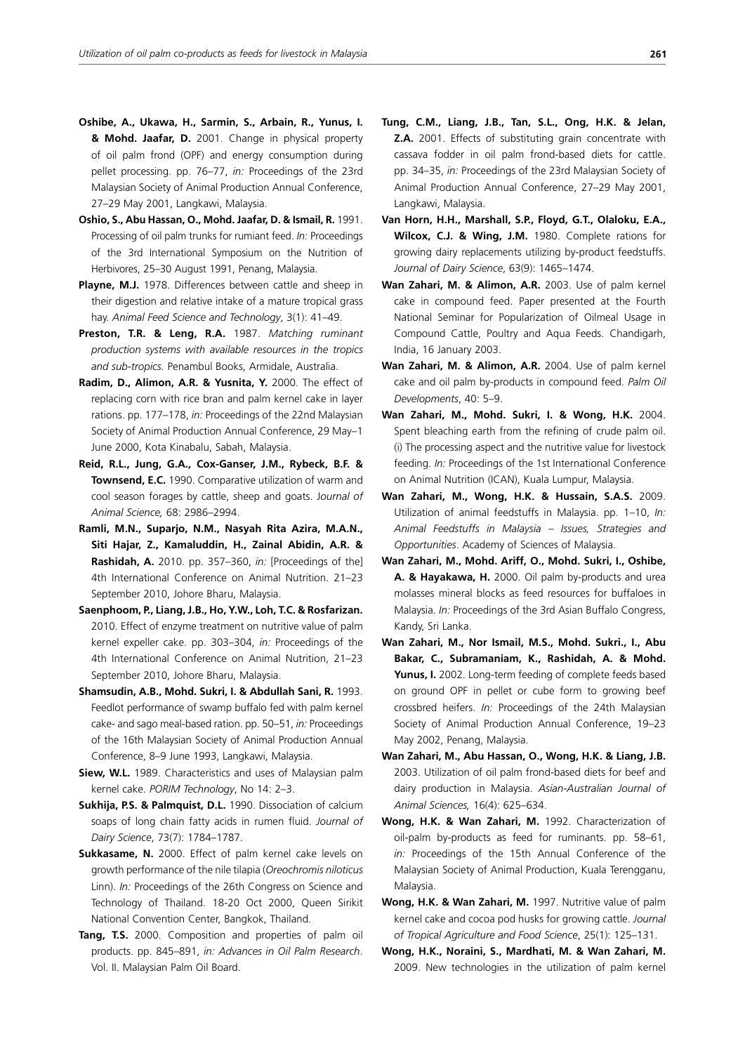**Oshibe, A., Ukawa, H., Sarmin, S., Arbain, R., Yunus, I. & Mohd. Jaafar, D.** 2001. Change in physical property of oil palm frond (OPF) and energy consumption during pellet processing. pp. 76–77, *in:* Proceedings of the 23rd Malaysian Society of Animal Production Annual Conference, 27–29 May 2001, Langkawi, Malaysia.

**Oshio, S., Abu Hassan, O., Mohd. Jaafar, D. & Ismail, R.** 1991. Processing of oil palm trunks for rumiant feed. *In:* Proceedings of the 3rd International Symposium on the Nutrition of Herbivores, 25–30 August 1991, Penang, Malaysia.

**Playne, M.J.** 1978. Differences between cattle and sheep in their digestion and relative intake of a mature tropical grass hay. *Animal Feed Science and Technology*, 3(1): 41–49.

**Preston, T.R. & Leng, R.A.** 1987. *Matching ruminant production systems with available resources in the tropics and sub-tropics.* Penambul Books, Armidale, Australia.

**Radim, D., Alimon, A.R. & Yusnita, Y.** 2000. The effect of replacing corn with rice bran and palm kernel cake in layer rations. pp. 177–178, *in:* Proceedings of the 22nd Malaysian Society of Animal Production Annual Conference, 29 May–1 June 2000, Kota Kinabalu, Sabah, Malaysia.

**Reid, R.L., Jung, G.A., Cox-Ganser, J.M., Rybeck, B.F. & Townsend, E.C.** 1990. Comparative utilization of warm and cool season forages by cattle, sheep and goats. *Journal of Animal Science,* 68: 2986–2994.

**Ramli, M.N., Suparjo, N.M., Nasyah Rita Azira, M.A.N., Siti Hajar, Z., Kamaluddin, H., Zainal Abidin, A.R. & Rashidah, A.** 2010. pp. 357–360, *in:* [Proceedings of the] 4th International Conference on Animal Nutrition. 21–23 September 2010, Johore Bharu, Malaysia.

**Saenphoom, P., Liang, J.B., Ho, Y.W., Loh, T.C. & Rosfarizan.** 2010. Effect of enzyme treatment on nutritive value of palm kernel expeller cake. pp. 303–304, *in:* Proceedings of the 4th International Conference on Animal Nutrition, 21–23 September 2010, Johore Bharu, Malaysia.

**Shamsudin, A.B., Mohd. Sukri, I. & Abdullah Sani, R.** 1993. Feedlot performance of swamp buffalo fed with palm kernel cake- and sago meal-based ration. pp. 50–51, *in:* Proceedings of the 16th Malaysian Society of Animal Production Annual Conference, 8–9 June 1993, Langkawi, Malaysia.

**Siew, W.L.** 1989. Characteristics and uses of Malaysian palm kernel cake. *PORIM Technology*, No 14: 2–3.

**Sukhija, P.S. & Palmquist, D.L.** 1990. Dissociation of calcium soaps of long chain fatty acids in rumen fluid. *Journal of Dairy Science*, 73(7): 1784–1787.

**Sukkasame, N.** 2000. Effect of palm kernel cake levels on growth performance of the nile tilapia (*Oreochromis niloticus* Linn). *In:* Proceedings of the 26th Congress on Science and Technology of Thailand. 18-20 Oct 2000, Queen Sirikit National Convention Center, Bangkok, Thailand.

**Tang, T.S.** 2000. Composition and properties of palm oil products. pp. 845–891, *in: Advances in Oil Palm Research*. Vol. II. Malaysian Palm Oil Board.

**Tung, C.M., Liang, J.B., Tan, S.L., Ong, H.K. & Jelan, Z.A.** 2001. Effects of substituting grain concentrate with cassava fodder in oil palm frond-based diets for cattle. pp. 34–35, *in:* Proceedings of the 23rd Malaysian Society of Animal Production Annual Conference, 27–29 May 2001, Langkawi, Malaysia.

**Van Horn, H.H., Marshall, S.P., Floyd, G.T., Olaloku, E.A., Wilcox, C.J. & Wing, J.M.** 1980. Complete rations for growing dairy replacements utilizing by-product feedstuffs. *Journal of Dairy Science*, 63(9): 1465–1474.

**Wan Zahari, M. & Alimon, A.R.** 2003. Use of palm kernel cake in compound feed. Paper presented at the Fourth National Seminar for Popularization of Oilmeal Usage in Compound Cattle, Poultry and Aqua Feeds. Chandigarh, India, 16 January 2003.

**Wan Zahari, M. & Alimon, A.R.** 2004. Use of palm kernel cake and oil palm by-products in compound feed. *Palm Oil Developments*, 40: 5–9.

**Wan Zahari, M., Mohd. Sukri, I. & Wong, H.K.** 2004. Spent bleaching earth from the refining of crude palm oil. (i) The processing aspect and the nutritive value for livestock feeding. *In:* Proceedings of the 1st International Conference on Animal Nutrition (ICAN), Kuala Lumpur, Malaysia.

**Wan Zahari, M., Wong, H.K. & Hussain, S.A.S.** 2009. Utilization of animal feedstuffs in Malaysia. pp. 1–10, *In: Animal Feedstuffs in Malaysia – Issues, Strategies and Opportunities*. Academy of Sciences of Malaysia.

**Wan Zahari, M., Mohd. Ariff, O., Mohd. Sukri, I., Oshibe, A. & Hayakawa, H.** 2000. Oil palm by-products and urea molasses mineral blocks as feed resources for buffaloes in Malaysia. *In:* Proceedings of the 3rd Asian Buffalo Congress, Kandy, Sri Lanka.

**Wan Zahari, M., Nor Ismail, M.S., Mohd. Sukri., I., Abu Bakar, C., Subramaniam, K., Rashidah, A. & Mohd. Yunus, I.** 2002. Long-term feeding of complete feeds based on ground OPF in pellet or cube form to growing beef crossbred heifers. *In:* Proceedings of the 24th Malaysian Society of Animal Production Annual Conference, 19–23 May 2002, Penang, Malaysia.

**Wan Zahari, M., Abu Hassan, O., Wong, H.K. & Liang, J.B.** 2003. Utilization of oil palm frond-based diets for beef and dairy production in Malaysia. *Asian-Australian Journal of Animal Sciences,* 16(4): 625–634.

**Wong, H.K. & Wan Zahari, M.** 1992. Characterization of oil-palm by-products as feed for ruminants. pp. 58–61, *in:* Proceedings of the 15th Annual Conference of the Malaysian Society of Animal Production, Kuala Terengganu, Malaysia.

**Wong, H.K. & Wan Zahari, M.** 1997. Nutritive value of palm kernel cake and cocoa pod husks for growing cattle. *Journal of Tropical Agriculture and Food Science*, 25(1): 125–131.

**Wong, H.K., Noraini, S., Mardhati, M. & Wan Zahari, M.** 2009. New technologies in the utilization of palm kernel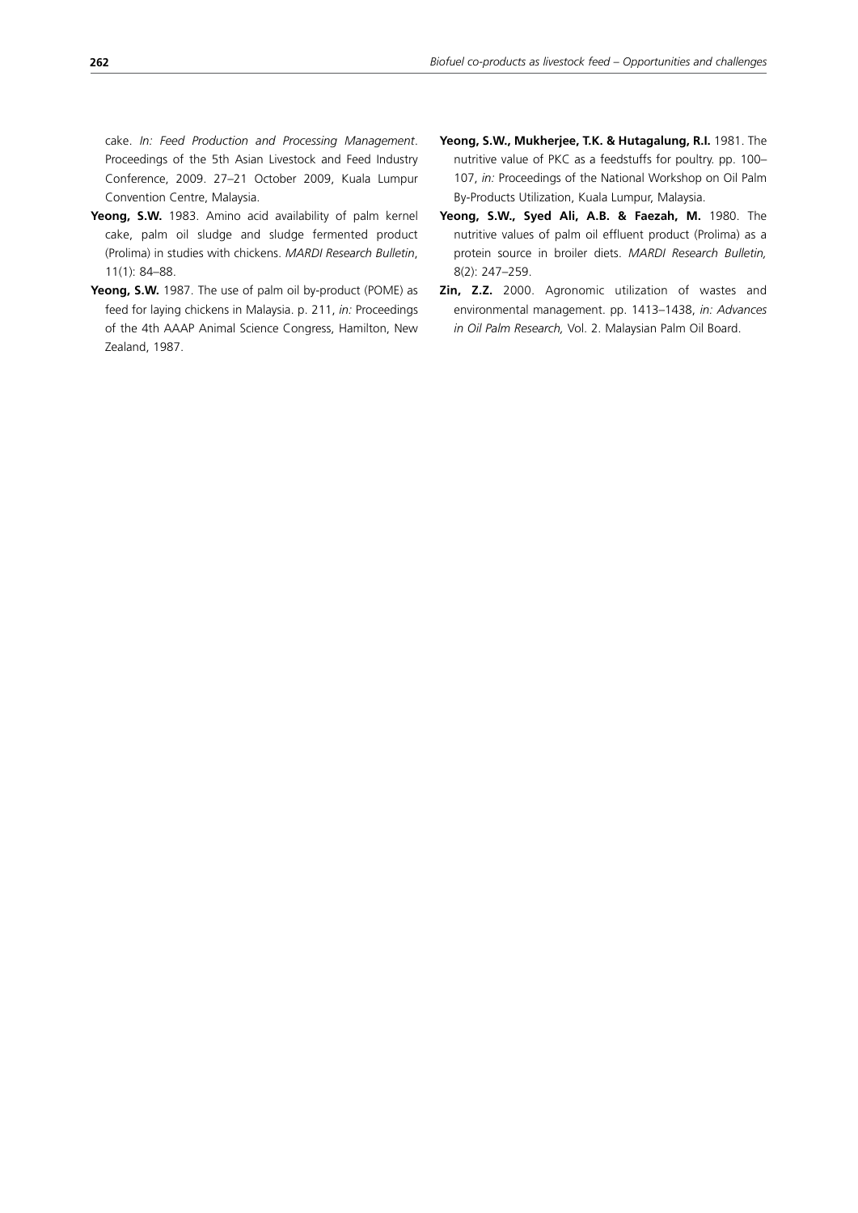cake. *In: Feed Production and Processing Management*. Proceedings of the 5th Asian Livestock and Feed Industry Conference, 2009. 27–21 October 2009, Kuala Lumpur Convention Centre, Malaysia.

**Yeong, S.W.** 1983. Amino acid availability of palm kernel cake, palm oil sludge and sludge fermented product (Prolima) in studies with chickens. *MARDI Research Bulletin*, 11(1): 84–88.

**Yeong, S.W.** 1987. The use of palm oil by-product (POME) as feed for laying chickens in Malaysia. p. 211, *in:* Proceedings of the 4th AAAP Animal Science Congress, Hamilton, New Zealand, 1987.

**Yeong, S.W., Mukherjee, T.K. & Hutagalung, R.I.** 1981. The nutritive value of PKC as a feedstuffs for poultry. pp. 100–107, *in:* Proceedings of the National Workshop on Oil Palm By-Products Utilization, Kuala Lumpur, Malaysia.

**Yeong, S.W., Syed Ali, A.B. & Faezah, M.** 1980. The nutritive values of palm oil effluent product (Prolima) as a protein source in broiler diets. *MARDI Research Bulletin,* 8(2): 247–259.

**Zin, Z.Z.** 2000. Agronomic utilization of wastes and environmental management. pp. 1413–1438, *in: Advances in Oil Palm Research,* Vol. 2. Malaysian Palm Oil Board.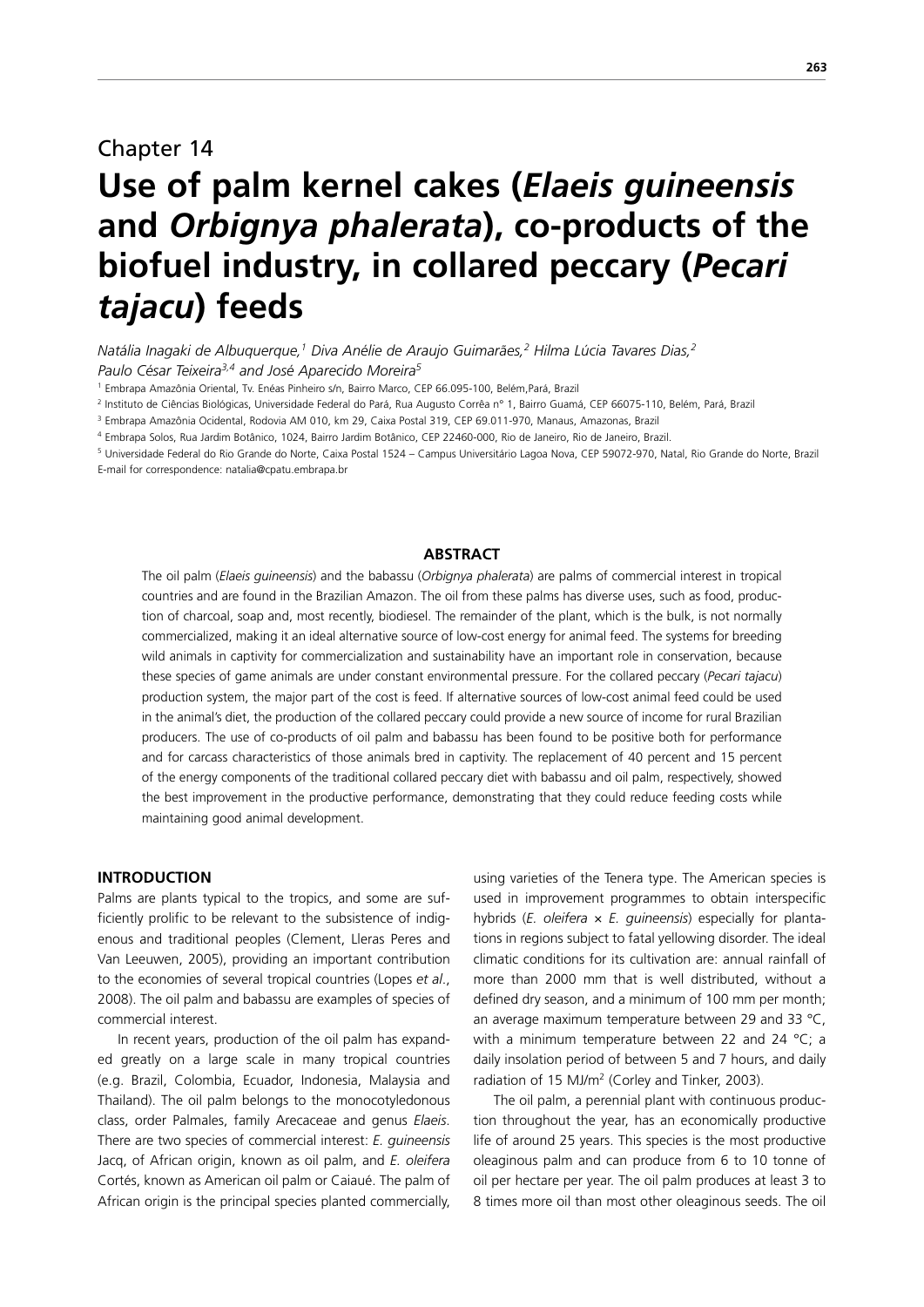Chapter 14

# Use of palm kernel cakes (*Elaeis guineensis* and *Orbignya phalerata*), co-products of the biofuel industry, in collared peccary (*Pecari tajacu*) feeds

*Natália Inagaki de Albuquerque,[1] Diva Anélie de Araujo Guimarães,[2] Hilma Lúcia Tavares Dias,[2] Paulo César Teixeira[3,4] and José Aparecido Moreira[5]*

[1] Embrapa Amazônia Oriental, Tv. Enéas Pinheiro s/n, Bairro Marco, CEP 66.095-100, Belém,Pará, Brazil

[2] Instituto de Ciências Biológicas, Universidade Federal do Pará, Rua Augusto Corrêa n° 1, Bairro Guamá, CEP 66075-110, Belém, Pará, Brazil

[3] Embrapa Amazônia Ocidental, Rodovia AM 010, km 29, Caixa Postal 319, CEP 69.011-970, Manaus, Amazonas, Brazil

[4] Embrapa Solos, Rua Jardim Botânico, 1024, Bairro Jardim Botânico, CEP 22460-000, Rio de Janeiro, Rio de Janeiro, Brazil.

[5] Universidade Federal do Rio Grande do Norte, Caixa Postal 1524 – Campus Universitário Lagoa Nova, CEP 59072-970, Natal, Rio Grande do Norte, Brazil

E-mail for correspondence: natalia@cpatu.embrapa.br

## ABSTRACT

The oil palm (*Elaeis guineensis*) and the babassu (*Orbignya phalerata*) are palms of commercial interest in tropical countries and are found in the Brazilian Amazon. The oil from these palms has diverse uses, such as food, production of charcoal, soap and, most recently, biodiesel. The remainder of the plant, which is the bulk, is not normally commercialized, making it an ideal alternative source of low-cost energy for animal feed. The systems for breeding wild animals in captivity for commercialization and sustainability have an important role in conservation, because these species of game animals are under constant environmental pressure. For the collared peccary (*Pecari tajacu*) production system, the major part of the cost is feed. If alternative sources of low-cost animal feed could be used in the animal's diet, the production of the collared peccary could provide a new source of income for rural Brazilian producers. The use of co-products of oil palm and babassu has been found to be positive both for performance and for carcass characteristics of those animals bred in captivity. The replacement of 40 percent and 15 percent of the energy components of the traditional collared peccary diet with babassu and oil palm, respectively, showed the best improvement in the productive performance, demonstrating that they could reduce feeding costs while maintaining good animal development.

## INTRODUCTION

Palms are plants typical to the tropics, and some are sufficiently prolific to be relevant to the subsistence of indigenous and traditional peoples (Clement, Lleras Peres and Van Leeuwen, 2005), providing an important contribution to the economies of several tropical countries (Lopes *et al*., 2008). The oil palm and babassu are examples of species of commercial interest.

In recent years, production of the oil palm has expanded greatly on a large scale in many tropical countries (e.g. Brazil, Colombia, Ecuador, Indonesia, Malaysia and Thailand). The oil palm belongs to the monocotyledonous class, order Palmales, family Arecaceae and genus *Elaeis*. There are two species of commercial interest: *E. guineensis* Jacq, of African origin, known as oil palm, and *E. oleifera* Cortés, known as American oil palm or Caiaué. The palm of African origin is the principal species planted commercially, using varieties of the Tenera type. The American species is used in improvement programmes to obtain interspecific hybrids (*E. oleifera* × *E. guineensis*) especially for plantations in regions subject to fatal yellowing disorder. The ideal climatic conditions for its cultivation are: annual rainfall of more than 2000 mm that is well distributed, without a defined dry season, and a minimum of 100 mm per month; an average maximum temperature between 29 and 33 °C, with a minimum temperature between 22 and 24 °C; a daily insolation period of between 5 and 7 hours, and daily radiation of 15 MJ/m$^2$ (Corley and Tinker, 2003).

The oil palm, a perennial plant with continuous production throughout the year, has an economically productive life of around 25 years. This species is the most productive oleaginous palm and can produce from 6 to 10 tonne of oil per hectare per year. The oil palm produces at least 3 to 8 times more oil than most other oleaginous seeds. The oil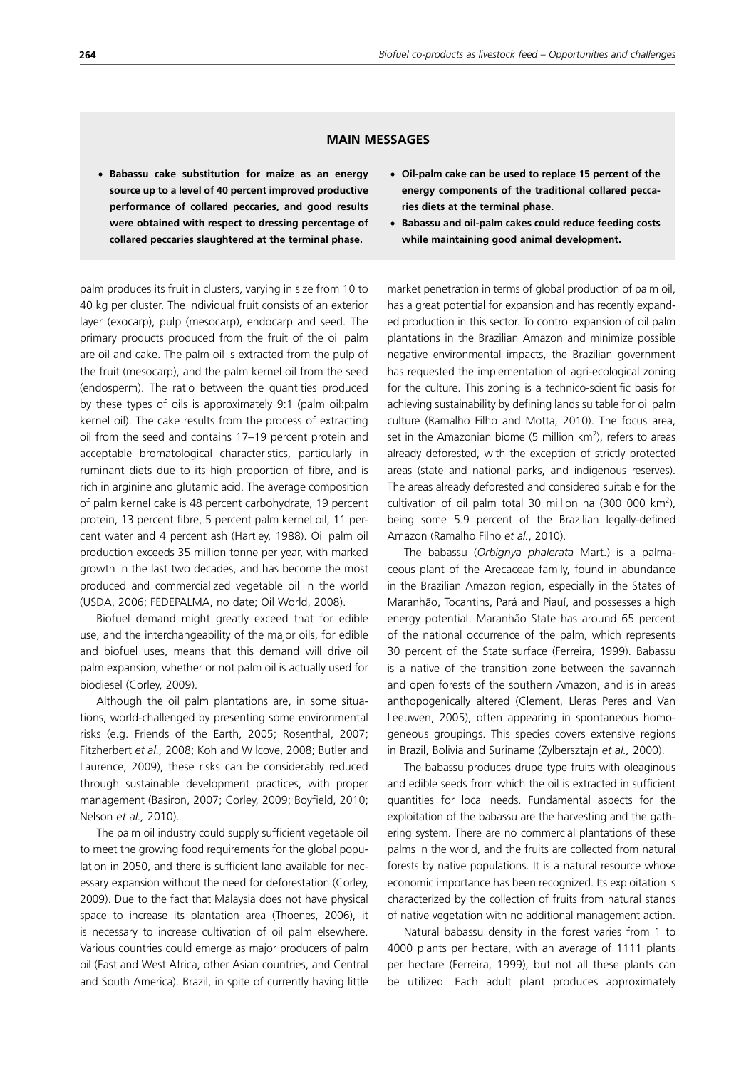## MAIN MESSAGES

- **Babassu cake substitution for maize as an energy source up to a level of 40 percent improved productive performance of collared peccaries, and good results were obtained with respect to dressing percentage of collared peccaries slaughtered at the terminal phase.**
- **Oil-palm cake can be used to replace 15 percent of the energy components of the traditional collared peccaries diets at the terminal phase.**
- **Babassu and oil-palm cakes could reduce feeding costs while maintaining good animal development.**

palm produces its fruit in clusters, varying in size from 10 to 40 kg per cluster. The individual fruit consists of an exterior layer (exocarp), pulp (mesocarp), endocarp and seed. The primary products produced from the fruit of the oil palm are oil and cake. The palm oil is extracted from the pulp of the fruit (mesocarp), and the palm kernel oil from the seed (endosperm). The ratio between the quantities produced by these types of oils is approximately 9:1 (palm oil:palm kernel oil). The cake results from the process of extracting oil from the seed and contains 17–19 percent protein and acceptable bromatological characteristics, particularly in ruminant diets due to its high proportion of fibre, and is rich in arginine and glutamic acid. The average composition of palm kernel cake is 48 percent carbohydrate, 19 percent protein, 13 percent fibre, 5 percent palm kernel oil, 11 percent water and 4 percent ash (Hartley, 1988). Oil palm oil production exceeds 35 million tonne per year, with marked growth in the last two decades, and has become the most produced and commercialized vegetable oil in the world (USDA, 2006; FEDEPALMA, no date; Oil World, 2008).

Biofuel demand might greatly exceed that for edible use, and the interchangeability of the major oils, for edible and biofuel uses, means that this demand will drive oil palm expansion, whether or not palm oil is actually used for biodiesel (Corley, 2009).

Although the oil palm plantations are, in some situations, world-challenged by presenting some environmental risks (e.g. Friends of the Earth, 2005; Rosenthal, 2007; Fitzherbert *et al.,* 2008; Koh and Wilcove, 2008; Butler and Laurence, 2009), these risks can be considerably reduced through sustainable development practices, with proper management (Basiron, 2007; Corley, 2009; Boyfield, 2010; Nelson *et al.,* 2010).

The palm oil industry could supply sufficient vegetable oil to meet the growing food requirements for the global population in 2050, and there is sufficient land available for necessary expansion without the need for deforestation (Corley, 2009). Due to the fact that Malaysia does not have physical space to increase its plantation area (Thoenes, 2006), it is necessary to increase cultivation of oil palm elsewhere. Various countries could emerge as major producers of palm oil (East and West Africa, other Asian countries, and Central and South America). Brazil, in spite of currently having little market penetration in terms of global production of palm oil, has a great potential for expansion and has recently expanded production in this sector. To control expansion of oil palm plantations in the Brazilian Amazon and minimize possible negative environmental impacts, the Brazilian government has requested the implementation of agri-ecological zoning for the culture. This zoning is a technico-scientific basis for achieving sustainability by defining lands suitable for oil palm culture (Ramalho Filho and Motta, 2010). The focus area, set in the Amazonian biome (5 million km$^2$), refers to areas already deforested, with the exception of strictly protected areas (state and national parks, and indigenous reserves). The areas already deforested and considered suitable for the cultivation of oil palm total 30 million ha (300 000 km$^2$), being some 5.9 percent of the Brazilian legally-defined Amazon (Ramalho Filho *et al.*, 2010).

The babassu (*Orbignya phalerata* Mart.) is a palmaceous plant of the Arecaceae family, found in abundance in the Brazilian Amazon region, especially in the States of Maranhão, Tocantins, Pará and Piauí, and possesses a high energy potential. Maranhão State has around 65 percent of the national occurrence of the palm, which represents 30 percent of the State surface (Ferreira, 1999). Babassu is a native of the transition zone between the savannah and open forests of the southern Amazon, and is in areas anthopogenically altered (Clement, Lleras Peres and Van Leeuwen, 2005), often appearing in spontaneous homogeneous groupings. This species covers extensive regions in Brazil, Bolivia and Suriname (Zylbersztajn *et al.,* 2000).

The babassu produces drupe type fruits with oleaginous and edible seeds from which the oil is extracted in sufficient quantities for local needs. Fundamental aspects for the exploitation of the babassu are the harvesting and the gathering system. There are no commercial plantations of these palms in the world, and the fruits are collected from natural forests by native populations. It is a natural resource whose economic importance has been recognized. Its exploitation is characterized by the collection of fruits from natural stands of native vegetation with no additional management action.

Natural babassu density in the forest varies from 1 to 4000 plants per hectare, with an average of 1111 plants per hectare (Ferreira, 1999), but not all these plants can be utilized. Each adult plant produces approximately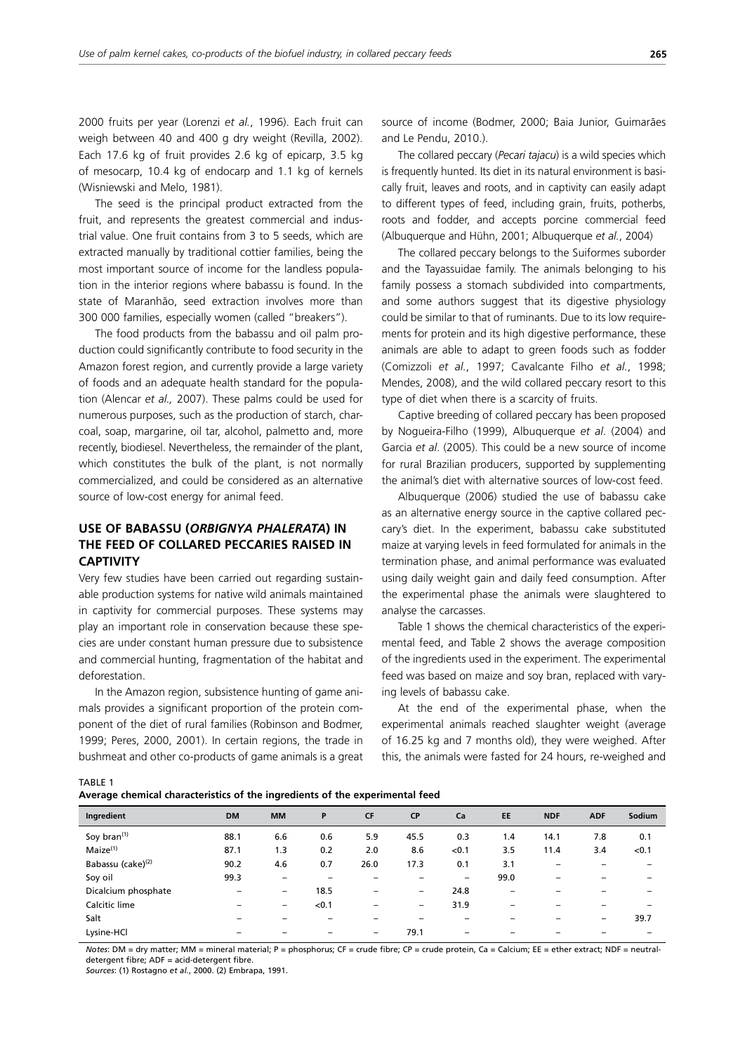2000 fruits per year (Lorenzi *et al.*, 1996). Each fruit can weigh between 40 and 400 g dry weight (Revilla, 2002). Each 17.6 kg of fruit provides 2.6 kg of epicarp, 3.5 kg of mesocarp, 10.4 kg of endocarp and 1.1 kg of kernels (Wisniewski and Melo, 1981).

The seed is the principal product extracted from the fruit, and represents the greatest commercial and industrial value. One fruit contains from 3 to 5 seeds, which are extracted manually by traditional cottier families, being the most important source of income for the landless population in the interior regions where babassu is found. In the state of Maranhão, seed extraction involves more than 300 000 families, especially women (called "breakers").

The food products from the babassu and oil palm production could significantly contribute to food security in the Amazon forest region, and currently provide a large variety of foods and an adequate health standard for the population (Alencar *et al.,* 2007). These palms could be used for numerous purposes, such as the production of starch, charcoal, soap, margarine, oil tar, alcohol, palmetto and, more recently, biodiesel. Nevertheless, the remainder of the plant, which constitutes the bulk of the plant, is not normally commercialized, and could be considered as an alternative source of low-cost energy for animal feed.

## USE OF BABASSU (*ORBIGNYA PHALERATA*) IN THE FEED OF COLLARED PECCARIES RAISED IN CAPTIVITY

Very few studies have been carried out regarding sustainable production systems for native wild animals maintained in captivity for commercial purposes. These systems may play an important role in conservation because these species are under constant human pressure due to subsistence and commercial hunting, fragmentation of the habitat and deforestation.

In the Amazon region, subsistence hunting of game animals provides a significant proportion of the protein component of the diet of rural families (Robinson and Bodmer, 1999; Peres, 2000, 2001). In certain regions, the trade in bushmeat and other co-products of game animals is a great source of income (Bodmer, 2000; Baia Junior, Guimarães and Le Pendu, 2010.).

The collared peccary (*Pecari tajacu*) is a wild species which is frequently hunted. Its diet in its natural environment is basically fruit, leaves and roots, and in captivity can easily adapt to different types of feed, including grain, fruits, potherbs, roots and fodder, and accepts porcine commercial feed (Albuquerque and Hühn, 2001; Albuquerque *et al.*, 2004)

The collared peccary belongs to the Suiformes suborder and the Tayassuidae family. The animals belonging to his family possess a stomach subdivided into compartments, and some authors suggest that its digestive physiology could be similar to that of ruminants. Due to its low requirements for protein and its high digestive performance, these animals are able to adapt to green foods such as fodder (Comizzoli *et al.*, 1997; Cavalcante Filho *et al.*, 1998; Mendes, 2008), and the wild collared peccary resort to this type of diet when there is a scarcity of fruits.

Captive breeding of collared peccary has been proposed by Nogueira-Filho (1999), Albuquerque *et al*. (2004) and Garcia *et al*. (2005). This could be a new source of income for rural Brazilian producers, supported by supplementing the animal's diet with alternative sources of low-cost feed.

Albuquerque (2006) studied the use of babassu cake as an alternative energy source in the captive collared peccary's diet. In the experiment, babassu cake substituted maize at varying levels in feed formulated for animals in the termination phase, and animal performance was evaluated using daily weight gain and daily feed consumption. After the experimental phase the animals were slaughtered to analyse the carcasses.

Table 1 shows the chemical characteristics of the experimental feed, and Table 2 shows the average composition of the ingredients used in the experiment. The experimental feed was based on maize and soy bran, replaced with varying levels of babassu cake.

At the end of the experimental phase, when the experimental animals reached slaughter weight (average of 16.25 kg and 7 months old), they were weighed. After this, the animals were fasted for 24 hours, re-weighed and

TABLE 1
**Average chemical characteristics of the ingredients of the experimental feed**

| Ingredient | DM | MM | P | CF | CP | Ca | EE | NDF | ADF | Sodium |
|---|---|---|---|---|---|---|---|---|---|---|
| Soy bran[(1)] | 88.1 | 6.6 | 0.6 | 5.9 | 45.5 | 0.3 | 1.4 | 14.1 | 7.8 | 0.1 |
| Maize[(1)] | 87.1 | 1.3 | 0.2 | 2.0 | 8.6 | <0.1 | 3.5 | 11.4 | 3.4 | <0.1 |
| Babassu (cake)[(2)] | 90.2 | 4.6 | 0.7 | 26.0 | 17.3 | 0.1 | 3.1 | – | – | – |
| Soy oil | 99.3 | – | – | – | – | – | 99.0 | – | – | – |
| Dicalcium phosphate | – | – | 18.5 | – | – | 24.8 | – | – | – | – |
| Calcitic lime | – | – | <0.1 | – | – | 31.9 | – | – | – | – |
| Salt | – | – | – | – | – | – | – | – | – | 39.7 |
| Lysine-HCl | – | – | – | – | 79.1 | – | – | – | – | – |

*Notes*: DM = dry matter; MM = mineral material; P = phosphorus; CF = crude fibre; CP = crude protein, Ca = Calcium; EE = ether extract; NDF = neutral-detergent fibre; ADF = acid-detergent fibre.
*Sources*: (1) Rostagno *et al*., 2000. (2) Embrapa, 1991.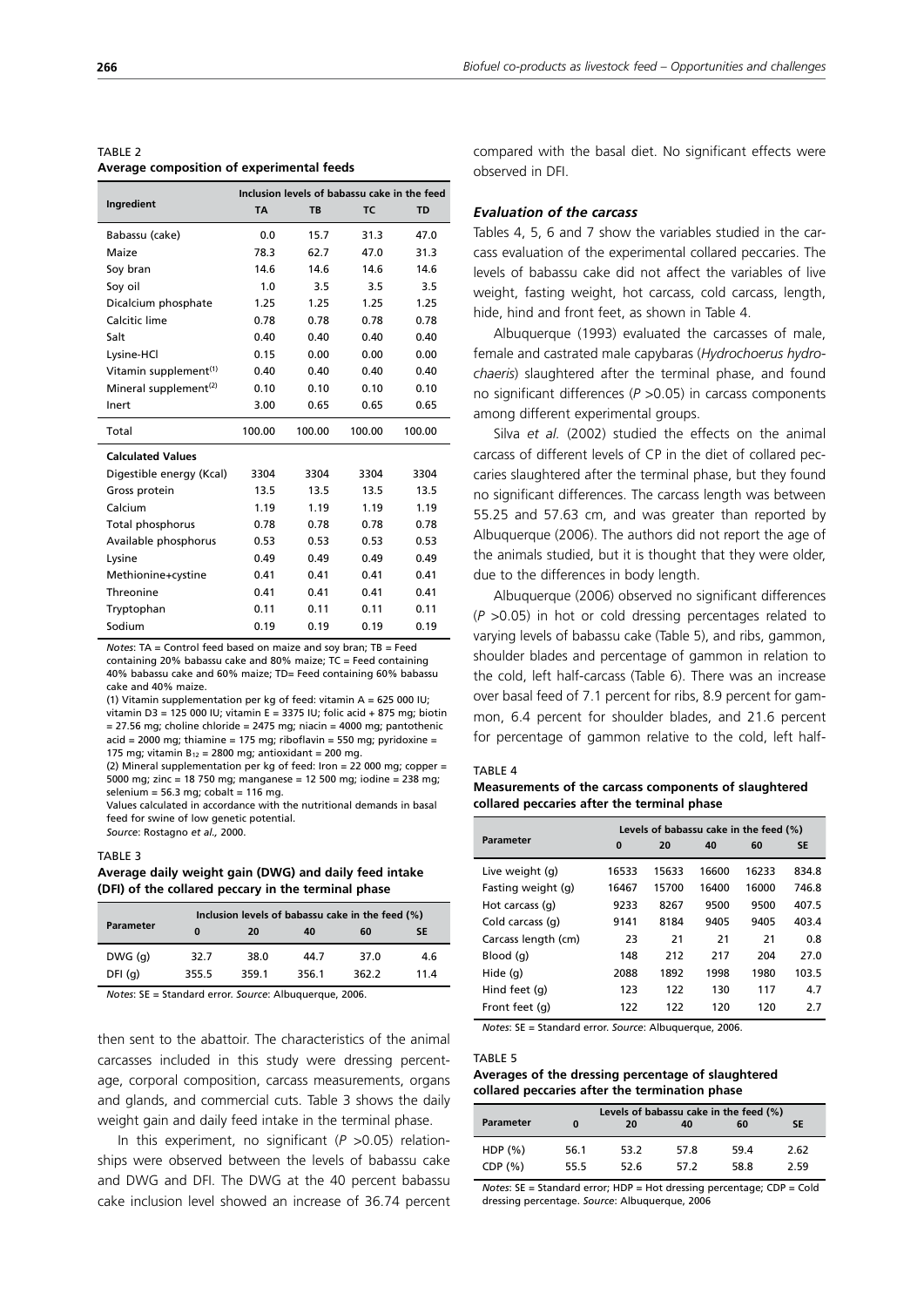TABLE 2
**Average composition of experimental feeds**

| Ingredient | Inclusion levels of babassu cake in the feed | | | |
|---|---|---|---|---|
| | TA | TB | TC | TD |
| Babassu (cake) | 0.0 | 15.7 | 31.3 | 47.0 |
| Maize | 78.3 | 62.7 | 47.0 | 31.3 |
| Soy bran | 14.6 | 14.6 | 14.6 | 14.6 |
| Soy oil | 1.0 | 3.5 | 3.5 | 3.5 |
| Dicalcium phosphate | 1.25 | 1.25 | 1.25 | 1.25 |
| Calcitic lime | 0.78 | 0.78 | 0.78 | 0.78 |
| Salt | 0.40 | 0.40 | 0.40 | 0.40 |
| Lysine-HCl | 0.15 | 0.00 | 0.00 | 0.00 |
| Vitamin supplement(1) | 0.40 | 0.40 | 0.40 | 0.40 |
| Mineral supplement(2) | 0.10 | 0.10 | 0.10 | 0.10 |
| Inert | 3.00 | 0.65 | 0.65 | 0.65 |
| Total | 100.00 | 100.00 | 100.00 | 100.00 |
| **Calculated Values** | | | | |
| Digestible energy (Kcal) | 3304 | 3304 | 3304 | 3304 |
| Gross protein | 13.5 | 13.5 | 13.5 | 13.5 |
| Calcium | 1.19 | 1.19 | 1.19 | 1.19 |
| Total phosphorus | 0.78 | 0.78 | 0.78 | 0.78 |
| Available phosphorus | 0.53 | 0.53 | 0.53 | 0.53 |
| Lysine | 0.49 | 0.49 | 0.49 | 0.49 |
| Methionine+cystine | 0.41 | 0.41 | 0.41 | 0.41 |
| Threonine | 0.41 | 0.41 | 0.41 | 0.41 |
| Tryptophan | 0.11 | 0.11 | 0.11 | 0.11 |
| Sodium | 0.19 | 0.19 | 0.19 | 0.19 |

*Notes*: TA = Control feed based on maize and soy bran; TB = Feed containing 20% babassu cake and 80% maize; TC = Feed containing 40% babassu cake and 60% maize; TD= Feed containing 60% babassu cake and 40% maize.

(1) Vitamin supplementation per kg of feed: vitamin A = 625 000 IU; vitamin D3 = 125 000 IU; vitamin E = 3375 IU; folic acid + 875 mg; biotin = 27.56 mg; choline chloride = 2475 mg; niacin = 4000 mg; pantothenic acid = 2000 mg; thiamine = 175 mg; riboflavin = 550 mg; pyridoxine = 175 mg; vitamin $B_{12}$ = 2800 mg; antioxidant = 200 mg.

(2) Mineral supplementation per kg of feed: Iron = 22 000 mg; copper = 5000 mg; zinc = 18 750 mg; manganese = 12 500 mg; iodine = 238 mg; selenium = 56.3 mg; cobalt = 116 mg.

Values calculated in accordance with the nutritional demands in basal feed for swine of low genetic potential.

*Source*: Rostagno *et al.,* 2000.

TABLE 3
**Average daily weight gain (DWG) and daily feed intake (DFI) of the collared peccary in the terminal phase**

| Parameter | Inclusion levels of babassu cake in the feed (%) | | | | |
|---|---|---|---|---|---|
| | 0 | 20 | 40 | 60 | SE |
| DWG (g) | 32.7 | 38.0 | 44.7 | 37.0 | 4.6 |
| DFI (g) | 355.5 | 359.1 | 356.1 | 362.2 | 11.4 |

*Notes*: SE = Standard error. *Source*: Albuquerque, 2006.

then sent to the abattoir. The characteristics of the animal carcasses included in this study were dressing percentage, corporal composition, carcass measurements, organs and glands, and commercial cuts. Table 3 shows the daily weight gain and daily feed intake in the terminal phase.

In this experiment, no significant ($P$ >0.05) relationships were observed between the levels of babassu cake and DWG and DFI. The DWG at the 40 percent babassu cake inclusion level showed an increase of 36.74 percent compared with the basal diet. No significant effects were observed in DFI.

### *Evaluation of the carcass*

Tables 4, 5, 6 and 7 show the variables studied in the carcass evaluation of the experimental collared peccaries. The levels of babassu cake did not affect the variables of live weight, fasting weight, hot carcass, cold carcass, length, hide, hind and front feet, as shown in Table 4.

Albuquerque (1993) evaluated the carcasses of male, female and castrated male capybaras (*Hydrochoerus hydrochaeris*) slaughtered after the terminal phase, and found no significant differences ($P$ >0.05) in carcass components among different experimental groups.

Silva *et al.* (2002) studied the effects on the animal carcass of different levels of CP in the diet of collared peccaries slaughtered after the terminal phase, but they found no significant differences. The carcass length was between 55.25 and 57.63 cm, and was greater than reported by Albuquerque (2006). The authors did not report the age of the animals studied, but it is thought that they were older, due to the differences in body length.

Albuquerque (2006) observed no significant differences ($P$ >0.05) in hot or cold dressing percentages related to varying levels of babassu cake (Table 5), and ribs, gammon, shoulder blades and percentage of gammon in relation to the cold, left half-carcass (Table 6). There was an increase over basal feed of 7.1 percent for ribs, 8.9 percent for gammon, 6.4 percent for shoulder blades, and 21.6 percent for percentage of gammon relative to the cold, left half-

TABLE 4
**Measurements of the carcass components of slaughtered collared peccaries after the terminal phase**

| Parameter | Levels of babassu cake in the feed (%) | | | | |
|---|---|---|---|---|---|
| | 0 | 20 | 40 | 60 | SE |
| Live weight (g) | 16533 | 15633 | 16600 | 16233 | 834.8 |
| Fasting weight (g) | 16467 | 15700 | 16400 | 16000 | 746.8 |
| Hot carcass (g) | 9233 | 8267 | 9500 | 9500 | 407.5 |
| Cold carcass (g) | 9141 | 8184 | 9405 | 9405 | 403.4 |
| Carcass length (cm) | 23 | 21 | 21 | 21 | 0.8 |
| Blood (g) | 148 | 212 | 217 | 204 | 27.0 |
| Hide (g) | 2088 | 1892 | 1998 | 1980 | 103.5 |
| Hind feet (g) | 123 | 122 | 130 | 117 | 4.7 |
| Front feet (g) | 122 | 122 | 120 | 120 | 2.7 |

*Notes*: SE = Standard error. *Source*: Albuquerque, 2006.

TABLE 5
**Averages of the dressing percentage of slaughtered collared peccaries after the termination phase**

| Parameter | Levels of babassu cake in the feed (%) | | | | |
|---|---|---|---|---|---|
| | 0 | 20 | 40 | 60 | SE |
| HDP (%) | 56.1 | 53.2 | 57.8 | 59.4 | 2.62 |
| CDP (%) | 55.5 | 52.6 | 57.2 | 58.8 | 2.59 |

*Notes*: SE = Standard error; HDP = Hot dressing percentage; CDP = Cold dressing percentage. *Source*: Albuquerque, 2006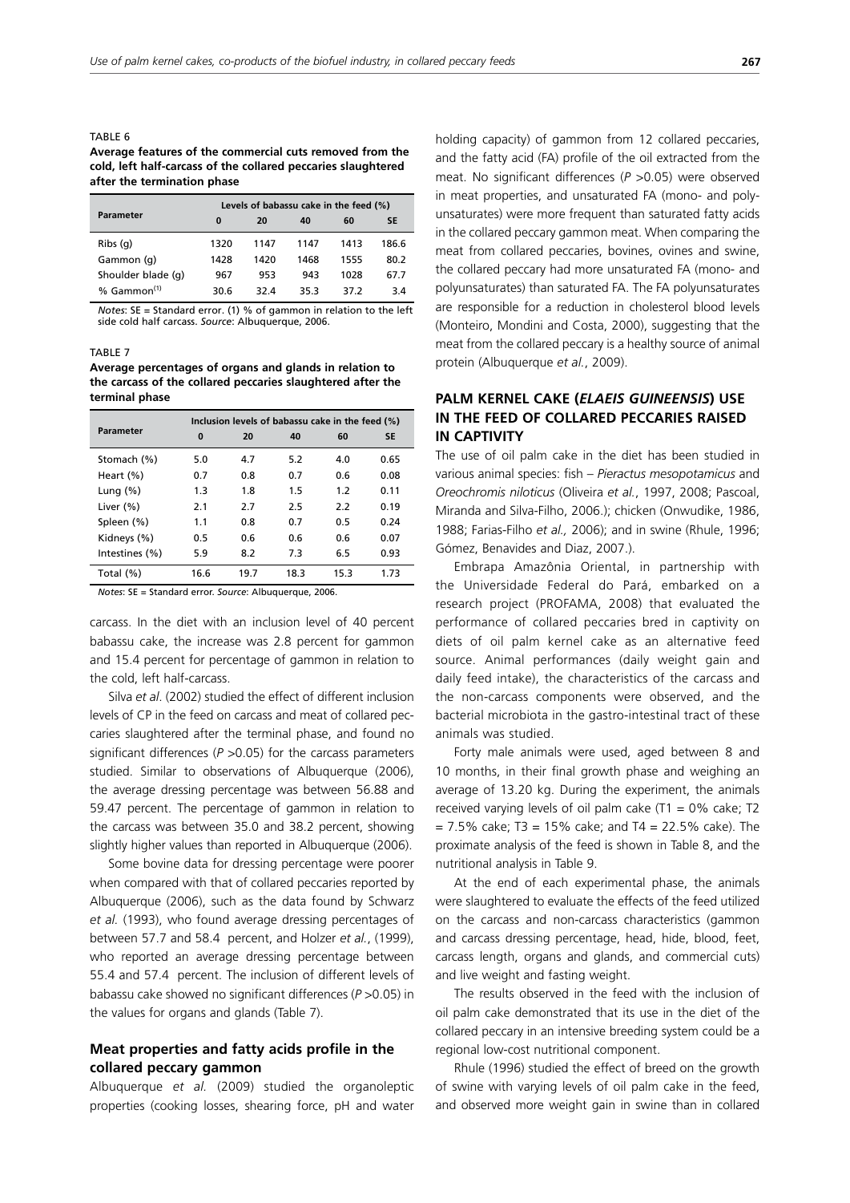TABLE 6

**Average features of the commercial cuts removed from the cold, left half-carcass of the collared peccaries slaughtered after the termination phase**

| Parameter | Levels of babassu cake in the feed (%) | | | | |
|---|---|---|---|---|---|
| | 0 | 20 | 40 | 60 | SE |
| Ribs (g) | 1320 | 1147 | 1147 | 1413 | 186.6 |
| Gammon (g) | 1428 | 1420 | 1468 | 1555 | 80.2 |
| Shoulder blade (g) | 967 | 953 | 943 | 1028 | 67.7 |
| % Gammon[(1)] | 30.6 | 32.4 | 35.3 | 37.2 | 3.4 |

*Notes*: SE = Standard error. (1) % of gammon in relation to the left side cold half carcass. *Source*: Albuquerque, 2006.

TABLE 7

**Average percentages of organs and glands in relation to the carcass of the collared peccaries slaughtered after the terminal phase**

| Parameter | Inclusion levels of babassu cake in the feed (%) | | | | |
|---|---|---|---|---|---|
| | 0 | 20 | 40 | 60 | SE |
| Stomach (%) | 5.0 | 4.7 | 5.2 | 4.0 | 0.65 |
| Heart (%) | 0.7 | 0.8 | 0.7 | 0.6 | 0.08 |
| Lung (%) | 1.3 | 1.8 | 1.5 | 1.2 | 0.11 |
| Liver (%) | 2.1 | 2.7 | 2.5 | 2.2 | 0.19 |
| Spleen (%) | 1.1 | 0.8 | 0.7 | 0.5 | 0.24 |
| Kidneys (%) | 0.5 | 0.6 | 0.6 | 0.6 | 0.07 |
| Intestines (%) | 5.9 | 8.2 | 7.3 | 6.5 | 0.93 |
| Total (%) | 16.6 | 19.7 | 18.3 | 15.3 | 1.73 |

*Notes*: SE = Standard error. *Source*: Albuquerque, 2006.

carcass. In the diet with an inclusion level of 40 percent babassu cake, the increase was 2.8 percent for gammon and 15.4 percent for percentage of gammon in relation to the cold, left half-carcass.

Silva *et al*. (2002) studied the effect of different inclusion levels of CP in the feed on carcass and meat of collared peccaries slaughtered after the terminal phase, and found no significant differences ($P > 0.05$) for the carcass parameters studied. Similar to observations of Albuquerque (2006), the average dressing percentage was between 56.88 and 59.47 percent. The percentage of gammon in relation to the carcass was between 35.0 and 38.2 percent, showing slightly higher values than reported in Albuquerque (2006).

Some bovine data for dressing percentage were poorer when compared with that of collared peccaries reported by Albuquerque (2006), such as the data found by Schwarz *et al.* (1993), who found average dressing percentages of between 57.7 and 58.4 percent, and Holzer *et al.*, (1999), who reported an average dressing percentage between 55.4 and 57.4 percent. The inclusion of different levels of babassu cake showed no significant differences ($P > 0.05$) in the values for organs and glands (Table 7).

### Meat properties and fatty acids profile in the collared peccary gammon

Albuquerque *et al.* (2009) studied the organoleptic properties (cooking losses, shearing force, pH and water holding capacity) of gammon from 12 collared peccaries, and the fatty acid (FA) profile of the oil extracted from the meat. No significant differences ($P > 0.05$) were observed in meat properties, and unsaturated FA (mono- and poly-unsaturates) were more frequent than saturated fatty acids in the collared peccary gammon meat. When comparing the meat from collared peccaries, bovines, ovines and swine, the collared peccary had more unsaturated FA (mono- and polyunsaturates) than saturated FA. The FA polyunsaturates are responsible for a reduction in cholesterol blood levels (Monteiro, Mondini and Costa, 2000), suggesting that the meat from the collared peccary is a healthy source of animal protein (Albuquerque *et al.*, 2009).

## PALM KERNEL CAKE (*ELAEIS GUINEENSIS*) USE IN THE FEED OF COLLARED PECCARIES RAISED IN CAPTIVITY

The use of oil palm cake in the diet has been studied in various animal species: fish – *Pieractus mesopotamicus* and *Oreochromis niloticus* (Oliveira *et al.*, 1997, 2008; Pascoal, Miranda and Silva-Filho, 2006.); chicken (Onwudike, 1986, 1988; Farias-Filho *et al.,* 2006); and in swine (Rhule, 1996; Gómez, Benavides and Diaz, 2007.).

Embrapa Amazônia Oriental, in partnership with the Universidade Federal do Pará, embarked on a research project (PROFAMA, 2008) that evaluated the performance of collared peccaries bred in captivity on diets of oil palm kernel cake as an alternative feed source. Animal performances (daily weight gain and daily feed intake), the characteristics of the carcass and the non-carcass components were observed, and the bacterial microbiota in the gastro-intestinal tract of these animals was studied.

Forty male animals were used, aged between 8 and 10 months, in their final growth phase and weighing an average of 13.20 kg. During the experiment, the animals received varying levels of oil palm cake (T1 = 0% cake; T2 = 7.5% cake; T3 = 15% cake; and T4 = 22.5% cake). The proximate analysis of the feed is shown in Table 8, and the nutritional analysis in Table 9.

At the end of each experimental phase, the animals were slaughtered to evaluate the effects of the feed utilized on the carcass and non-carcass characteristics (gammon and carcass dressing percentage, head, hide, blood, feet, carcass length, organs and glands, and commercial cuts) and live weight and fasting weight.

The results observed in the feed with the inclusion of oil palm cake demonstrated that its use in the diet of the collared peccary in an intensive breeding system could be a regional low-cost nutritional component.

Rhule (1996) studied the effect of breed on the growth of swine with varying levels of oil palm cake in the feed, and observed more weight gain in swine than in collared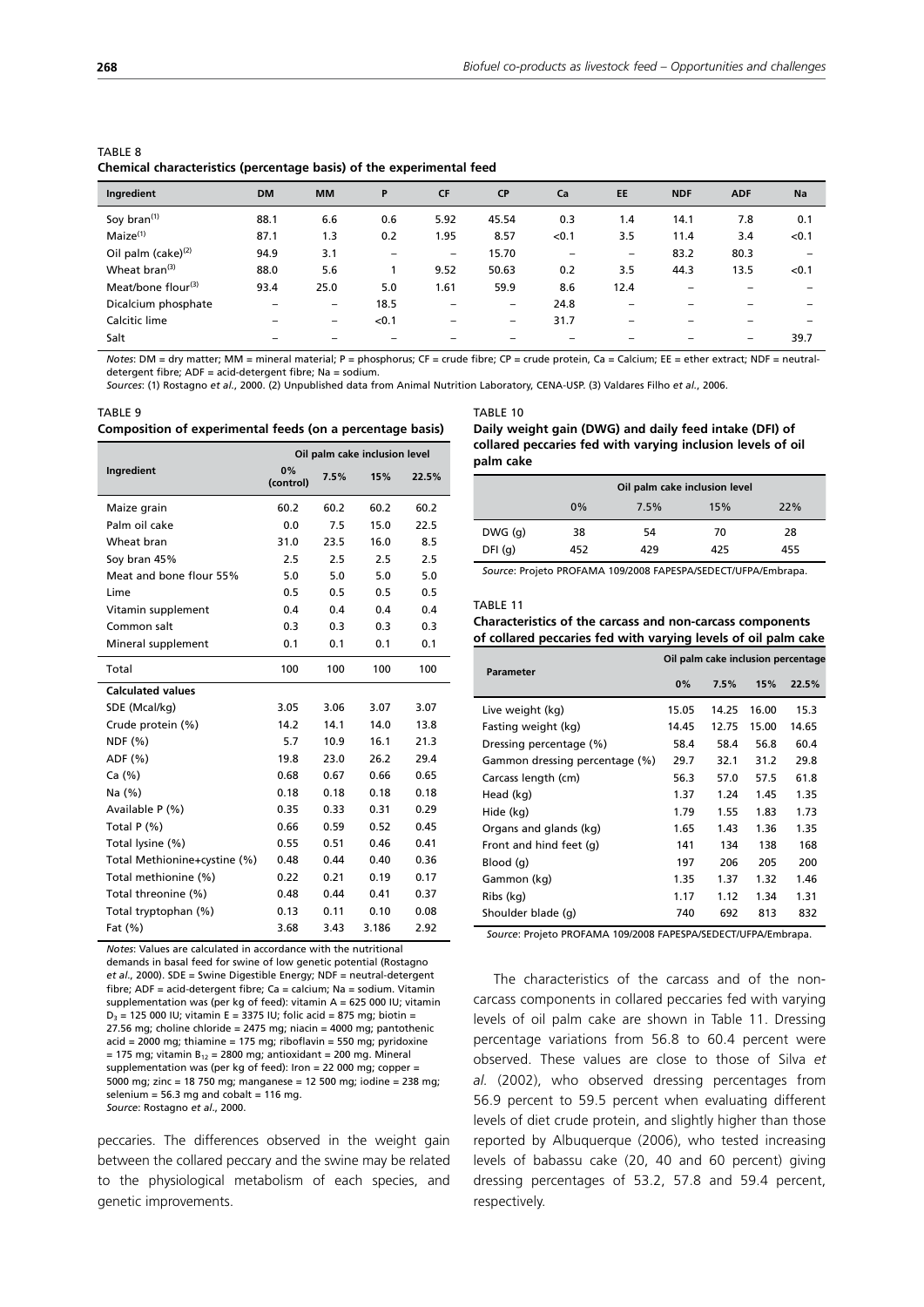TABLE 8
**Chemical characteristics (percentage basis) of the experimental feed**

| Ingredient | DM | MM | P | CF | CP | Ca | EE | NDF | ADF | Na |
|---|---|---|---|---|---|---|---|---|---|---|
| Soy bran[(1)] | 88.1 | 6.6 | 0.6 | 5.92 | 45.54 | 0.3 | 1.4 | 14.1 | 7.8 | 0.1 |
| Maize[(1)] | 87.1 | 1.3 | 0.2 | 1.95 | 8.57 | <0.1 | 3.5 | 11.4 | 3.4 | <0.1 |
| Oil palm (cake)[(2)] | 94.9 | 3.1 | – | – | 15.70 | – | – | 83.2 | 80.3 | – |
| Wheat bran[(3)] | 88.0 | 5.6 | 1 | 9.52 | 50.63 | 0.2 | 3.5 | 44.3 | 13.5 | <0.1 |
| Meat/bone flour[(3)] | 93.4 | 25.0 | 5.0 | 1.61 | 59.9 | 8.6 | 12.4 | – | – | – |
| Dicalcium phosphate | – | – | 18.5 | – | – | 24.8 | – | – | – | – |
| Calcitic lime | – | – | <0.1 | – | – | 31.7 | – | – | – | – |
| Salt | – | – | – | – | – | – | – | – | – | 39.7 |

*Notes*: DM = dry matter; MM = mineral material; P = phosphorus; CF = crude fibre; CP = crude protein, Ca = Calcium; EE = ether extract; NDF = neutral-detergent fibre; ADF = acid-detergent fibre; Na = sodium.
*Sources*: (1) Rostagno *et al*., 2000. (2) Unpublished data from Animal Nutrition Laboratory, CENA-USP. (3) Valdares Filho *et al*., 2006.

TABLE 9
**Composition of experimental feeds (on a percentage basis)**

| Ingredient | Oil palm cake inclusion level | | | |
|---|---|---|---|---|
| | 0% (control) | 7.5% | 15% | 22.5% |
| Maize grain | 60.2 | 60.2 | 60.2 | 60.2 |
| Palm oil cake | 0.0 | 7.5 | 15.0 | 22.5 |
| Wheat bran | 31.0 | 23.5 | 16.0 | 8.5 |
| Soy bran 45% | 2.5 | 2.5 | 2.5 | 2.5 |
| Meat and bone flour 55% | 5.0 | 5.0 | 5.0 | 5.0 |
| Lime | 0.5 | 0.5 | 0.5 | 0.5 |
| Vitamin supplement | 0.4 | 0.4 | 0.4 | 0.4 |
| Common salt | 0.3 | 0.3 | 0.3 | 0.3 |
| Mineral supplement | 0.1 | 0.1 | 0.1 | 0.1 |
| Total | 100 | 100 | 100 | 100 |
| **Calculated values** | | | | |
| SDE (Mcal/kg) | 3.05 | 3.06 | 3.07 | 3.07 |
| Crude protein (%) | 14.2 | 14.1 | 14.0 | 13.8 |
| NDF (%) | 5.7 | 10.9 | 16.1 | 21.3 |
| ADF (%) | 19.8 | 23.0 | 26.2 | 29.4 |
| Ca (%) | 0.68 | 0.67 | 0.66 | 0.65 |
| Na (%) | 0.18 | 0.18 | 0.18 | 0.18 |
| Available P (%) | 0.35 | 0.33 | 0.31 | 0.29 |
| Total P (%) | 0.66 | 0.59 | 0.52 | 0.45 |
| Total lysine (%) | 0.55 | 0.51 | 0.46 | 0.41 |
| Total Methionine+cystine (%) | 0.48 | 0.44 | 0.40 | 0.36 |
| Total methionine (%) | 0.22 | 0.21 | 0.19 | 0.17 |
| Total threonine (%) | 0.48 | 0.44 | 0.41 | 0.37 |
| Total tryptophan (%) | 0.13 | 0.11 | 0.10 | 0.08 |
| Fat (%) | 3.68 | 3.43 | 3.186 | 2.92 |

*Notes*: Values are calculated in accordance with the nutritional demands in basal feed for swine of low genetic potential (Rostagno *et al*., 2000). SDE = Swine Digestible Energy; NDF = neutral-detergent fibre; ADF = acid-detergent fibre; Ca = calcium; Na = sodium. Vitamin supplementation was (per kg of feed): vitamin A = 625 000 IU; vitamin $D_3$ = 125 000 IU; vitamin E = 3375 IU; folic acid = 875 mg; biotin = 27.56 mg; choline chloride = 2475 mg; niacin = 4000 mg; pantothenic acid = 2000 mg; thiamine = 175 mg; riboflavin = 550 mg; pyridoxine = 175 mg; vitamin $B_{12}$ = 2800 mg; antioxidant = 200 mg. Mineral supplementation was (per kg of feed): Iron = 22 000 mg; copper = 5000 mg; zinc = 18 750 mg; manganese = 12 500 mg; iodine = 238 mg; selenium = 56.3 mg and cobalt = 116 mg.
*Source*: Rostagno *et al*., 2000.

peccaries. The differences observed in the weight gain between the collared peccary and the swine may be related to the physiological metabolism of each species, and genetic improvements.

TABLE 10
**Daily weight gain (DWG) and daily feed intake (DFI) of collared peccaries fed with varying inclusion levels of oil palm cake**

| | Oil palm cake inclusion level | | | |
|---|---|---|---|---|
| | 0% | 7.5% | 15% | 22% |
| DWG (g) | 38 | 54 | 70 | 28 |
| DFI (g) | 452 | 429 | 425 | 455 |

*Source*: Projeto PROFAMA 109/2008 FAPESPA/SEDECT/UFPA/Embrapa.

TABLE 11
**Characteristics of the carcass and non-carcass components of collared peccaries fed with varying levels of oil palm cake**

| Parameter | Oil palm cake inclusion percentage | | | |
|---|---|---|---|---|
| | 0% | 7.5% | 15% | 22.5% |
| Live weight (kg) | 15.05 | 14.25 | 16.00 | 15.3 |
| Fasting weight (kg) | 14.45 | 12.75 | 15.00 | 14.65 |
| Dressing percentage (%) | 58.4 | 58.4 | 56.8 | 60.4 |
| Gammon dressing percentage (%) | 29.7 | 32.1 | 31.2 | 29.8 |
| Carcass length (cm) | 56.3 | 57.0 | 57.5 | 61.8 |
| Head (kg) | 1.37 | 1.24 | 1.45 | 1.35 |
| Hide (kg) | 1.79 | 1.55 | 1.83 | 1.73 |
| Organs and glands (kg) | 1.65 | 1.43 | 1.36 | 1.35 |
| Front and hind feet (g) | 141 | 134 | 138 | 168 |
| Blood (g) | 197 | 206 | 205 | 200 |
| Gammon (kg) | 1.35 | 1.37 | 1.32 | 1.46 |
| Ribs (kg) | 1.17 | 1.12 | 1.34 | 1.31 |
| Shoulder blade (g) | 740 | 692 | 813 | 832 |

*Source*: Projeto PROFAMA 109/2008 FAPESPA/SEDECT/UFPA/Embrapa.

The characteristics of the carcass and of the non-carcass components in collared peccaries fed with varying levels of oil palm cake are shown in Table 11. Dressing percentage variations from 56.8 to 60.4 percent were observed. These values are close to those of Silva *et al.* (2002), who observed dressing percentages from 56.9 percent to 59.5 percent when evaluating different levels of diet crude protein, and slightly higher than those reported by Albuquerque (2006), who tested increasing levels of babassu cake (20, 40 and 60 percent) giving dressing percentages of 53.2, 57.8 and 59.4 percent, respectively.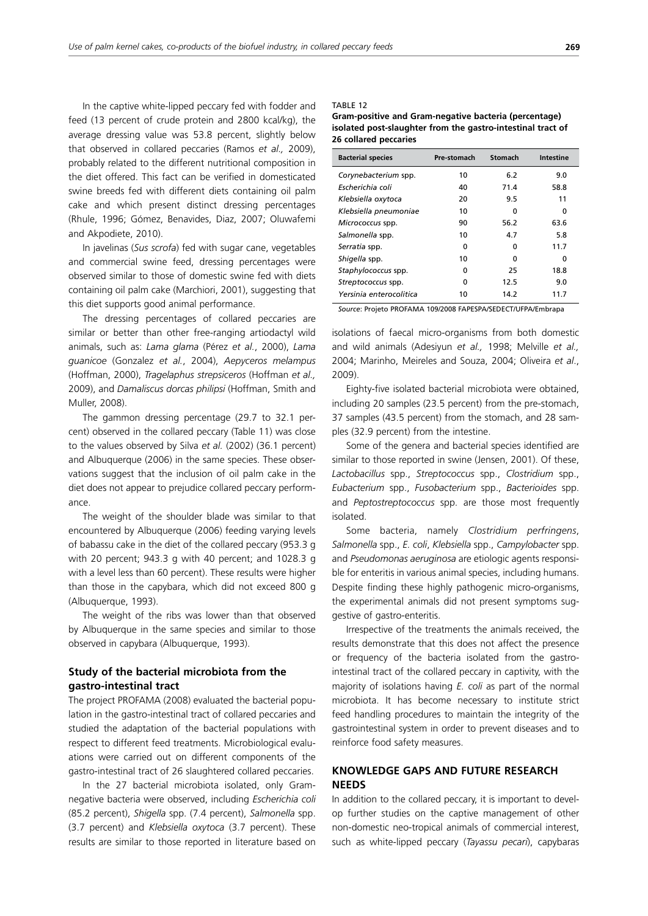In the captive white-lipped peccary fed with fodder and feed (13 percent of crude protein and 2800 kcal/kg), the average dressing value was 53.8 percent, slightly below that observed in collared peccaries (Ramos *et al.,* 2009), probably related to the different nutritional composition in the diet offered. This fact can be verified in domesticated swine breeds fed with different diets containing oil palm cake and which present distinct dressing percentages (Rhule, 1996; Gómez, Benavides, Diaz, 2007; Oluwafemi and Akpodiete, 2010).

In javelinas (*Sus scrofa*) fed with sugar cane, vegetables and commercial swine feed, dressing percentages were observed similar to those of domestic swine fed with diets containing oil palm cake (Marchiori, 2001), suggesting that this diet supports good animal performance.

The dressing percentages of collared peccaries are similar or better than other free-ranging artiodactyl wild animals, such as: *Lama glama* (Pérez *et al.*, 2000), *Lama guanicoe* (Gonzalez *et al.*, 2004), *Aepyceros melampus* (Hoffman, 2000), *Tragelaphus strepsiceros* (Hoffman *et al.,* 2009), and *Damaliscus dorcas philipsi* (Hoffman, Smith and Muller, 2008).

The gammon dressing percentage (29.7 to 32.1 percent) observed in the collared peccary (Table 11) was close to the values observed by Silva *et al*. (2002) (36.1 percent) and Albuquerque (2006) in the same species. These observations suggest that the inclusion of oil palm cake in the diet does not appear to prejudice collared peccary performance.

The weight of the shoulder blade was similar to that encountered by Albuquerque (2006) feeding varying levels of babassu cake in the diet of the collared peccary (953.3 g with 20 percent; 943.3 g with 40 percent; and 1028.3 g with a level less than 60 percent). These results were higher than those in the capybara, which did not exceed 800 g (Albuquerque, 1993).

The weight of the ribs was lower than that observed by Albuquerque in the same species and similar to those observed in capybara (Albuquerque, 1993).

### Study of the bacterial microbiota from the gastro-intestinal tract

The project PROFAMA (2008) evaluated the bacterial population in the gastro-intestinal tract of collared peccaries and studied the adaptation of the bacterial populations with respect to different feed treatments. Microbiological evaluations were carried out on different components of the gastro-intestinal tract of 26 slaughtered collared peccaries.

In the 27 bacterial microbiota isolated, only Gram-negative bacteria were observed, including *Escherichia coli* (85.2 percent), *Shigella* spp. (7.4 percent), *Salmonella* spp. (3.7 percent) and *Klebsiella oxytoca* (3.7 percent). These results are similar to those reported in literature based on isolations of faecal micro-organisms from both domestic and wild animals (Adesiyun *et al.,* 1998; Melville *et al.,* 2004; Marinho, Meireles and Souza, 2004; Oliveira *et al*., 2009).

TABLE 12

**Gram-positive and Gram-negative bacteria (percentage) isolated post-slaughter from the gastro-intestinal tract of 26 collared peccaries**

| Bacterial species | Pre-stomach | Stomach | Intestine |
|---|---|---|---|
| *Corynebacterium* spp. | 10 | 6.2 | 9.0 |
| *Escherichia coli* | 40 | 71.4 | 58.8 |
| *Klebsiella oxytoca* | 20 | 9.5 | 11 |
| *Klebsiella pneumoniae* | 10 | 0 | 0 |
| *Micrococcus* spp. | 90 | 56.2 | 63.6 |
| *Salmonella* spp. | 10 | 4.7 | 5.8 |
| *Serratia* spp. | 0 | 0 | 11.7 |
| *Shigella* spp. | 10 | 0 | 0 |
| *Staphylococcus* spp. | 0 | 25 | 18.8 |
| *Streptococcus* spp. | 0 | 12.5 | 9.0 |
| *Yersinia enterocolitica* | 10 | 14.2 | 11.7 |

*Source*: Projeto PROFAMA 109/2008 FAPESPA/SEDECT/UFPA/Embrapa

Eighty-five isolated bacterial microbiota were obtained, including 20 samples (23.5 percent) from the pre-stomach, 37 samples (43.5 percent) from the stomach, and 28 samples (32.9 percent) from the intestine.

Some of the genera and bacterial species identified are similar to those reported in swine (Jensen, 2001). Of these, *Lactobacillus* spp., *Streptococcus* spp., *Clostridium* spp., *Eubacterium* spp., *Fusobacterium* spp., *Bacterioides* spp. and *Peptostreptococcus* spp. are those most frequently isolated.

Some bacteria, namely *Clostridium perfringens*, *Salmonella* spp., *E. coli*, *Klebsiella* spp., *Campylobacter* spp. and *Pseudomonas aeruginosa* are etiologic agents responsible for enteritis in various animal species, including humans. Despite finding these highly pathogenic micro-organisms, the experimental animals did not present symptoms suggestive of gastro-enteritis.

Irrespective of the treatments the animals received, the results demonstrate that this does not affect the presence or frequency of the bacteria isolated from the gastro-intestinal tract of the collared peccary in captivity, with the majority of isolations having *E. coli* as part of the normal microbiota. It has become necessary to institute strict feed handling procedures to maintain the integrity of the gastrointestinal system in order to prevent diseases and to reinforce food safety measures.

## KNOWLEDGE GAPS AND FUTURE RESEARCH NEEDS

In addition to the collared peccary, it is important to develop further studies on the captive management of other non-domestic neo-tropical animals of commercial interest, such as white-lipped peccary (*Tayassu pecari*), capybaras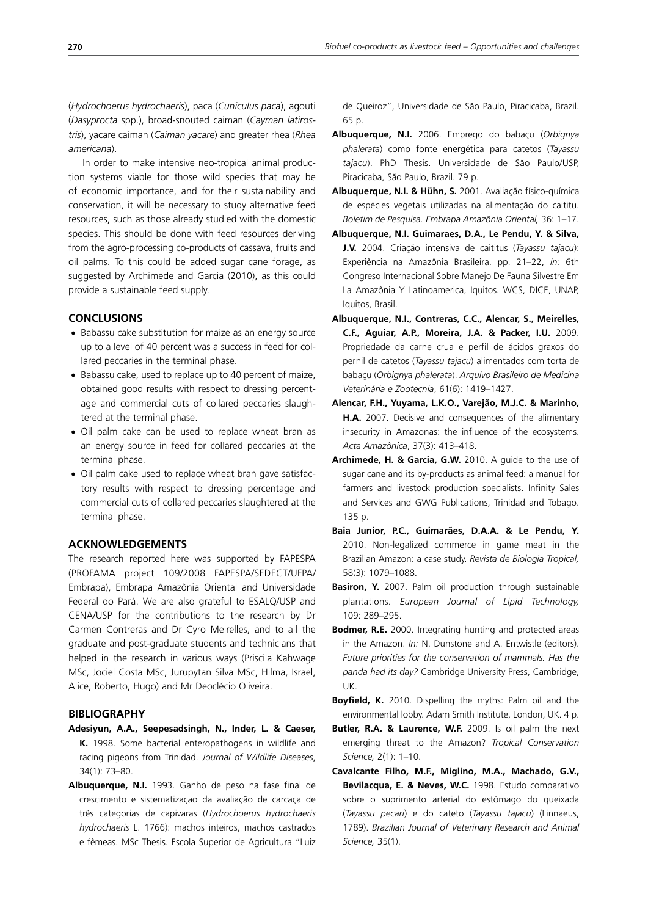(*Hydrochoerus hydrochaeris*), paca (*Cuniculus paca*), agouti (*Dasyprocta* spp.), broad-snouted caiman (*Cayman latirostris*), yacare caiman (*Caiman yacare*) and greater rhea (*Rhea americana*).

In order to make intensive neo-tropical animal production systems viable for those wild species that may be of economic importance, and for their sustainability and conservation, it will be necessary to study alternative feed resources, such as those already studied with the domestic species. This should be done with feed resources deriving from the agro-processing co-products of cassava, fruits and oil palms. To this could be added sugar cane forage, as suggested by Archimede and Garcia (2010), as this could provide a sustainable feed supply.

## CONCLUSIONS

- Babassu cake substitution for maize as an energy source up to a level of 40 percent was a success in feed for collared peccaries in the terminal phase.
- Babassu cake, used to replace up to 40 percent of maize, obtained good results with respect to dressing percentage and commercial cuts of collared peccaries slaughtered at the terminal phase.
- Oil palm cake can be used to replace wheat bran as an energy source in feed for collared peccaries at the terminal phase.
- Oil palm cake used to replace wheat bran gave satisfactory results with respect to dressing percentage and commercial cuts of collared peccaries slaughtered at the terminal phase.

## ACKNOWLEDGEMENTS

The research reported here was supported by FAPESPA (PROFAMA project 109/2008 FAPESPA/SEDECT/UFPA/Embrapa), Embrapa Amazônia Oriental and Universidade Federal do Pará. We are also grateful to ESALQ/USP and CENA/USP for the contributions to the research by Dr Carmen Contreras and Dr Cyro Meirelles, and to all the graduate and post-graduate students and technicians that helped in the research in various ways (Priscila Kahwage MSc, Jociel Costa MSc, Jurupytan Silva MSc, Hilma, Israel, Alice, Roberto, Hugo) and Mr Deoclécio Oliveira.

## BIBLIOGRAPHY

**Adesiyun, A.A., Seepesadsingh, N., Inder, L. & Caeser, K.** 1998. Some bacterial enteropathogens in wildlife and racing pigeons from Trinidad. *Journal of Wildlife Diseases*, 34(1): 73–80.

**Albuquerque, N.I.** 1993. Ganho de peso na fase final de crescimento e sistematizaçao da avaliação de carcaça de três categorias de capivaras (*Hydrochoerus hydrochaeris hydrochaeris* L. 1766): machos inteiros, machos castrados e fêmeas. MSc Thesis. Escola Superior de Agricultura "Luiz de Queiroz", Universidade de São Paulo, Piracicaba, Brazil. 65 p.

**Albuquerque, N.I.** 2006. Emprego do babaçu (*Orbignya phalerata*) como fonte energética para catetos (*Tayassu tajacu*). PhD Thesis. Universidade de São Paulo/USP, Piracicaba, São Paulo, Brazil. 79 p.

**Albuquerque, N.I. & Hühn, S.** 2001. Avaliação físico-química de espécies vegetais utilizadas na alimentação do caititu. *Boletim de Pesquisa. Embrapa Amazônia Oriental,* 36: 1–17.

**Albuquerque, N.I. Guimaraes, D.A., Le Pendu, Y. & Silva, J.V.** 2004. Criação intensiva de caititus (*Tayassu tajacu*): Experiência na Amazônia Brasileira. pp. 21–22, *in:* 6th Congreso Internacional Sobre Manejo De Fauna Silvestre Em La Amazônia Y Latinoamerica, Iquitos. WCS, DICE, UNAP, Iquitos, Brasil.

**Albuquerque, N.I., Contreras, C.C., Alencar, S., Meirelles, C.F., Aguiar, A.P., Moreira, J.A. & Packer, I.U.** 2009. Propriedade da carne crua e perfil de ácidos graxos do pernil de catetos (*Tayassu tajacu*) alimentados com torta de babaçu (*Orbignya phalerata*). *Arquivo Brasileiro de Medicina Veterinária e Zootecnia*, 61(6): 1419–1427.

**Alencar, F.H., Yuyama, L.K.O., Varejão, M.J.C. & Marinho, H.A.** 2007. Decisive and consequences of the alimentary insecurity in Amazonas: the influence of the ecosystems. *Acta Amazônica*, 37(3): 413–418.

**Archimede, H. & Garcia, G.W.** 2010. A guide to the use of sugar cane and its by-products as animal feed: a manual for farmers and livestock production specialists. Infinity Sales and Services and GWG Publications, Trinidad and Tobago. 135 p.

**Baia Junior, P.C., Guimarães, D.A.A. & Le Pendu, Y.** 2010. Non-legalized commerce in game meat in the Brazilian Amazon: a case study. *Revista de Biologia Tropical,* 58(3): 1079–1088.

**Basiron, Y.** 2007. Palm oil production through sustainable plantations. *European Journal of Lipid Technology,* 109: 289–295.

**Bodmer, R.E.** 2000. Integrating hunting and protected areas in the Amazon. *In:* N. Dunstone and A. Entwistle (editors). *Future priorities for the conservation of mammals. Has the panda had its day?* Cambridge University Press, Cambridge, UK.

**Boyfield, K.** 2010. Dispelling the myths: Palm oil and the environmental lobby. Adam Smith Institute, London, UK. 4 p.

**Butler, R.A. & Laurence, W.F.** 2009. Is oil palm the next emerging threat to the Amazon? *Tropical Conservation Science,* 2(1): 1–10.

**Cavalcante Filho, M.F., Miglino, M.A., Machado, G.V., Bevilacqua, E. & Neves, W.C.** 1998. Estudo comparativo sobre o suprimento arterial do estômago do queixada (*Tayassu pecari*) e do cateto (*Tayassu tajacu*) (Linnaeus, 1789). *Brazilian Journal of Veterinary Research and Animal Science,* 35(1).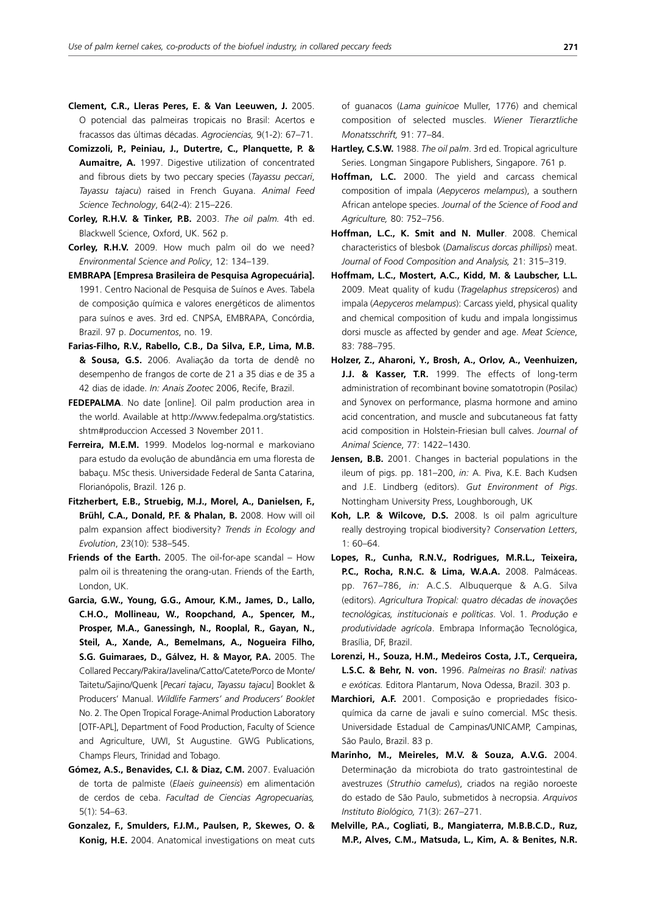**Clement, C.R., Lleras Peres, E. & Van Leeuwen, J.** 2005. O potencial das palmeiras tropicais no Brasil: Acertos e fracassos das últimas décadas. *Agrociencias,* 9(1-2): 67–71.

**Comizzoli, P., Peiniau, J., Dutertre, C., Planquette, P. & Aumaitre, A.** 1997. Digestive utilization of concentrated and fibrous diets by two peccary species (*Tayassu peccari*, *Tayassu tajacu*) raised in French Guyana. *Animal Feed Science Technology*, 64(2-4): 215–226.

**Corley, R.H.V. & Tinker, P.B.** 2003. *The oil palm.* 4th ed. Blackwell Science, Oxford, UK. 562 p.

**Corley, R.H.V.** 2009. How much palm oil do we need? *Environmental Science and Policy*, 12: 134–139.

**EMBRAPA [Empresa Brasileira de Pesquisa Agropecuária].** 1991. Centro Nacional de Pesquisa de Suínos e Aves. Tabela de composição química e valores energéticos de alimentos para suínos e aves. 3rd ed. CNPSA, EMBRAPA, Concórdia, Brazil. 97 p. *Documentos*, no. 19.

**Farias-Filho, R.V., Rabello, C.B., Da Silva, E.P., Lima, M.B. & Sousa, G.S.** 2006. Avaliação da torta de dendê no desempenho de frangos de corte de 21 a 35 dias e de 35 a 42 dias de idade. *In: Anais Zootec* 2006, Recife, Brazil.

**FEDEPALMA**. No date [online]. Oil palm production area in the world. Available at http://www.fedepalma.org/statistics.shtm#produccion Accessed 3 November 2011.

**Ferreira, M.E.M.** 1999. Modelos log-normal e markoviano para estudo da evolução de abundância em uma floresta de babaçu. MSc thesis. Universidade Federal de Santa Catarina, Florianópolis, Brazil. 126 p.

**Fitzherbert, E.B., Struebig, M.J., Morel, A., Danielsen, F., Brühl, C.A., Donald, P.F. & Phalan, B.** 2008. How will oil palm expansion affect biodiversity? *Trends in Ecology and Evolution*, 23(10): 538–545.

**Friends of the Earth.** 2005. The oil-for-ape scandal – How palm oil is threatening the orang-utan. Friends of the Earth, London, UK.

**Garcia, G.W., Young, G.G., Amour, K.M., James, D., Lallo, C.H.O., Mollineau, W., Roopchand, A., Spencer, M., Prosper, M.A., Ganessingh, N., Rooplal, R., Gayan, N., Steil, A., Xande, A., Bemelmans, A., Nogueira Filho, S.G. Guimaraes, D., Gálvez, H. & Mayor, P.A.** 2005. The Collared Peccary/Pakira/Javelina/Catto/Catete/Porco de Monte/Taitetu/Sajino/Quenk [*Pecari tajacu*, *Tayassu tajacu*] Booklet & Producers' Manual. *Wildlife Farmers' and Producers' Booklet* No. 2. The Open Tropical Forage-Animal Production Laboratory [OTF-APL], Department of Food Production, Faculty of Science and Agriculture, UWI, St Augustine. GWG Publications, Champs Fleurs, Trinidad and Tobago.

**Gómez, A.S., Benavides, C.I. & Diaz, C.M.** 2007. Evaluación de torta de palmiste (*Elaeis guineensis*) em alimentación de cerdos de ceba. *Facultad de Ciencias Agropecuarias,* 5(1): 54–63.

**Gonzalez, F., Smulders, F.J.M., Paulsen, P., Skewes, O. & Konig, H.E.** 2004. Anatomical investigations on meat cuts of guanacos (*Lama guinicoe* Muller, 1776) and chemical composition of selected muscles. *Wiener Tierarztliche Monatsschrift,* 91: 77–84.

**Hartley, C.S.W.** 1988. *The oil palm*. 3rd ed. Tropical agriculture Series. Longman Singapore Publishers, Singapore. 761 p.

**Hoffman, L.C.** 2000. The yield and carcass chemical composition of impala (*Aepyceros melampus*), a southern African antelope species. *Journal of the Science of Food and Agriculture,* 80: 752–756.

**Hoffman, L.C., K. Smit and N. Muller**. 2008. Chemical characteristics of blesbok (*Damaliscus dorcas phillipsi*) meat. *Journal of Food Composition and Analysis,* 21: 315–319.

**Hoffmam, L.C., Mostert, A.C., Kidd, M. & Laubscher, L.L.** 2009. Meat quality of kudu (*Tragelaphus strepsiceros*) and impala (*Aepyceros melampus*): Carcass yield, physical quality and chemical composition of kudu and impala longissimus dorsi muscle as affected by gender and age. *Meat Science*, 83: 788–795.

**Holzer, Z., Aharoni, Y., Brosh, A., Orlov, A., Veenhuizen, J.J. & Kasser, T.R.** 1999. The effects of long-term administration of recombinant bovine somatotropin (Posilac) and Synovex on performance, plasma hormone and amino acid concentration, and muscle and subcutaneous fat fatty acid composition in Holstein-Friesian bull calves. *Journal of Animal Science*, 77: 1422–1430.

**Jensen, B.B.** 2001. Changes in bacterial populations in the ileum of pigs. pp. 181–200, *in:* A. Piva, K.E. Bach Kudsen and J.E. Lindberg (editors). *Gut Environment of Pigs*. Nottingham University Press, Loughborough, UK

**Koh, L.P. & Wilcove, D.S.** 2008. Is oil palm agriculture really destroying tropical biodiversity? *Conservation Letters*, 1: 60–64.

**Lopes, R., Cunha, R.N.V., Rodrigues, M.R.L., Teixeira, P.C., Rocha, R.N.C. & Lima, W.A.A.** 2008. Palmáceas. pp. 767–786, *in:* A.C.S. Albuquerque & A.G. Silva (editors). *Agricultura Tropical: quatro décadas de inovações tecnológicas, institucionais e políticas*. Vol. 1. *Produção e produtividade agrícola*. Embrapa Informação Tecnológica, Brasília, DF, Brazil.

**Lorenzi, H., Souza, H.M., Medeiros Costa, J.T., Cerqueira, L.S.C. & Behr, N. von.** 1996. *Palmeiras no Brasil: nativas e exóticas.* Editora Plantarum, Nova Odessa, Brazil. 303 p.

**Marchiori, A.F.** 2001. Composição e propriedades físico-química da carne de javali e suíno comercial. MSc thesis. Universidade Estadual de Campinas/UNICAMP, Campinas, São Paulo, Brazil. 83 p.

**Marinho, M., Meireles, M.V. & Souza, A.V.G.** 2004. Determinação da microbiota do trato gastrointestinal de avestruzes (*Struthio camelus*), criados na região noroeste do estado de São Paulo, submetidos à necropsia. *Arquivos Instituto Biológico,* 71(3): 267–271.

**Melville, P.A., Cogliati, B., Mangiaterra, M.B.B.C.D., Ruz, M.P., Alves, C.M., Matsuda, L., Kim, A. & Benites, N.R.**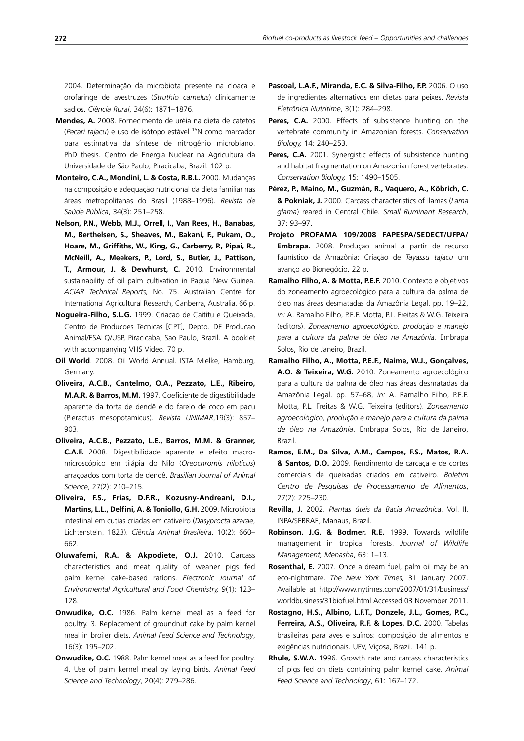2004. Determinação da microbiota presente na cloaca e orofaringe de avestruzes (*Struthio camelus*) clinicamente sadios. *Ciência Rural*, 34(6): 1871–1876.

**Mendes, A.** 2008. Fornecimento de uréia na dieta de catetos (*Pecari tajacu*) e uso de isótopo estável $^{15}$N como marcador para estimativa da síntese de nitrogênio microbiano. PhD thesis. Centro de Energia Nuclear na Agricultura da Universidade de São Paulo, Piracicaba, Brazil. 102 p.

**Monteiro, C.A., Mondini, L. & Costa, R.B.L.** 2000. Mudanças na composição e adequação nutricional da dieta familiar nas áreas metropolitanas do Brasil (1988–1996). *Revista de Saúde Pública*, 34(3): 251–258.

**Nelson, P.N., Webb, M.J., Orrell, I., Van Rees, H., Banabas, M., Berthelsen, S., Sheaves, M., Bakani, F., Pukam, O., Hoare, M., Griffiths, W., King, G., Carberry, P., Pipai, R., McNeill, A., Meekers, P., Lord, S., Butler, J., Pattison, T., Armour, J. & Dewhurst, C.** 2010. Environmental sustainability of oil palm cultivation in Papua New Guinea. *ACIAR Technical Reports,* No. 75. Australian Centre for International Agricultural Research, Canberra, Australia. 66 p.

**Nogueira-Filho, S.L.G.** 1999. Criacao de Caititu e Queixada, Centro de Producoes Tecnicas [CPT], Depto. DE Producao Animal/ESALQ/USP, Piracicaba, Sao Paulo, Brazil. A booklet with accompanying VHS Video. 70 p.

**Oil World**. 2008. Oil World Annual. ISTA Mielke, Hamburg, Germany.

**Oliveira, A.C.B., Cantelmo, O.A., Pezzato, L.E., Ribeiro, M.A.R. & Barros, M.M.** 1997. Coeficiente de digestibilidade aparente da torta de dendê e do farelo de coco em pacu (Pieractus mesopotamicus). *Revista UNIMAR*,19(3): 857–903.

**Oliveira, A.C.B., Pezzato, L.E., Barros, M.M. & Granner, C.A.F.** 2008. Digestibilidade aparente e efeito macro-microscópico em tilápia do Nilo (*Oreochromis niloticus*) arraçoados com torta de dendê. *Brasilian Journal of Animal Science*, 27(2): 210–215.

**Oliveira, F.S., Frias, D.F.R., Kozusny-Andreani, D.I., Martins, L.L., Delfini, A. & Toniollo, G.H.** 2009. Microbiota intestinal em cutias criadas em cativeiro (*Dasyprocta azarae*, Lichtenstein, 1823). *Ciência Animal Brasileira*, 10(2): 660–662.

**Oluwafemi, R.A. & Akpodiete, O.J.** 2010. Carcass characteristics and meat quality of weaner pigs fed palm kernel cake-based rations. *Electronic Journal of Environmental Agricultural and Food Chemistry,* 9(1): 123–128.

**Onwudike, O.C.** 1986. Palm kernel meal as a feed for poultry. 3. Replacement of groundnut cake by palm kernel meal in broiler diets. *Animal Feed Science and Technology*, 16(3): 195–202.

**Onwudike, O.C.** 1988. Palm kernel meal as a feed for poultry. 4. Use of palm kernel meal by laying birds. *Animal Feed Science and Technology*, 20(4): 279–286.

**Pascoal, L.A.F., Miranda, E.C. & Silva-Filho, F.P.** 2006. O uso de ingredientes alternativos em dietas para peixes. *Revista Eletrônica Nutritime*, 3(1): 284–298.

**Peres, C.A.** 2000. Effects of subsistence hunting on the vertebrate community in Amazonian forests. *Conservation Biology,* 14: 240–253.

**Peres, C.A.** 2001. Synergistic effects of subsistence hunting and habitat fragmentation on Amazonian forest vertebrates. *Conservation Biology,* 15: 1490–1505.

**Pérez, P., Maino, M., Guzmán, R., Vaquero, A., Köbrich, C. & Pokniak, J.** 2000. Carcass characteristics of llamas (*Lama glama*) reared in Central Chile. *Small Ruminant Research*, 37: 93–97.

**Projeto PROFAMA 109/2008 FAPESPA/SEDECT/UFPA/ Embrapa.** 2008. Produção animal a partir de recurso faunístico da Amazônia: Criação de *Tayassu tajacu* um avanço ao Bionegócio. 22 p.

**Ramalho Filho, A. & Motta, P.E.F.** 2010. Contexto e objetivos do zoneamento agroecológico para a cultura da palma de óleo nas áreas desmatadas da Amazônia Legal. pp. 19–22, *in:* A. Ramalho Filho, P.E.F. Motta, P.L. Freitas & W.G. Teixeira (editors). *Zoneamento agroecológico, produção e manejo para a cultura da palma de óleo na Amazônia.* Embrapa Solos, Rio de Janeiro, Brazil.

**Ramalho Filho, A., Motta, P.E.F., Naime, W.J., Gonçalves, A.O. & Teixeira, W.G.** 2010. Zoneamento agroecológico para a cultura da palma de óleo nas áreas desmatadas da Amazônia Legal. pp. 57–68, *in:* A. Ramalho Filho, P.E.F. Motta, P.L. Freitas & W.G. Teixeira (editors). *Zoneamento agroecológico, produção e manejo para a cultura da palma de óleo na Amazônia*. Embrapa Solos, Rio de Janeiro, Brazil.

**Ramos, E.M., Da Silva, A.M., Campos, F.S., Matos, R.A. & Santos, D.O.** 2009. Rendimento de carcaça e de cortes comerciais de queixadas criados em cativeiro. *Boletim Centro de Pesquisas de Processamento de Alimentos*, 27(2): 225–230.

**Revilla, J.** 2002. *Plantas úteis da Bacia Amazônica.* Vol. II. INPA/SEBRAE, Manaus, Brazil.

**Robinson, J.G. & Bodmer, R.E.** 1999. Towards wildlife management in tropical forests. *Journal of Wildlife Management, Menasha*, 63: 1–13.

**Rosenthal, E.** 2007. Once a dream fuel, palm oil may be an eco-nightmare. *The New York Times,* 31 January 2007. Available at http://www.nytimes.com/2007/01/31/business/worldbusiness/31biofuel.html Accessed 03 November 2011.

**Rostagno, H.S., Albino, L.F.T., Donzele, J.L., Gomes, P.C., Ferreira, A.S., Oliveira, R.F. & Lopes, D.C.** 2000. Tabelas brasileiras para aves e suínos: composição de alimentos e exigências nutricionais. UFV, Viçosa, Brazil. 141 p.

**Rhule, S.W.A.** 1996. Growth rate and carcass characteristics of pigs fed on diets containing palm kernel cake. *Animal Feed Science and Technology*, 61: 167–172.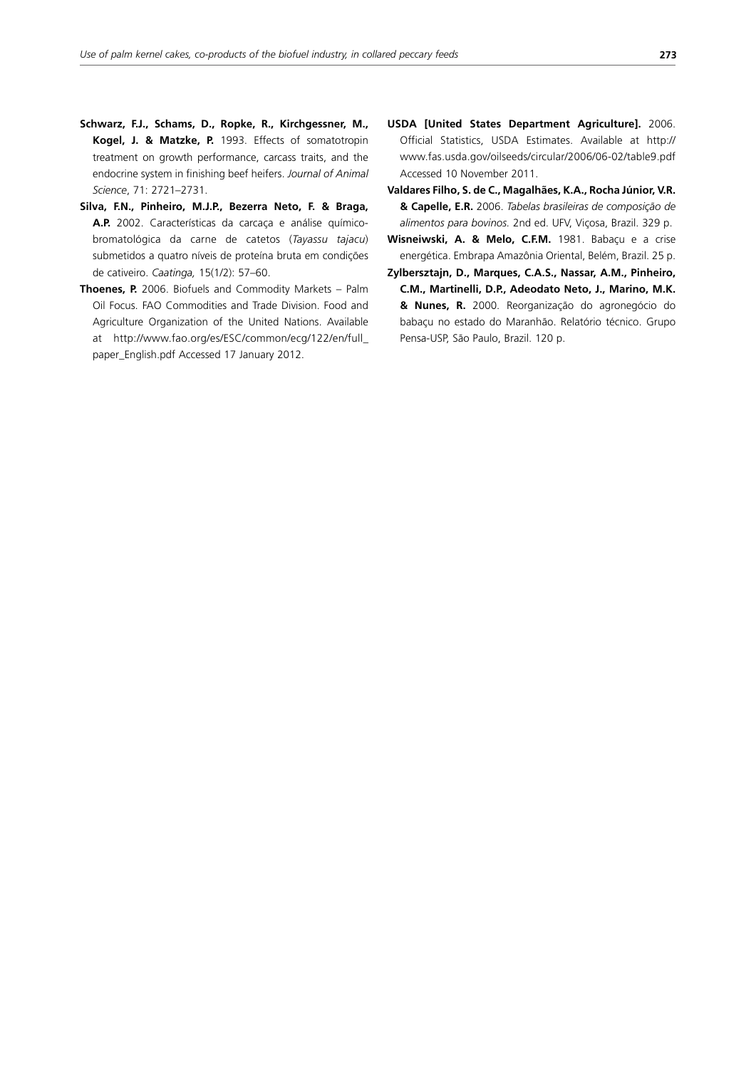**Schwarz, F.J., Schams, D., Ropke, R., Kirchgessner, M., Kogel, J. & Matzke, P.** 1993. Effects of somatotropin treatment on growth performance, carcass traits, and the endocrine system in finishing beef heifers. *Journal of Animal Science*, 71: 2721–2731.

**Silva, F.N., Pinheiro, M.J.P., Bezerra Neto, F. & Braga, A.P.** 2002. Características da carcaça e análise químico-bromatológica da carne de catetos (*Tayassu tajacu*) submetidos a quatro níveis de proteína bruta em condições de cativeiro. *Caatinga,* 15(1/2): 57–60.

**Thoenes, P.** 2006. Biofuels and Commodity Markets – Palm Oil Focus. FAO Commodities and Trade Division. Food and Agriculture Organization of the United Nations. Available at http://www.fao.org/es/ESC/common/ecg/122/en/full_paper_English.pdf Accessed 17 January 2012.

**USDA [United States Department Agriculture].** 2006. Official Statistics, USDA Estimates. Available at http://www.fas.usda.gov/oilseeds/circular/2006/06-02/table9.pdf Accessed 10 November 2011.

**Valdares Filho, S. de C., Magalhães, K.A., Rocha Júnior, V.R. & Capelle, E.R.** 2006. *Tabelas brasileiras de composição de alimentos para bovinos.* 2nd ed. UFV, Viçosa, Brazil. 329 p.

**Wisneiwski, A. & Melo, C.F.M.** 1981. Babaçu e a crise energética. Embrapa Amazônia Oriental, Belém, Brazil. 25 p.

**Zylbersztajn, D., Marques, C.A.S., Nassar, A.M., Pinheiro, C.M., Martinelli, D.P., Adeodato Neto, J., Marino, M.K. & Nunes, R.** 2000. Reorganização do agronegócio do babaçu no estado do Maranhão. Relatório técnico. Grupo Pensa-USP, São Paulo, Brazil. 120 p.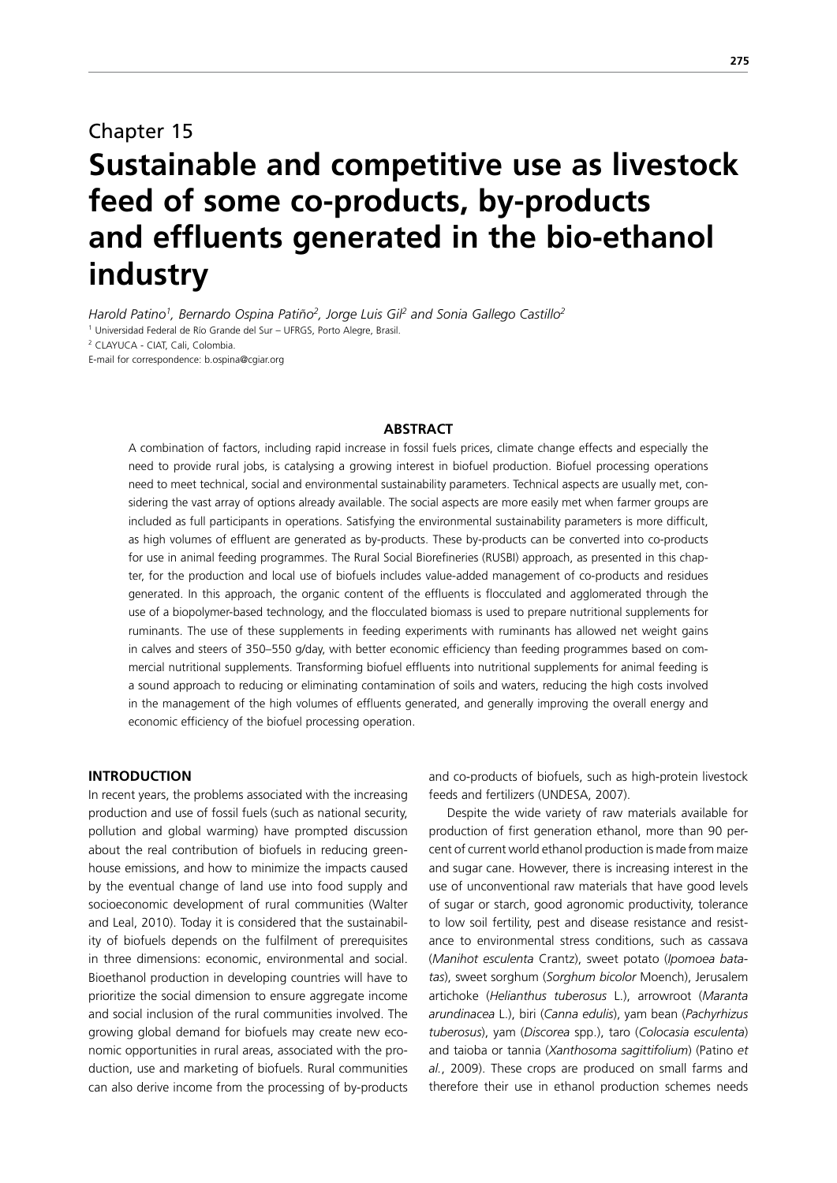Chapter 15

# Sustainable and competitive use as livestock feed of some co-products, by-products and effluents generated in the bio-ethanol industry

*Harold Patino[1], Bernardo Ospina Patiño[2], Jorge Luis Gil[2] and Sonia Gallego Castillo[2]*

[1] Universidad Federal de Río Grande del Sur – UFRGS, Porto Alegre, Brasil.

[2] CLAYUCA - CIAT, Cali, Colombia.

E-mail for correspondence: b.ospina@cgiar.org

## ABSTRACT

A combination of factors, including rapid increase in fossil fuels prices, climate change effects and especially the need to provide rural jobs, is catalysing a growing interest in biofuel production. Biofuel processing operations need to meet technical, social and environmental sustainability parameters. Technical aspects are usually met, considering the vast array of options already available. The social aspects are more easily met when farmer groups are included as full participants in operations. Satisfying the environmental sustainability parameters is more difficult, as high volumes of effluent are generated as by-products. These by-products can be converted into co-products for use in animal feeding programmes. The Rural Social Biorefineries (RUSBI) approach, as presented in this chapter, for the production and local use of biofuels includes value-added management of co-products and residues generated. In this approach, the organic content of the effluents is flocculated and agglomerated through the use of a biopolymer-based technology, and the flocculated biomass is used to prepare nutritional supplements for ruminants. The use of these supplements in feeding experiments with ruminants has allowed net weight gains in calves and steers of 350–550 g/day, with better economic efficiency than feeding programmes based on commercial nutritional supplements. Transforming biofuel effluents into nutritional supplements for animal feeding is a sound approach to reducing or eliminating contamination of soils and waters, reducing the high costs involved in the management of the high volumes of effluents generated, and generally improving the overall energy and economic efficiency of the biofuel processing operation.

## INTRODUCTION

In recent years, the problems associated with the increasing production and use of fossil fuels (such as national security, pollution and global warming) have prompted discussion about the real contribution of biofuels in reducing greenhouse emissions, and how to minimize the impacts caused by the eventual change of land use into food supply and socioeconomic development of rural communities (Walter and Leal, 2010). Today it is considered that the sustainability of biofuels depends on the fulfilment of prerequisites in three dimensions: economic, environmental and social. Bioethanol production in developing countries will have to prioritize the social dimension to ensure aggregate income and social inclusion of the rural communities involved. The growing global demand for biofuels may create new economic opportunities in rural areas, associated with the production, use and marketing of biofuels. Rural communities can also derive income from the processing of by-products and co-products of biofuels, such as high-protein livestock feeds and fertilizers (UNDESA, 2007).

Despite the wide variety of raw materials available for production of first generation ethanol, more than 90 percent of current world ethanol production is made from maize and sugar cane. However, there is increasing interest in the use of unconventional raw materials that have good levels of sugar or starch, good agronomic productivity, tolerance to low soil fertility, pest and disease resistance and resistance to environmental stress conditions, such as cassava (*Manihot esculenta* Crantz), sweet potato (*Ipomoea batatas*), sweet sorghum (*Sorghum bicolor* Moench), Jerusalem artichoke (*Helianthus tuberosus* L.), arrowroot (*Maranta arundinacea* L.), biri (*Canna edulis*), yam bean (*Pachyrhizus tuberosus*), yam (*Discorea* spp.), taro (*Colocasia esculenta*) and taioba or tannia (*Xanthosoma sagittifolium*) (Patino *et al.*, 2009). These crops are produced on small farms and therefore their use in ethanol production schemes needs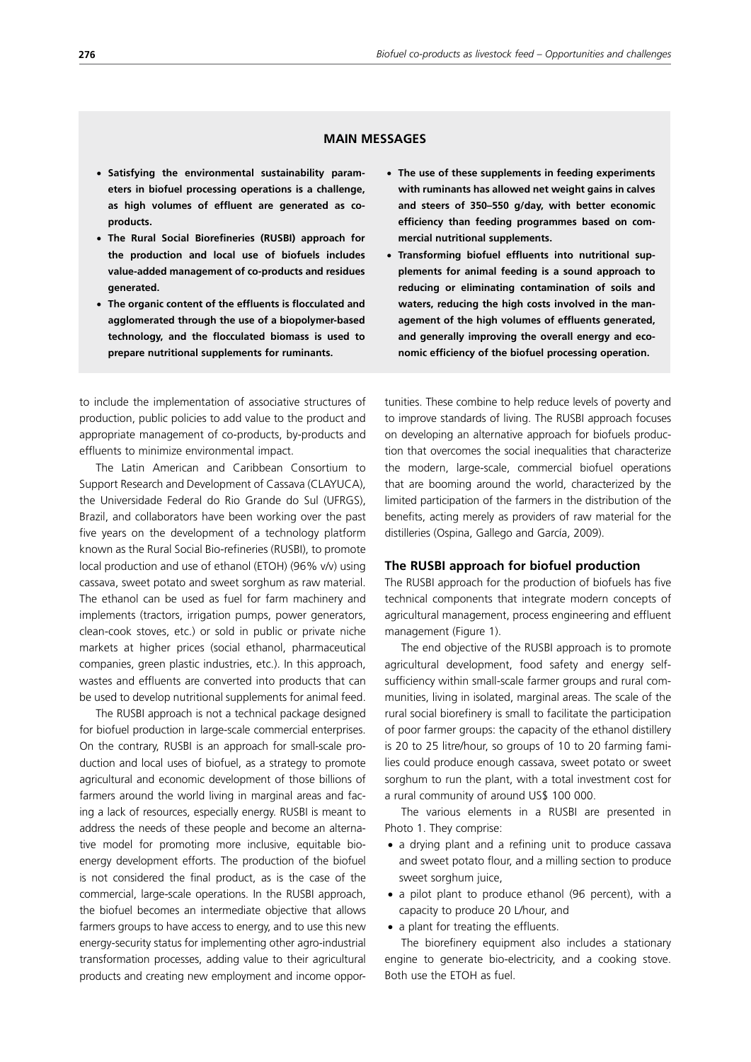## MAIN MESSAGES

- **Satisfying the environmental sustainability parameters in biofuel processing operations is a challenge, as high volumes of effluent are generated as co-products.**
- **The Rural Social Biorefineries (RUSBI) approach for the production and local use of biofuels includes value-added management of co-products and residues generated.**
- **The organic content of the effluents is flocculated and agglomerated through the use of a biopolymer-based technology, and the flocculated biomass is used to prepare nutritional supplements for ruminants.**
- **The use of these supplements in feeding experiments with ruminants has allowed net weight gains in calves and steers of 350–550 g/day, with better economic efficiency than feeding programmes based on commercial nutritional supplements.**
- **Transforming biofuel effluents into nutritional supplements for animal feeding is a sound approach to reducing or eliminating contamination of soils and waters, reducing the high costs involved in the management of the high volumes of effluents generated, and generally improving the overall energy and economic efficiency of the biofuel processing operation.**

to include the implementation of associative structures of production, public policies to add value to the product and appropriate management of co-products, by-products and effluents to minimize environmental impact.

The Latin American and Caribbean Consortium to Support Research and Development of Cassava (CLAYUCA), the Universidade Federal do Rio Grande do Sul (UFRGS), Brazil, and collaborators have been working over the past five years on the development of a technology platform known as the Rural Social Bio-refineries (RUSBI), to promote local production and use of ethanol (ETOH) (96% v/v) using cassava, sweet potato and sweet sorghum as raw material. The ethanol can be used as fuel for farm machinery and implements (tractors, irrigation pumps, power generators, clean-cook stoves, etc.) or sold in public or private niche markets at higher prices (social ethanol, pharmaceutical companies, green plastic industries, etc.). In this approach, wastes and effluents are converted into products that can be used to develop nutritional supplements for animal feed.

The RUSBI approach is not a technical package designed for biofuel production in large-scale commercial enterprises. On the contrary, RUSBI is an approach for small-scale production and local uses of biofuel, as a strategy to promote agricultural and economic development of those billions of farmers around the world living in marginal areas and facing a lack of resources, especially energy. RUSBI is meant to address the needs of these people and become an alternative model for promoting more inclusive, equitable bioenergy development efforts. The production of the biofuel is not considered the final product, as is the case of the commercial, large-scale operations. In the RUSBI approach, the biofuel becomes an intermediate objective that allows farmers groups to have access to energy, and to use this new energy-security status for implementing other agro-industrial transformation processes, adding value to their agricultural products and creating new employment and income opportunities. These combine to help reduce levels of poverty and to improve standards of living. The RUSBI approach focuses on developing an alternative approach for biofuels production that overcomes the social inequalities that characterize the modern, large-scale, commercial biofuel operations that are booming around the world, characterized by the limited participation of the farmers in the distribution of the benefits, acting merely as providers of raw material for the distilleries (Ospina, Gallego and García, 2009).

### The RUSBI approach for biofuel production

The RUSBI approach for the production of biofuels has five technical components that integrate modern concepts of agricultural management, process engineering and effluent management (Figure 1).

The end objective of the RUSBI approach is to promote agricultural development, food safety and energy self-sufficiency within small-scale farmer groups and rural communities, living in isolated, marginal areas. The scale of the rural social biorefinery is small to facilitate the participation of poor farmer groups: the capacity of the ethanol distillery is 20 to 25 litre/hour, so groups of 10 to 20 farming families could produce enough cassava, sweet potato or sweet sorghum to run the plant, with a total investment cost for a rural community of around US$ 100 000.

The various elements in a RUSBI are presented in Photo 1. They comprise:

- a drying plant and a refining unit to produce cassava and sweet potato flour, and a milling section to produce sweet sorghum juice,
- a pilot plant to produce ethanol (96 percent), with a capacity to produce 20 L/hour, and
- a plant for treating the effluents.

The biorefinery equipment also includes a stationary engine to generate bio-electricity, and a cooking stove. Both use the ETOH as fuel.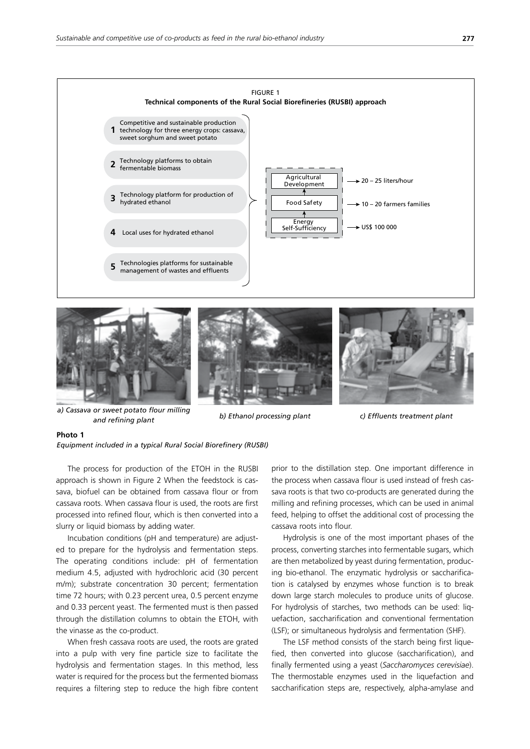FIGURE 1
**Technical components of the Rural Social Biorefineries (RUSBI) approach**

1. Competitive and sustainable production technology for three energy crops: cassava, sweet sorghum and sweet potato
2. Technology platforms to obtain fermentable biomass
3. Technology platform for production of hydrated ethanol
4. Local uses for hydrated ethanol
5. Technologies platforms for sustainable management of wastes and effluents

Agricultural Development → 20 – 25 liters/hour
Food Safety → 10 – 20 farmers families
Energy Self-Sufficiency → US$ 100 000

*a) Cassava or sweet potato flour milling and refining plant* *b) Ethanol processing plant* *c) Effluents treatment plant*

**Photo 1**
*Equipment included in a typical Rural Social Biorefinery (RUSBI)*

The process for production of the ETOH in the RUSBI approach is shown in Figure 2 When the feedstock is cassava, biofuel can be obtained from cassava flour or from cassava roots. When cassava flour is used, the roots are first processed into refined flour, which is then converted into a slurry or liquid biomass by adding water.

Incubation conditions (pH and temperature) are adjusted to prepare for the hydrolysis and fermentation steps. The operating conditions include: pH of fermentation medium 4.5, adjusted with hydrochloric acid (30 percent m/m); substrate concentration 30 percent; fermentation time 72 hours; with 0.23 percent urea, 0.5 percent enzyme and 0.33 percent yeast. The fermented must is then passed through the distillation columns to obtain the ETOH, with the vinasse as the co-product.

When fresh cassava roots are used, the roots are grated into a pulp with very fine particle size to facilitate the hydrolysis and fermentation stages. In this method, less water is required for the process but the fermented biomass requires a filtering step to reduce the high fibre content prior to the distillation step. One important difference in the process when cassava flour is used instead of fresh cassava roots is that two co-products are generated during the milling and refining processes, which can be used in animal feed, helping to offset the additional cost of processing the cassava roots into flour.

Hydrolysis is one of the most important phases of the process, converting starches into fermentable sugars, which are then metabolized by yeast during fermentation, producing bio-ethanol. The enzymatic hydrolysis or saccharification is catalysed by enzymes whose function is to break down large starch molecules to produce units of glucose. For hydrolysis of starches, two methods can be used: liquefaction, saccharification and conventional fermentation (LSF); or simultaneous hydrolysis and fermentation (SHF).

The LSF method consists of the starch being first liquefied, then converted into glucose (saccharification), and finally fermented using a yeast (*Saccharomyces cerevisiae*). The thermostable enzymes used in the liquefaction and saccharification steps are, respectively, alpha-amylase and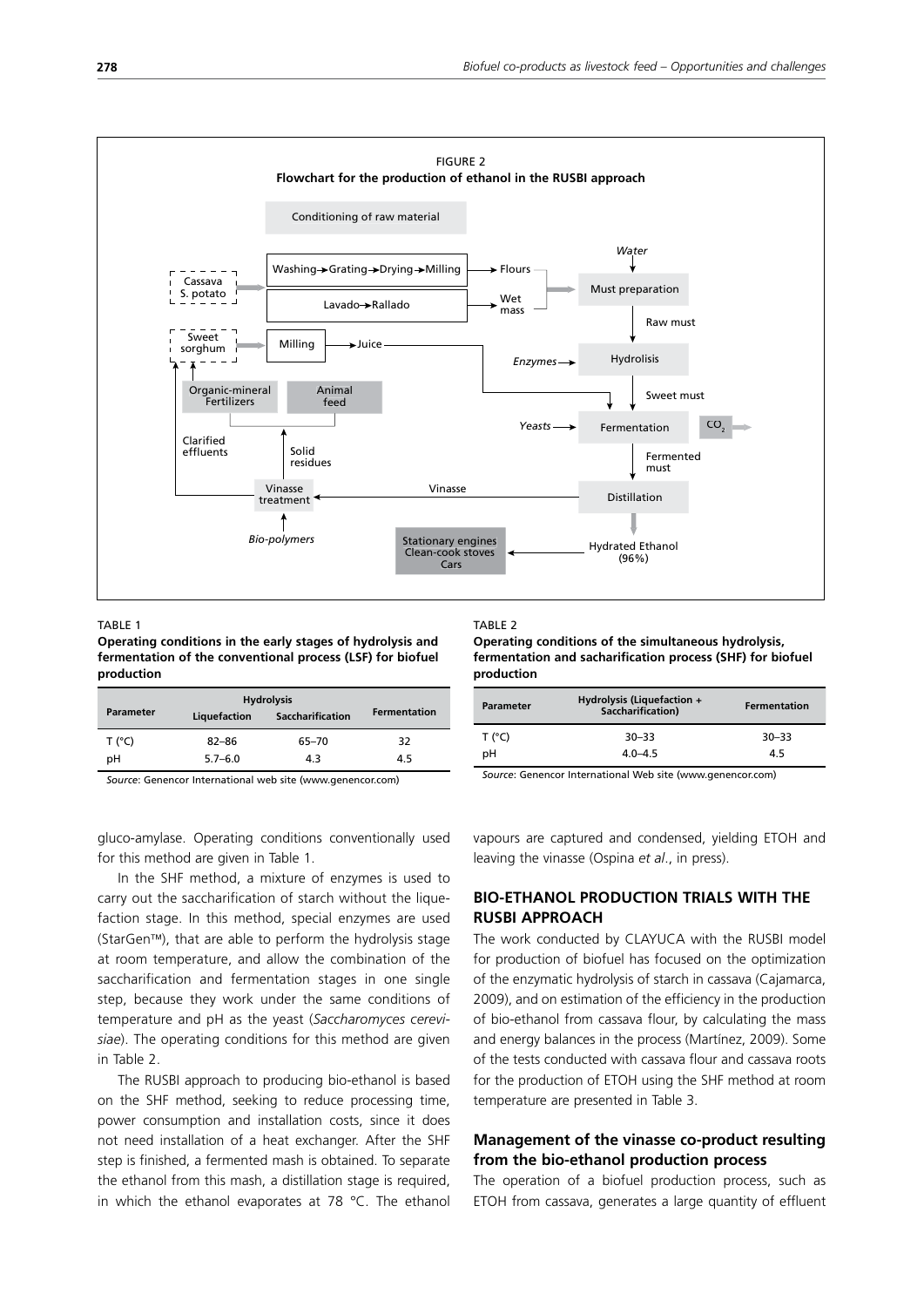FIGURE 2
**Flowchart for the production of ethanol in the RUSBI approach**

Conditioning of raw material

Cassava
S. potato

Washing→Grating→Drying→Milling → Flours

Lavado→Rallado → Wet mass

Sweet sorghum → Milling → Juice

*Water* → Must preparation → Raw must → Hydrolisis (*Enzymes*) → Sweet must → Fermentation (*Yeasts*) → $CO_2$ → Fermented must → Distillation → Hydrated Ethanol (96%) → Stationary engines, Clean-cook stoves, Cars

Distillation → Vinasse → Vinasse treatment (*Bio-polymers*) → Solid residues → Organic-mineral Fertilizers / Animal feed; Clarified effluents → Sweet sorghum

TABLE 1
**Operating conditions in the early stages of hydrolysis and fermentation of the conventional process (LSF) for biofuel production**

| Parameter | Hydrolysis | | Fermentation |
|---|---|---|---|
| | Liquefaction | Saccharification | |
| T (°C) | 82–86 | 65–70 | 32 |
| pH | 5.7–6.0 | 4.3 | 4.5 |

*Source*: Genencor International web site (www.genencor.com)

TABLE 2
**Operating conditions of the simultaneous hydrolysis, fermentation and sacharification process (SHF) for biofuel production**

| Parameter | Hydrolysis (Liquefaction + Saccharification) | Fermentation |
|---|---|---|
| T (°C) | 30–33 | 30–33 |
| pH | 4.0–4.5 | 4.5 |

*Source*: Genencor International Web site (www.genencor.com)

gluco-amylase. Operating conditions conventionally used for this method are given in Table 1.

In the SHF method, a mixture of enzymes is used to carry out the saccharification of starch without the liquefaction stage. In this method, special enzymes are used (StarGen™), that are able to perform the hydrolysis stage at room temperature, and allow the combination of the saccharification and fermentation stages in one single step, because they work under the same conditions of temperature and pH as the yeast (*Saccharomyces cerevisiae*). The operating conditions for this method are given in Table 2.

The RUSBI approach to producing bio-ethanol is based on the SHF method, seeking to reduce processing time, power consumption and installation costs, since it does not need installation of a heat exchanger. After the SHF step is finished, a fermented mash is obtained. To separate the ethanol from this mash, a distillation stage is required, in which the ethanol evaporates at 78 °C. The ethanol vapours are captured and condensed, yielding ETOH and leaving the vinasse (Ospina *et al*., in press).

## BIO-ETHANOL PRODUCTION TRIALS WITH THE RUSBI APPROACH

The work conducted by CLAYUCA with the RUSBI model for production of biofuel has focused on the optimization of the enzymatic hydrolysis of starch in cassava (Cajamarca, 2009), and on estimation of the efficiency in the production of bio-ethanol from cassava flour, by calculating the mass and energy balances in the process (Martínez, 2009). Some of the tests conducted with cassava flour and cassava roots for the production of ETOH using the SHF method at room temperature are presented in Table 3.

### Management of the vinasse co-product resulting from the bio-ethanol production process

The operation of a biofuel production process, such as ETOH from cassava, generates a large quantity of effluent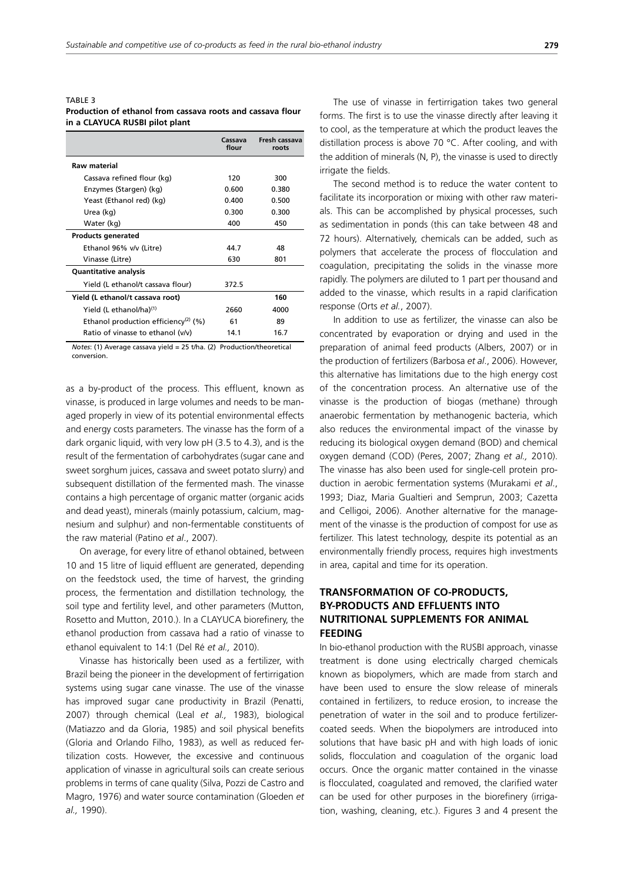TABLE 3

**Production of ethanol from cassava roots and cassava flour in a CLAYUCA RUSBI pilot plant**

| | Cassava flour | Fresh cassava roots |
|---|---|---|
| **Raw material** | | |
| Cassava refined flour (kg) | 120 | 300 |
| Enzymes (Stargen) (kg) | 0.600 | 0.380 |
| Yeast (Ethanol red) (kg) | 0.400 | 0.500 |
| Urea (kg) | 0.300 | 0.300 |
| Water (kg) | 400 | 450 |
| **Products generated** | | |
| Ethanol 96% v/v (Litre) | 44.7 | 48 |
| Vinasse (Litre) | 630 | 801 |
| **Quantitative analysis** | | |
| Yield (L ethanol/t cassava flour) | 372.5 | |
| **Yield (L ethanol/t cassava root)** | | **160** |
| Yield (L ethanol/ha)[(1)] | 2660 | 4000 |
| Ethanol production efficiency[(2)] (%) | 61 | 89 |
| Ratio of vinasse to ethanol (v/v) | 14.1 | 16.7 |

*Notes*: (1) Average cassava yield = 25 t/ha. (2) Production/theoretical conversion.

as a by-product of the process. This effluent, known as vinasse, is produced in large volumes and needs to be managed properly in view of its potential environmental effects and energy costs parameters. The vinasse has the form of a dark organic liquid, with very low pH (3.5 to 4.3), and is the result of the fermentation of carbohydrates (sugar cane and sweet sorghum juices, cassava and sweet potato slurry) and subsequent distillation of the fermented mash. The vinasse contains a high percentage of organic matter (organic acids and dead yeast), minerals (mainly potassium, calcium, magnesium and sulphur) and non-fermentable constituents of the raw material (Patino *et al*., 2007).

On average, for every litre of ethanol obtained, between 10 and 15 litre of liquid effluent are generated, depending on the feedstock used, the time of harvest, the grinding process, the fermentation and distillation technology, the soil type and fertility level, and other parameters (Mutton, Rosetto and Mutton, 2010.). In a CLAYUCA biorefinery, the ethanol production from cassava had a ratio of vinasse to ethanol equivalent to 14:1 (Del Ré *et al.,* 2010).

Vinasse has historically been used as a fertilizer, with Brazil being the pioneer in the development of fertirrigation systems using sugar cane vinasse. The use of the vinasse has improved sugar cane productivity in Brazil (Penatti, 2007) through chemical (Leal *et al.,* 1983), biological (Matiazzo and da Gloria, 1985) and soil physical benefits (Gloria and Orlando Filho, 1983), as well as reduced fertilization costs. However, the excessive and continuous application of vinasse in agricultural soils can create serious problems in terms of cane quality (Silva, Pozzi de Castro and Magro, 1976) and water source contamination (Gloeden *et al.,* 1990).

The use of vinasse in fertirrigation takes two general forms. The first is to use the vinasse directly after leaving it to cool, as the temperature at which the product leaves the distillation process is above 70 °C. After cooling, and with the addition of minerals (N, P), the vinasse is used to directly irrigate the fields.

The second method is to reduce the water content to facilitate its incorporation or mixing with other raw materials. This can be accomplished by physical processes, such as sedimentation in ponds (this can take between 48 and 72 hours). Alternatively, chemicals can be added, such as polymers that accelerate the process of flocculation and coagulation, precipitating the solids in the vinasse more rapidly. The polymers are diluted to 1 part per thousand and added to the vinasse, which results in a rapid clarification response (Orts *et al.*, 2007).

In addition to use as fertilizer, the vinasse can also be concentrated by evaporation or drying and used in the preparation of animal feed products (Albers, 2007) or in the production of fertilizers (Barbosa *et al*., 2006). However, this alternative has limitations due to the high energy cost of the concentration process. An alternative use of the vinasse is the production of biogas (methane) through anaerobic fermentation by methanogenic bacteria, which also reduces the environmental impact of the vinasse by reducing its biological oxygen demand (BOD) and chemical oxygen demand (COD) (Peres, 2007; Zhang *et al.,* 2010). The vinasse has also been used for single-cell protein production in aerobic fermentation systems (Murakami *et al*., 1993; Diaz, Maria Gualtieri and Semprun, 2003; Cazetta and Celligoi, 2006). Another alternative for the management of the vinasse is the production of compost for use as fertilizer. This latest technology, despite its potential as an environmentally friendly process, requires high investments in area, capital and time for its operation.

## TRANSFORMATION OF CO-PRODUCTS, BY-PRODUCTS AND EFFLUENTS INTO NUTRITIONAL SUPPLEMENTS FOR ANIMAL FEEDING

In bio-ethanol production with the RUSBI approach, vinasse treatment is done using electrically charged chemicals known as biopolymers, which are made from starch and have been used to ensure the slow release of minerals contained in fertilizers, to reduce erosion, to increase the penetration of water in the soil and to produce fertilizer-coated seeds. When the biopolymers are introduced into solutions that have basic pH and with high loads of ionic solids, flocculation and coagulation of the organic load occurs. Once the organic matter contained in the vinasse is flocculated, coagulated and removed, the clarified water can be used for other purposes in the biorefinery (irrigation, washing, cleaning, etc.). Figures 3 and 4 present the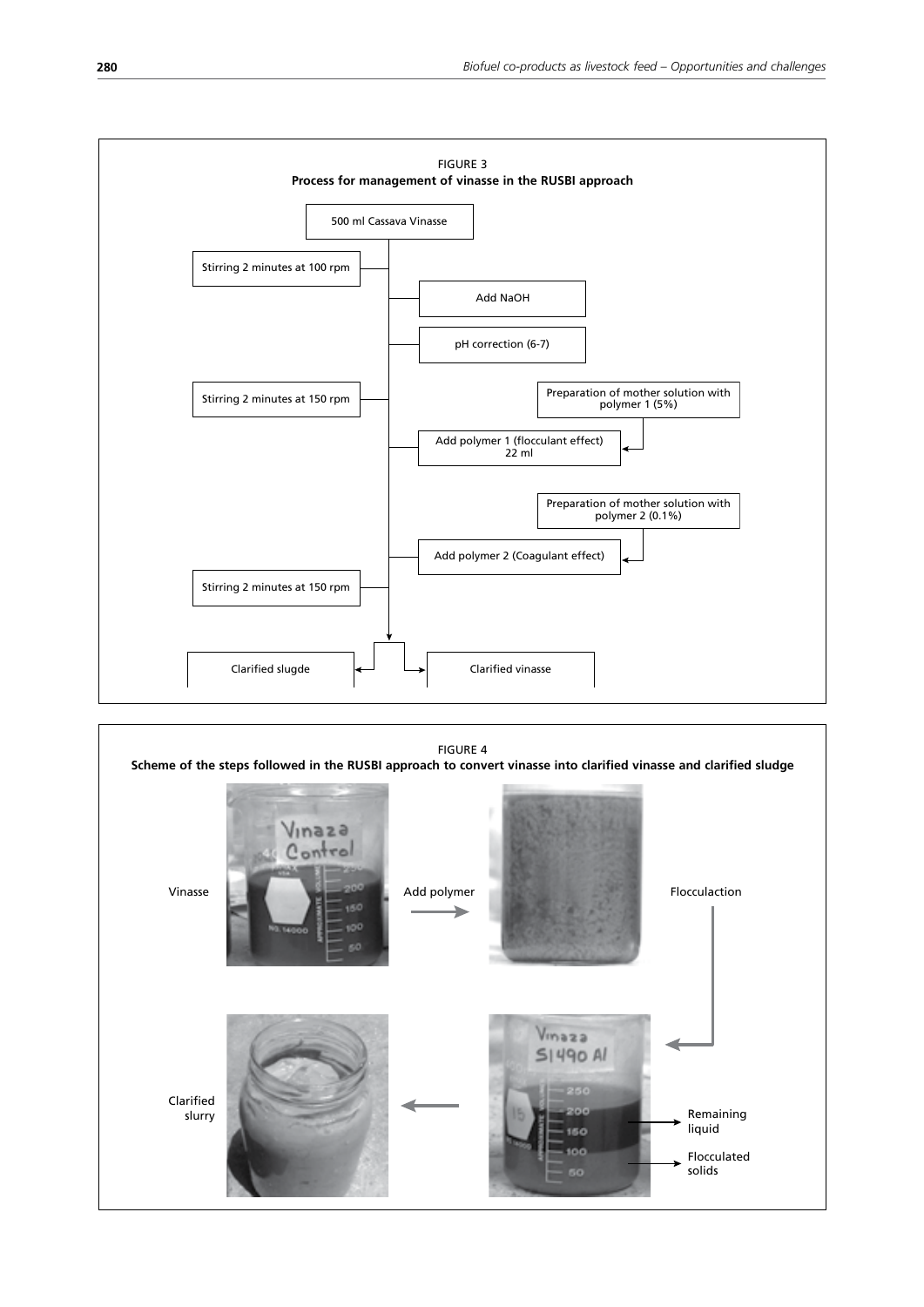FIGURE 3

**Process for management of vinasse in the RUSBI approach**

- 500 ml Cassava Vinasse
- Stirring 2 minutes at 100 rpm
- Add NaOH
- pH correction (6-7)
- Stirring 2 minutes at 150 rpm
- Preparation of mother solution with polymer 1 (5%)
- Add polymer 1 (flocculant effect) 22 ml
- Preparation of mother solution with polymer 2 (0.1%)
- Add polymer 2 (Coagulant effect)
- Stirring 2 minutes at 150 rpm
- Clarified slugde
- Clarified vinasse

FIGURE 4

**Scheme of the steps followed in the RUSBI approach to convert vinasse into clarified vinasse and clarified sludge**

Vinasse → Add polymer → Flocculaction → Remaining liquid / Flocculated solids → Clarified slurry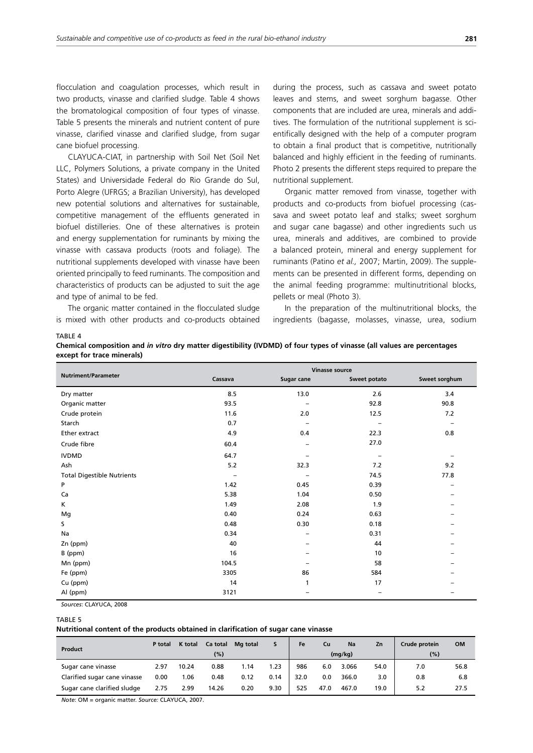flocculation and coagulation processes, which result in two products, vinasse and clarified sludge. Table 4 shows the bromatological composition of four types of vinasse. Table 5 presents the minerals and nutrient content of pure vinasse, clarified vinasse and clarified sludge, from sugar cane biofuel processing.

CLAYUCA-CIAT, in partnership with Soil Net (Soil Net LLC, Polymers Solutions, a private company in the United States) and Universidade Federal do Rio Grande do Sul, Porto Alegre (UFRGS; a Brazilian University), has developed new potential solutions and alternatives for sustainable, competitive management of the effluents generated in biofuel distilleries. One of these alternatives is protein and energy supplementation for ruminants by mixing the vinasse with cassava products (roots and foliage). The nutritional supplements developed with vinasse have been oriented principally to feed ruminants. The composition and characteristics of products can be adjusted to suit the age and type of animal to be fed.

The organic matter contained in the flocculated sludge is mixed with other products and co-products obtained during the process, such as cassava and sweet potato leaves and stems, and sweet sorghum bagasse. Other components that are included are urea, minerals and additives. The formulation of the nutritional supplement is scientifically designed with the help of a computer program to obtain a final product that is competitive, nutritionally balanced and highly efficient in the feeding of ruminants. Photo 2 presents the different steps required to prepare the nutritional supplement.

Organic matter removed from vinasse, together with products and co-products from biofuel processing (cassava and sweet potato leaf and stalks; sweet sorghum and sugar cane bagasse) and other ingredients such us urea, minerals and additives, are combined to provide a balanced protein, mineral and energy supplement for ruminants (Patino *et al.,* 2007; Martin, 2009). The supplements can be presented in different forms, depending on the animal feeding programme: multinutritional blocks, pellets or meal (Photo 3).

In the preparation of the multinutritional blocks, the ingredients (bagasse, molasses, vinasse, urea, sodium

TABLE 4

**Chemical composition and *in vitro* dry matter digestibility (IVDMD) of four types of vinasse (all values are percentages except for trace minerals)**

| Nutriment/Parameter | Vinasse source | | | |
|---|---|---|---|---|
| | Cassava | Sugar cane | Sweet potato | Sweet sorghum |
| Dry matter | 8.5 | 13.0 | 2.6 | 3.4 |
| Organic matter | 93.5 | – | 92.8 | 90.8 |
| Crude protein | 11.6 | 2.0 | 12.5 | 7.2 |
| Starch | 0.7 | – | – | – |
| Ether extract | 4.9 | 0.4 | 22.3 | 0.8 |
| Crude fibre | 60.4 | – | 27.0 | |
| IVDMD | 64.7 | – | – | – |
| Ash | 5.2 | 32.3 | 7.2 | 9.2 |
| Total Digestible Nutrients | – | – | 74.5 | 77.8 |
| P | 1.42 | 0.45 | 0.39 | – |
| Ca | 5.38 | 1.04 | 0.50 | – |
| K | 1.49 | 2.08 | 1.9 | – |
| Mg | 0.40 | 0.24 | 0.63 | – |
| S | 0.48 | 0.30 | 0.18 | – |
| Na | 0.34 | – | 0.31 | – |
| Zn (ppm) | 40 | – | 44 | – |
| B (ppm) | 16 | – | 10 | – |
| Mn (ppm) | 104.5 | – | 58 | – |
| Fe (ppm) | 3305 | 86 | 584 | – |
| Cu (ppm) | 14 | 1 | 17 | – |
| Al (ppm) | 3121 | – | – | – |

*Sources*: CLAYUCA, 2008

TABLE 5

**Nutritional content of the products obtained in clarification of sugar cane vinasse**

| Product | P total | K total | Ca total | Mg total | S | Fe | Cu | Na | Zn | Crude protein | OM |
|---|---|---|---|---|---|---|---|---|---|---|---|
| | (%) | | | | | (mg/kg) | | | | (%) | |
| Sugar cane vinasse | 2.97 | 10.24 | 0.88 | 1.14 | 1.23 | 986 | 6.0 | 3.066 | 54.0 | 7.0 | 56.8 |
| Clarified sugar cane vinasse | 0.00 | 1.06 | 0.48 | 0.12 | 0.14 | 32.0 | 0.0 | 366.0 | 3.0 | 0.8 | 6.8 |
| Sugar cane clarified sludge | 2.75 | 2.99 | 14.26 | 0.20 | 9.30 | 525 | 47.0 | 467.0 | 19.0 | 5.2 | 27.5 |

*Note*: OM = organic matter. *Source:* CLAYUCA, 2007.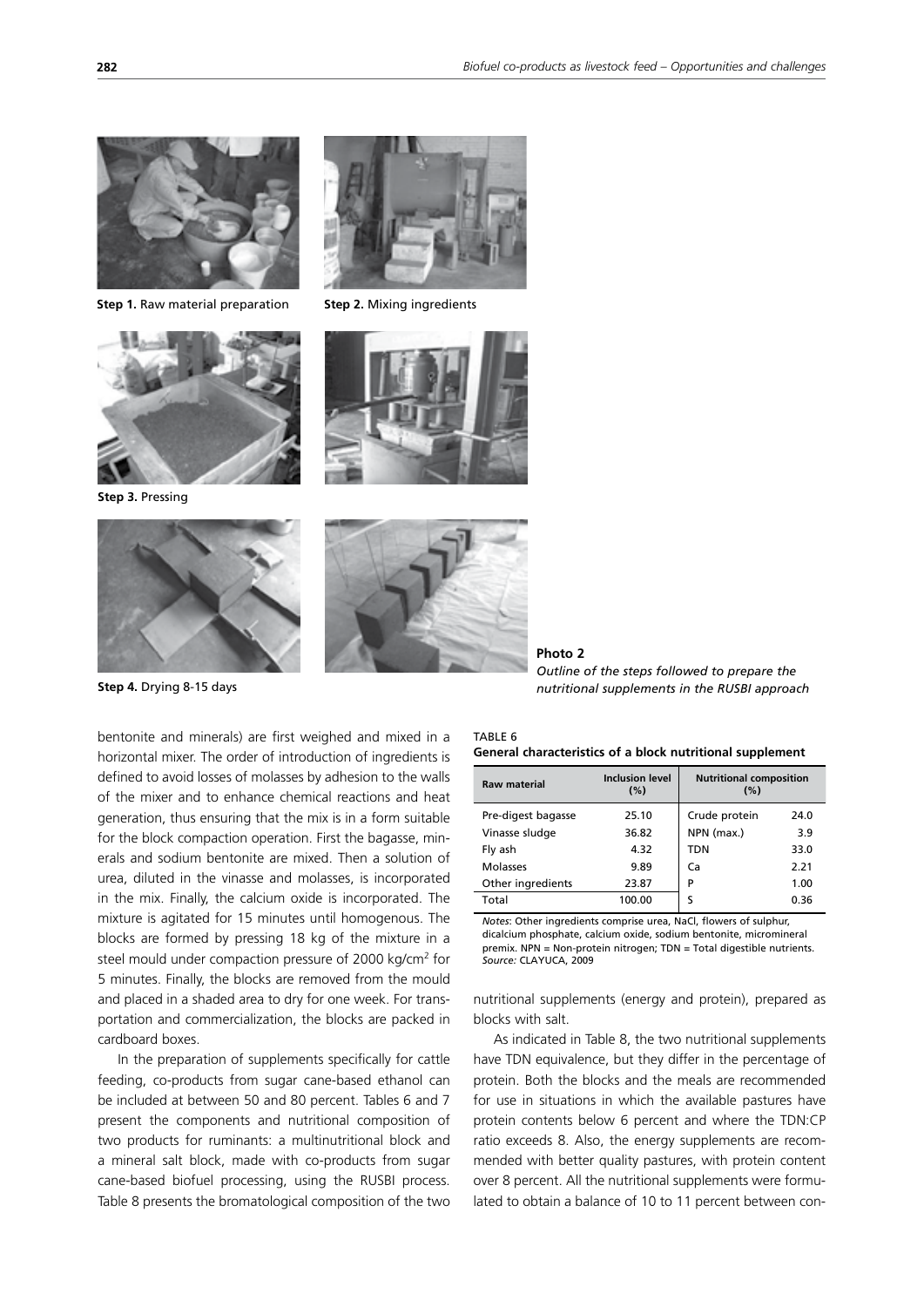**Step 1.** Raw material preparation

**Step 2.** Mixing ingredients

**Step 3.** Pressing

**Step 4.** Drying 8-15 days

**Photo 2**
*Outline of the steps followed to prepare the nutritional supplements in the RUSBI approach*

bentonite and minerals) are first weighed and mixed in a horizontal mixer. The order of introduction of ingredients is defined to avoid losses of molasses by adhesion to the walls of the mixer and to enhance chemical reactions and heat generation, thus ensuring that the mix is in a form suitable for the block compaction operation. First the bagasse, minerals and sodium bentonite are mixed. Then a solution of urea, diluted in the vinasse and molasses, is incorporated in the mix. Finally, the calcium oxide is incorporated. The mixture is agitated for 15 minutes until homogenous. The blocks are formed by pressing 18 kg of the mixture in a steel mould under compaction pressure of 2000 kg/cm$^2$ for 5 minutes. Finally, the blocks are removed from the mould and placed in a shaded area to dry for one week. For transportation and commercialization, the blocks are packed in cardboard boxes.

In the preparation of supplements specifically for cattle feeding, co-products from sugar cane-based ethanol can be included at between 50 and 80 percent. Tables 6 and 7 present the components and nutritional composition of two products for ruminants: a multinutritional block and a mineral salt block, made with co-products from sugar cane-based biofuel processing, using the RUSBI process. Table 8 presents the bromatological composition of the two nutritional supplements (energy and protein), prepared as blocks with salt.

TABLE 6
**General characteristics of a block nutritional supplement**

| Raw material | Inclusion level (%) | Nutritional composition (%) | |
|---|---|---|---|
| Pre-digest bagasse | 25.10 | Crude protein | 24.0 |
| Vinasse sludge | 36.82 | NPN (max.) | 3.9 |
| Fly ash | 4.32 | TDN | 33.0 |
| Molasses | 9.89 | Ca | 2.21 |
| Other ingredients | 23.87 | P | 1.00 |
| Total | 100.00 | S | 0.36 |

*Notes*: Other ingredients comprise urea, NaCl, flowers of sulphur, dicalcium phosphate, calcium oxide, sodium bentonite, micromineral premix. NPN = Non-protein nitrogen; TDN = Total digestible nutrients.
*Source:* CLAYUCA, 2009

As indicated in Table 8, the two nutritional supplements have TDN equivalence, but they differ in the percentage of protein. Both the blocks and the meals are recommended for use in situations in which the available pastures have protein contents below 6 percent and where the TDN:CP ratio exceeds 8. Also, the energy supplements are recommended with better quality pastures, with protein content over 8 percent. All the nutritional supplements were formulated to obtain a balance of 10 to 11 percent between con-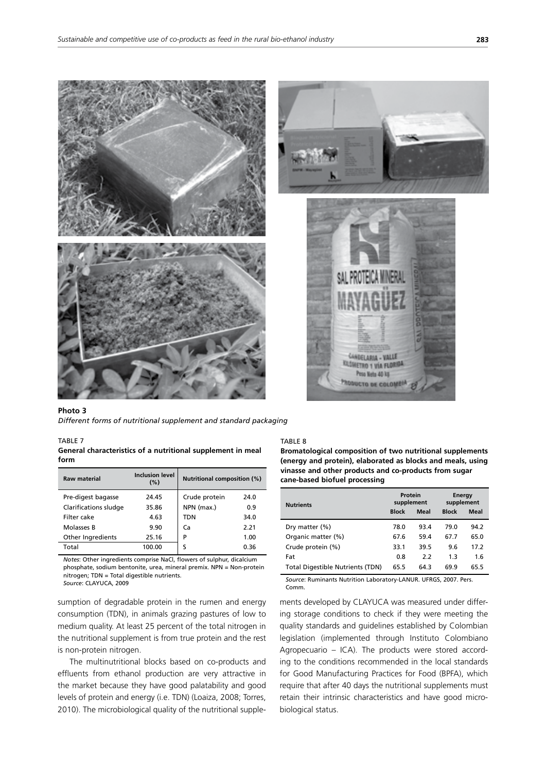**Photo 3**
*Different forms of nutritional supplement and standard packaging*

TABLE 7
**General characteristics of a nutritional supplement in meal form**

| Raw material | Inclusion level (%) | Nutritional composition (%) | |
|---|---|---|---|
| Pre-digest bagasse | 24.45 | Crude protein | 24.0 |
| Clarifications sludge | 35.86 | NPN (max.) | 0.9 |
| Filter cake | 4.63 | TDN | 34.0 |
| Molasses B | 9.90 | Ca | 2.21 |
| Other Ingredients | 25.16 | P | 1.00 |
| Total | 100.00 | S | 0.36 |

*Notes*: Other ingredients comprise NaCl, flowers of sulphur, dicalcium phosphate, sodium bentonite, urea, mineral premix. NPN = Non-protein nitrogen; TDN = Total digestible nutrients.
*Source*: CLAYUCA, 2009

TABLE 8
**Bromatological composition of two nutritional supplements (energy and protein), elaborated as blocks and meals, using vinasse and other products and co-products from sugar cane-based biofuel processing**

| Nutrients | Protein supplement | | Energy supplement | |
|---|---|---|---|---|
| | Block | Meal | Block | Meal |
| Dry matter (%) | 78.0 | 93.4 | 79.0 | 94.2 |
| Organic matter (%) | 67.6 | 59.4 | 67.7 | 65.0 |
| Crude protein (%) | 33.1 | 39.5 | 9.6 | 17.2 |
| Fat | 0.8 | 2.2 | 1.3 | 1.6 |
| Total Digestible Nutrients (TDN) | 65.5 | 64.3 | 69.9 | 65.5 |

*Source*: Ruminants Nutrition Laboratory-LANUR. UFRGS, 2007. Pers. Comm.

sumption of degradable protein in the rumen and energy consumption (TDN), in animals grazing pastures of low to medium quality. At least 25 percent of the total nitrogen in the nutritional supplement is from true protein and the rest is non-protein nitrogen.

The multinutritional blocks based on co-products and effluents from ethanol production are very attractive in the market because they have good palatability and good levels of protein and energy (i.e. TDN) (Loaiza, 2008; Torres, 2010). The microbiological quality of the nutritional supplements developed by CLAYUCA was measured under differing storage conditions to check if they were meeting the quality standards and guidelines established by Colombian legislation (implemented through Instituto Colombiano Agropecuario – ICA). The products were stored according to the conditions recommended in the local standards for Good Manufacturing Practices for Food (BPFA), which require that after 40 days the nutritional supplements must retain their intrinsic characteristics and have good microbiological status.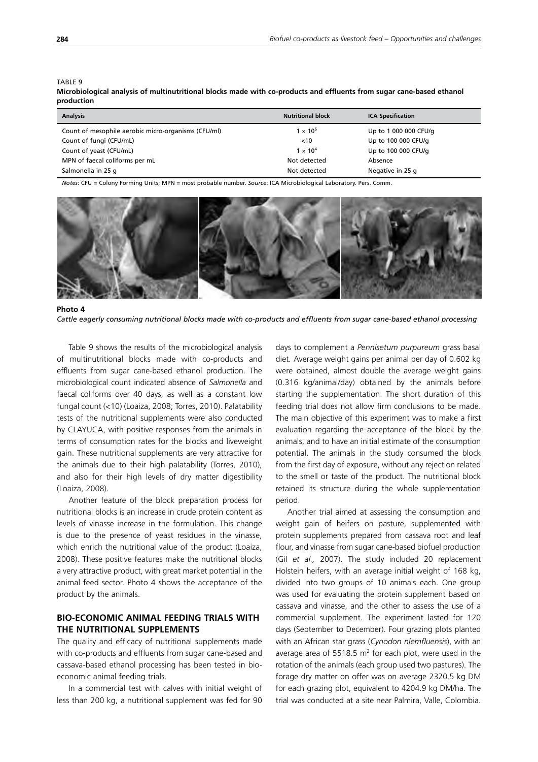TABLE 9

**Microbiological analysis of multinutritional blocks made with co-products and effluents from sugar cane-based ethanol production**

| Analysis | Nutritional block | ICA Specification |
|---|---|---|
| Count of mesophile aerobic micro-organisms (CFU/ml) | $1 \times 10^6$ | Up to 1 000 000 CFU/g |
| Count of fungi (CFU/mL) | <10 | Up to 100 000 CFU/g |
| Count of yeast (CFU/mL) | $1 \times 10^4$ | Up to 100 000 CFU/g |
| MPN of faecal coliforms per mL | Not detected | Absence |
| Salmonella in 25 g | Not detected | Negative in 25 g |

*Notes*: CFU = Colony Forming Units; MPN = most probable number. *Source*: ICA Microbiological Laboratory. Pers. Comm.

**Photo 4**

*Cattle eagerly consuming nutritional blocks made with co-products and effluents from sugar cane-based ethanol processing*

Table 9 shows the results of the microbiological analysis of multinutritional blocks made with co-products and effluents from sugar cane-based ethanol production. The microbiological count indicated absence of *Salmonella* and faecal coliforms over 40 days, as well as a constant low fungal count (<10) (Loaiza, 2008; Torres, 2010). Palatability tests of the nutritional supplements were also conducted by CLAYUCA, with positive responses from the animals in terms of consumption rates for the blocks and liveweight gain. These nutritional supplements are very attractive for the animals due to their high palatability (Torres, 2010), and also for their high levels of dry matter digestibility (Loaiza, 2008).

Another feature of the block preparation process for nutritional blocks is an increase in crude protein content as levels of vinasse increase in the formulation. This change is due to the presence of yeast residues in the vinasse, which enrich the nutritional value of the product (Loaiza, 2008). These positive features make the nutritional blocks a very attractive product, with great market potential in the animal feed sector. Photo 4 shows the acceptance of the product by the animals.

## BIO-ECONOMIC ANIMAL FEEDING TRIALS WITH THE NUTRITIONAL SUPPLEMENTS

The quality and efficacy of nutritional supplements made with co-products and effluents from sugar cane-based and cassava-based ethanol processing has been tested in bio-economic animal feeding trials.

In a commercial test with calves with initial weight of less than 200 kg, a nutritional supplement was fed for 90 days to complement a *Pennisetum purpureum* grass basal diet. Average weight gains per animal per day of 0.602 kg were obtained, almost double the average weight gains (0.316 kg/animal/day) obtained by the animals before starting the supplementation. The short duration of this feeding trial does not allow firm conclusions to be made. The main objective of this experiment was to make a first evaluation regarding the acceptance of the block by the animals, and to have an initial estimate of the consumption potential. The animals in the study consumed the block from the first day of exposure, without any rejection related to the smell or taste of the product. The nutritional block retained its structure during the whole supplementation period.

Another trial aimed at assessing the consumption and weight gain of heifers on pasture, supplemented with protein supplements prepared from cassava root and leaf flour, and vinasse from sugar cane-based biofuel production (Gil *et al.,* 2007). The study included 20 replacement Holstein heifers, with an average initial weight of 168 kg, divided into two groups of 10 animals each. One group was used for evaluating the protein supplement based on cassava and vinasse, and the other to assess the use of a commercial supplement. The experiment lasted for 120 days (September to December). Four grazing plots planted with an African star grass (*Cynodon nlemfluensis*), with an average area of 5518.5 $m^2$ for each plot, were used in the rotation of the animals (each group used two pastures). The forage dry matter on offer was on average 2320.5 kg DM for each grazing plot, equivalent to 4204.9 kg DM/ha. The trial was conducted at a site near Palmira, Valle, Colombia.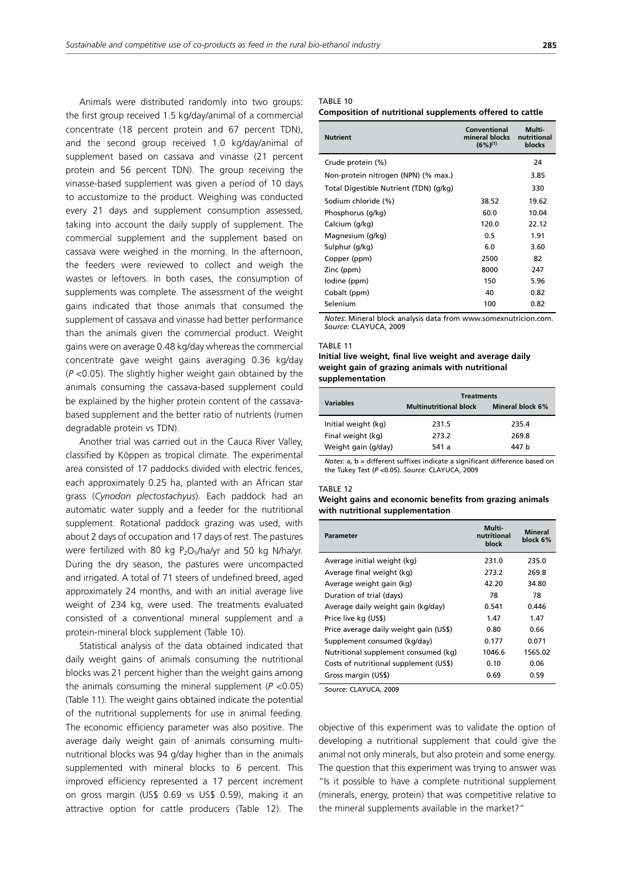Animals were distributed randomly into two groups: the first group received 1.5 kg/day/animal of a commercial concentrate (18 percent protein and 67 percent TDN), and the second group received 1.0 kg/day/animal of supplement based on cassava and vinasse (21 percent protein and 56 percent TDN). The group receiving the vinasse-based supplement was given a period of 10 days to accustomize to the product. Weighing was conducted every 21 days and supplement consumption assessed, taking into account the daily supply of supplement. The commercial supplement and the supplement based on cassava were weighed in the morning. In the afternoon, the feeders were reviewed to collect and weigh the wastes or leftovers. In both cases, the consumption of supplements was complete. The assessment of the weight gains indicated that those animals that consumed the supplement of cassava and vinasse had better performance than the animals given the commercial product. Weight gains were on average 0.48 kg/day whereas the commercial concentrate gave weight gains averaging 0.36 kg/day ($P < 0.05$). The slightly higher weight gain obtained by the animals consuming the cassava-based supplement could be explained by the higher protein content of the cassava-based supplement and the better ratio of nutrients (rumen degradable protein vs TDN).

Another trial was carried out in the Cauca River Valley, classified by Köppen as tropical climate. The experimental area consisted of 17 paddocks divided with electric fences, each approximately 0.25 ha, planted with an African star grass (*Cynodon plectostachyus*). Each paddock had an automatic water supply and a feeder for the nutritional supplement. Rotational paddock grazing was used, with about 2 days of occupation and 17 days of rest. The pastures were fertilized with 80 kg $P_2O_5$/ha/yr and 50 kg N/ha/yr. During the dry season, the pastures were uncompacted and irrigated. A total of 71 steers of undefined breed, aged approximately 24 months, and with an initial average live weight of 234 kg, were used. The treatments evaluated consisted of a conventional mineral supplement and a protein-mineral block supplement (Table 10).

Statistical analysis of the data obtained indicated that daily weight gains of animals consuming the nutritional blocks was 21 percent higher than the weight gains among the animals consuming the mineral supplement ($P < 0.05$) (Table 11). The weight gains obtained indicate the potential of the nutritional supplements for use in animal feeding. The economic efficiency parameter was also positive. The average daily weight gain of animals consuming multi-nutritional blocks was 94 g/day higher than in the animals supplemented with mineral blocks to 6 percent. This improved efficiency represented a 17 percent increment on gross margin (US$ 0.69 vs US$ 0.59), making it an attractive option for cattle producers (Table 12). The objective of this experiment was to validate the option of developing a nutritional supplement that could give the animal not only minerals, but also protein and some energy. The question that this experiment was trying to answer was "Is it possible to have a complete nutritional supplement (minerals, energy, protein) that was competitive relative to the mineral supplements available in the market?"

TABLE 10
**Composition of nutritional supplements offered to cattle**

| Nutrient | Conventional mineral blocks (6%)[(1)] | Multi-nutritional blocks |
|---|---|---|
| Crude protein (%) | | 24 |
| Non-protein nitrogen (NPN) (% max.) | | 3.85 |
| Total Digestible Nutrient (TDN) (g/kg) | | 330 |
| Sodium chloride (%) | 38.52 | 19.62 |
| Phosphorus (g/kg) | 60.0 | 10.04 |
| Calcium (g/kg) | 120.0 | 22.12 |
| Magnesium (g/kg) | 0.5 | 1.91 |
| Sulphur (g/kg) | 6.0 | 3.60 |
| Copper (ppm) | 2500 | 82 |
| Zinc (ppm) | 8000 | 247 |
| Iodine (ppm) | 150 | 5.96 |
| Cobalt (ppm) | 40 | 0.82 |
| Selenium | 100 | 0.82 |

*Notes*: Mineral block analysis data from www.somexnutricion.com. *Source:* CLAYUCA, 2009

TABLE 11
**Initial live weight, final live weight and average daily weight gain of grazing animals with nutritional supplementation**

| Variables | Treatments | |
|---|---|---|
| | Multinutritional block | Mineral block 6% |
| Initial weight (kg) | 231.5 | 235.4 |
| Final weight (kg) | 273.2 | 269.8 |
| Weight gain (g/day) | 541 a | 447 b |

*Notes*: a, b = different suffixes indicate a significant difference based on the Tukey Test ($P < 0.05$). *Source*: CLAYUCA, 2009

TABLE 12
**Weight gains and economic benefits from grazing animals with nutritional supplementation**

| Parameter | Multi-nutritional block | Mineral block 6% |
|---|---|---|
| Average initial weight (kg) | 231.0 | 235.0 |
| Average final weight (kg) | 273.2 | 269.8 |
| Average weight gain (kg) | 42.20 | 34.80 |
| Duration of trial (days) | 78 | 78 |
| Average daily weight gain (kg/day) | 0.541 | 0.446 |
| Price live kg (US$) | 1.47 | 1.47 |
| Price average daily weight gain (US$) | 0.80 | 0.66 |
| Supplement consumed (kg/day) | 0.177 | 0.071 |
| Nutritional supplement consumed (kg) | 1046.6 | 1565.02 |
| Costs of nutritional supplement (US$) | 0.10 | 0.06 |
| Gross margin (US$) | 0.69 | 0.59 |

*Source*: CLAYUCA, 2009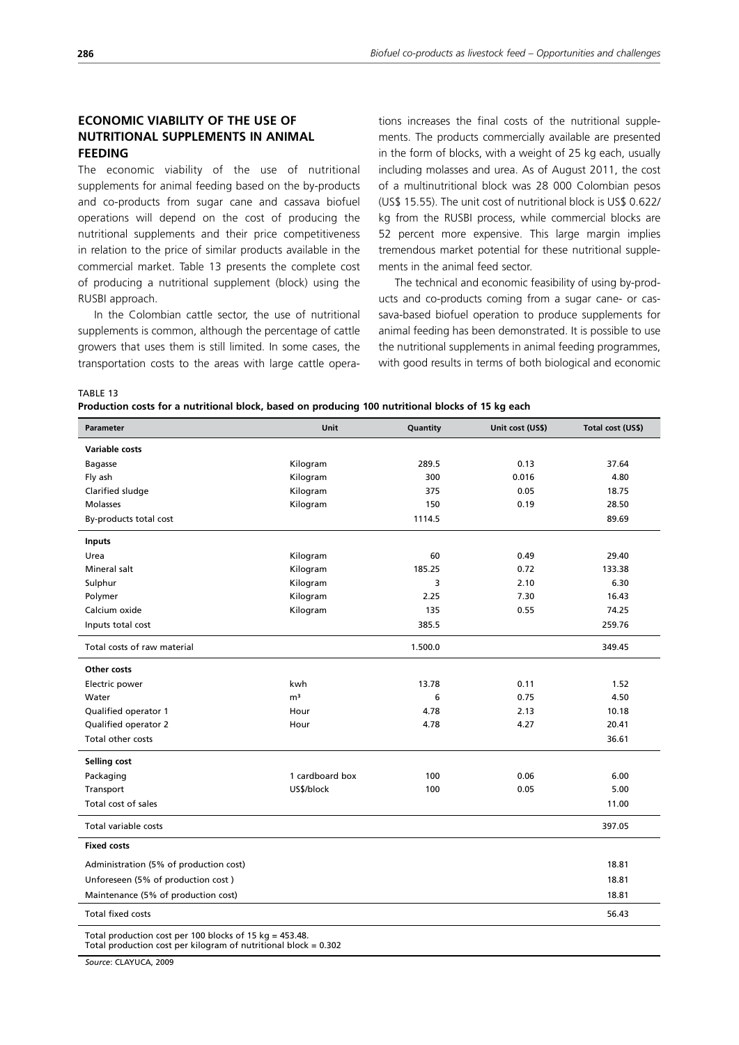## ECONOMIC VIABILITY OF THE USE OF NUTRITIONAL SUPPLEMENTS IN ANIMAL FEEDING

The economic viability of the use of nutritional supplements for animal feeding based on the by-products and co-products from sugar cane and cassava biofuel operations will depend on the cost of producing the nutritional supplements and their price competitiveness in relation to the price of similar products available in the commercial market. Table 13 presents the complete cost of producing a nutritional supplement (block) using the RUSBI approach.

In the Colombian cattle sector, the use of nutritional supplements is common, although the percentage of cattle growers that uses them is still limited. In some cases, the transportation costs to the areas with large cattle operations increases the final costs of the nutritional supplements. The products commercially available are presented in the form of blocks, with a weight of 25 kg each, usually including molasses and urea. As of August 2011, the cost of a multinutritional block was 28 000 Colombian pesos (US$ 15.55). The unit cost of nutritional block is US$ 0.622/kg from the RUSBI process, while commercial blocks are 52 percent more expensive. This large margin implies tremendous market potential for these nutritional supplements in the animal feed sector.

The technical and economic feasibility of using by-products and co-products coming from a sugar cane- or cassava-based biofuel operation to produce supplements for animal feeding has been demonstrated. It is possible to use the nutritional supplements in animal feeding programmes, with good results in terms of both biological and economic

TABLE 13
**Production costs for a nutritional block, based on producing 100 nutritional blocks of 15 kg each**

| Parameter | Unit | Quantity | Unit cost (US$) | Total cost (US$) |
|---|---|---|---|---|
| **Variable costs** | | | | |
| Bagasse | Kilogram | 289.5 | 0.13 | 37.64 |
| Fly ash | Kilogram | 300 | 0.016 | 4.80 |
| Clarified sludge | Kilogram | 375 | 0.05 | 18.75 |
| Molasses | Kilogram | 150 | 0.19 | 28.50 |
| By-products total cost | | 1114.5 | | 89.69 |
| **Inputs** | | | | |
| Urea | Kilogram | 60 | 0.49 | 29.40 |
| Mineral salt | Kilogram | 185.25 | 0.72 | 133.38 |
| Sulphur | Kilogram | 3 | 2.10 | 6.30 |
| Polymer | Kilogram | 2.25 | 7.30 | 16.43 |
| Calcium oxide | Kilogram | 135 | 0.55 | 74.25 |
| Inputs total cost | | 385.5 | | 259.76 |
| Total costs of raw material | | 1.500.0 | | 349.45 |
| **Other costs** | | | | |
| Electric power | kwh | 13.78 | 0.11 | 1.52 |
| Water | m³ | 6 | 0.75 | 4.50 |
| Qualified operator 1 | Hour | 4.78 | 2.13 | 10.18 |
| Qualified operator 2 | Hour | 4.78 | 4.27 | 20.41 |
| Total other costs | | | | 36.61 |
| **Selling cost** | | | | |
| Packaging | 1 cardboard box | 100 | 0.06 | 6.00 |
| Transport | US$/block | 100 | 0.05 | 5.00 |
| Total cost of sales | | | | 11.00 |
| Total variable costs | | | | 397.05 |
| **Fixed costs** | | | | |
| Administration (5% of production cost) | | | | 18.81 |
| Unforeseen (5% of production cost ) | | | | 18.81 |
| Maintenance (5% of production cost) | | | | 18.81 |
| Total fixed costs | | | | 56.43 |

Total production cost per 100 blocks of 15 kg = 453.48.
Total production cost per kilogram of nutritional block = 0.302

*Source*: CLAYUCA, 2009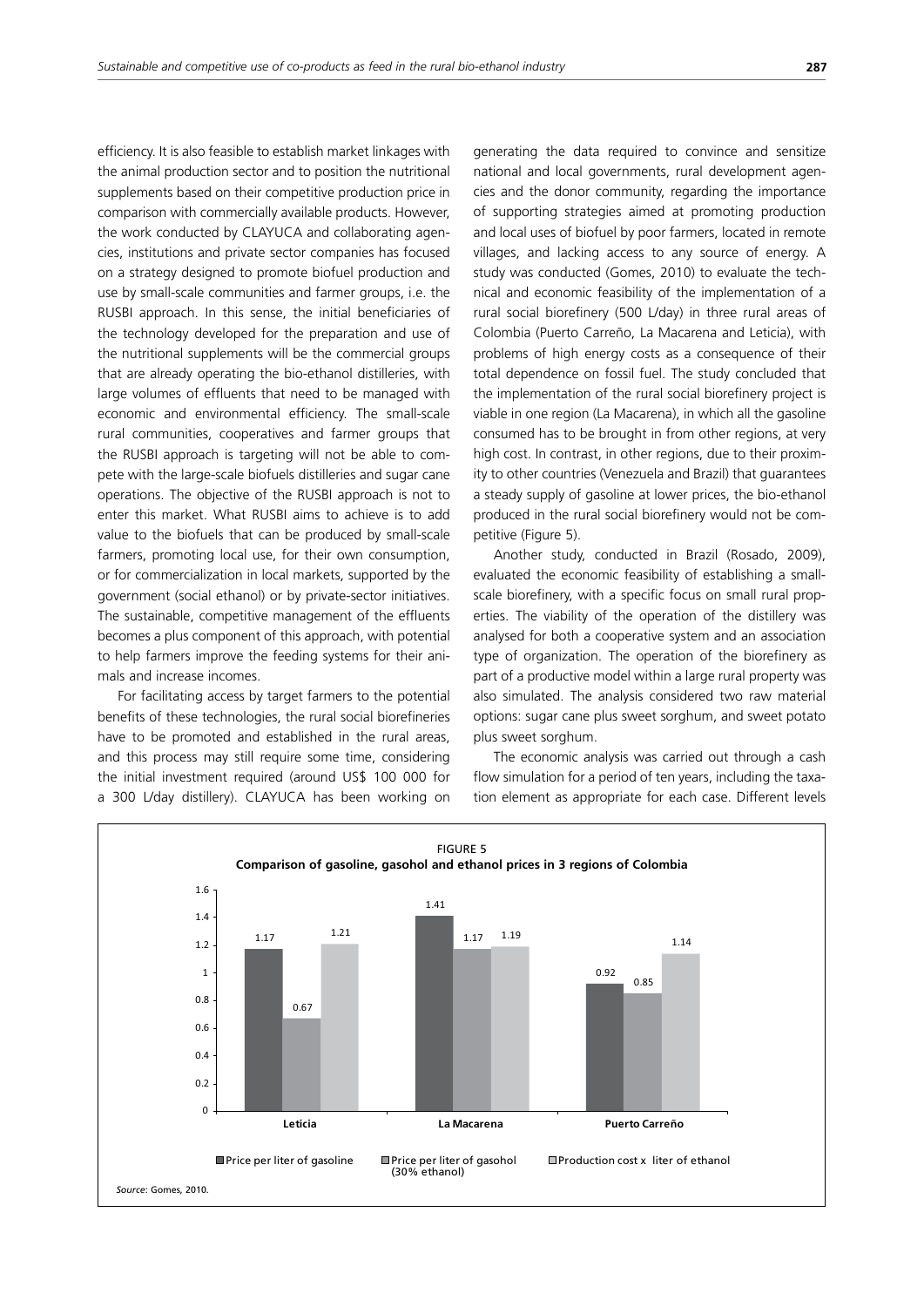efficiency. It is also feasible to establish market linkages with the animal production sector and to position the nutritional supplements based on their competitive production price in comparison with commercially available products. However, the work conducted by CLAYUCA and collaborating agencies, institutions and private sector companies has focused on a strategy designed to promote biofuel production and use by small-scale communities and farmer groups, i.e. the RUSBI approach. In this sense, the initial beneficiaries of the technology developed for the preparation and use of the nutritional supplements will be the commercial groups that are already operating the bio-ethanol distilleries, with large volumes of effluents that need to be managed with economic and environmental efficiency. The small-scale rural communities, cooperatives and farmer groups that the RUSBI approach is targeting will not be able to compete with the large-scale biofuels distilleries and sugar cane operations. The objective of the RUSBI approach is not to enter this market. What RUSBI aims to achieve is to add value to the biofuels that can be produced by small-scale farmers, promoting local use, for their own consumption, or for commercialization in local markets, supported by the government (social ethanol) or by private-sector initiatives. The sustainable, competitive management of the effluents becomes a plus component of this approach, with potential to help farmers improve the feeding systems for their animals and increase incomes.

For facilitating access by target farmers to the potential benefits of these technologies, the rural social biorefineries have to be promoted and established in the rural areas, and this process may still require some time, considering the initial investment required (around US$ 100 000 for a 300 L/day distillery). CLAYUCA has been working on generating the data required to convince and sensitize national and local governments, rural development agencies and the donor community, regarding the importance of supporting strategies aimed at promoting production and local uses of biofuel by poor farmers, located in remote villages, and lacking access to any source of energy. A study was conducted (Gomes, 2010) to evaluate the technical and economic feasibility of the implementation of a rural social biorefinery (500 L/day) in three rural areas of Colombia (Puerto Carreño, La Macarena and Leticia), with problems of high energy costs as a consequence of their total dependence on fossil fuel. The study concluded that the implementation of the rural social biorefinery project is viable in one region (La Macarena), in which all the gasoline consumed has to be brought in from other regions, at very high cost. In contrast, in other regions, due to their proximity to other countries (Venezuela and Brazil) that guarantees a steady supply of gasoline at lower prices, the bio-ethanol produced in the rural social biorefinery would not be competitive (Figure 5).

Another study, conducted in Brazil (Rosado, 2009), evaluated the economic feasibility of establishing a small-scale biorefinery, with a specific focus on small rural properties. The viability of the operation of the distillery was analysed for both a cooperative system and an association type of organization. The operation of the biorefinery as part of a productive model within a large rural property was also simulated. The analysis considered two raw material options: sugar cane plus sweet sorghum, and sweet potato plus sweet sorghum.

The economic analysis was carried out through a cash flow simulation for a period of ten years, including the taxation element as appropriate for each case. Different levels

FIGURE 5
**Comparison of gasoline, gasohol and ethanol prices in 3 regions of Colombia**

| Region | Price per liter of gasoline | Price per liter of gasohol (30% ethanol) | Production cost x liter of ethanol |
|---|---|---|---|
| Leticia | 1.17 | 0.67 | 1.21 |
| La Macarena | 1.41 | 1.17 | 1.19 |
| Puerto Carreño | 0.92 | 0.85 | 1.14 |

*Source*: Gomes, 2010.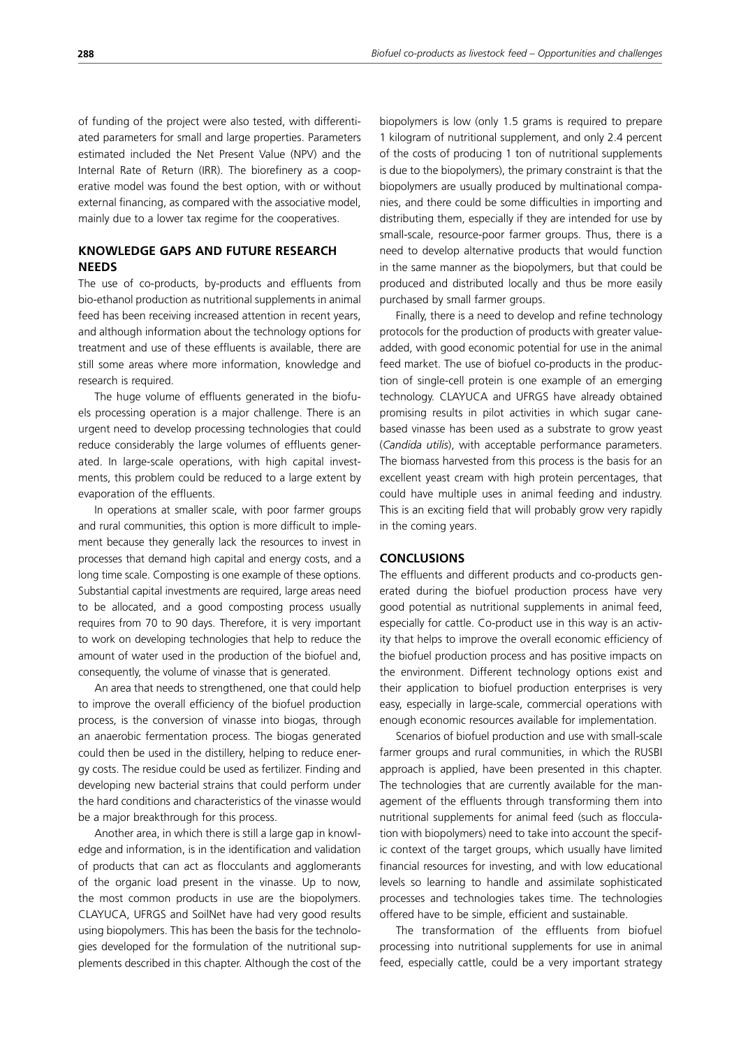of funding of the project were also tested, with differentiated parameters for small and large properties. Parameters estimated included the Net Present Value (NPV) and the Internal Rate of Return (IRR). The biorefinery as a cooperative model was found the best option, with or without external financing, as compared with the associative model, mainly due to a lower tax regime for the cooperatives.

## KNOWLEDGE GAPS AND FUTURE RESEARCH NEEDS

The use of co-products, by-products and effluents from bio-ethanol production as nutritional supplements in animal feed has been receiving increased attention in recent years, and although information about the technology options for treatment and use of these effluents is available, there are still some areas where more information, knowledge and research is required.

The huge volume of effluents generated in the biofuels processing operation is a major challenge. There is an urgent need to develop processing technologies that could reduce considerably the large volumes of effluents generated. In large-scale operations, with high capital investments, this problem could be reduced to a large extent by evaporation of the effluents.

In operations at smaller scale, with poor farmer groups and rural communities, this option is more difficult to implement because they generally lack the resources to invest in processes that demand high capital and energy costs, and a long time scale. Composting is one example of these options. Substantial capital investments are required, large areas need to be allocated, and a good composting process usually requires from 70 to 90 days. Therefore, it is very important to work on developing technologies that help to reduce the amount of water used in the production of the biofuel and, consequently, the volume of vinasse that is generated.

An area that needs to strengthened, one that could help to improve the overall efficiency of the biofuel production process, is the conversion of vinasse into biogas, through an anaerobic fermentation process. The biogas generated could then be used in the distillery, helping to reduce energy costs. The residue could be used as fertilizer. Finding and developing new bacterial strains that could perform under the hard conditions and characteristics of the vinasse would be a major breakthrough for this process.

Another area, in which there is still a large gap in knowledge and information, is in the identification and validation of products that can act as flocculants and agglomerants of the organic load present in the vinasse. Up to now, the most common products in use are the biopolymers. CLAYUCA, UFRGS and SoilNet have had very good results using biopolymers. This has been the basis for the technologies developed for the formulation of the nutritional supplements described in this chapter. Although the cost of the biopolymers is low (only 1.5 grams is required to prepare 1 kilogram of nutritional supplement, and only 2.4 percent of the costs of producing 1 ton of nutritional supplements is due to the biopolymers), the primary constraint is that the biopolymers are usually produced by multinational companies, and there could be some difficulties in importing and distributing them, especially if they are intended for use by small-scale, resource-poor farmer groups. Thus, there is a need to develop alternative products that would function in the same manner as the biopolymers, but that could be produced and distributed locally and thus be more easily purchased by small farmer groups.

Finally, there is a need to develop and refine technology protocols for the production of products with greater value-added, with good economic potential for use in the animal feed market. The use of biofuel co-products in the production of single-cell protein is one example of an emerging technology. CLAYUCA and UFRGS have already obtained promising results in pilot activities in which sugar cane-based vinasse has been used as a substrate to grow yeast (*Candida utilis*), with acceptable performance parameters. The biomass harvested from this process is the basis for an excellent yeast cream with high protein percentages, that could have multiple uses in animal feeding and industry. This is an exciting field that will probably grow very rapidly in the coming years.

## CONCLUSIONS

The effluents and different products and co-products generated during the biofuel production process have very good potential as nutritional supplements in animal feed, especially for cattle. Co-product use in this way is an activity that helps to improve the overall economic efficiency of the biofuel production process and has positive impacts on the environment. Different technology options exist and their application to biofuel production enterprises is very easy, especially in large-scale, commercial operations with enough economic resources available for implementation.

Scenarios of biofuel production and use with small-scale farmer groups and rural communities, in which the RUSBI approach is applied, have been presented in this chapter. The technologies that are currently available for the management of the effluents through transforming them into nutritional supplements for animal feed (such as flocculation with biopolymers) need to take into account the specific context of the target groups, which usually have limited financial resources for investing, and with low educational levels so learning to handle and assimilate sophisticated processes and technologies takes time. The technologies offered have to be simple, efficient and sustainable.

The transformation of the effluents from biofuel processing into nutritional supplements for use in animal feed, especially cattle, could be a very important strategy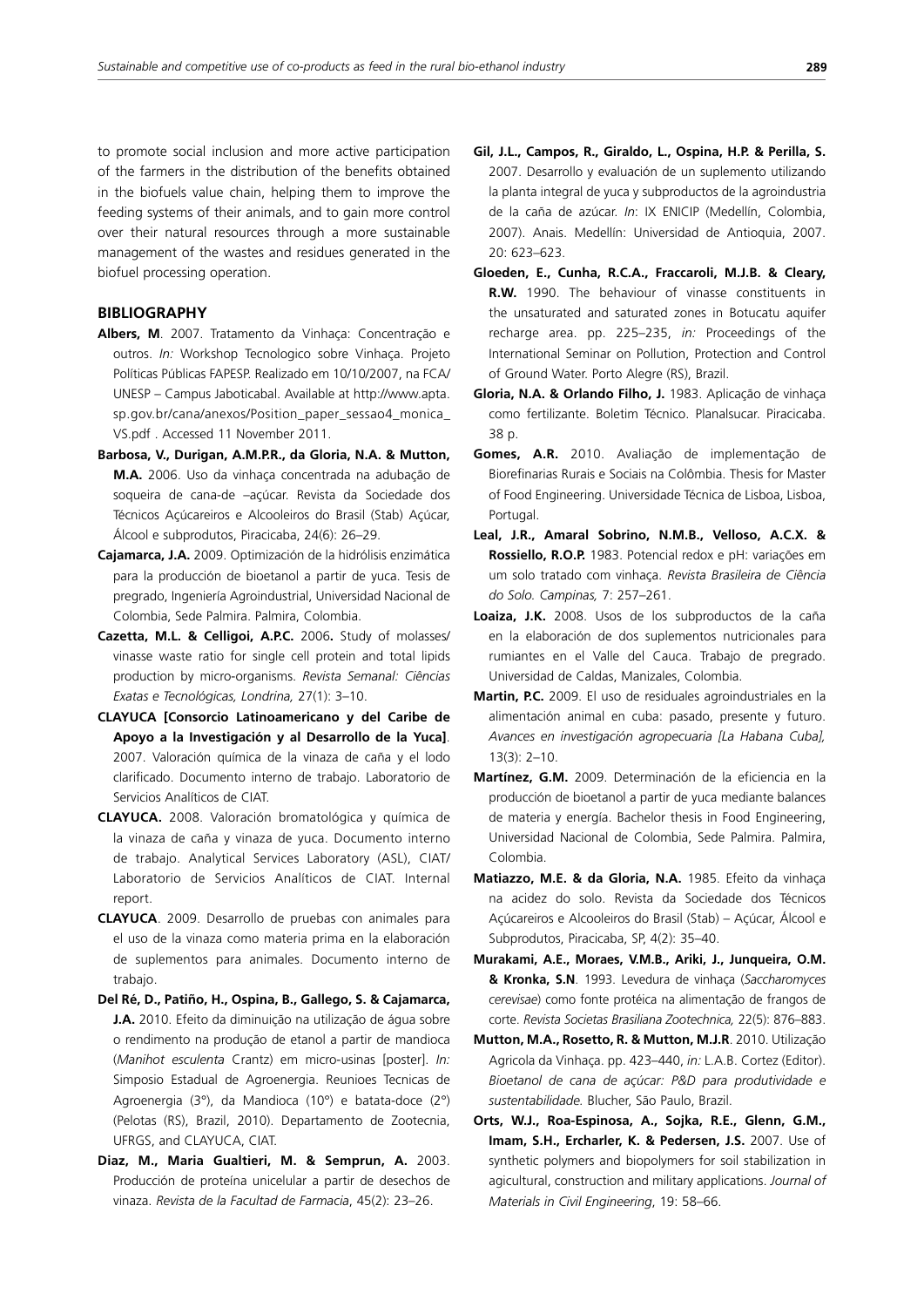to promote social inclusion and more active participation of the farmers in the distribution of the benefits obtained in the biofuels value chain, helping them to improve the feeding systems of their animals, and to gain more control over their natural resources through a more sustainable management of the wastes and residues generated in the biofuel processing operation.

## BIBLIOGRAPHY

**Albers, M**. 2007. Tratamento da Vinhaça: Concentração e outros. *In:* Workshop Tecnologico sobre Vinhaça. Projeto Políticas Públicas FAPESP. Realizado em 10/10/2007, na FCA/UNESP – Campus Jaboticabal. Available at http://www.apta.sp.gov.br/cana/anexos/Position_paper_sessao4_monica_VS.pdf . Accessed 11 November 2011.

**Barbosa, V., Durigan, A.M.P.R., da Gloria, N.A. & Mutton, M.A.** 2006. Uso da vinhaça concentrada na adubação de soqueira de cana-de –açúcar. Revista da Sociedade dos Técnicos Açúcareiros e Alcooleiros do Brasil (Stab) Açúcar, Álcool e subprodutos, Piracicaba, 24(6): 26–29.

**Cajamarca, J.A.** 2009. Optimización de la hidrólisis enzimática para la producción de bioetanol a partir de yuca. Tesis de pregrado, Ingeniería Agroindustrial, Universidad Nacional de Colombia, Sede Palmira. Palmira, Colombia.

**Cazetta, M.L. & Celligoi, A.P.C.** 2006**.** Study of molasses/vinasse waste ratio for single cell protein and total lipids production by micro-organisms. *Revista Semanal: Ciências Exatas e Tecnológicas, Londrina,* 27(1): 3–10.

**CLAYUCA [Consorcio Latinoamericano y del Caribe de Apoyo a la Investigación y al Desarrollo de la Yuca]**. 2007. Valoración química de la vinaza de caña y el lodo clarificado. Documento interno de trabajo. Laboratorio de Servicios Analíticos de CIAT.

**CLAYUCA.** 2008. Valoración bromatológica y química de la vinaza de caña y vinaza de yuca. Documento interno de trabajo. Analytical Services Laboratory (ASL), CIAT/Laboratorio de Servicios Analíticos de CIAT. Internal report.

**CLAYUCA**. 2009. Desarrollo de pruebas con animales para el uso de la vinaza como materia prima en la elaboración de suplementos para animales. Documento interno de trabajo.

**Del Ré, D., Patiño, H., Ospina, B., Gallego, S. & Cajamarca, J.A.** 2010. Efeito da diminuição na utilização de água sobre o rendimento na produção de etanol a partir de mandioca (*Manihot esculenta* Crantz) em micro-usinas [poster]. *In:* Simposio Estadual de Agroenergia. Reunioes Tecnicas de Agroenergia (3°), da Mandioca (10°) e batata-doce (2°) (Pelotas (RS), Brazil, 2010). Departamento de Zootecnia, UFRGS, and CLAYUCA, CIAT.

**Diaz, M., Maria Gualtieri, M. & Semprun, A.** 2003. Producción de proteína unicelular a partir de desechos de vinaza. *Revista de la Facultad de Farmacia*, 45(2): 23–26.

**Gil, J.L., Campos, R., Giraldo, L., Ospina, H.P. & Perilla, S.** 2007. Desarrollo y evaluación de un suplemento utilizando la planta integral de yuca y subproductos de la agroindustria de la caña de azúcar. *In*: IX ENICIP (Medellín, Colombia, 2007). Anais. Medellín: Universidad de Antioquia, 2007. 20: 623–623.

**Gloeden, E., Cunha, R.C.A., Fraccaroli, M.J.B. & Cleary, R.W.** 1990. The behaviour of vinasse constituents in the unsaturated and saturated zones in Botucatu aquifer recharge area. pp. 225–235, *in:* Proceedings of the International Seminar on Pollution, Protection and Control of Ground Water. Porto Alegre (RS), Brazil.

**Gloria, N.A. & Orlando Filho, J.** 1983. Aplicação de vinhaça como fertilizante. Boletim Técnico. Planalsucar. Piracicaba. 38 p.

**Gomes, A.R.** 2010. Avaliação de implementação de Biorefinarias Rurais e Sociais na Colômbia. Thesis for Master of Food Engineering. Universidade Técnica de Lisboa, Lisboa, Portugal.

**Leal, J.R., Amaral Sobrino, N.M.B., Velloso, A.C.X. & Rossiello, R.O.P.** 1983. Potencial redox e pH: variações em um solo tratado com vinhaça. *Revista Brasileira de Ciência do Solo. Campinas,* 7: 257–261.

**Loaiza, J.K.** 2008. Usos de los subproductos de la caña en la elaboración de dos suplementos nutricionales para rumiantes en el Valle del Cauca. Trabajo de pregrado. Universidad de Caldas, Manizales, Colombia.

**Martin, P.C.** 2009. El uso de residuales agroindustriales en la alimentación animal en cuba: pasado, presente y futuro. *Avances en investigación agropecuaria [La Habana Cuba],* 13(3): 2–10.

**Martínez, G.M.** 2009. Determinación de la eficiencia en la producción de bioetanol a partir de yuca mediante balances de materia y energía. Bachelor thesis in Food Engineering, Universidad Nacional de Colombia, Sede Palmira. Palmira, Colombia.

**Matiazzo, M.E. & da Gloria, N.A.** 1985. Efeito da vinhaça na acidez do solo. Revista da Sociedade dos Técnicos Açúcareiros e Alcooleiros do Brasil (Stab) – Açúcar, Álcool e Subprodutos, Piracicaba, SP, 4(2): 35–40.

**Murakami, A.E., Moraes, V.M.B., Ariki, J., Junqueira, O.M. & Kronka, S.N**. 1993. Levedura de vinhaça (*Saccharomyces cerevisae*) como fonte protéica na alimentação de frangos de corte. *Revista Societas Brasiliana Zootechnica,* 22(5): 876–883.

**Mutton, M.A., Rosetto, R. & Mutton, M.J.R**. 2010. Utilização Agricola da Vinhaça. pp. 423–440, *in:* L.A.B. Cortez (Editor). *Bioetanol de cana de açúcar: P&D para produtividade e sustentabilidade.* Blucher, São Paulo, Brazil.

**Orts, W.J., Roa-Espinosa, A., Sojka, R.E., Glenn, G.M., Imam, S.H., Ercharler, K. & Pedersen, J.S.** 2007. Use of synthetic polymers and biopolymers for soil stabilization in agicultural, construction and military applications. *Journal of Materials in Civil Engineering*, 19: 58–66.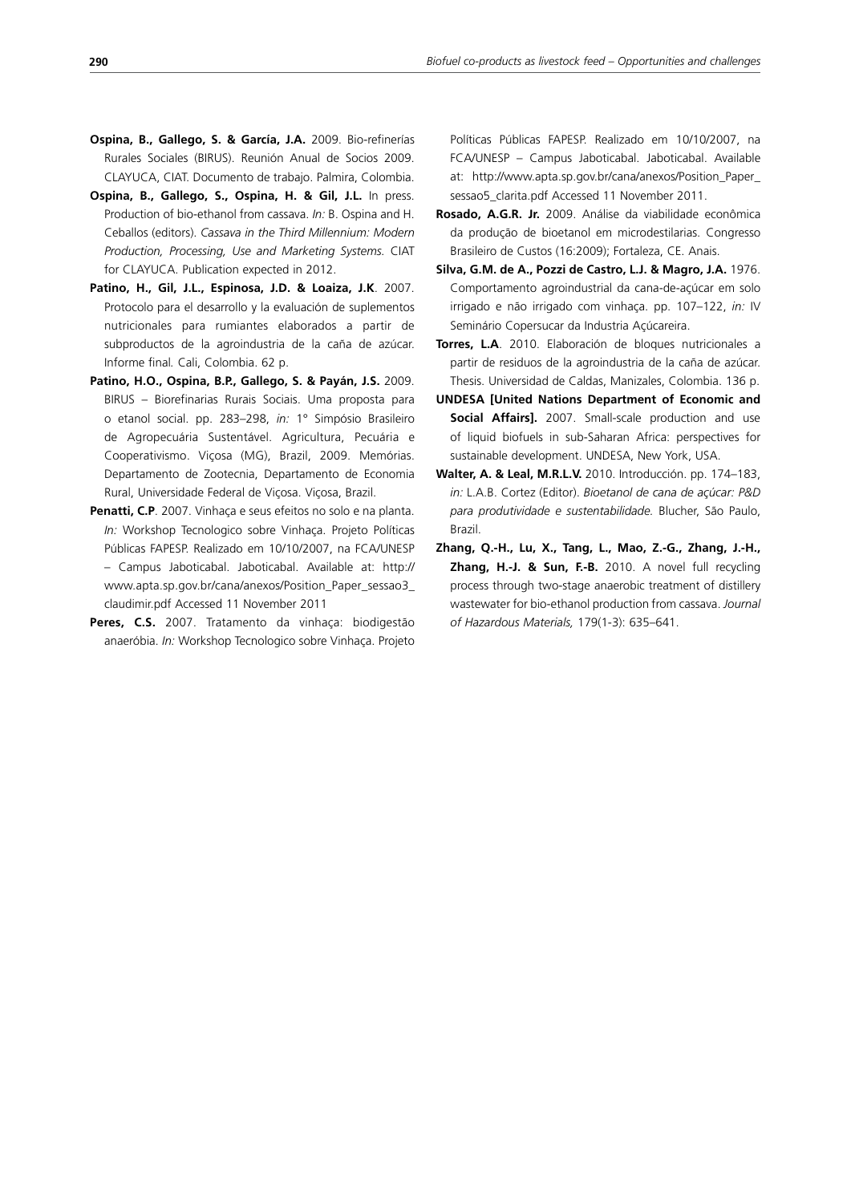**Ospina, B., Gallego, S. & García, J.A.** 2009. Bio-refinerías Rurales Sociales (BIRUS). Reunión Anual de Socios 2009. CLAYUCA, CIAT. Documento de trabajo. Palmira, Colombia.

**Ospina, B., Gallego, S., Ospina, H. & Gil, J.L.** In press. Production of bio-ethanol from cassava. *In:* B. Ospina and H. Ceballos (editors). *Cassava in the Third Millennium: Modern Production, Processing, Use and Marketing Systems.* CIAT for CLAYUCA. Publication expected in 2012.

**Patino, H., Gil, J.L., Espinosa, J.D. & Loaiza, J.K**. 2007. Protocolo para el desarrollo y la evaluación de suplementos nutricionales para rumiantes elaborados a partir de subproductos de la agroindustria de la caña de azúcar. Informe final*.* Cali, Colombia. 62 p.

**Patino, H.O., Ospina, B.P., Gallego, S. & Payán, J.S.** 2009. BIRUS – Biorefinarias Rurais Sociais. Uma proposta para o etanol social. pp. 283–298, *in:* 1° Simpósio Brasileiro de Agropecuária Sustentável. Agricultura, Pecuária e Cooperativismo. Viçosa (MG), Brazil, 2009. Memórias. Departamento de Zootecnia, Departamento de Economia Rural, Universidade Federal de Viçosa. Viçosa, Brazil.

**Penatti, C.P**. 2007. Vinhaça e seus efeitos no solo e na planta. *In:* Workshop Tecnologico sobre Vinhaça. Projeto Políticas Públicas FAPESP. Realizado em 10/10/2007, na FCA/UNESP – Campus Jaboticabal. Jaboticabal. Available at: http://www.apta.sp.gov.br/cana/anexos/Position_Paper_sessao3_claudimir.pdf Accessed 11 November 2011

**Peres, C.S.** 2007. Tratamento da vinhaça: biodigestão anaeróbia. *In:* Workshop Tecnologico sobre Vinhaça. Projeto Políticas Públicas FAPESP. Realizado em 10/10/2007, na FCA/UNESP – Campus Jaboticabal. Jaboticabal. Available at: http://www.apta.sp.gov.br/cana/anexos/Position_Paper_sessao5_clarita.pdf Accessed 11 November 2011.

**Rosado, A.G.R. Jr.** 2009. Análise da viabilidade econômica da produção de bioetanol em microdestilarias. Congresso Brasileiro de Custos (16:2009); Fortaleza, CE. Anais.

**Silva, G.M. de A., Pozzi de Castro, L.J. & Magro, J.A.** 1976. Comportamento agroindustrial da cana-de-açúcar em solo irrigado e não irrigado com vinhaça. pp. 107–122, *in:* IV Seminário Copersucar da Industria Açúcareira.

**Torres, L.A**. 2010. Elaboración de bloques nutricionales a partir de residuos de la agroindustria de la caña de azúcar. Thesis. Universidad de Caldas, Manizales, Colombia. 136 p.

**UNDESA [United Nations Department of Economic and Social Affairs].** 2007. Small-scale production and use of liquid biofuels in sub-Saharan Africa: perspectives for sustainable development. UNDESA, New York, USA.

**Walter, A. & Leal, M.R.L.V.** 2010. Introducción. pp. 174–183, *in:* L.A.B. Cortez (Editor). *Bioetanol de cana de açúcar: P&D para produtividade e sustentabilidade.* Blucher, São Paulo, Brazil.

**Zhang, Q.-H., Lu, X., Tang, L., Mao, Z.-G., Zhang, J.-H., Zhang, H.-J. & Sun, F.-B.** 2010. A novel full recycling process through two-stage anaerobic treatment of distillery wastewater for bio-ethanol production from cassava. *Journal of Hazardous Materials,* 179(1-3): 635–641.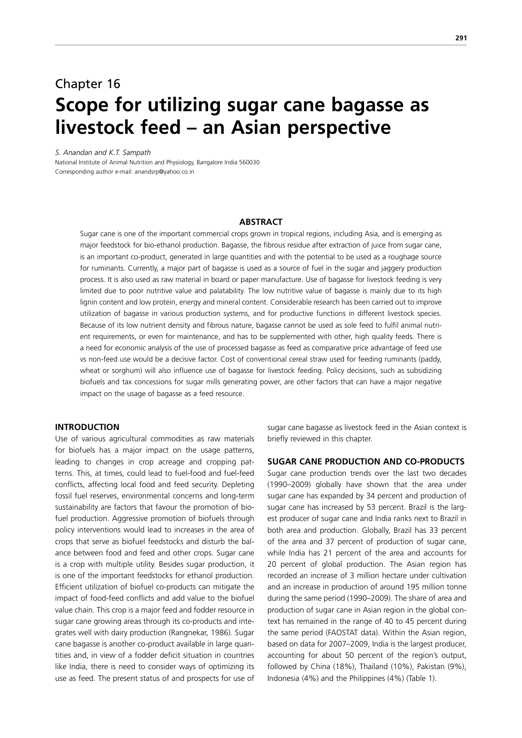# Chapter 16

# Scope for utilizing sugar cane bagasse as livestock feed – an Asian perspective

*S. Anandan and K.T. Sampath*

National Institute of Animal Nutrition and Physiology, Bangalore India 560030

Corresponding author e-mail: anandsrp@yahoo.co.in

## ABSTRACT

Sugar cane is one of the important commercial crops grown in tropical regions, including Asia, and is emerging as major feedstock for bio-ethanol production. Bagasse, the fibrous residue after extraction of juice from sugar cane, is an important co-product, generated in large quantities and with the potential to be used as a roughage source for ruminants. Currently, a major part of bagasse is used as a source of fuel in the sugar and jaggery production process. It is also used as raw material in board or paper manufacture. Use of bagasse for livestock feeding is very limited due to poor nutritive value and palatability. The low nutritive value of bagasse is mainly due to its high lignin content and low protein, energy and mineral content. Considerable research has been carried out to improve utilization of bagasse in various production systems, and for productive functions in different livestock species. Because of its low nutrient density and fibrous nature, bagasse cannot be used as sole feed to fulfil animal nutrient requirements, or even for maintenance, and has to be supplemented with other, high quality feeds. There is a need for economic analysis of the use of processed bagasse as feed as comparative price advantage of feed use vs non-feed use would be a decisive factor. Cost of conventional cereal straw used for feeding ruminants (paddy, wheat or sorghum) will also influence use of bagasse for livestock feeding. Policy decisions, such as subsidizing biofuels and tax concessions for sugar mills generating power, are other factors that can have a major negative impact on the usage of bagasse as a feed resource.

## INTRODUCTION

Use of various agricultural commodities as raw materials for biofuels has a major impact on the usage patterns, leading to changes in crop acreage and cropping patterns. This, at times, could lead to fuel-food and fuel-feed conflicts, affecting local food and feed security. Depleting fossil fuel reserves, environmental concerns and long-term sustainability are factors that favour the promotion of biofuel production. Aggressive promotion of biofuels through policy interventions would lead to increases in the area of crops that serve as biofuel feedstocks and disturb the balance between food and feed and other crops. Sugar cane is a crop with multiple utility. Besides sugar production, it is one of the important feedstocks for ethanol production. Efficient utilization of biofuel co-products can mitigate the impact of food-feed conflicts and add value to the biofuel value chain. This crop is a major feed and fodder resource in sugar cane growing areas through its co-products and integrates well with dairy production (Rangnekar, 1986). Sugar cane bagasse is another co-product available in large quantities and, in view of a fodder deficit situation in countries like India, there is need to consider ways of optimizing its use as feed. The present status of and prospects for use of sugar cane bagasse as livestock feed in the Asian context is briefly reviewed in this chapter.

## SUGAR CANE PRODUCTION AND CO-PRODUCTS

Sugar cane production trends over the last two decades (1990–2009) globally have shown that the area under sugar cane has expanded by 34 percent and production of sugar cane has increased by 53 percent. Brazil is the largest producer of sugar cane and India ranks next to Brazil in both area and production. Globally, Brazil has 33 percent of the area and 37 percent of production of sugar cane, while India has 21 percent of the area and accounts for 20 percent of global production. The Asian region has recorded an increase of 3 million hectare under cultivation and an increase in production of around 195 million tonne during the same period (1990–2009). The share of area and production of sugar cane in Asian region in the global context has remained in the range of 40 to 45 percent during the same period (FAOSTAT data). Within the Asian region, based on data for 2007–2009, India is the largest producer, accounting for about 50 percent of the region's output, followed by China (18%), Thailand (10%), Pakistan (9%), Indonesia (4%) and the Philippines (4%) (Table 1).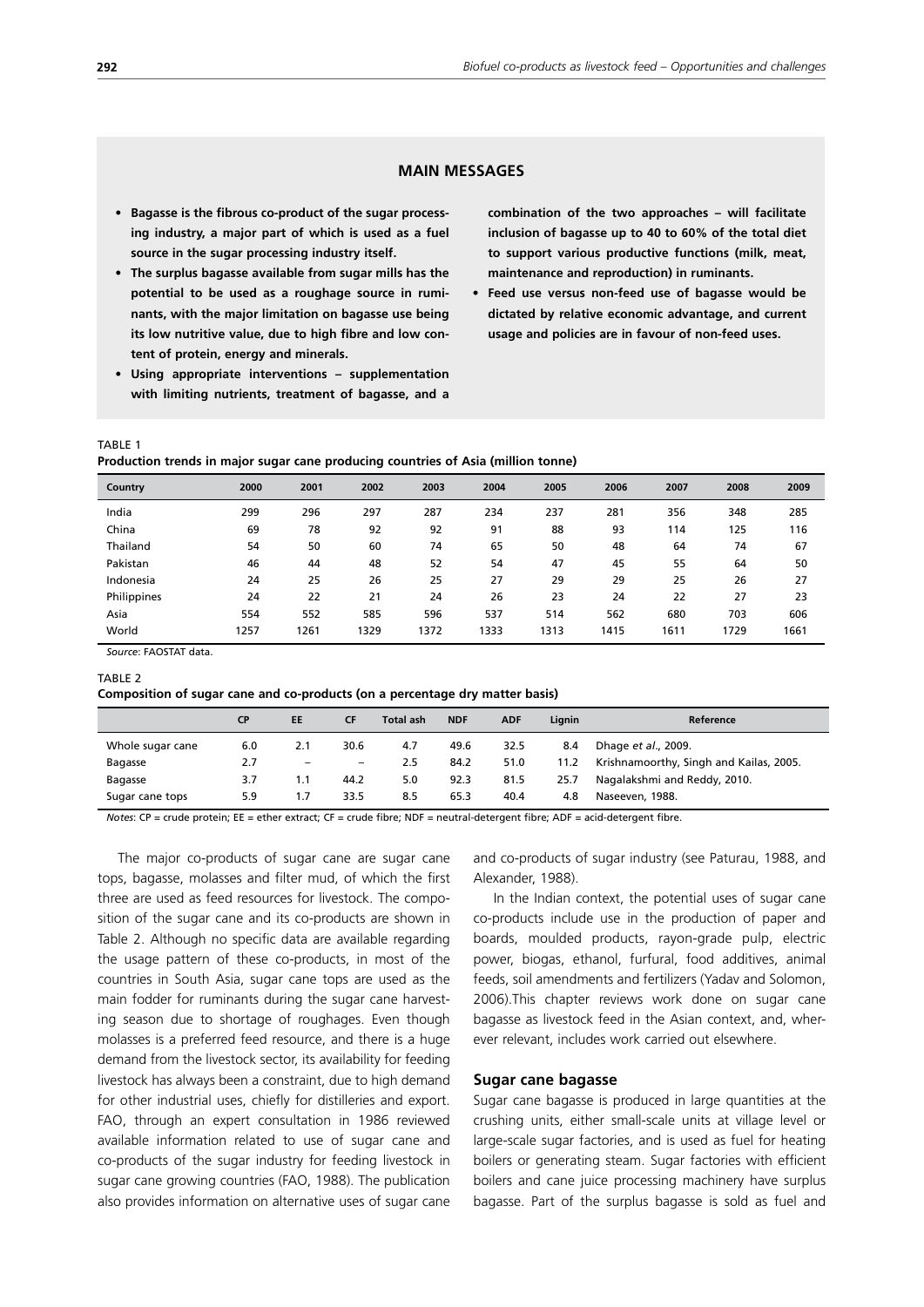## MAIN MESSAGES

- **Bagasse is the fibrous co-product of the sugar processing industry, a major part of which is used as a fuel source in the sugar processing industry itself.**
- **The surplus bagasse available from sugar mills has the potential to be used as a roughage source in ruminants, with the major limitation on bagasse use being its low nutritive value, due to high fibre and low content of protein, energy and minerals.**
- **Using appropriate interventions – supplementation with limiting nutrients, treatment of bagasse, and a combination of the two approaches – will facilitate inclusion of bagasse up to 40 to 60% of the total diet to support various productive functions (milk, meat, maintenance and reproduction) in ruminants.**
- **Feed use versus non-feed use of bagasse would be dictated by relative economic advantage, and current usage and policies are in favour of non-feed uses.**

TABLE 1
**Production trends in major sugar cane producing countries of Asia (million tonne)**

| Country | 2000 | 2001 | 2002 | 2003 | 2004 | 2005 | 2006 | 2007 | 2008 | 2009 |
|---|---|---|---|---|---|---|---|---|---|---|
| India | 299 | 296 | 297 | 287 | 234 | 237 | 281 | 356 | 348 | 285 |
| China | 69 | 78 | 92 | 92 | 91 | 88 | 93 | 114 | 125 | 116 |
| Thailand | 54 | 50 | 60 | 74 | 65 | 50 | 48 | 64 | 74 | 67 |
| Pakistan | 46 | 44 | 48 | 52 | 54 | 47 | 45 | 55 | 64 | 50 |
| Indonesia | 24 | 25 | 26 | 25 | 27 | 29 | 29 | 25 | 26 | 27 |
| Philippines | 24 | 22 | 21 | 24 | 26 | 23 | 24 | 22 | 27 | 23 |
| Asia | 554 | 552 | 585 | 596 | 537 | 514 | 562 | 680 | 703 | 606 |
| World | 1257 | 1261 | 1329 | 1372 | 1333 | 1313 | 1415 | 1611 | 1729 | 1661 |

*Source*: FAOSTAT data.

TABLE 2
**Composition of sugar cane and co-products (on a percentage dry matter basis)**

| | CP | EE | CF | Total ash | NDF | ADF | Lignin | Reference |
|---|---|---|---|---|---|---|---|---|
| Whole sugar cane | 6.0 | 2.1 | 30.6 | 4.7 | 49.6 | 32.5 | 8.4 | Dhage *et al*., 2009. |
| Bagasse | 2.7 | – | – | 2.5 | 84.2 | 51.0 | 11.2 | Krishnamoorthy, Singh and Kailas, 2005. |
| Bagasse | 3.7 | 1.1 | 44.2 | 5.0 | 92.3 | 81.5 | 25.7 | Nagalakshmi and Reddy, 2010. |
| Sugar cane tops | 5.9 | 1.7 | 33.5 | 8.5 | 65.3 | 40.4 | 4.8 | Naseeven, 1988. |

*Notes*: CP = crude protein; EE = ether extract; CF = crude fibre; NDF = neutral-detergent fibre; ADF = acid-detergent fibre.

The major co-products of sugar cane are sugar cane tops, bagasse, molasses and filter mud, of which the first three are used as feed resources for livestock. The composition of the sugar cane and its co-products are shown in Table 2. Although no specific data are available regarding the usage pattern of these co-products, in most of the countries in South Asia, sugar cane tops are used as the main fodder for ruminants during the sugar cane harvesting season due to shortage of roughages. Even though molasses is a preferred feed resource, and there is a huge demand from the livestock sector, its availability for feeding livestock has always been a constraint, due to high demand for other industrial uses, chiefly for distilleries and export. FAO, through an expert consultation in 1986 reviewed available information related to use of sugar cane and co-products of the sugar industry for feeding livestock in sugar cane growing countries (FAO, 1988). The publication also provides information on alternative uses of sugar cane and co-products of sugar industry (see Paturau, 1988, and Alexander, 1988).

In the Indian context, the potential uses of sugar cane co-products include use in the production of paper and boards, moulded products, rayon-grade pulp, electric power, biogas, ethanol, furfural, food additives, animal feeds, soil amendments and fertilizers (Yadav and Solomon, 2006).This chapter reviews work done on sugar cane bagasse as livestock feed in the Asian context, and, wherever relevant, includes work carried out elsewhere.

### Sugar cane bagasse

Sugar cane bagasse is produced in large quantities at the crushing units, either small-scale units at village level or large-scale sugar factories, and is used as fuel for heating boilers or generating steam. Sugar factories with efficient boilers and cane juice processing machinery have surplus bagasse. Part of the surplus bagasse is sold as fuel and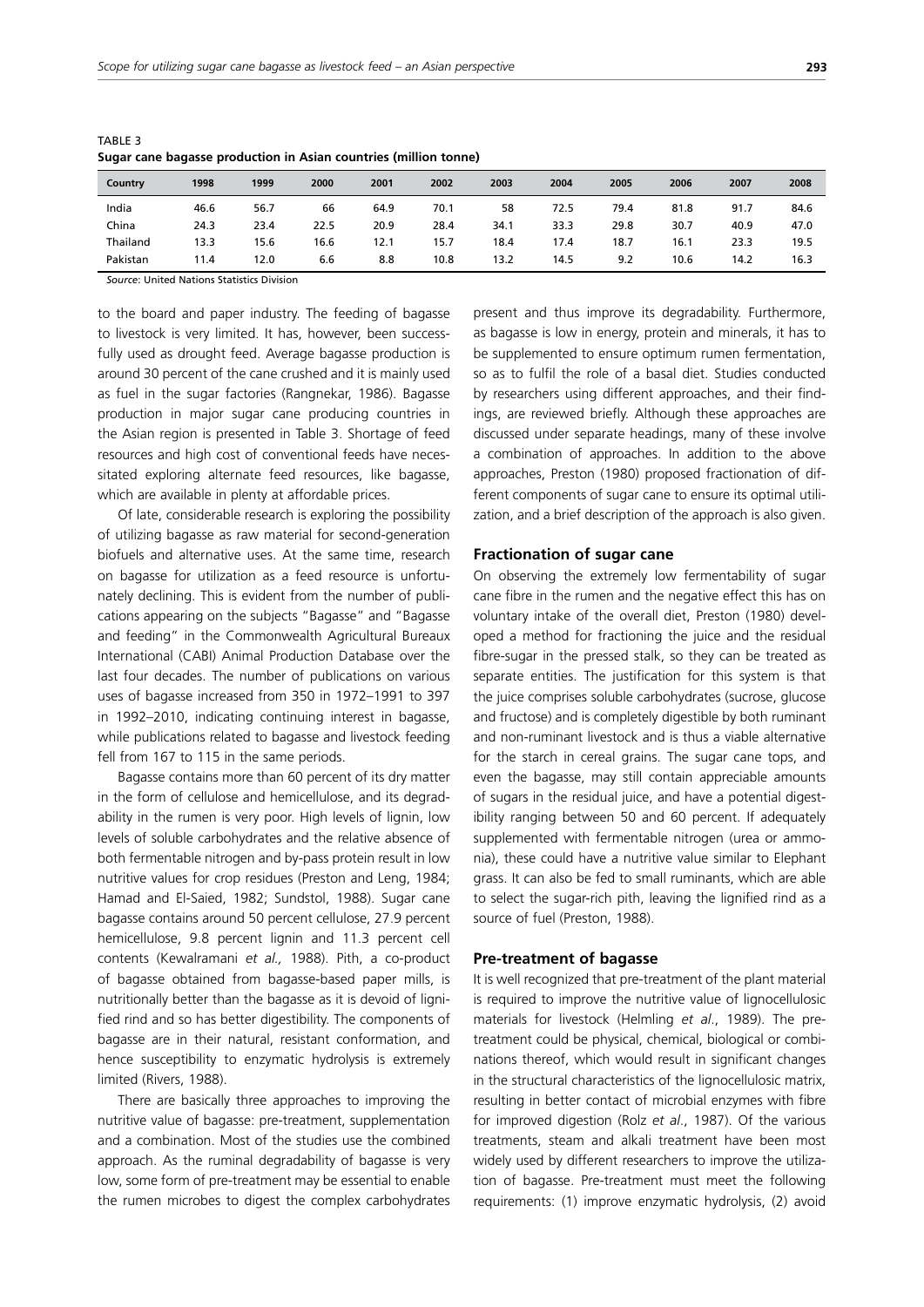TABLE 3
**Sugar cane bagasse production in Asian countries (million tonne)**

| Country | 1998 | 1999 | 2000 | 2001 | 2002 | 2003 | 2004 | 2005 | 2006 | 2007 | 2008 |
|---|---|---|---|---|---|---|---|---|---|---|---|
| India | 46.6 | 56.7 | 66 | 64.9 | 70.1 | 58 | 72.5 | 79.4 | 81.8 | 91.7 | 84.6 |
| China | 24.3 | 23.4 | 22.5 | 20.9 | 28.4 | 34.1 | 33.3 | 29.8 | 30.7 | 40.9 | 47.0 |
| Thailand | 13.3 | 15.6 | 16.6 | 12.1 | 15.7 | 18.4 | 17.4 | 18.7 | 16.1 | 23.3 | 19.5 |
| Pakistan | 11.4 | 12.0 | 6.6 | 8.8 | 10.8 | 13.2 | 14.5 | 9.2 | 10.6 | 14.2 | 16.3 |

*Source*: United Nations Statistics Division

to the board and paper industry. The feeding of bagasse to livestock is very limited. It has, however, been successfully used as drought feed. Average bagasse production is around 30 percent of the cane crushed and it is mainly used as fuel in the sugar factories (Rangnekar, 1986). Bagasse production in major sugar cane producing countries in the Asian region is presented in Table 3. Shortage of feed resources and high cost of conventional feeds have necessitated exploring alternate feed resources, like bagasse, which are available in plenty at affordable prices.

Of late, considerable research is exploring the possibility of utilizing bagasse as raw material for second-generation biofuels and alternative uses. At the same time, research on bagasse for utilization as a feed resource is unfortunately declining. This is evident from the number of publications appearing on the subjects "Bagasse" and "Bagasse and feeding" in the Commonwealth Agricultural Bureaux International (CABI) Animal Production Database over the last four decades. The number of publications on various uses of bagasse increased from 350 in 1972–1991 to 397 in 1992–2010, indicating continuing interest in bagasse, while publications related to bagasse and livestock feeding fell from 167 to 115 in the same periods.

Bagasse contains more than 60 percent of its dry matter in the form of cellulose and hemicellulose, and its degradability in the rumen is very poor. High levels of lignin, low levels of soluble carbohydrates and the relative absence of both fermentable nitrogen and by-pass protein result in low nutritive values for crop residues (Preston and Leng, 1984; Hamad and El-Saied, 1982; Sundstol, 1988). Sugar cane bagasse contains around 50 percent cellulose, 27.9 percent hemicellulose, 9.8 percent lignin and 11.3 percent cell contents (Kewalramani *et al.,* 1988). Pith, a co-product of bagasse obtained from bagasse-based paper mills, is nutritionally better than the bagasse as it is devoid of lignified rind and so has better digestibility. The components of bagasse are in their natural, resistant conformation, and hence susceptibility to enzymatic hydrolysis is extremely limited (Rivers, 1988).

There are basically three approaches to improving the nutritive value of bagasse: pre-treatment, supplementation and a combination. Most of the studies use the combined approach. As the ruminal degradability of bagasse is very low, some form of pre-treatment may be essential to enable the rumen microbes to digest the complex carbohydrates present and thus improve its degradability. Furthermore, as bagasse is low in energy, protein and minerals, it has to be supplemented to ensure optimum rumen fermentation, so as to fulfil the role of a basal diet. Studies conducted by researchers using different approaches, and their findings, are reviewed briefly. Although these approaches are discussed under separate headings, many of these involve a combination of approaches. In addition to the above approaches, Preston (1980) proposed fractionation of different components of sugar cane to ensure its optimal utilization, and a brief description of the approach is also given.

### Fractionation of sugar cane

On observing the extremely low fermentability of sugar cane fibre in the rumen and the negative effect this has on voluntary intake of the overall diet, Preston (1980) developed a method for fractioning the juice and the residual fibre-sugar in the pressed stalk, so they can be treated as separate entities. The justification for this system is that the juice comprises soluble carbohydrates (sucrose, glucose and fructose) and is completely digestible by both ruminant and non-ruminant livestock and is thus a viable alternative for the starch in cereal grains. The sugar cane tops, and even the bagasse, may still contain appreciable amounts of sugars in the residual juice, and have a potential digestibility ranging between 50 and 60 percent. If adequately supplemented with fermentable nitrogen (urea or ammonia), these could have a nutritive value similar to Elephant grass. It can also be fed to small ruminants, which are able to select the sugar-rich pith, leaving the lignified rind as a source of fuel (Preston, 1988).

### Pre-treatment of bagasse

It is well recognized that pre-treatment of the plant material is required to improve the nutritive value of lignocellulosic materials for livestock (Helmling *et al*., 1989). The pre-treatment could be physical, chemical, biological or combinations thereof, which would result in significant changes in the structural characteristics of the lignocellulosic matrix, resulting in better contact of microbial enzymes with fibre for improved digestion (Rolz *et al*., 1987). Of the various treatments, steam and alkali treatment have been most widely used by different researchers to improve the utilization of bagasse. Pre-treatment must meet the following requirements: (1) improve enzymatic hydrolysis, (2) avoid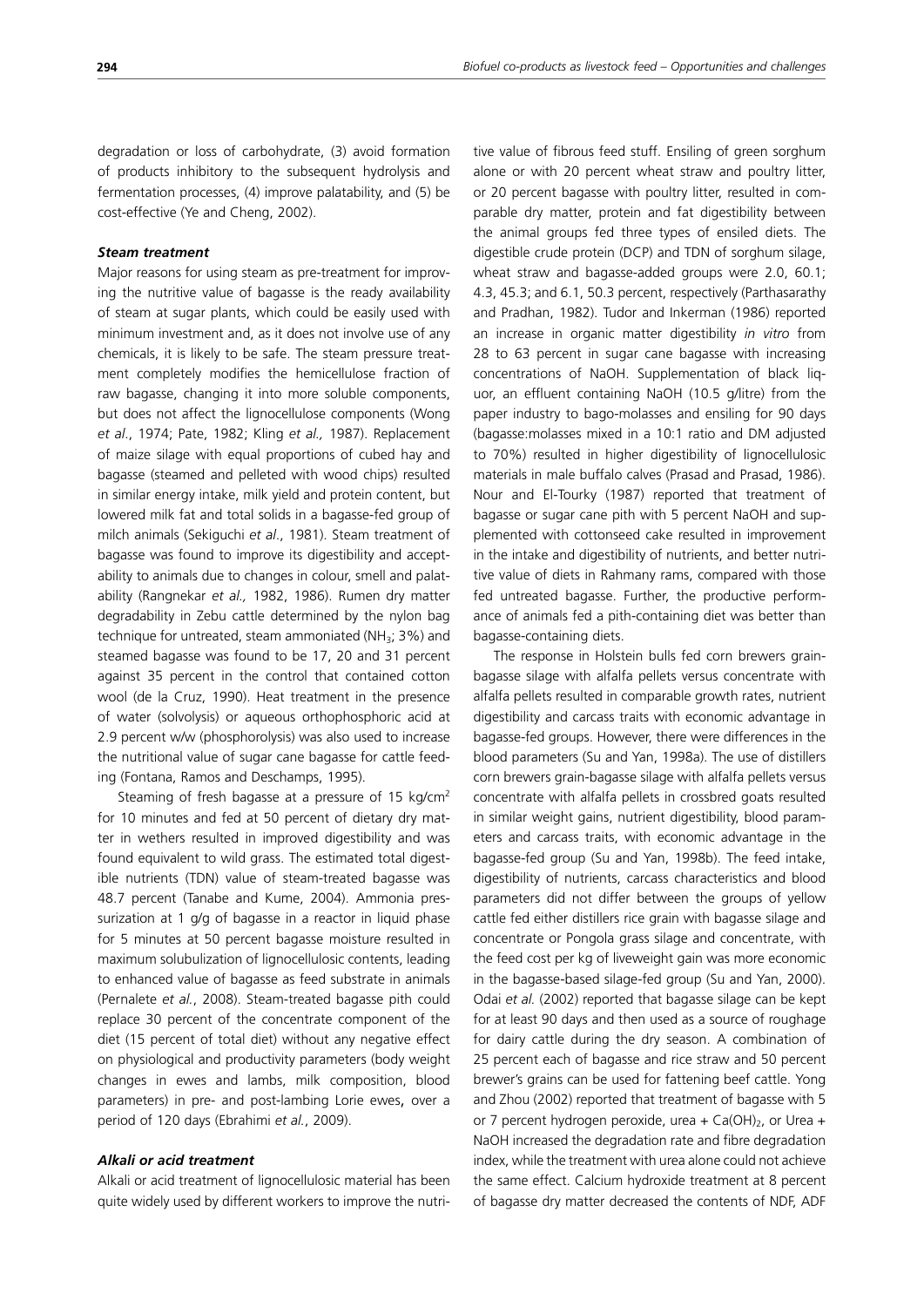degradation or loss of carbohydrate, (3) avoid formation of products inhibitory to the subsequent hydrolysis and fermentation processes, (4) improve palatability, and (5) be cost-effective (Ye and Cheng, 2002).

### *Steam treatment*

Major reasons for using steam as pre-treatment for improving the nutritive value of bagasse is the ready availability of steam at sugar plants, which could be easily used with minimum investment and, as it does not involve use of any chemicals, it is likely to be safe. The steam pressure treatment completely modifies the hemicellulose fraction of raw bagasse, changing it into more soluble components, but does not affect the lignocellulose components (Wong *et al*., 1974; Pate, 1982; Kling *et al.,* 1987). Replacement of maize silage with equal proportions of cubed hay and bagasse (steamed and pelleted with wood chips) resulted in similar energy intake, milk yield and protein content, but lowered milk fat and total solids in a bagasse-fed group of milch animals (Sekiguchi *et al*., 1981). Steam treatment of bagasse was found to improve its digestibility and acceptability to animals due to changes in colour, smell and palatability (Rangnekar *et al.,* 1982, 1986). Rumen dry matter degradability in Zebu cattle determined by the nylon bag technique for untreated, steam ammoniated ($NH_3$; 3%) and steamed bagasse was found to be 17, 20 and 31 percent against 35 percent in the control that contained cotton wool (de la Cruz, 1990). Heat treatment in the presence of water (solvolysis) or aqueous orthophosphoric acid at 2.9 percent w/w (phosphorolysis) was also used to increase the nutritional value of sugar cane bagasse for cattle feeding (Fontana, Ramos and Deschamps, 1995).

Steaming of fresh bagasse at a pressure of 15 kg/cm$^2$ for 10 minutes and fed at 50 percent of dietary dry matter in wethers resulted in improved digestibility and was found equivalent to wild grass. The estimated total digestible nutrients (TDN) value of steam-treated bagasse was 48.7 percent (Tanabe and Kume, 2004). Ammonia pressurization at 1 g/g of bagasse in a reactor in liquid phase for 5 minutes at 50 percent bagasse moisture resulted in maximum solubulization of lignocellulosic contents, leading to enhanced value of bagasse as feed substrate in animals (Pernalete *et al.*, 2008). Steam-treated bagasse pith could replace 30 percent of the concentrate component of the diet (15 percent of total diet) without any negative effect on physiological and productivity parameters (body weight changes in ewes and lambs, milk composition, blood parameters) in pre- and post-lambing Lorie ewes, over a period of 120 days (Ebrahimi *et al.*, 2009).

### *Alkali or acid treatment*

Alkali or acid treatment of lignocellulosic material has been quite widely used by different workers to improve the nutritive value of fibrous feed stuff. Ensiling of green sorghum alone or with 20 percent wheat straw and poultry litter, or 20 percent bagasse with poultry litter, resulted in comparable dry matter, protein and fat digestibility between the animal groups fed three types of ensiled diets. The digestible crude protein (DCP) and TDN of sorghum silage, wheat straw and bagasse-added groups were 2.0, 60.1; 4.3, 45.3; and 6.1, 50.3 percent, respectively (Parthasarathy and Pradhan, 1982). Tudor and Inkerman (1986) reported an increase in organic matter digestibility *in vitro* from 28 to 63 percent in sugar cane bagasse with increasing concentrations of NaOH. Supplementation of black liquor, an effluent containing NaOH (10.5 g/litre) from the paper industry to bago-molasses and ensiling for 90 days (bagasse:molasses mixed in a 10:1 ratio and DM adjusted to 70%) resulted in higher digestibility of lignocellulosic materials in male buffalo calves (Prasad and Prasad, 1986). Nour and El-Tourky (1987) reported that treatment of bagasse or sugar cane pith with 5 percent NaOH and supplemented with cottonseed cake resulted in improvement in the intake and digestibility of nutrients, and better nutritive value of diets in Rahmany rams, compared with those fed untreated bagasse. Further, the productive performance of animals fed a pith-containing diet was better than bagasse-containing diets.

The response in Holstein bulls fed corn brewers grain-bagasse silage with alfalfa pellets versus concentrate with alfalfa pellets resulted in comparable growth rates, nutrient digestibility and carcass traits with economic advantage in bagasse-fed groups. However, there were differences in the blood parameters (Su and Yan, 1998a). The use of distillers corn brewers grain-bagasse silage with alfalfa pellets versus concentrate with alfalfa pellets in crossbred goats resulted in similar weight gains, nutrient digestibility, blood parameters and carcass traits, with economic advantage in the bagasse-fed group (Su and Yan, 1998b). The feed intake, digestibility of nutrients, carcass characteristics and blood parameters did not differ between the groups of yellow cattle fed either distillers rice grain with bagasse silage and concentrate or Pongola grass silage and concentrate, with the feed cost per kg of liveweight gain was more economic in the bagasse-based silage-fed group (Su and Yan, 2000). Odai *et al.* (2002) reported that bagasse silage can be kept for at least 90 days and then used as a source of roughage for dairy cattle during the dry season. A combination of 25 percent each of bagasse and rice straw and 50 percent brewer's grains can be used for fattening beef cattle. Yong and Zhou (2002) reported that treatment of bagasse with 5 or 7 percent hydrogen peroxide, urea + $Ca(OH)_2$, or Urea + NaOH increased the degradation rate and fibre degradation index, while the treatment with urea alone could not achieve the same effect. Calcium hydroxide treatment at 8 percent of bagasse dry matter decreased the contents of NDF, ADF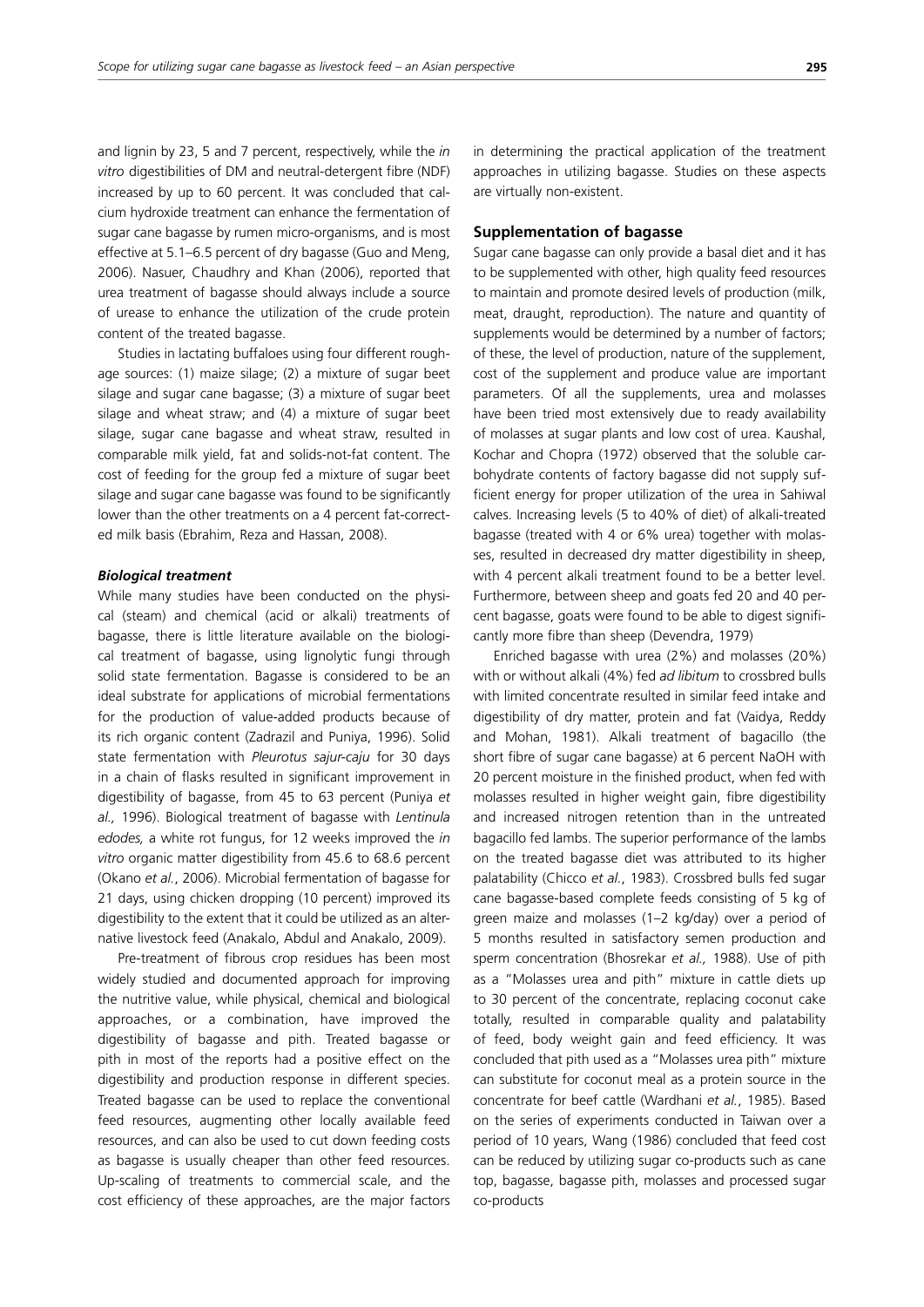and lignin by 23, 5 and 7 percent, respectively, while the *in vitro* digestibilities of DM and neutral-detergent fibre (NDF) increased by up to 60 percent. It was concluded that calcium hydroxide treatment can enhance the fermentation of sugar cane bagasse by rumen micro-organisms, and is most effective at 5.1–6.5 percent of dry bagasse (Guo and Meng, 2006). Nasuer, Chaudhry and Khan (2006), reported that urea treatment of bagasse should always include a source of urease to enhance the utilization of the crude protein content of the treated bagasse.

Studies in lactating buffaloes using four different roughage sources: (1) maize silage; (2) a mixture of sugar beet silage and sugar cane bagasse; (3) a mixture of sugar beet silage and wheat straw; and (4) a mixture of sugar beet silage, sugar cane bagasse and wheat straw, resulted in comparable milk yield, fat and solids-not-fat content. The cost of feeding for the group fed a mixture of sugar beet silage and sugar cane bagasse was found to be significantly lower than the other treatments on a 4 percent fat-corrected milk basis (Ebrahim, Reza and Hassan, 2008).

#### *Biological treatment*

While many studies have been conducted on the physical (steam) and chemical (acid or alkali) treatments of bagasse, there is little literature available on the biological treatment of bagasse, using lignolytic fungi through solid state fermentation. Bagasse is considered to be an ideal substrate for applications of microbial fermentations for the production of value-added products because of its rich organic content (Zadrazil and Puniya, 1996). Solid state fermentation with *Pleurotus sajur-caju* for 30 days in a chain of flasks resulted in significant improvement in digestibility of bagasse, from 45 to 63 percent (Puniya *et al.,* 1996). Biological treatment of bagasse with *Lentinula edodes,* a white rot fungus, for 12 weeks improved the *in vitro* organic matter digestibility from 45.6 to 68.6 percent (Okano *et al.*, 2006). Microbial fermentation of bagasse for 21 days, using chicken dropping (10 percent) improved its digestibility to the extent that it could be utilized as an alternative livestock feed (Anakalo, Abdul and Anakalo, 2009).

Pre-treatment of fibrous crop residues has been most widely studied and documented approach for improving the nutritive value, while physical, chemical and biological approaches, or a combination, have improved the digestibility of bagasse and pith. Treated bagasse or pith in most of the reports had a positive effect on the digestibility and production response in different species. Treated bagasse can be used to replace the conventional feed resources, augmenting other locally available feed resources, and can also be used to cut down feeding costs as bagasse is usually cheaper than other feed resources. Up-scaling of treatments to commercial scale, and the cost efficiency of these approaches, are the major factors in determining the practical application of the treatment approaches in utilizing bagasse. Studies on these aspects are virtually non-existent.

### Supplementation of bagasse

Sugar cane bagasse can only provide a basal diet and it has to be supplemented with other, high quality feed resources to maintain and promote desired levels of production (milk, meat, draught, reproduction). The nature and quantity of supplements would be determined by a number of factors; of these, the level of production, nature of the supplement, cost of the supplement and produce value are important parameters. Of all the supplements, urea and molasses have been tried most extensively due to ready availability of molasses at sugar plants and low cost of urea. Kaushal, Kochar and Chopra (1972) observed that the soluble carbohydrate contents of factory bagasse did not supply sufficient energy for proper utilization of the urea in Sahiwal calves. Increasing levels (5 to 40% of diet) of alkali-treated bagasse (treated with 4 or 6% urea) together with molasses, resulted in decreased dry matter digestibility in sheep, with 4 percent alkali treatment found to be a better level. Furthermore, between sheep and goats fed 20 and 40 percent bagasse, goats were found to be able to digest significantly more fibre than sheep (Devendra, 1979)

Enriched bagasse with urea (2%) and molasses (20%) with or without alkali (4%) fed *ad libitum* to crossbred bulls with limited concentrate resulted in similar feed intake and digestibility of dry matter, protein and fat (Vaidya, Reddy and Mohan, 1981). Alkali treatment of bagacillo (the short fibre of sugar cane bagasse) at 6 percent NaOH with 20 percent moisture in the finished product, when fed with molasses resulted in higher weight gain, fibre digestibility and increased nitrogen retention than in the untreated bagacillo fed lambs. The superior performance of the lambs on the treated bagasse diet was attributed to its higher palatability (Chicco *et al.*, 1983). Crossbred bulls fed sugar cane bagasse-based complete feeds consisting of 5 kg of green maize and molasses (1–2 kg/day) over a period of 5 months resulted in satisfactory semen production and sperm concentration (Bhosrekar *et al.,* 1988). Use of pith as a "Molasses urea and pith" mixture in cattle diets up to 30 percent of the concentrate, replacing coconut cake totally, resulted in comparable quality and palatability of feed, body weight gain and feed efficiency. It was concluded that pith used as a "Molasses urea pith" mixture can substitute for coconut meal as a protein source in the concentrate for beef cattle (Wardhani *et al.*, 1985). Based on the series of experiments conducted in Taiwan over a period of 10 years, Wang (1986) concluded that feed cost can be reduced by utilizing sugar co-products such as cane top, bagasse, bagasse pith, molasses and processed sugar co-products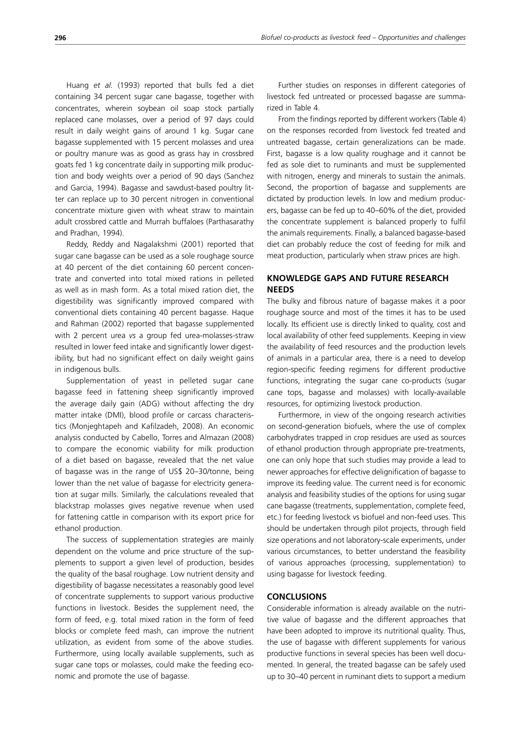Huang *et al.* (1993) reported that bulls fed a diet containing 34 percent sugar cane bagasse, together with concentrates, wherein soybean oil soap stock partially replaced cane molasses, over a period of 97 days could result in daily weight gains of around 1 kg. Sugar cane bagasse supplemented with 15 percent molasses and urea or poultry manure was as good as grass hay in crossbred goats fed 1 kg concentrate daily in supporting milk production and body weights over a period of 90 days (Sanchez and Garcia, 1994). Bagasse and sawdust-based poultry litter can replace up to 30 percent nitrogen in conventional concentrate mixture given with wheat straw to maintain adult crossbred cattle and Murrah buffaloes (Parthasarathy and Pradhan, 1994).

Reddy, Reddy and Nagalakshmi (2001) reported that sugar cane bagasse can be used as a sole roughage source at 40 percent of the diet containing 60 percent concentrate and converted into total mixed rations in pelleted as well as in mash form. As a total mixed ration diet, the digestibility was significantly improved compared with conventional diets containing 40 percent bagasse. Haque and Rahman (2002) reported that bagasse supplemented with 2 percent urea *vs* a group fed urea-molasses-straw resulted in lower feed intake and significantly lower digestibility, but had no significant effect on daily weight gains in indigenous bulls.

Supplementation of yeast in pelleted sugar cane bagasse feed in fattening sheep significantly improved the average daily gain (ADG) without affecting the dry matter intake (DMI), blood profile or carcass characteristics (Monjeghtapeh and Kafilzadeh, 2008). An economic analysis conducted by Cabello, Torres and Almazan (2008) to compare the economic viability for milk production of a diet based on bagasse, revealed that the net value of bagasse was in the range of US$ 20–30/tonne, being lower than the net value of bagasse for electricity generation at sugar mills. Similarly, the calculations revealed that blackstrap molasses gives negative revenue when used for fattening cattle in comparison with its export price for ethanol production.

The success of supplementation strategies are mainly dependent on the volume and price structure of the supplements to support a given level of production, besides the quality of the basal roughage. Low nutrient density and digestibility of bagasse necessitates a reasonably good level of concentrate supplements to support various productive functions in livestock. Besides the supplement need, the form of feed, e.g. total mixed ration in the form of feed blocks or complete feed mash, can improve the nutrient utilization, as evident from some of the above studies. Furthermore, using locally available supplements, such as sugar cane tops or molasses, could make the feeding economic and promote the use of bagasse.

Further studies on responses in different categories of livestock fed untreated or processed bagasse are summarized in Table 4.

From the findings reported by different workers (Table 4) on the responses recorded from livestock fed treated and untreated bagasse, certain generalizations can be made. First, bagasse is a low quality roughage and it cannot be fed as sole diet to ruminants and must be supplemented with nitrogen, energy and minerals to sustain the animals. Second, the proportion of bagasse and supplements are dictated by production levels. In low and medium producers, bagasse can be fed up to 40–60% of the diet, provided the concentrate supplement is balanced properly to fulfil the animals requirements. Finally, a balanced bagasse-based diet can probably reduce the cost of feeding for milk and meat production, particularly when straw prices are high.

## KNOWLEDGE GAPS AND FUTURE RESEARCH NEEDS

The bulky and fibrous nature of bagasse makes it a poor roughage source and most of the times it has to be used locally. Its efficient use is directly linked to quality, cost and local availability of other feed supplements. Keeping in view the availability of feed resources and the production levels of animals in a particular area, there is a need to develop region-specific feeding regimens for different productive functions, integrating the sugar cane co-products (sugar cane tops, bagasse and molasses) with locally-available resources, for optimizing livestock production.

Furthermore, in view of the ongoing research activities on second-generation biofuels, where the use of complex carbohydrates trapped in crop residues are used as sources of ethanol production through appropriate pre-treatments, one can only hope that such studies may provide a lead to newer approaches for effective delignification of bagasse to improve its feeding value. The current need is for economic analysis and feasibility studies of the options for using sugar cane bagasse (treatments, supplementation, complete feed, etc.) for feeding livestock vs biofuel and non-feed uses. This should be undertaken through pilot projects, through field size operations and not laboratory-scale experiments, under various circumstances, to better understand the feasibility of various approaches (processing, supplementation) to using bagasse for livestock feeding.

## CONCLUSIONS

Considerable information is already available on the nutritive value of bagasse and the different approaches that have been adopted to improve its nutritional quality. Thus, the use of bagasse with different supplements for various productive functions in several species has been well documented. In general, the treated bagasse can be safely used up to 30–40 percent in ruminant diets to support a medium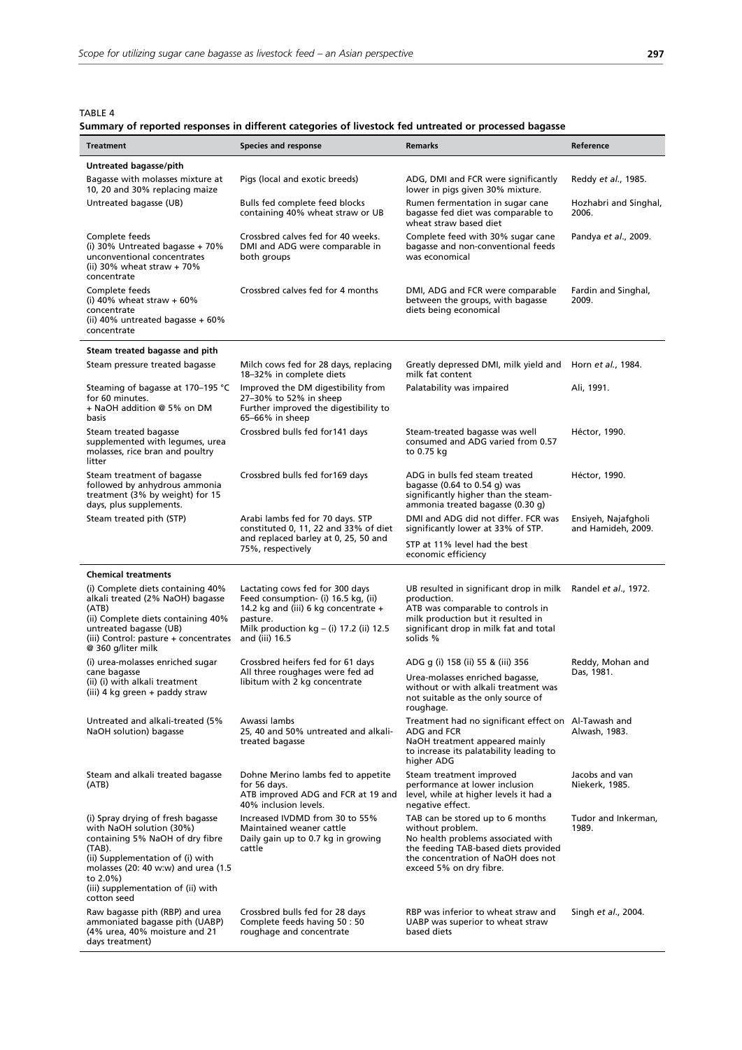TABLE 4

**Summary of reported responses in different categories of livestock fed untreated or processed bagasse**

| Treatment | Species and response | Remarks | Reference |
|---|---|---|---|
| **Untreated bagasse/pith** | | | |
| Bagasse with molasses mixture at 10, 20 and 30% replacing maize | Pigs (local and exotic breeds) | ADG, DMI and FCR were significantly lower in pigs given 30% mixture. | Reddy *et al*., 1985. |
| Untreated bagasse (UB) | Bulls fed complete feed blocks containing 40% wheat straw or UB | Rumen fermentation in sugar cane bagasse fed diet was comparable to wheat straw based diet | Hozhabri and Singhal, 2006. |
| Complete feeds (i) 30% Untreated bagasse + 70% unconventional concentrates (ii) 30% wheat straw + 70% concentrate | Crossbred calves fed for 40 weeks. DMI and ADG were comparable in both groups | Complete feed with 30% sugar cane bagasse and non-conventional feeds was economical | Pandya *et al*., 2009. |
| Complete feeds (i) 40% wheat straw + 60% concentrate (ii) 40% untreated bagasse + 60% concentrate | Crossbred calves fed for 4 months | DMI, ADG and FCR were comparable between the groups, with bagasse diets being economical | Fardin and Singhal, 2009. |
| **Steam treated bagasse and pith** | | | |
| Steam pressure treated bagasse | Milch cows fed for 28 days, replacing 18–32% in complete diets | Greatly depressed DMI, milk yield and milk fat content | Horn *et al*., 1984. |
| Steaming of bagasse at 170–195 °C for 60 minutes. + NaOH addition @ 5% on DM basis | Improved the DM digestibility from 27–30% to 52% in sheep Further improved the digestibility to 65–66% in sheep | Palatability was impaired | Ali, 1991. |
| Steam treated bagasse supplemented with legumes, urea molasses, rice bran and poultry litter | Crossbred bulls fed for141 days | Steam-treated bagasse was well consumed and ADG varied from 0.57 to 0.75 kg | Héctor, 1990. |
| Steam treatment of bagasse followed by anhydrous ammonia treatment (3% by weight) for 15 days, plus supplements. | Crossbred bulls fed for169 days | ADG in bulls fed steam treated bagasse (0.64 to 0.54 g) was significantly higher than the steam-ammonia treated bagasse (0.30 g) | Héctor, 1990. |
| Steam treated pith (STP) | Arabi lambs fed for 70 days. STP constituted 0, 11, 22 and 33% of diet and replaced barley at 0, 25, 50 and 75%, respectively | DMI and ADG did not differ. FCR was significantly lower at 33% of STP. STP at 11% level had the best economic efficiency | Ensiyeh, Najafgholi and Hamideh, 2009. |
| **Chemical treatments** | | | |
| (i) Complete diets containing 40% alkali treated (2% NaOH) bagasse (ATB) (ii) Complete diets containing 40% untreated bagasse (UB) (iii) Control: pasture + concentrates @ 360 g/liter milk | Lactating cows fed for 300 days Feed consumption- (i) 16.5 kg, (ii) 14.2 kg and (iii) 6 kg concentrate + pasture. Milk production kg – (i) 17.2 (ii) 12.5 and (iii) 16.5 | UB resulted in significant drop in milk production. ATB was comparable to controls in milk production but it resulted in significant drop in milk fat and total solids % | Randel *et al*., 1972. |
| (i) urea-molasses enriched sugar cane bagasse (ii) (i) with alkali treatment (iii) 4 kg green + paddy straw | Crossbred heifers fed for 61 days All three roughages were fed ad libitum with 2 kg concentrate | ADG g (i) 158 (ii) 55 & (iii) 356 Urea-molasses enriched bagasse, without or with alkali treatment was not suitable as the only source of roughage. | Reddy, Mohan and Das, 1981. |
| Untreated and alkali-treated (5% NaOH solution) bagasse | Awassi lambs 25, 40 and 50% untreated and alkali-treated bagasse | Treatment had no significant effect on ADG and FCR NaOH treatment appeared mainly to increase its palatability leading to higher ADG | Al-Tawash and Alwash, 1983. |
| Steam and alkali treated bagasse (ATB) | Dohne Merino lambs fed to appetite for 56 days. ATB improved ADG and FCR at 19 and 40% inclusion levels. | Steam treatment improved performance at lower inclusion level, while at higher levels it had a negative effect. | Jacobs and van Niekerk, 1985. |
| (i) Spray drying of fresh bagasse with NaOH solution (30%) containing 5% NaOH of dry fibre (TAB). (ii) Supplementation of (i) with molasses (20: 40 w:w) and urea (1.5 to 2.0%) (iii) supplementation of (ii) with cotton seed | Increased IVDMD from 30 to 55% Maintained weaner cattle Daily gain up to 0.7 kg in growing cattle | TAB can be stored up to 6 months without problem. No health problems associated with the feeding TAB-based diets provided the concentration of NaOH does not exceed 5% on dry fibre. | Tudor and Inkerman, 1989. |
| Raw bagasse pith (RBP) and urea ammoniated bagasse pith (UABP) (4% urea, 40% moisture and 21 days treatment) | Crossbred bulls fed for 28 days Complete feeds having 50 : 50 roughage and concentrate | RBP was inferior to wheat straw and UABP was superior to wheat straw based diets | Singh *et al*., 2004. |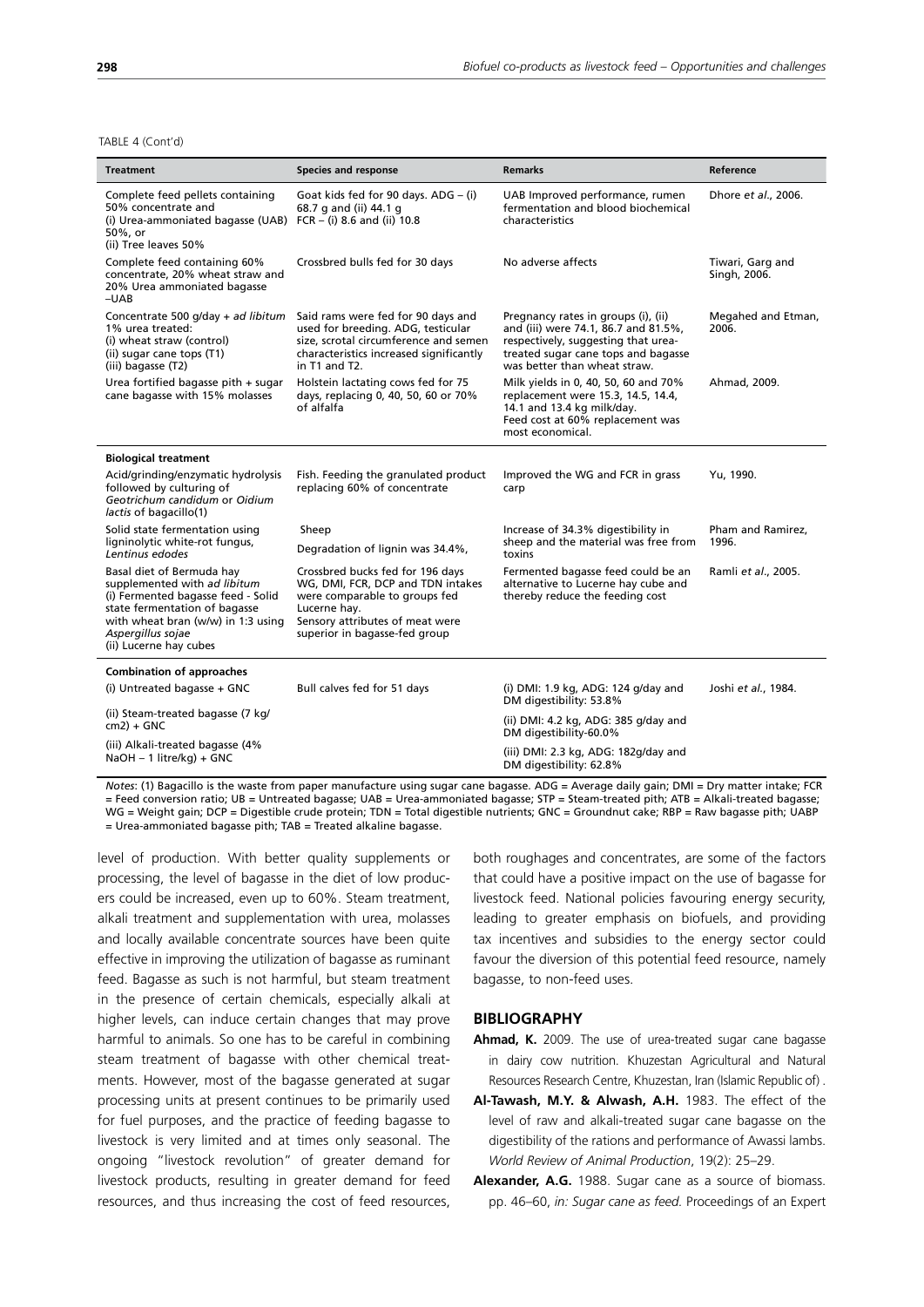TABLE 4 (Cont'd)

| Treatment | Species and response | Remarks | Reference |
|---|---|---|---|
| Complete feed pellets containing 50% concentrate and (i) Urea-ammoniated bagasse (UAB) 50%, or (ii) Tree leaves 50% | Goat kids fed for 90 days. ADG – (i) 68.7 g and (ii) 44.1 g FCR – (i) 8.6 and (ii) 10.8 | UAB Improved performance, rumen fermentation and blood biochemical characteristics | Dhore *et al*., 2006. |
| Complete feed containing 60% concentrate, 20% wheat straw and 20% Urea ammoniated bagasse –UAB | Crossbred bulls fed for 30 days | No adverse affects | Tiwari, Garg and Singh, 2006. |
| Concentrate 500 g/day + *ad libitum* 1% urea treated: (i) wheat straw (control) (ii) sugar cane tops (T1) (iii) bagasse (T2) | Said rams were fed for 90 days and used for breeding. ADG, testicular size, scrotal circumference and semen characteristics increased significantly in T1 and T2. | Pregnancy rates in groups (i), (ii) and (iii) were 74.1, 86.7 and 81.5%, respectively, suggesting that urea-treated sugar cane tops and bagasse was better than wheat straw. | Megahed and Etman, 2006. |
| Urea fortified bagasse pith + sugar cane bagasse with 15% molasses | Holstein lactating cows fed for 75 days, replacing 0, 40, 50, 60 or 70% of alfalfa | Milk yields in 0, 40, 50, 60 and 70% replacement were 15.3, 14.5, 14.4, 14.1 and 13.4 kg milk/day. Feed cost at 60% replacement was most economical. | Ahmad, 2009. |
| **Biological treatment** | | | |
| Acid/grinding/enzymatic hydrolysis followed by culturing of *Geotrichum candidum* or *Oidium lactis* of bagacillo(1) | Fish. Feeding the granulated product replacing 60% of concentrate | Improved the WG and FCR in grass carp | Yu, 1990. |
| Solid state fermentation using ligninolytic white-rot fungus, *Lentinus edodes* | Sheep<br>Degradation of lignin was 34.4%, | Increase of 34.3% digestibility in sheep and the material was free from toxins | Pham and Ramirez, 1996. |
| Basal diet of Bermuda hay supplemented with *ad libitum* (i) Fermented bagasse feed - Solid state fermentation of bagasse with wheat bran (w/w) in 1:3 using *Aspergillus sojae* (ii) Lucerne hay cubes | Crossbred bucks fed for 196 days WG, DMI, FCR, DCP and TDN intakes were comparable to groups fed Lucerne hay. Sensory attributes of meat were superior in bagasse-fed group | Fermented bagasse feed could be an alternative to Lucerne hay cube and thereby reduce the feeding cost | Ramli *et al*., 2005. |
| **Combination of approaches** | | | |
| (i) Untreated bagasse + GNC | Bull calves fed for 51 days | (i) DMI: 1.9 kg, ADG: 124 g/day and DM digestibility: 53.8% | Joshi *et al*., 1984. |
| (ii) Steam-treated bagasse (7 kg/cm2) + GNC | | (ii) DMI: 4.2 kg, ADG: 385 g/day and DM digestibility-60.0% | |
| (iii) Alkali-treated bagasse (4% NaOH – 1 litre/kg) + GNC | | (iii) DMI: 2.3 kg, ADG: 182g/day and DM digestibility: 62.8% | |

*Notes*: (1) Bagacillo is the waste from paper manufacture using sugar cane bagasse. ADG = Average daily gain; DMI = Dry matter intake; FCR = Feed conversion ratio; UB = Untreated bagasse; UAB = Urea-ammoniated bagasse; STP = Steam-treated pith; ATB = Alkali-treated bagasse; WG = Weight gain; DCP = Digestible crude protein; TDN = Total digestible nutrients; GNC = Groundnut cake; RBP = Raw bagasse pith; UABP = Urea-ammoniated bagasse pith; TAB = Treated alkaline bagasse.

level of production. With better quality supplements or processing, the level of bagasse in the diet of low producers could be increased, even up to 60%. Steam treatment, alkali treatment and supplementation with urea, molasses and locally available concentrate sources have been quite effective in improving the utilization of bagasse as ruminant feed. Bagasse as such is not harmful, but steam treatment in the presence of certain chemicals, especially alkali at higher levels, can induce certain changes that may prove harmful to animals. So one has to be careful in combining steam treatment of bagasse with other chemical treatments. However, most of the bagasse generated at sugar processing units at present continues to be primarily used for fuel purposes, and the practice of feeding bagasse to livestock is very limited and at times only seasonal. The ongoing "livestock revolution" of greater demand for livestock products, resulting in greater demand for feed resources, and thus increasing the cost of feed resources, both roughages and concentrates, are some of the factors that could have a positive impact on the use of bagasse for livestock feed. National policies favouring energy security, leading to greater emphasis on biofuels, and providing tax incentives and subsidies to the energy sector could favour the diversion of this potential feed resource, namely bagasse, to non-feed uses.

## BIBLIOGRAPHY

**Ahmad, K.** 2009. The use of urea-treated sugar cane bagasse in dairy cow nutrition. Khuzestan Agricultural and Natural Resources Research Centre, Khuzestan, Iran (Islamic Republic of) .

**Al-Tawash, M.Y. & Alwash, A.H.** 1983. The effect of the level of raw and alkali-treated sugar cane bagasse on the digestibility of the rations and performance of Awassi lambs. *World Review of Animal Production*, 19(2): 25–29.

**Alexander, A.G.** 1988. Sugar cane as a source of biomass. pp. 46–60, *in: Sugar cane as feed.* Proceedings of an Expert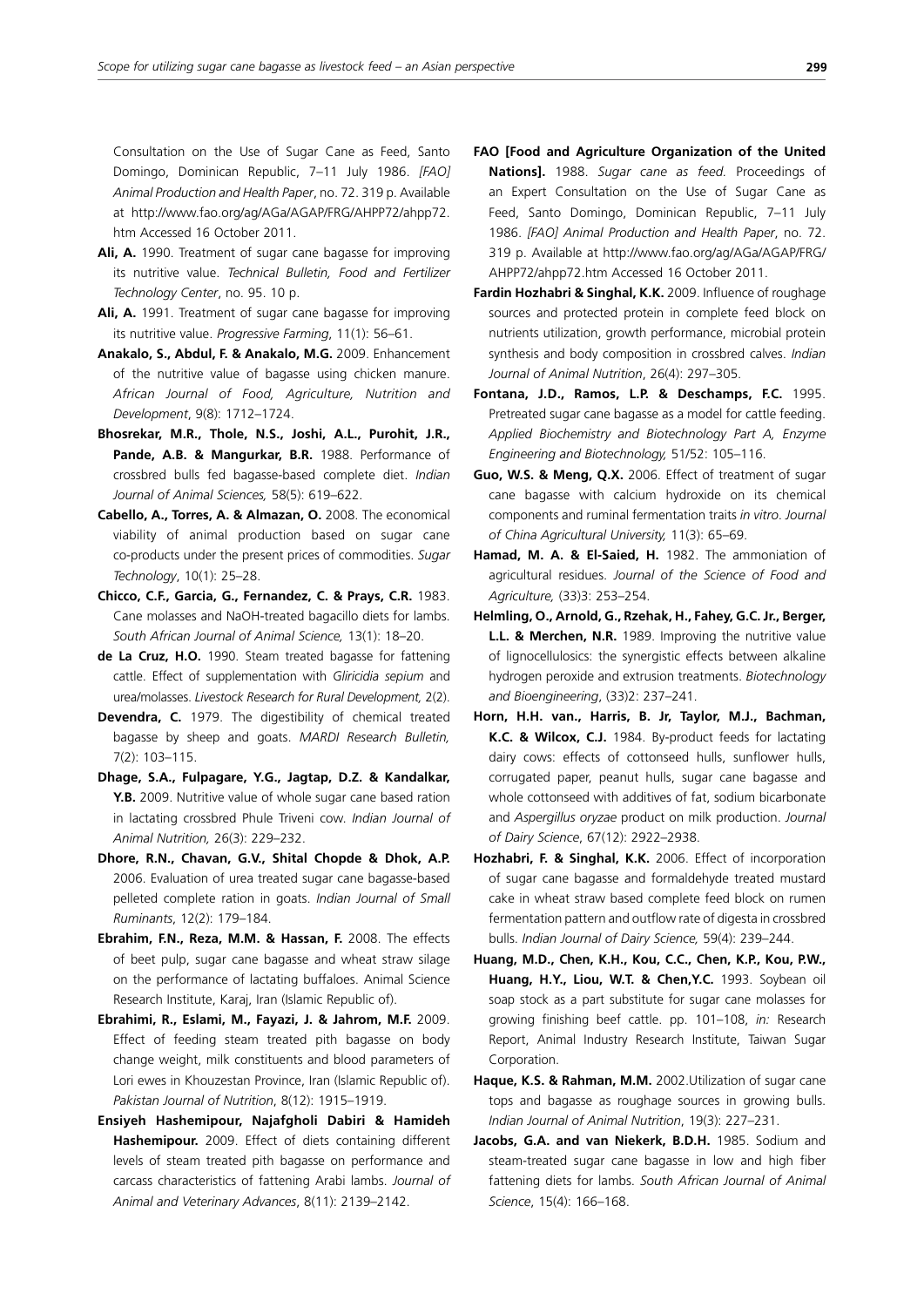Consultation on the Use of Sugar Cane as Feed, Santo Domingo, Dominican Republic, 7–11 July 1986. *[FAO] Animal Production and Health Paper*, no. 72. 319 p. Available at http://www.fao.org/ag/AGa/AGAP/FRG/AHPP72/ahpp72.htm Accessed 16 October 2011.

**Ali, A.** 1990. Treatment of sugar cane bagasse for improving its nutritive value. *Technical Bulletin, Food and Fertilizer Technology Center*, no. 95. 10 p.

**Ali, A.** 1991. Treatment of sugar cane bagasse for improving its nutritive value. *Progressive Farming*, 11(1): 56–61.

**Anakalo, S., Abdul, F. & Anakalo, M.G.** 2009. Enhancement of the nutritive value of bagasse using chicken manure. *African Journal of Food, Agriculture, Nutrition and Development*, 9(8): 1712–1724.

**Bhosrekar, M.R., Thole, N.S., Joshi, A.L., Purohit, J.R., Pande, A.B. & Mangurkar, B.R.** 1988. Performance of crossbred bulls fed bagasse-based complete diet. *Indian Journal of Animal Sciences,* 58(5): 619–622.

**Cabello, A., Torres, A. & Almazan, O.** 2008. The economical viability of animal production based on sugar cane co-products under the present prices of commodities. *Sugar Technology*, 10(1): 25–28.

**Chicco, C.F., Garcia, G., Fernandez, C. & Prays, C.R.** 1983. Cane molasses and NaOH-treated bagacillo diets for lambs. *South African Journal of Animal Science,* 13(1): 18–20.

**de La Cruz, H.O.** 1990. Steam treated bagasse for fattening cattle. Effect of supplementation with *Gliricidia sepium* and urea/molasses. *Livestock Research for Rural Development,* 2(2).

**Devendra, C.** 1979. The digestibility of chemical treated bagasse by sheep and goats. *MARDI Research Bulletin,* 7(2): 103–115.

**Dhage, S.A., Fulpagare, Y.G., Jagtap, D.Z. & Kandalkar, Y.B.** 2009. Nutritive value of whole sugar cane based ration in lactating crossbred Phule Triveni cow. *Indian Journal of Animal Nutrition,* 26(3): 229–232.

**Dhore, R.N., Chavan, G.V., Shital Chopde & Dhok, A.P.** 2006. Evaluation of urea treated sugar cane bagasse-based pelleted complete ration in goats. *Indian Journal of Small Ruminants*, 12(2): 179–184.

**Ebrahim, F.N., Reza, M.M. & Hassan, F.** 2008. The effects of beet pulp, sugar cane bagasse and wheat straw silage on the performance of lactating buffaloes. Animal Science Research Institute, Karaj, Iran (Islamic Republic of).

**Ebrahimi, R., Eslami, M., Fayazi, J. & Jahrom, M.F.** 2009. Effect of feeding steam treated pith bagasse on body change weight, milk constituents and blood parameters of Lori ewes in Khouzestan Province, Iran (Islamic Republic of). *Pakistan Journal of Nutrition*, 8(12): 1915–1919.

**Ensiyeh Hashemipour, Najafgholi Dabiri & Hamideh Hashemipour.** 2009. Effect of diets containing different levels of steam treated pith bagasse on performance and carcass characteristics of fattening Arabi lambs. *Journal of Animal and Veterinary Advances*, 8(11): 2139–2142.

**FAO [Food and Agriculture Organization of the United Nations].** 1988. *Sugar cane as feed.* Proceedings of an Expert Consultation on the Use of Sugar Cane as Feed, Santo Domingo, Dominican Republic, 7–11 July 1986. *[FAO] Animal Production and Health Paper*, no. 72. 319 p. Available at http://www.fao.org/ag/AGa/AGAP/FRG/AHPP72/ahpp72.htm Accessed 16 October 2011.

**Fardin Hozhabri & Singhal, K.K.** 2009. Influence of roughage sources and protected protein in complete feed block on nutrients utilization, growth performance, microbial protein synthesis and body composition in crossbred calves. *Indian Journal of Animal Nutrition*, 26(4): 297–305.

**Fontana, J.D., Ramos, L.P. & Deschamps, F.C.** 1995. Pretreated sugar cane bagasse as a model for cattle feeding. *Applied Biochemistry and Biotechnology Part A, Enzyme Engineering and Biotechnology,* 51/52: 105–116.

**Guo, W.S. & Meng, Q.X.** 2006. Effect of treatment of sugar cane bagasse with calcium hydroxide on its chemical components and ruminal fermentation traits *in vitro*. *Journal of China Agricultural University,* 11(3): 65–69.

**Hamad, M. A. & El-Saied, H.** 1982. The ammoniation of agricultural residues. *Journal of the Science of Food and Agriculture,* (33)3: 253–254.

**Helmling, O., Arnold, G., Rzehak, H., Fahey, G.C. Jr., Berger, L.L. & Merchen, N.R.** 1989. Improving the nutritive value of lignocellulosics: the synergistic effects between alkaline hydrogen peroxide and extrusion treatments. *Biotechnology and Bioengineering*, (33)2: 237–241.

**Horn, H.H. van., Harris, B. Jr, Taylor, M.J., Bachman, K.C. & Wilcox, C.J.** 1984. By-product feeds for lactating dairy cows: effects of cottonseed hulls, sunflower hulls, corrugated paper, peanut hulls, sugar cane bagasse and whole cottonseed with additives of fat, sodium bicarbonate and *Aspergillus oryzae* product on milk production. *Journal of Dairy Science*, 67(12): 2922–2938.

**Hozhabri, F. & Singhal, K.K.** 2006. Effect of incorporation of sugar cane bagasse and formaldehyde treated mustard cake in wheat straw based complete feed block on rumen fermentation pattern and outflow rate of digesta in crossbred bulls. *Indian Journal of Dairy Science,* 59(4): 239–244.

**Huang, M.D., Chen, K.H., Kou, C.C., Chen, K.P., Kou, P.W., Huang, H.Y., Liou, W.T. & Chen,Y.C.** 1993. Soybean oil soap stock as a part substitute for sugar cane molasses for growing finishing beef cattle. pp. 101–108, *in:* Research Report, Animal Industry Research Institute, Taiwan Sugar Corporation.

**Haque, K.S. & Rahman, M.M.** 2002.Utilization of sugar cane tops and bagasse as roughage sources in growing bulls. *Indian Journal of Animal Nutrition*, 19(3): 227–231.

**Jacobs, G.A. and van Niekerk, B.D.H.** 1985. Sodium and steam-treated sugar cane bagasse in low and high fiber fattening diets for lambs. *South African Journal of Animal Science*, 15(4): 166–168.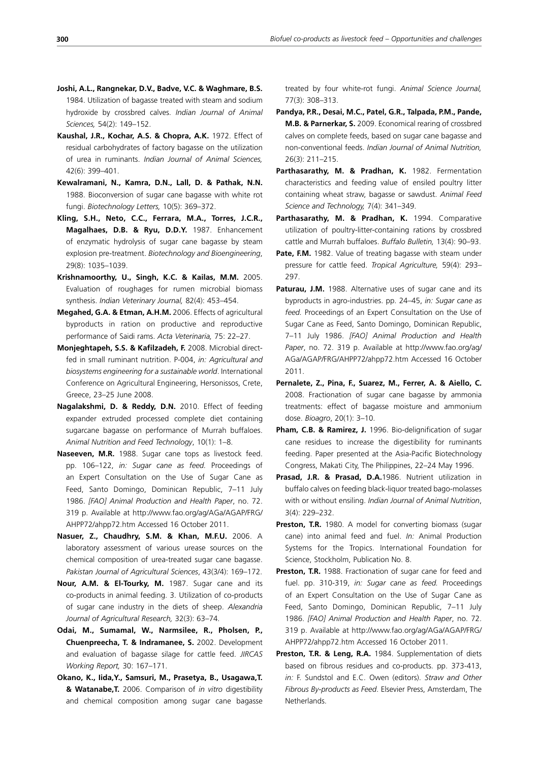**Joshi, A.L., Rangnekar, D.V., Badve, V.C. & Waghmare, B.S.** 1984. Utilization of bagasse treated with steam and sodium hydroxide by crossbred calves. *Indian Journal of Animal Sciences,* 54(2): 149–152.

**Kaushal, J.R., Kochar, A.S. & Chopra, A.K.** 1972. Effect of residual carbohydrates of factory bagasse on the utilization of urea in ruminants. *Indian Journal of Animal Sciences,* 42(6): 399–401.

**Kewalramani, N., Kamra, D.N., Lall, D. & Pathak, N.N.** 1988. Bioconversion of sugar cane bagasse with white rot fungi. *Biotechnology Letters,* 10(5): 369–372.

**Kling, S.H., Neto, C.C., Ferrara, M.A., Torres, J.C.R., Magalhaes, D.B. & Ryu, D.D.Y.** 1987. Enhancement of enzymatic hydrolysis of sugar cane bagasse by steam explosion pre-treatment. *Biotechnology and Bioengineering*, 29(8): 1035–1039.

**Krishnamoorthy, U., Singh, K.C. & Kailas, M.M.** 2005. Evaluation of roughages for rumen microbial biomass synthesis. *Indian Veterinary Journal,* 82(4): 453–454.

**Megahed, G.A. & Etman, A.H.M.** 2006. Effects of agricultural byproducts in ration on productive and reproductive performance of Saidi rams. *Acta Veterinaria,* 75: 22–27.

**Monjeghtapeh, S.S. & Kafilzadeh, F.** 2008. Microbial direct-fed in small ruminant nutrition. P-004, *in: Agricultural and biosystems engineering for a sustainable world*. International Conference on Agricultural Engineering, Hersonissos, Crete, Greece, 23–25 June 2008.

**Nagalakshmi, D. & Reddy, D.N.** 2010. Effect of feeding expander extruded processed complete diet containing sugarcane bagasse on performance of Murrah buffaloes. *Animal Nutrition and Feed Technology*, 10(1): 1–8.

**Naseeven, M.R.** 1988. Sugar cane tops as livestock feed. pp. 106–122, *in: Sugar cane as feed.* Proceedings of an Expert Consultation on the Use of Sugar Cane as Feed, Santo Domingo, Dominican Republic, 7–11 July 1986. *[FAO] Animal Production and Health Paper*, no. 72. 319 p. Available at http://www.fao.org/ag/AGa/AGAP/FRG/AHPP72/ahpp72.htm Accessed 16 October 2011.

**Nasuer, Z., Chaudhry, S.M. & Khan, M.F.U.** 2006. A laboratory assessment of various urease sources on the chemical composition of urea-treated sugar cane bagasse. *Pakistan Journal of Agricultural Sciences*, 43(3/4): 169–172.

**Nour, A.M. & El-Tourky, M.** 1987. Sugar cane and its co-products in animal feeding. 3. Utilization of co-products of sugar cane industry in the diets of sheep. *Alexandria Journal of Agricultural Research,* 32(3): 63–74.

**Odai, M., Sumamal, W., Narmsilee, R., Pholsen, P., Chuenpreecha, T. & Indramanee, S.** 2002. Development and evaluation of bagasse silage for cattle feed. *JIRCAS Working Report,* 30: 167–171.

**Okano, K., Iida,Y., Samsuri, M., Prasetya, B., Usagawa,T. & Watanabe,T.** 2006. Comparison of *in vitro* digestibility and chemical composition among sugar cane bagasse treated by four white-rot fungi. *Animal Science Journal,* 77(3): 308–313.

**Pandya, P.R., Desai, M.C., Patel, G.R., Talpada, P.M., Pande, M.B. & Parnerkar, S.** 2009. Economical rearing of crossbred calves on complete feeds, based on sugar cane bagasse and non-conventional feeds. *Indian Journal of Animal Nutrition,* 26(3): 211–215.

**Parthasarathy, M. & Pradhan, K.** 1982. Fermentation characteristics and feeding value of ensiled poultry litter containing wheat straw, bagasse or sawdust. *Animal Feed Science and Technology,* 7(4): 341–349.

**Parthasarathy, M. & Pradhan, K.** 1994. Comparative utilization of poultry-litter-containing rations by crossbred cattle and Murrah buffaloes. *Buffalo Bulletin,* 13(4): 90–93.

**Pate, F.M.** 1982. Value of treating bagasse with steam under pressure for cattle feed. *Tropical Agriculture,* 59(4): 293–297.

**Paturau, J.M.** 1988. Alternative uses of sugar cane and its byproducts in agro-industries. pp. 24–45, *in: Sugar cane as feed.* Proceedings of an Expert Consultation on the Use of Sugar Cane as Feed, Santo Domingo, Dominican Republic, 7–11 July 1986. *[FAO] Animal Production and Health Paper*, no. 72. 319 p. Available at http://www.fao.org/ag/AGa/AGAP/FRG/AHPP72/ahpp72.htm Accessed 16 October 2011.

**Pernalete, Z., Pina, F., Suarez, M., Ferrer, A. & Aiello, C.** 2008. Fractionation of sugar cane bagasse by ammonia treatments: effect of bagasse moisture and ammonium dose. *Bioagro*, 20(1): 3–10.

**Pham, C.B. & Ramirez, J.** 1996. Bio-delignification of sugar cane residues to increase the digestibility for ruminants feeding. Paper presented at the Asia-Pacific Biotechnology Congress, Makati City, The Philippines, 22–24 May 1996.

**Prasad, J.R. & Prasad, D.A.**1986. Nutrient utilization in buffalo calves on feeding black-liquor treated bago-molasses with or without ensiling. *Indian Journal of Animal Nutrition*, 3(4): 229–232.

**Preston, T.R.** 1980. A model for converting biomass (sugar cane) into animal feed and fuel. *In:* Animal Production Systems for the Tropics. International Foundation for Science, Stockholm, Publication No. 8.

**Preston, T.R.** 1988. Fractionation of sugar cane for feed and fuel. pp. 310-319, *in: Sugar cane as feed.* Proceedings of an Expert Consultation on the Use of Sugar Cane as Feed, Santo Domingo, Dominican Republic, 7–11 July 1986. *[FAO] Animal Production and Health Paper*, no. 72. 319 p. Available at http://www.fao.org/ag/AGa/AGAP/FRG/AHPP72/ahpp72.htm Accessed 16 October 2011.

**Preston, T.R. & Leng, R.A.** 1984. Supplementation of diets based on fibrous residues and co-products. pp. 373-413, *in:* F. Sundstol and E.C. Owen (editors). *Straw and Other Fibrous By-products as Feed*. Elsevier Press, Amsterdam, The Netherlands.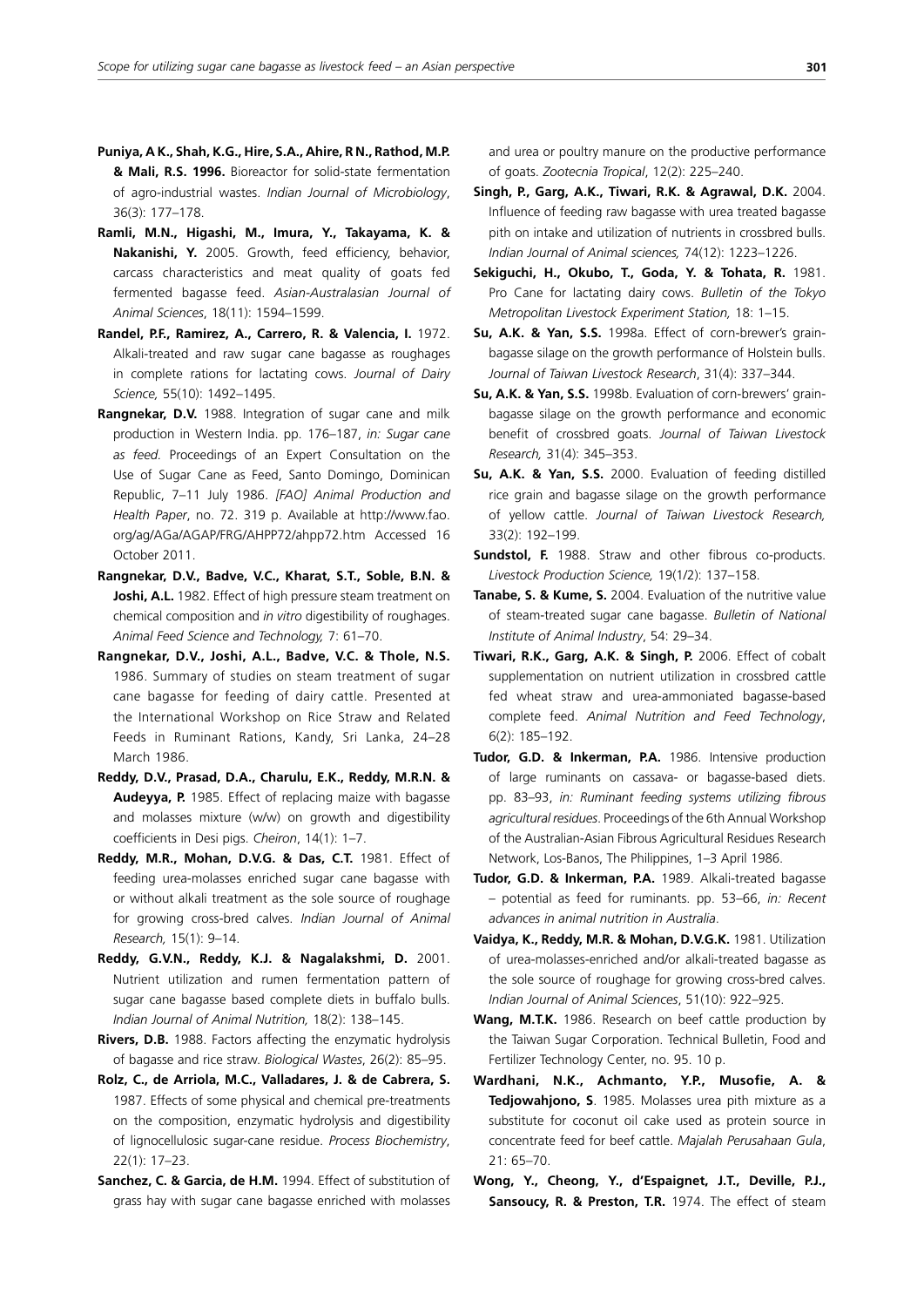**Puniya, A K., Shah, K.G., Hire, S.A., Ahire, R N., Rathod, M.P. & Mali, R.S. 1996.** Bioreactor for solid-state fermentation of agro-industrial wastes. *Indian Journal of Microbiology*, 36(3): 177–178.

**Ramli, M.N., Higashi, M., Imura, Y., Takayama, K. & Nakanishi, Y.** 2005. Growth, feed efficiency, behavior, carcass characteristics and meat quality of goats fed fermented bagasse feed. *Asian-Australasian Journal of Animal Sciences*, 18(11): 1594–1599.

**Randel, P.F., Ramirez, A., Carrero, R. & Valencia, I.** 1972. Alkali-treated and raw sugar cane bagasse as roughages in complete rations for lactating cows. *Journal of Dairy Science,* 55(10): 1492–1495.

**Rangnekar, D.V.** 1988. Integration of sugar cane and milk production in Western India. pp. 176–187, *in: Sugar cane as feed.* Proceedings of an Expert Consultation on the Use of Sugar Cane as Feed, Santo Domingo, Dominican Republic, 7–11 July 1986. *[FAO] Animal Production and Health Paper*, no. 72. 319 p. Available at http://www.fao.org/ag/AGa/AGAP/FRG/AHPP72/ahpp72.htm Accessed 16 October 2011.

**Rangnekar, D.V., Badve, V.C., Kharat, S.T., Soble, B.N. & Joshi, A.L.** 1982. Effect of high pressure steam treatment on chemical composition and *in vitro* digestibility of roughages. *Animal Feed Science and Technology,* 7: 61–70.

**Rangnekar, D.V., Joshi, A.L., Badve, V.C. & Thole, N.S.** 1986. Summary of studies on steam treatment of sugar cane bagasse for feeding of dairy cattle. Presented at the International Workshop on Rice Straw and Related Feeds in Ruminant Rations, Kandy, Sri Lanka, 24–28 March 1986.

**Reddy, D.V., Prasad, D.A., Charulu, E.K., Reddy, M.R.N. & Audeyya, P.** 1985. Effect of replacing maize with bagasse and molasses mixture (w/w) on growth and digestibility coefficients in Desi pigs. *Cheiron*, 14(1): 1–7.

**Reddy, M.R., Mohan, D.V.G. & Das, C.T.** 1981. Effect of feeding urea-molasses enriched sugar cane bagasse with or without alkali treatment as the sole source of roughage for growing cross-bred calves. *Indian Journal of Animal Research,* 15(1): 9–14.

**Reddy, G.V.N., Reddy, K.J. & Nagalakshmi, D.** 2001. Nutrient utilization and rumen fermentation pattern of sugar cane bagasse based complete diets in buffalo bulls. *Indian Journal of Animal Nutrition,* 18(2): 138–145.

**Rivers, D.B.** 1988. Factors affecting the enzymatic hydrolysis of bagasse and rice straw. *Biological Wastes*, 26(2): 85–95.

**Rolz, C., de Arriola, M.C., Valladares, J. & de Cabrera, S.** 1987. Effects of some physical and chemical pre-treatments on the composition, enzymatic hydrolysis and digestibility of lignocellulosic sugar-cane residue. *Process Biochemistry*, 22(1): 17–23.

**Sanchez, C. & Garcia, de H.M.** 1994. Effect of substitution of grass hay with sugar cane bagasse enriched with molasses and urea or poultry manure on the productive performance of goats. *Zootecnia Tropical*, 12(2): 225–240.

**Singh, P., Garg, A.K., Tiwari, R.K. & Agrawal, D.K.** 2004. Influence of feeding raw bagasse with urea treated bagasse pith on intake and utilization of nutrients in crossbred bulls. *Indian Journal of Animal sciences,* 74(12): 1223–1226.

**Sekiguchi, H., Okubo, T., Goda, Y. & Tohata, R.** 1981. Pro Cane for lactating dairy cows. *Bulletin of the Tokyo Metropolitan Livestock Experiment Station,* 18: 1–15.

**Su, A.K. & Yan, S.S.** 1998a. Effect of corn-brewer's grain-bagasse silage on the growth performance of Holstein bulls. *Journal of Taiwan Livestock Research*, 31(4): 337–344.

**Su, A.K. & Yan, S.S.** 1998b. Evaluation of corn-brewers' grain-bagasse silage on the growth performance and economic benefit of crossbred goats. *Journal of Taiwan Livestock Research,* 31(4): 345–353.

**Su, A.K. & Yan, S.S.** 2000. Evaluation of feeding distilled rice grain and bagasse silage on the growth performance of yellow cattle. *Journal of Taiwan Livestock Research,* 33(2): 192–199.

**Sundstol, F.** 1988. Straw and other fibrous co-products. *Livestock Production Science,* 19(1/2): 137–158.

**Tanabe, S. & Kume, S.** 2004. Evaluation of the nutritive value of steam-treated sugar cane bagasse. *Bulletin of National Institute of Animal Industry*, 54: 29–34.

**Tiwari, R.K., Garg, A.K. & Singh, P.** 2006. Effect of cobalt supplementation on nutrient utilization in crossbred cattle fed wheat straw and urea-ammoniated bagasse-based complete feed. *Animal Nutrition and Feed Technology*, 6(2): 185–192.

**Tudor, G.D. & Inkerman, P.A.** 1986. Intensive production of large ruminants on cassava- or bagasse-based diets. pp. 83–93, *in: Ruminant feeding systems utilizing fibrous agricultural residues*. Proceedings of the 6th Annual Workshop of the Australian-Asian Fibrous Agricultural Residues Research Network, Los-Banos, The Philippines, 1–3 April 1986.

**Tudor, G.D. & Inkerman, P.A.** 1989. Alkali-treated bagasse – potential as feed for ruminants. pp. 53–66, *in: Recent advances in animal nutrition in Australia*.

**Vaidya, K., Reddy, M.R. & Mohan, D.V.G.K.** 1981. Utilization of urea-molasses-enriched and/or alkali-treated bagasse as the sole source of roughage for growing cross-bred calves. *Indian Journal of Animal Sciences*, 51(10): 922–925.

**Wang, M.T.K.** 1986. Research on beef cattle production by the Taiwan Sugar Corporation. Technical Bulletin, Food and Fertilizer Technology Center, no. 95. 10 p.

**Wardhani, N.K., Achmanto, Y.P., Musofie, A. & Tedjowahjono, S**. 1985. Molasses urea pith mixture as a substitute for coconut oil cake used as protein source in concentrate feed for beef cattle. *Majalah Perusahaan Gula*, 21: 65–70.

**Wong, Y., Cheong, Y., d'Espaignet, J.T., Deville, P.J., Sansoucy, R. & Preston, T.R.** 1974. The effect of steam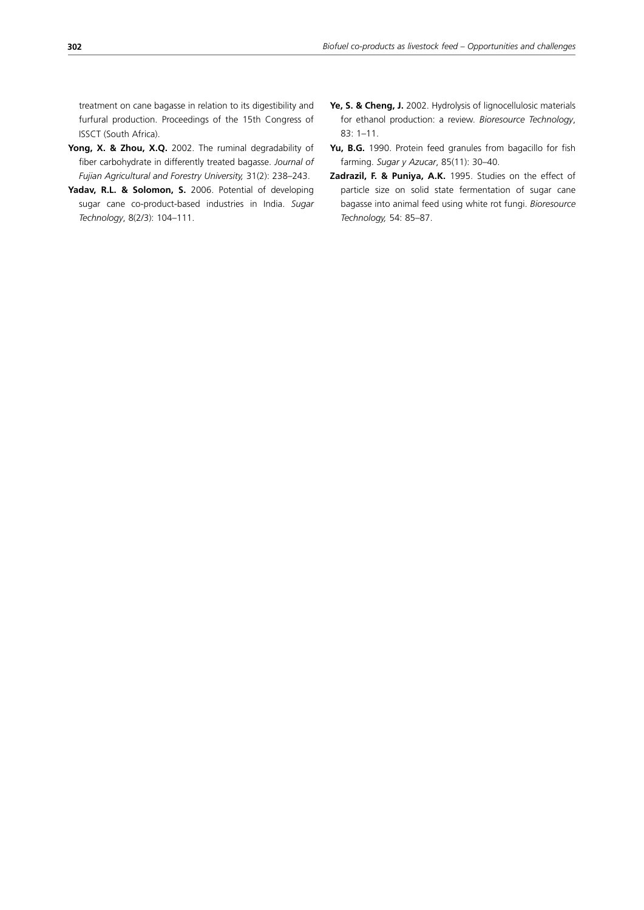treatment on cane bagasse in relation to its digestibility and furfural production. Proceedings of the 15th Congress of ISSCT (South Africa).

**Yong, X. & Zhou, X.Q.** 2002. The ruminal degradability of fiber carbohydrate in differently treated bagasse. *Journal of Fujian Agricultural and Forestry University,* 31(2): 238–243.

**Yadav, R.L. & Solomon, S.** 2006. Potential of developing sugar cane co-product-based industries in India. *Sugar Technology*, 8(2/3): 104–111.

**Ye, S. & Cheng, J.** 2002. Hydrolysis of lignocellulosic materials for ethanol production: a review. *Bioresource Technology*, 83: 1–11.

**Yu, B.G.** 1990. Protein feed granules from bagacillo for fish farming. *Sugar y Azucar*, 85(11): 30–40.

**Zadrazil, F. & Puniya, A.K.** 1995. Studies on the effect of particle size on solid state fermentation of sugar cane bagasse into animal feed using white rot fungi. *Bioresource Technology,* 54: 85–87.